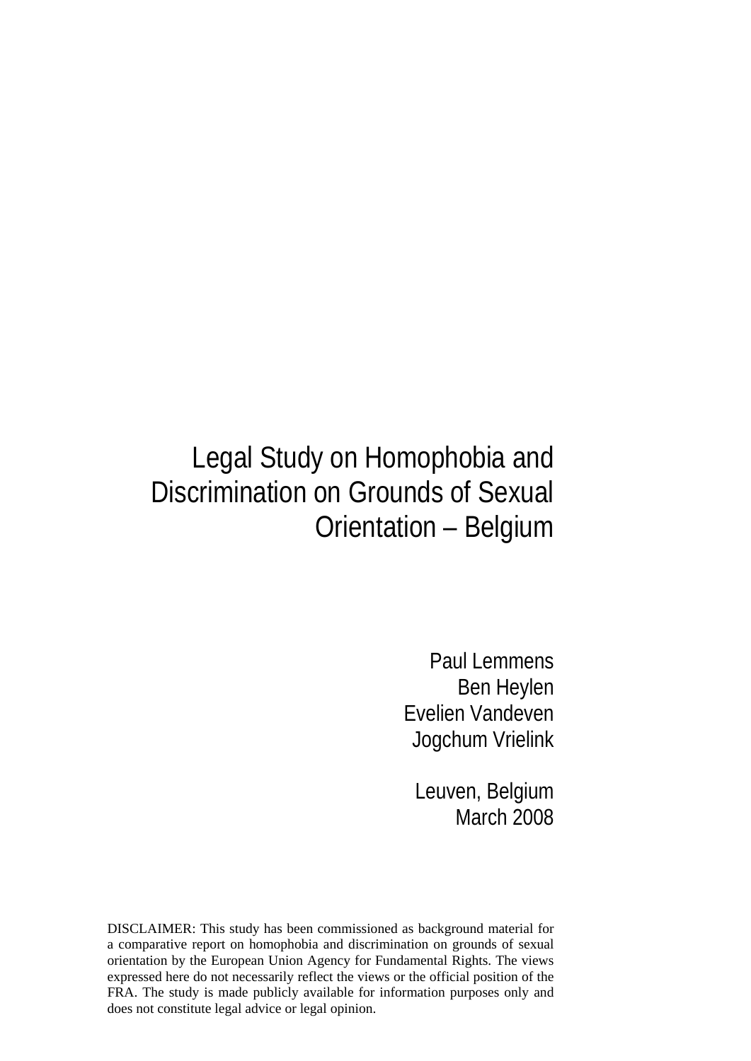# Legal Study on Homophobia and Discrimination on Grounds of Sexual Orientation – Belgium

Paul Lemmens
Ben Heylen
Evelien Vandeven
Jogchum Vrielink

Leuven, Belgium
March 2008

DISCLAIMER: This study has been commissioned as background material for a comparative report on homophobia and discrimination on grounds of sexual orientation by the European Union Agency for Fundamental Rights. The views expressed here do not necessarily reflect the views or the official position of the FRA. The study is made publicly available for information purposes only and does not constitute legal advice or legal opinion.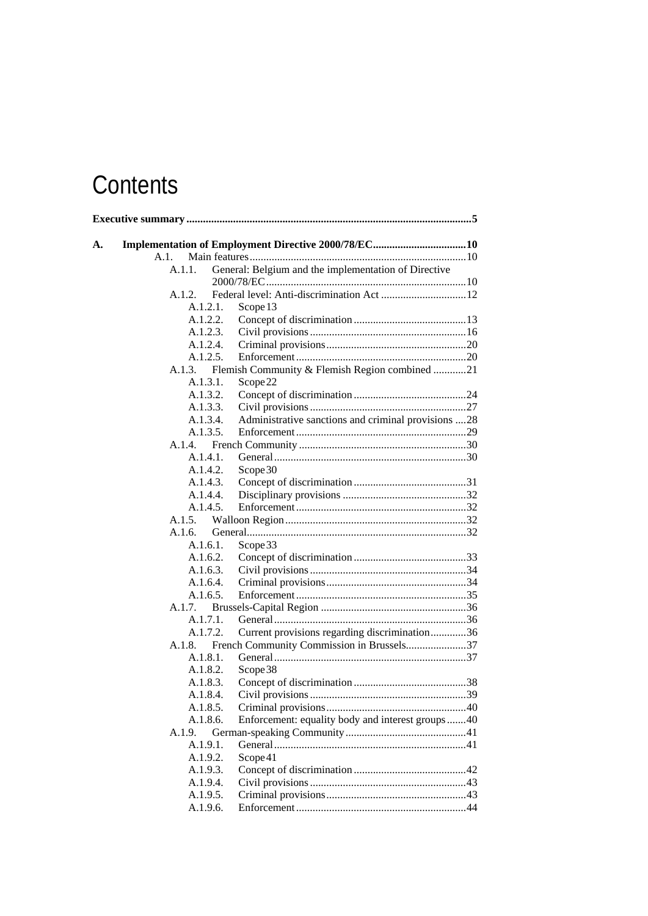# Contents

**Executive summary** .......................................................................................................5

**A. Implementation of Employment Directive 2000/78/EC**..................................10

- A.1. Main features..............................................................................10
  - A.1.1. General: Belgium and the implementation of Directive 2000/78/EC........................................................................10
  - A.1.2. Federal level: Anti-discrimination Act ...............................12
    - A.1.2.1. Scope 13
    - A.1.2.2. Concept of discrimination .........................................13
    - A.1.2.3. Civil provisions ........................................................16
    - A.1.2.4. Criminal provisions...................................................20
    - A.1.2.5. Enforcement .............................................................20
  - A.1.3. Flemish Community & Flemish Region combined ............21
    - A.1.3.1. Scope 22
    - A.1.3.2. Concept of discrimination .........................................24
    - A.1.3.3. Civil provisions ........................................................27
    - A.1.3.4. Administrative sanctions and criminal provisions ....28
    - A.1.3.5. Enforcement .............................................................29
  - A.1.4. French Community ............................................................30
    - A.1.4.1. General .....................................................................30
    - A.1.4.2. Scope 30
    - A.1.4.3. Concept of discrimination .........................................31
    - A.1.4.4. Disciplinary provisions ............................................32
    - A.1.4.5. Enforcement .............................................................32
  - A.1.5. Walloon Region .................................................................32
  - A.1.6. General...............................................................................32
    - A.1.6.1. Scope 33
    - A.1.6.2. Concept of discrimination .........................................33
    - A.1.6.3. Civil provisions ........................................................34
    - A.1.6.4. Criminal provisions...................................................34
    - A.1.6.5. Enforcement .............................................................35
  - A.1.7. Brussels-Capital Region ....................................................36
    - A.1.7.1. General .....................................................................36
    - A.1.7.2. Current provisions regarding discrimination.............36
  - A.1.8. French Community Commission in Brussels......................37
    - A.1.8.1. General .....................................................................37
    - A.1.8.2. Scope 38
    - A.1.8.3. Concept of discrimination .........................................38
    - A.1.8.4. Civil provisions ........................................................39
    - A.1.8.5. Criminal provisions...................................................40
    - A.1.8.6. Enforcement: equality body and interest groups........40
  - A.1.9. German-speaking Community...........................................41
    - A.1.9.1. General .....................................................................41
    - A.1.9.2. Scope 41
    - A.1.9.3. Concept of discrimination .........................................42
    - A.1.9.4. Civil provisions ........................................................43
    - A.1.9.5. Criminal provisions...................................................43
    - A.1.9.6. Enforcement .............................................................44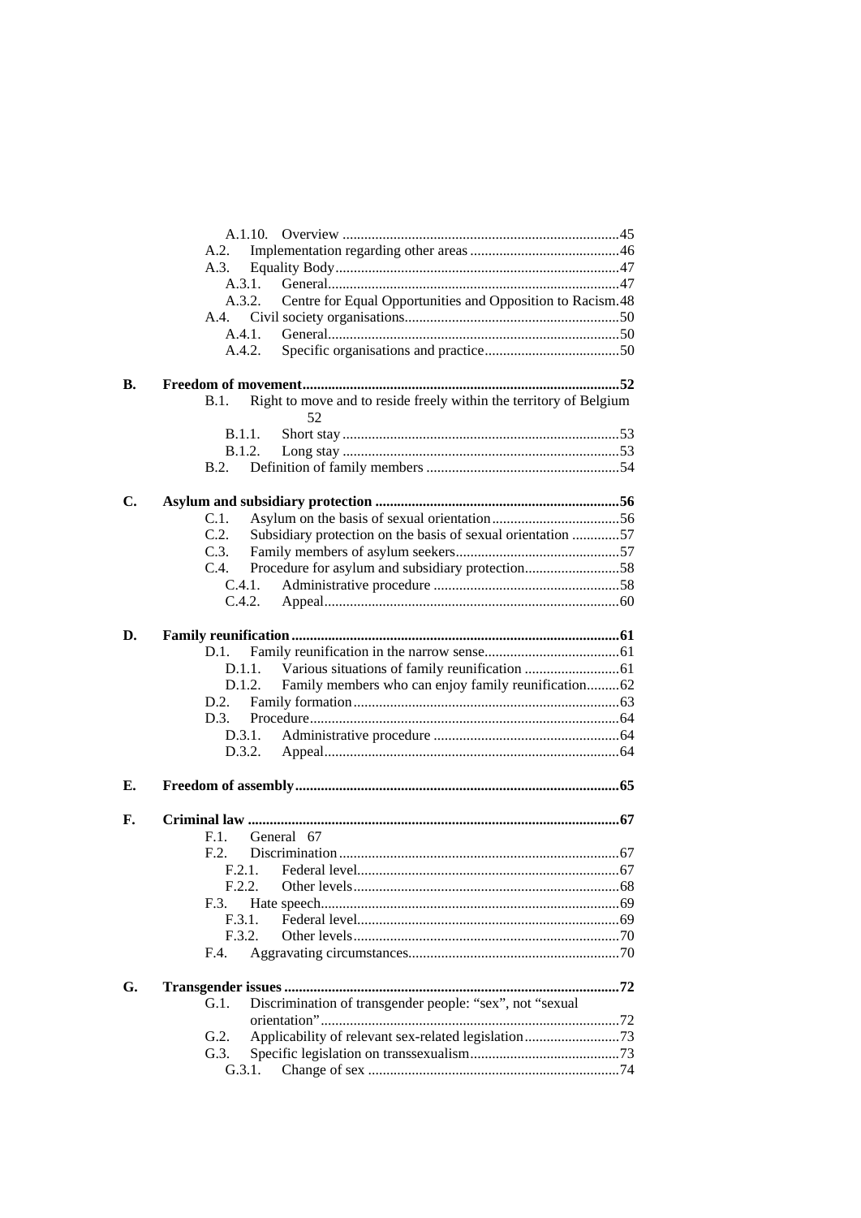A.1.10. Overview ....................................................................45
A.2. Implementation regarding other areas ........................................46
A.3. Equality Body.............................................................................47
A.3.1. General..............................................................................47
A.3.2. Centre for Equal Opportunities and Opposition to Racism.48
A.4. Civil society organisations...........................................................50
A.4.1. General..............................................................................50
A.4.2. Specific organisations and practice.....................................50

**B. Freedom of movement.......................................................................................52**
B.1. Right to move and to reside freely within the territory of Belgium 52
B.1.1. Short stay ...........................................................................53
B.1.2. Long stay ...........................................................................53
B.2. Definition of family members ....................................................54

**C. Asylum and subsidiary protection ..................................................................56**
C.1. Asylum on the basis of sexual orientation...................................56
C.2. Subsidiary protection on the basis of sexual orientation .............57
C.3. Family members of asylum seekers............................................57
C.4. Procedure for asylum and subsidiary protection..........................58
C.4.1. Administrative procedure ...................................................58
C.4.2. Appeal................................................................................60

**D. Family reunification.........................................................................................61**
D.1. Family reunification in the narrow sense.....................................61
D.1.1. Various situations of family reunification ..........................61
D.1.2. Family members who can enjoy family reunification.........62
D.2. Family formation........................................................................63
D.3. Procedure....................................................................................64
D.3.1. Administrative procedure ...................................................64
D.3.2. Appeal................................................................................64

**E. Freedom of assembly........................................................................................65**

**F. Criminal law .....................................................................................................67**
F.1. General 67
F.2. Discrimination ............................................................................67
F.2.1. Federal level.......................................................................67
F.2.2. Other levels........................................................................68
F.3. Hate speech.................................................................................69
F.3.1. Federal level.......................................................................69
F.3.2. Other levels........................................................................70
F.4. Aggravating circumstances..........................................................70

**G. Transgender issues ...........................................................................................72**
G.1. Discrimination of transgender people: "sex", not "sexual orientation".................................................................................72
G.2. Applicability of relevant sex-related legislation..........................73
G.3. Specific legislation on transsexualism.........................................73
G.3.1. Change of sex ....................................................................74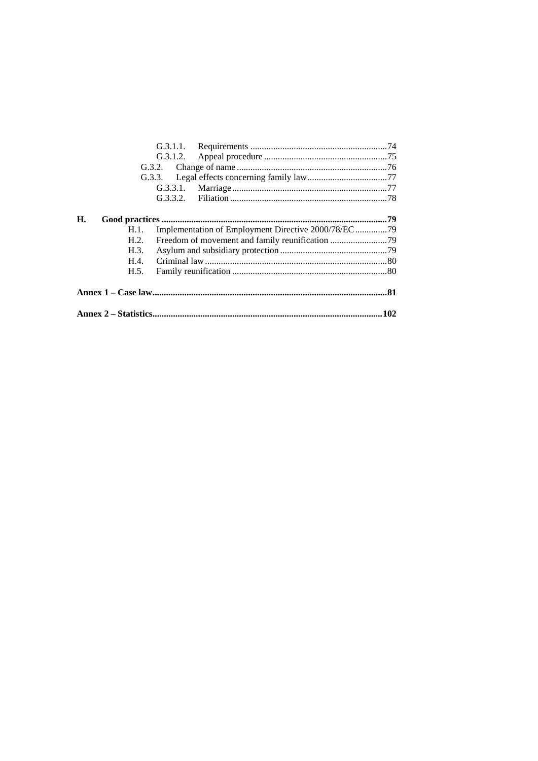G.3.1.1. Requirements ........................................................... 74
G.3.1.2. Appeal procedure ..................................................... 75
G.3.2. Change of name ................................................................. 76
G.3.3. Legal effects concerning family law .................................. 77
G.3.3.1. Marriage ................................................................... 77
G.3.3.2. Filiation .................................................................... 78

**H. Good practices ................................................................................................. 79**
H.1. Implementation of Employment Directive 2000/78/EC .............. 79
H.2. Freedom of movement and family reunification ......................... 79
H.3. Asylum and subsidiary protection .............................................. 79
H.4. Criminal law ............................................................................... 80
H.5. Family reunification ................................................................... 80

**Annex 1 – Case law..................................................................................................... 81**

**Annex 2 – Statistics.................................................................................................. 102**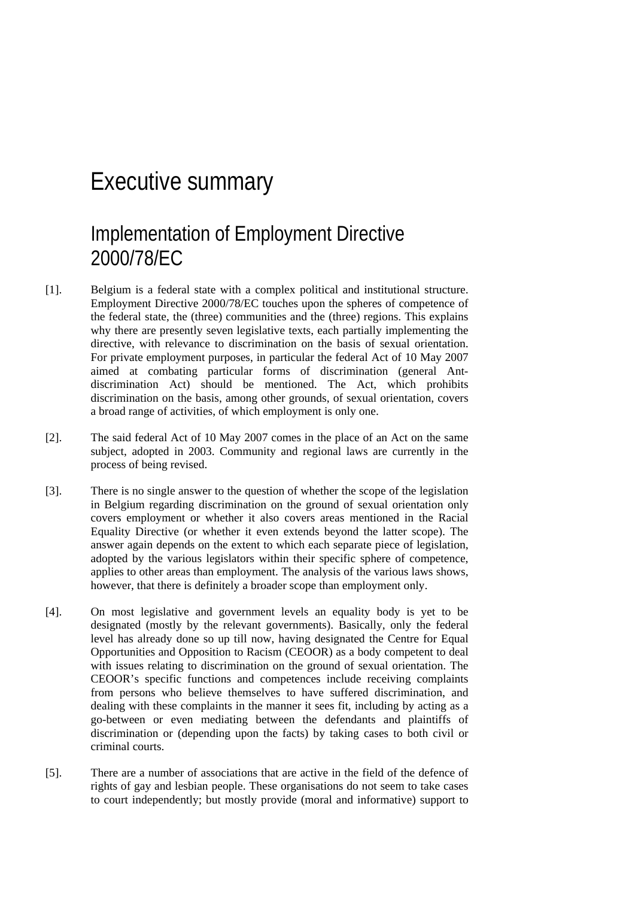# Executive summary

## Implementation of Employment Directive 2000/78/EC

[1]. Belgium is a federal state with a complex political and institutional structure. Employment Directive 2000/78/EC touches upon the spheres of competence of the federal state, the (three) communities and the (three) regions. This explains why there are presently seven legislative texts, each partially implementing the directive, with relevance to discrimination on the basis of sexual orientation. For private employment purposes, in particular the federal Act of 10 May 2007 aimed at combating particular forms of discrimination (general Ant-discrimination Act) should be mentioned. The Act, which prohibits discrimination on the basis, among other grounds, of sexual orientation, covers a broad range of activities, of which employment is only one.

[2]. The said federal Act of 10 May 2007 comes in the place of an Act on the same subject, adopted in 2003. Community and regional laws are currently in the process of being revised.

[3]. There is no single answer to the question of whether the scope of the legislation in Belgium regarding discrimination on the ground of sexual orientation only covers employment or whether it also covers areas mentioned in the Racial Equality Directive (or whether it even extends beyond the latter scope). The answer again depends on the extent to which each separate piece of legislation, adopted by the various legislators within their specific sphere of competence, applies to other areas than employment. The analysis of the various laws shows, however, that there is definitely a broader scope than employment only.

[4]. On most legislative and government levels an equality body is yet to be designated (mostly by the relevant governments). Basically, only the federal level has already done so up till now, having designated the Centre for Equal Opportunities and Opposition to Racism (CEOOR) as a body competent to deal with issues relating to discrimination on the ground of sexual orientation. The CEOOR's specific functions and competences include receiving complaints from persons who believe themselves to have suffered discrimination, and dealing with these complaints in the manner it sees fit, including by acting as a go-between or even mediating between the defendants and plaintiffs of discrimination or (depending upon the facts) by taking cases to both civil or criminal courts.

[5]. There are a number of associations that are active in the field of the defence of rights of gay and lesbian people. These organisations do not seem to take cases to court independently; but mostly provide (moral and informative) support to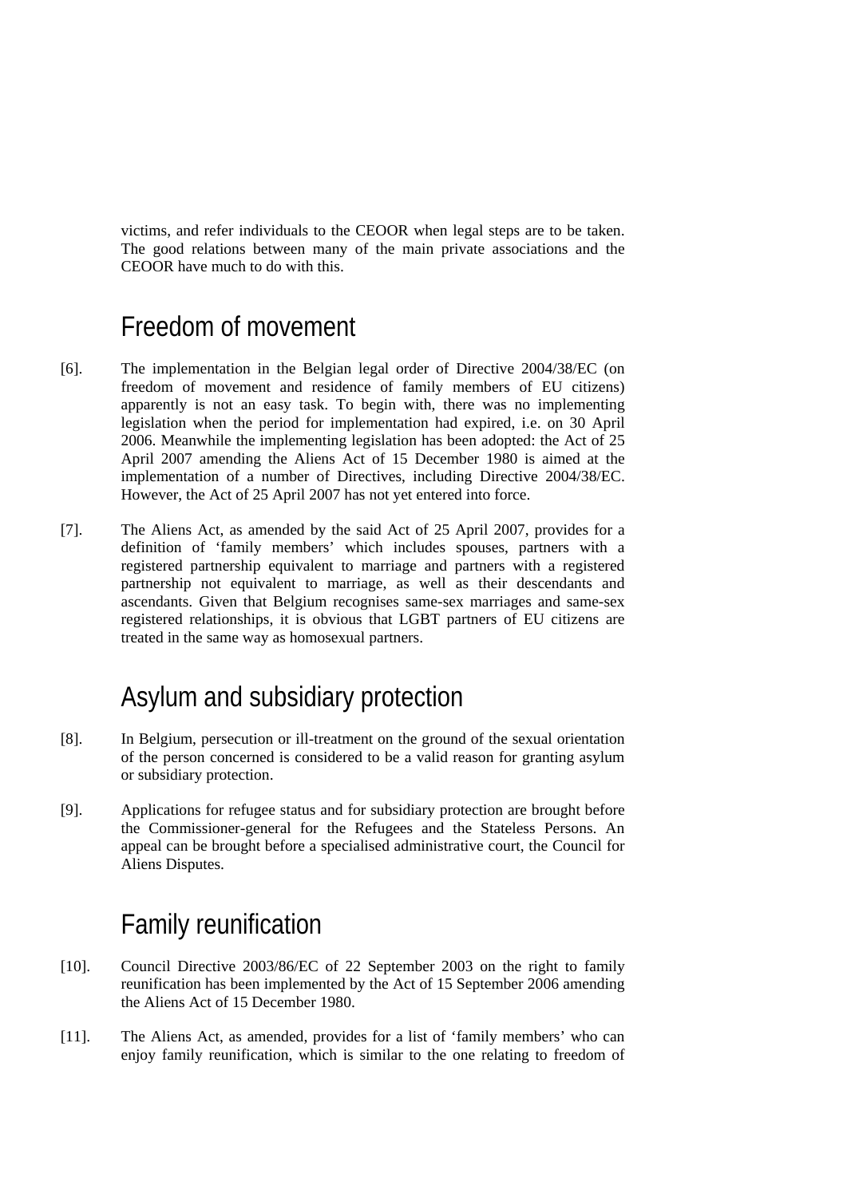victims, and refer individuals to the CEOOR when legal steps are to be taken. The good relations between many of the main private associations and the CEOOR have much to do with this.

## Freedom of movement

[6]. The implementation in the Belgian legal order of Directive 2004/38/EC (on freedom of movement and residence of family members of EU citizens) apparently is not an easy task. To begin with, there was no implementing legislation when the period for implementation had expired, i.e. on 30 April 2006. Meanwhile the implementing legislation has been adopted: the Act of 25 April 2007 amending the Aliens Act of 15 December 1980 is aimed at the implementation of a number of Directives, including Directive 2004/38/EC. However, the Act of 25 April 2007 has not yet entered into force.

[7]. The Aliens Act, as amended by the said Act of 25 April 2007, provides for a definition of 'family members' which includes spouses, partners with a registered partnership equivalent to marriage and partners with a registered partnership not equivalent to marriage, as well as their descendants and ascendants. Given that Belgium recognises same-sex marriages and same-sex registered relationships, it is obvious that LGBT partners of EU citizens are treated in the same way as homosexual partners.

## Asylum and subsidiary protection

[8]. In Belgium, persecution or ill-treatment on the ground of the sexual orientation of the person concerned is considered to be a valid reason for granting asylum or subsidiary protection.

[9]. Applications for refugee status and for subsidiary protection are brought before the Commissioner-general for the Refugees and the Stateless Persons. An appeal can be brought before a specialised administrative court, the Council for Aliens Disputes.

## Family reunification

[10]. Council Directive 2003/86/EC of 22 September 2003 on the right to family reunification has been implemented by the Act of 15 September 2006 amending the Aliens Act of 15 December 1980.

[11]. The Aliens Act, as amended, provides for a list of 'family members' who can enjoy family reunification, which is similar to the one relating to freedom of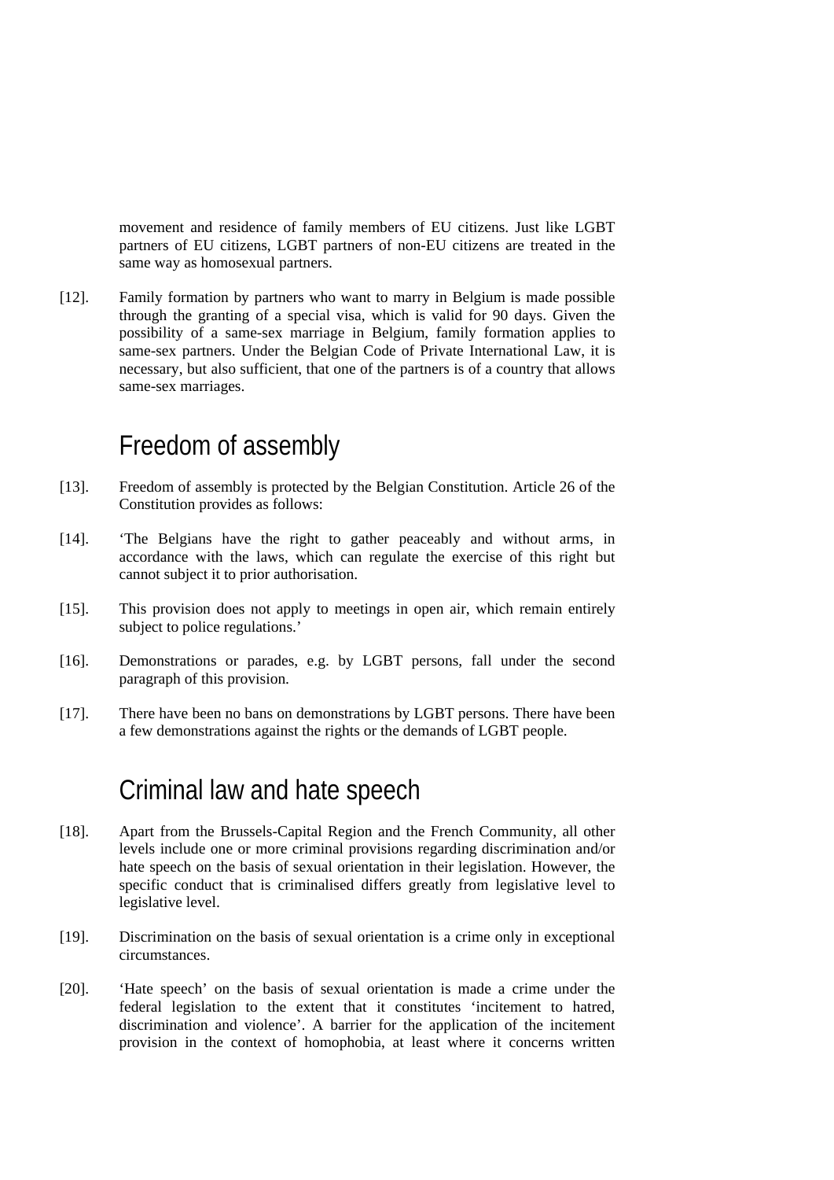movement and residence of family members of EU citizens. Just like LGBT partners of EU citizens, LGBT partners of non-EU citizens are treated in the same way as homosexual partners.

[12]. Family formation by partners who want to marry in Belgium is made possible through the granting of a special visa, which is valid for 90 days. Given the possibility of a same-sex marriage in Belgium, family formation applies to same-sex partners. Under the Belgian Code of Private International Law, it is necessary, but also sufficient, that one of the partners is of a country that allows same-sex marriages.

## Freedom of assembly

[13]. Freedom of assembly is protected by the Belgian Constitution. Article 26 of the Constitution provides as follows:

[14]. 'The Belgians have the right to gather peaceably and without arms, in accordance with the laws, which can regulate the exercise of this right but cannot subject it to prior authorisation.

[15]. This provision does not apply to meetings in open air, which remain entirely subject to police regulations.'

[16]. Demonstrations or parades, e.g. by LGBT persons, fall under the second paragraph of this provision.

[17]. There have been no bans on demonstrations by LGBT persons. There have been a few demonstrations against the rights or the demands of LGBT people.

## Criminal law and hate speech

[18]. Apart from the Brussels-Capital Region and the French Community, all other levels include one or more criminal provisions regarding discrimination and/or hate speech on the basis of sexual orientation in their legislation. However, the specific conduct that is criminalised differs greatly from legislative level to legislative level.

[19]. Discrimination on the basis of sexual orientation is a crime only in exceptional circumstances.

[20]. 'Hate speech' on the basis of sexual orientation is made a crime under the federal legislation to the extent that it constitutes 'incitement to hatred, discrimination and violence'. A barrier for the application of the incitement provision in the context of homophobia, at least where it concerns written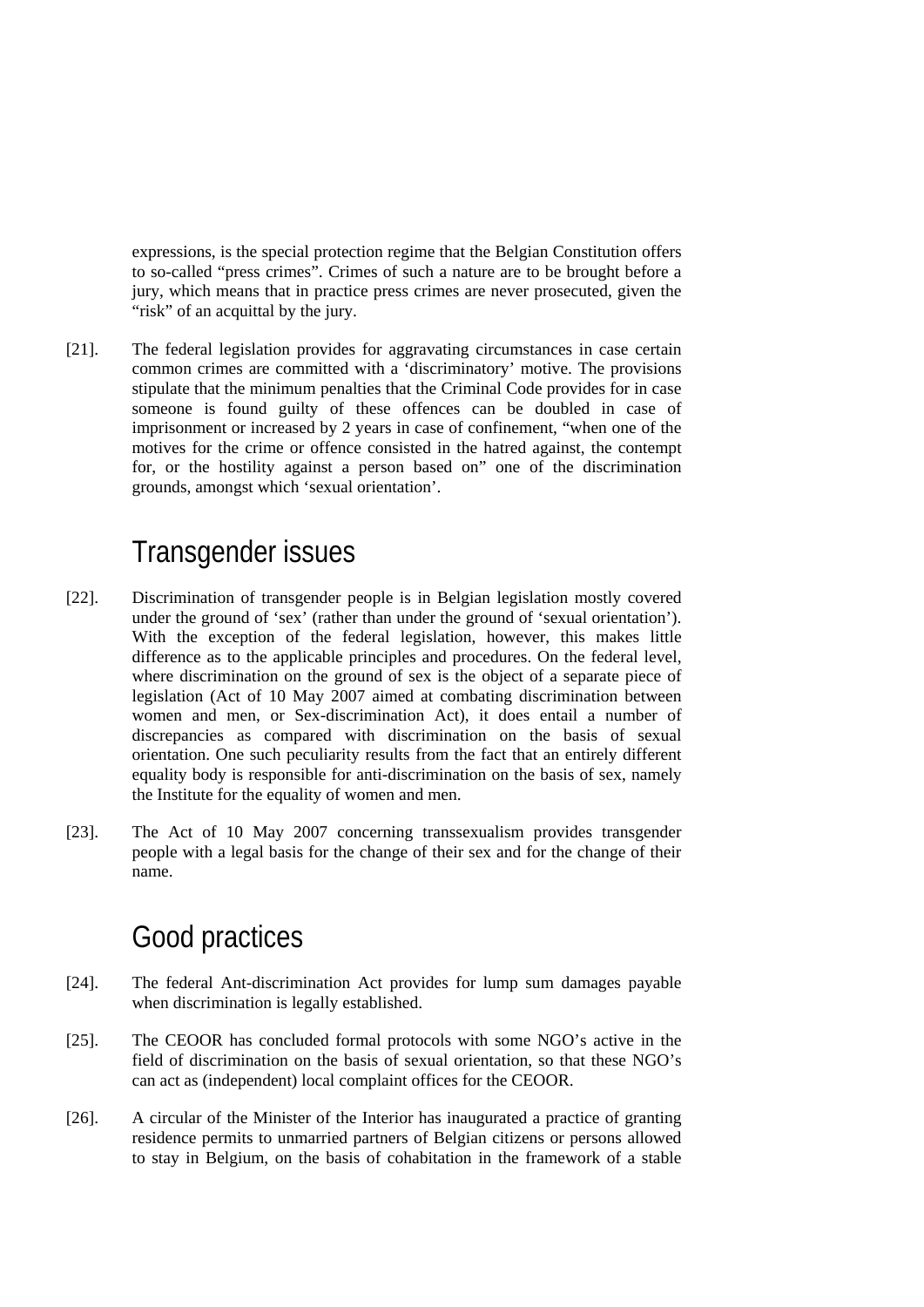expressions, is the special protection regime that the Belgian Constitution offers to so-called "press crimes". Crimes of such a nature are to be brought before a jury, which means that in practice press crimes are never prosecuted, given the "risk" of an acquittal by the jury.

[21]. The federal legislation provides for aggravating circumstances in case certain common crimes are committed with a 'discriminatory' motive. The provisions stipulate that the minimum penalties that the Criminal Code provides for in case someone is found guilty of these offences can be doubled in case of imprisonment or increased by 2 years in case of confinement, "when one of the motives for the crime or offence consisted in the hatred against, the contempt for, or the hostility against a person based on" one of the discrimination grounds, amongst which 'sexual orientation'.

## Transgender issues

[22]. Discrimination of transgender people is in Belgian legislation mostly covered under the ground of 'sex' (rather than under the ground of 'sexual orientation'). With the exception of the federal legislation, however, this makes little difference as to the applicable principles and procedures. On the federal level, where discrimination on the ground of sex is the object of a separate piece of legislation (Act of 10 May 2007 aimed at combating discrimination between women and men, or Sex-discrimination Act), it does entail a number of discrepancies as compared with discrimination on the basis of sexual orientation. One such peculiarity results from the fact that an entirely different equality body is responsible for anti-discrimination on the basis of sex, namely the Institute for the equality of women and men.

[23]. The Act of 10 May 2007 concerning transsexualism provides transgender people with a legal basis for the change of their sex and for the change of their name.

## Good practices

[24]. The federal Ant-discrimination Act provides for lump sum damages payable when discrimination is legally established.

[25]. The CEOOR has concluded formal protocols with some NGO's active in the field of discrimination on the basis of sexual orientation, so that these NGO's can act as (independent) local complaint offices for the CEOOR.

[26]. A circular of the Minister of the Interior has inaugurated a practice of granting residence permits to unmarried partners of Belgian citizens or persons allowed to stay in Belgium, on the basis of cohabitation in the framework of a stable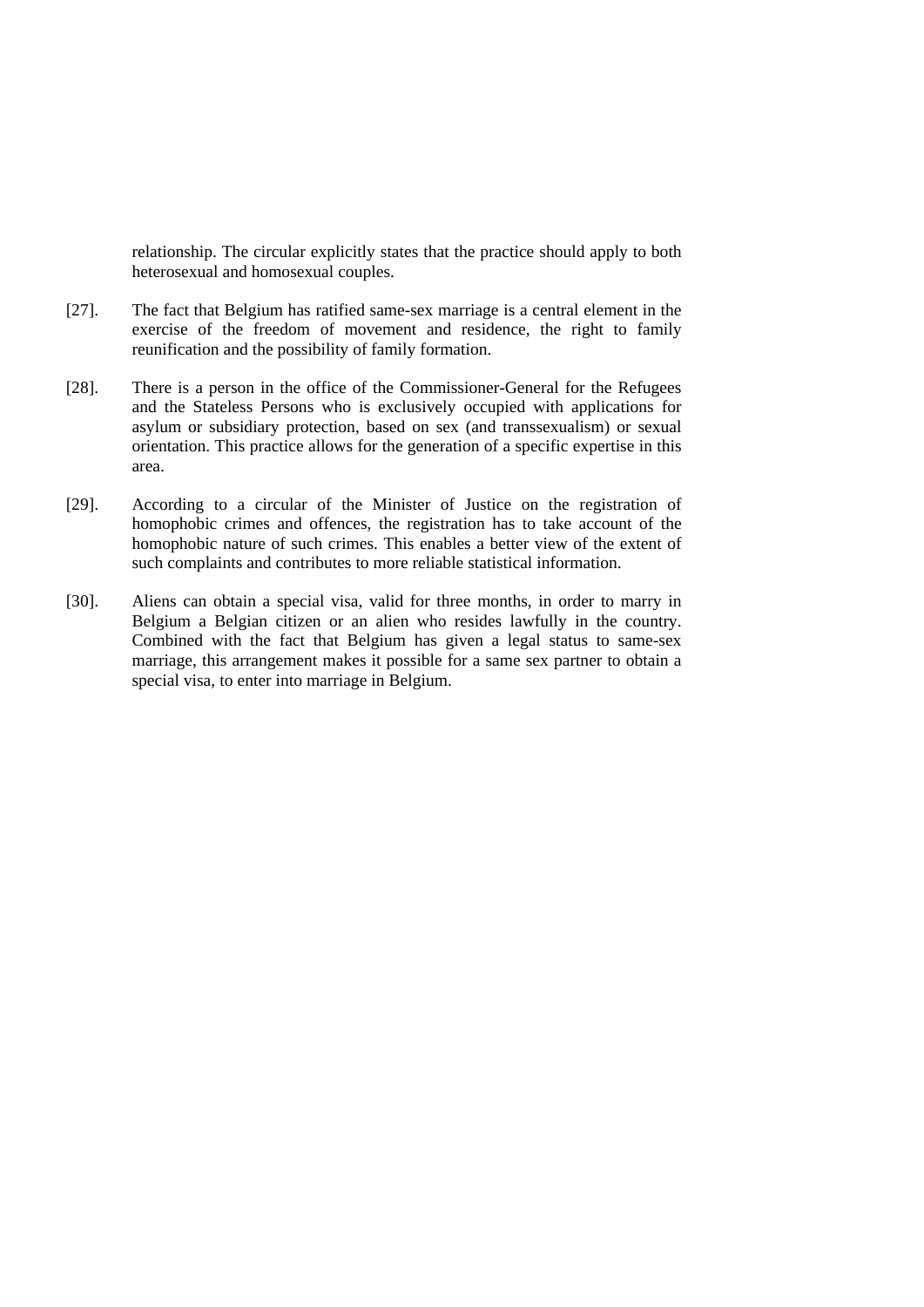relationship. The circular explicitly states that the practice should apply to both heterosexual and homosexual couples.

[27]. The fact that Belgium has ratified same-sex marriage is a central element in the exercise of the freedom of movement and residence, the right to family reunification and the possibility of family formation.

[28]. There is a person in the office of the Commissioner-General for the Refugees and the Stateless Persons who is exclusively occupied with applications for asylum or subsidiary protection, based on sex (and transsexualism) or sexual orientation. This practice allows for the generation of a specific expertise in this area.

[29]. According to a circular of the Minister of Justice on the registration of homophobic crimes and offences, the registration has to take account of the homophobic nature of such crimes. This enables a better view of the extent of such complaints and contributes to more reliable statistical information.

[30]. Aliens can obtain a special visa, valid for three months, in order to marry in Belgium a Belgian citizen or an alien who resides lawfully in the country. Combined with the fact that Belgium has given a legal status to same-sex marriage, this arrangement makes it possible for a same sex partner to obtain a special visa, to enter into marriage in Belgium.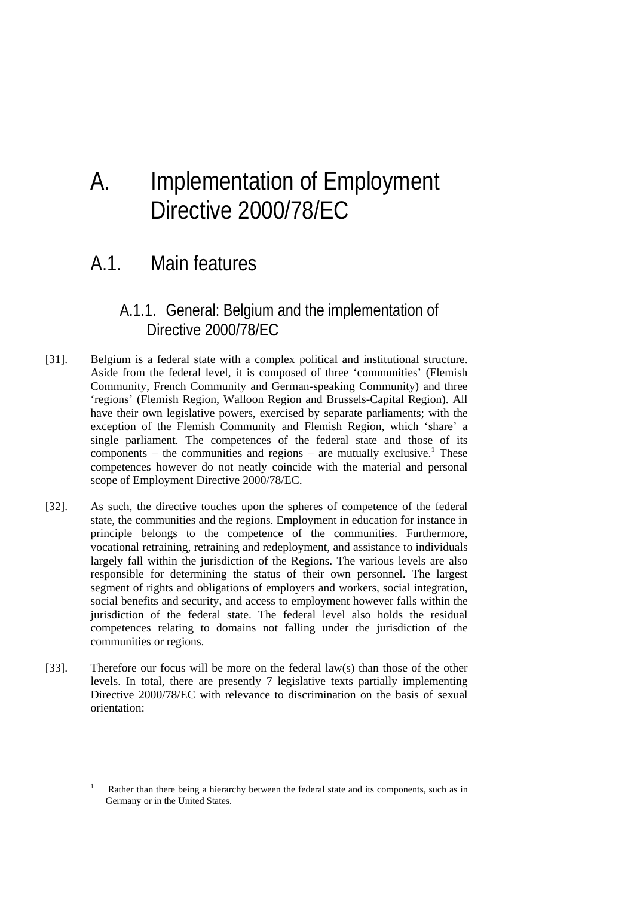# A. Implementation of Employment Directive 2000/78/EC

## A.1. Main features

### A.1.1. General: Belgium and the implementation of Directive 2000/78/EC

[31]. Belgium is a federal state with a complex political and institutional structure. Aside from the federal level, it is composed of three 'communities' (Flemish Community, French Community and German-speaking Community) and three 'regions' (Flemish Region, Walloon Region and Brussels-Capital Region). All have their own legislative powers, exercised by separate parliaments; with the exception of the Flemish Community and Flemish Region, which 'share' a single parliament. The competences of the federal state and those of its components – the communities and regions – are mutually exclusive.[1] These competences however do not neatly coincide with the material and personal scope of Employment Directive 2000/78/EC.

[32]. As such, the directive touches upon the spheres of competence of the federal state, the communities and the regions. Employment in education for instance in principle belongs to the competence of the communities. Furthermore, vocational retraining, retraining and redeployment, and assistance to individuals largely fall within the jurisdiction of the Regions. The various levels are also responsible for determining the status of their own personnel. The largest segment of rights and obligations of employers and workers, social integration, social benefits and security, and access to employment however falls within the jurisdiction of the federal state. The federal level also holds the residual competences relating to domains not falling under the jurisdiction of the communities or regions.

[33]. Therefore our focus will be more on the federal law(s) than those of the other levels. In total, there are presently 7 legislative texts partially implementing Directive 2000/78/EC with relevance to discrimination on the basis of sexual orientation:

---

[1] Rather than there being a hierarchy between the federal state and its components, such as in Germany or in the United States.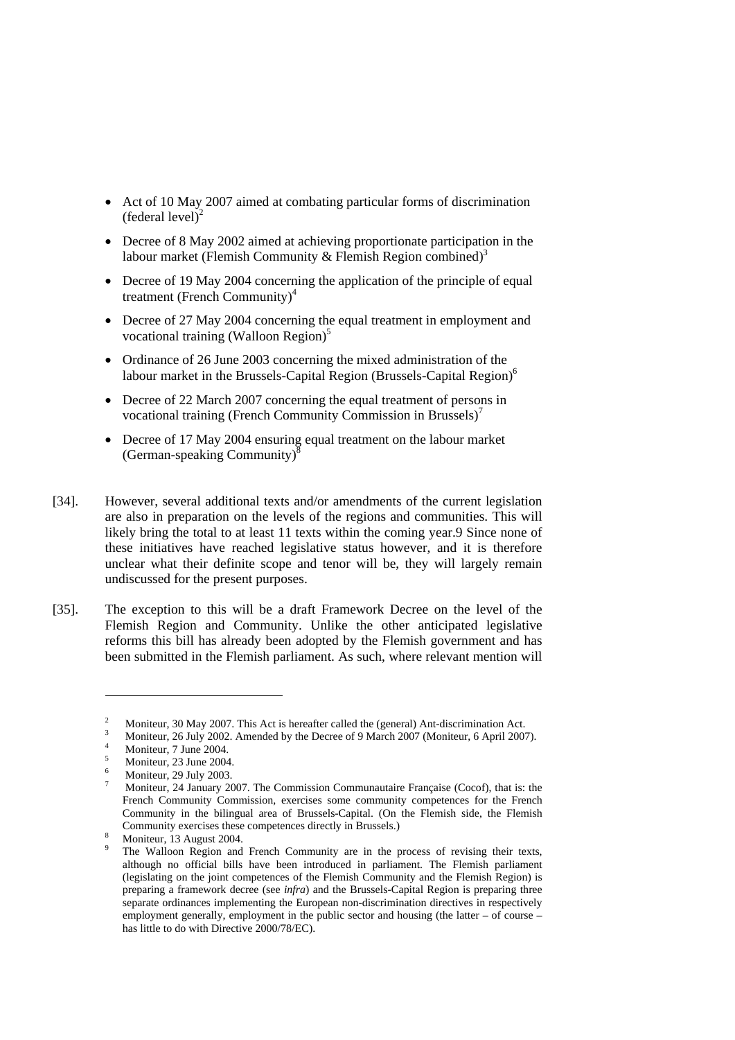- Act of 10 May 2007 aimed at combating particular forms of discrimination (federal level)[2]
- Decree of 8 May 2002 aimed at achieving proportionate participation in the labour market (Flemish Community & Flemish Region combined)[3]
- Decree of 19 May 2004 concerning the application of the principle of equal treatment (French Community)[4]
- Decree of 27 May 2004 concerning the equal treatment in employment and vocational training (Walloon Region)[5]
- Ordinance of 26 June 2003 concerning the mixed administration of the labour market in the Brussels-Capital Region (Brussels-Capital Region)[6]
- Decree of 22 March 2007 concerning the equal treatment of persons in vocational training (French Community Commission in Brussels)[7]
- Decree of 17 May 2004 ensuring equal treatment on the labour market (German-speaking Community)[8]

[34]. However, several additional texts and/or amendments of the current legislation are also in preparation on the levels of the regions and communities. This will likely bring the total to at least 11 texts within the coming year.9 Since none of these initiatives have reached legislative status however, and it is therefore unclear what their definite scope and tenor will be, they will largely remain undiscussed for the present purposes.

[35]. The exception to this will be a draft Framework Decree on the level of the Flemish Region and Community. Unlike the other anticipated legislative reforms this bill has already been adopted by the Flemish government and has been submitted in the Flemish parliament. As such, where relevant mention will

---

2 Moniteur, 30 May 2007. This Act is hereafter called the (general) Ant-discrimination Act.

3 Moniteur, 26 July 2002. Amended by the Decree of 9 March 2007 (Moniteur, 6 April 2007).

4 Moniteur, 7 June 2004.

5 Moniteur, 23 June 2004.

6 Moniteur, 29 July 2003.

7 Moniteur, 24 January 2007. The Commission Communautaire Française (Cocof), that is: the French Community Commission, exercises some community competences for the French Community in the bilingual area of Brussels-Capital. (On the Flemish side, the Flemish Community exercises these competences directly in Brussels.)

8 Moniteur, 13 August 2004.

9 The Walloon Region and French Community are in the process of revising their texts, although no official bills have been introduced in parliament. The Flemish parliament (legislating on the joint competences of the Flemish Community and the Flemish Region) is preparing a framework decree (see *infra*) and the Brussels-Capital Region is preparing three separate ordinances implementing the European non-discrimination directives in respectively employment generally, employment in the public sector and housing (the latter – of course – has little to do with Directive 2000/78/EC).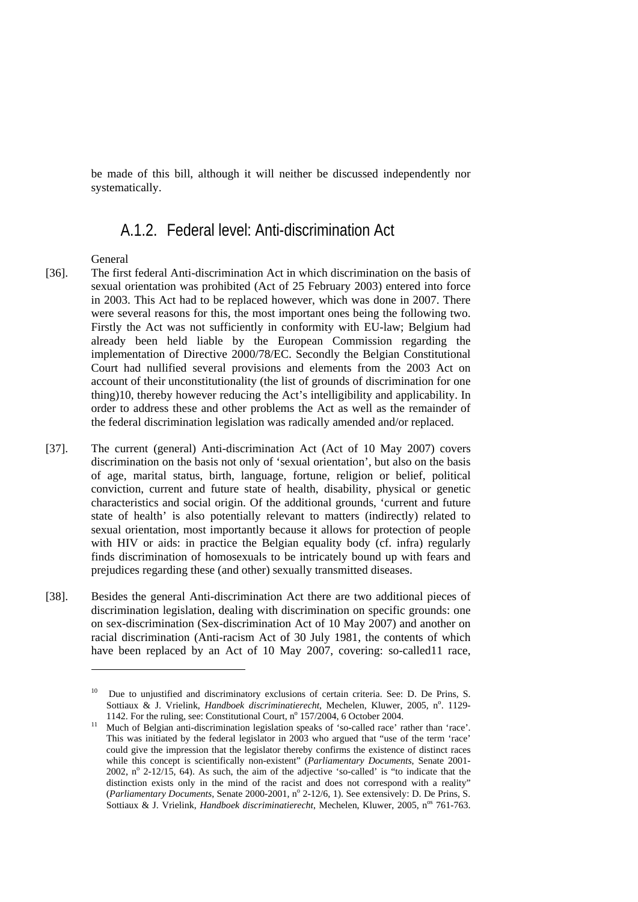be made of this bill, although it will neither be discussed independently nor systematically.

### A.1.2. Federal level: Anti-discrimination Act

General

[36]. The first federal Anti-discrimination Act in which discrimination on the basis of sexual orientation was prohibited (Act of 25 February 2003) entered into force in 2003. This Act had to be replaced however, which was done in 2007. There were several reasons for this, the most important ones being the following two. Firstly the Act was not sufficiently in conformity with EU-law; Belgium had already been held liable by the European Commission regarding the implementation of Directive 2000/78/EC. Secondly the Belgian Constitutional Court had nullified several provisions and elements from the 2003 Act on account of their unconstitutionality (the list of grounds of discrimination for one thing)[10], thereby however reducing the Act's intelligibility and applicability. In order to address these and other problems the Act as well as the remainder of the federal discrimination legislation was radically amended and/or replaced.

[37]. The current (general) Anti-discrimination Act (Act of 10 May 2007) covers discrimination on the basis not only of 'sexual orientation', but also on the basis of age, marital status, birth, language, fortune, religion or belief, political conviction, current and future state of health, disability, physical or genetic characteristics and social origin. Of the additional grounds, 'current and future state of health' is also potentially relevant to matters (indirectly) related to sexual orientation, most importantly because it allows for protection of people with HIV or aids: in practice the Belgian equality body (cf. infra) regularly finds discrimination of homosexuals to be intricately bound up with fears and prejudices regarding these (and other) sexually transmitted diseases.

[38]. Besides the general Anti-discrimination Act there are two additional pieces of discrimination legislation, dealing with discrimination on specific grounds: one on sex-discrimination (Sex-discrimination Act of 10 May 2007) and another on racial discrimination (Anti-racism Act of 30 July 1981, the contents of which have been replaced by an Act of 10 May 2007, covering: so-called[11] race,

---

[10] Due to unjustified and discriminatory exclusions of certain criteria. See: D. De Prins, S. Sottiaux & J. Vrielink, *Handboek discriminatierecht*, Mechelen, Kluwer, 2005, n°. 1129-1142. For the ruling, see: Constitutional Court, n° 157/2004, 6 October 2004.

[11] Much of Belgian anti-discrimination legislation speaks of 'so-called race' rather than 'race'. This was initiated by the federal legislator in 2003 who argued that "use of the term 'race' could give the impression that the legislator thereby confirms the existence of distinct races while this concept is scientifically non-existent" (*Parliamentary Documents*, Senate 2001-2002, n° 2-12/15, 64). As such, the aim of the adjective 'so-called' is "to indicate that the distinction exists only in the mind of the racist and does not correspond with a reality" (*Parliamentary Documents*, Senate 2000-2001, n° 2-12/6, 1). See extensively: D. De Prins, S. Sottiaux & J. Vrielink, *Handboek discriminatierecht*, Mechelen, Kluwer, 2005, n°s 761-763.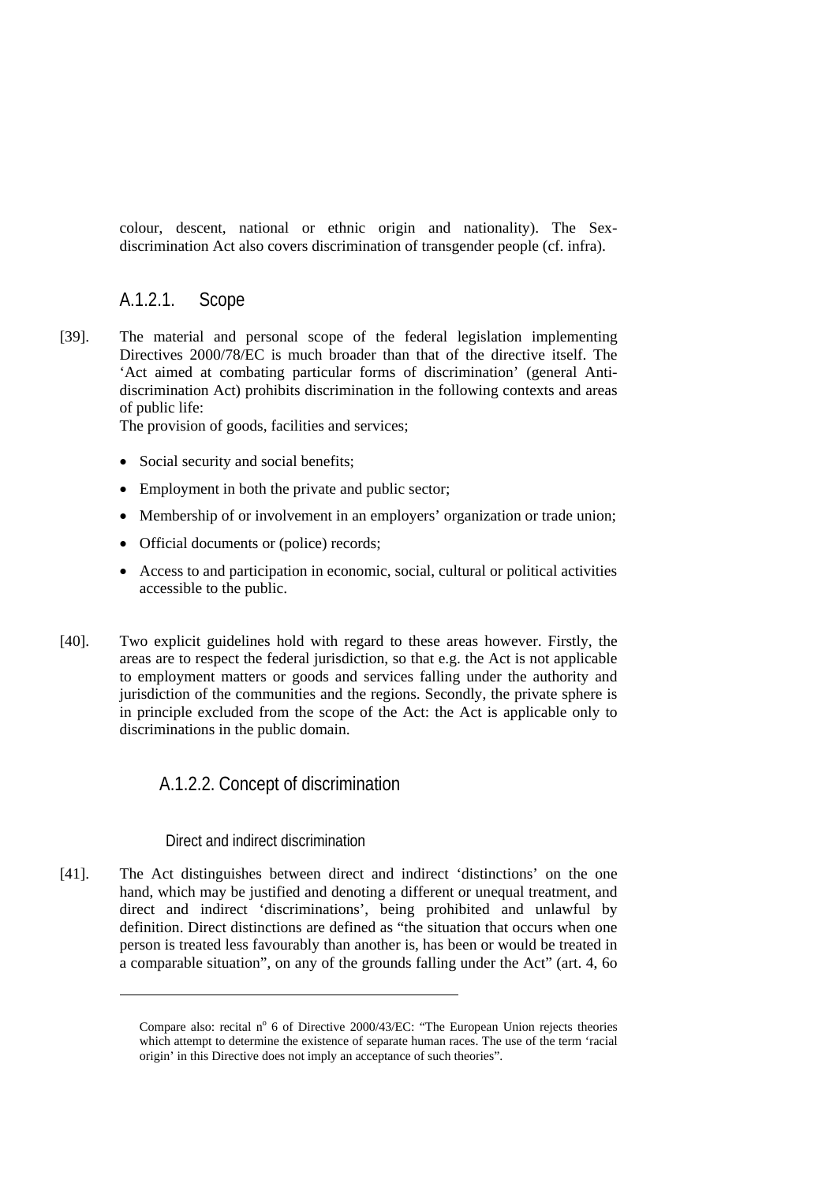colour, descent, national or ethnic origin and nationality). The Sex-discrimination Act also covers discrimination of transgender people (cf. infra).

### A.1.2.1. Scope

[39]. The material and personal scope of the federal legislation implementing Directives 2000/78/EC is much broader than that of the directive itself. The 'Act aimed at combating particular forms of discrimination' (general Anti-discrimination Act) prohibits discrimination in the following contexts and areas of public life:

The provision of goods, facilities and services;

- Social security and social benefits;
- Employment in both the private and public sector;
- Membership of or involvement in an employers' organization or trade union;
- Official documents or (police) records;
- Access to and participation in economic, social, cultural or political activities accessible to the public.

[40]. Two explicit guidelines hold with regard to these areas however. Firstly, the areas are to respect the federal jurisdiction, so that e.g. the Act is not applicable to employment matters or goods and services falling under the authority and jurisdiction of the communities and the regions. Secondly, the private sphere is in principle excluded from the scope of the Act: the Act is applicable only to discriminations in the public domain.

### A.1.2.2. Concept of discrimination

#### Direct and indirect discrimination

[41]. The Act distinguishes between direct and indirect 'distinctions' on the one hand, which may be justified and denoting a different or unequal treatment, and direct and indirect 'discriminations', being prohibited and unlawful by definition. Direct distinctions are defined as "the situation that occurs when one person is treated less favourably than another is, has been or would be treated in a comparable situation", on any of the grounds falling under the Act" (art. 4, 6o

---

Compare also: recital n° 6 of Directive 2000/43/EC: "The European Union rejects theories which attempt to determine the existence of separate human races. The use of the term 'racial origin' in this Directive does not imply an acceptance of such theories".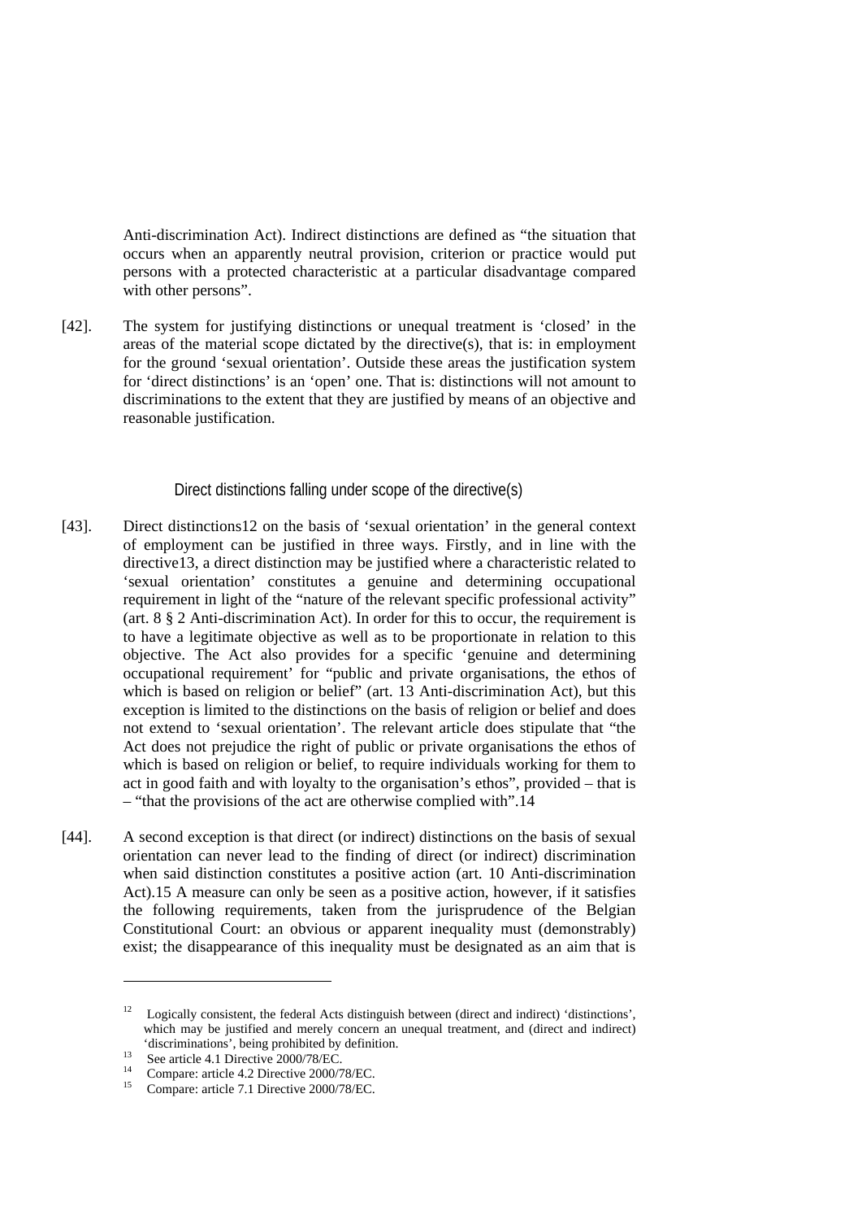Anti-discrimination Act). Indirect distinctions are defined as "the situation that occurs when an apparently neutral provision, criterion or practice would put persons with a protected characteristic at a particular disadvantage compared with other persons".

[42]. The system for justifying distinctions or unequal treatment is 'closed' in the areas of the material scope dictated by the directive(s), that is: in employment for the ground 'sexual orientation'. Outside these areas the justification system for 'direct distinctions' is an 'open' one. That is: distinctions will not amount to discriminations to the extent that they are justified by means of an objective and reasonable justification.

### Direct distinctions falling under scope of the directive(s)

[43]. Direct distinctions[12] on the basis of 'sexual orientation' in the general context of employment can be justified in three ways. Firstly, and in line with the directive[13], a direct distinction may be justified where a characteristic related to 'sexual orientation' constitutes a genuine and determining occupational requirement in light of the "nature of the relevant specific professional activity" (art. 8 § 2 Anti-discrimination Act). In order for this to occur, the requirement is to have a legitimate objective as well as to be proportionate in relation to this objective. The Act also provides for a specific 'genuine and determining occupational requirement' for "public and private organisations, the ethos of which is based on religion or belief" (art. 13 Anti-discrimination Act), but this exception is limited to the distinctions on the basis of religion or belief and does not extend to 'sexual orientation'. The relevant article does stipulate that "the Act does not prejudice the right of public or private organisations the ethos of which is based on religion or belief, to require individuals working for them to act in good faith and with loyalty to the organisation's ethos", provided – that is – "that the provisions of the act are otherwise complied with".[14]

[44]. A second exception is that direct (or indirect) distinctions on the basis of sexual orientation can never lead to the finding of direct (or indirect) discrimination when said distinction constitutes a positive action (art. 10 Anti-discrimination Act).[15] A measure can only be seen as a positive action, however, if it satisfies the following requirements, taken from the jurisprudence of the Belgian Constitutional Court: an obvious or apparent inequality must (demonstrably) exist; the disappearance of this inequality must be designated as an aim that is

---

[12] Logically consistent, the federal Acts distinguish between (direct and indirect) 'distinctions', which may be justified and merely concern an unequal treatment, and (direct and indirect) 'discriminations', being prohibited by definition.

[13] See article 4.1 Directive 2000/78/EC.

[14] Compare: article 4.2 Directive 2000/78/EC.

[15] Compare: article 7.1 Directive 2000/78/EC.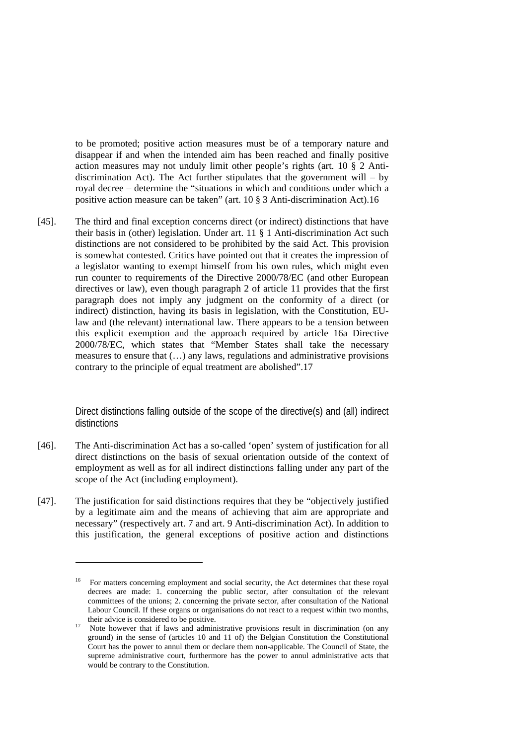to be promoted; positive action measures must be of a temporary nature and disappear if and when the intended aim has been reached and finally positive action measures may not unduly limit other people's rights (art. 10 § 2 Anti-discrimination Act). The Act further stipulates that the government will – by royal decree – determine the "situations in which and conditions under which a positive action measure can be taken" (art. 10 § 3 Anti-discrimination Act).[16]

[45]. The third and final exception concerns direct (or indirect) distinctions that have their basis in (other) legislation. Under art. 11 § 1 Anti-discrimination Act such distinctions are not considered to be prohibited by the said Act. This provision is somewhat contested. Critics have pointed out that it creates the impression of a legislator wanting to exempt himself from his own rules, which might even run counter to requirements of the Directive 2000/78/EC (and other European directives or law), even though paragraph 2 of article 11 provides that the first paragraph does not imply any judgment on the conformity of a direct (or indirect) distinction, having its basis in legislation, with the Constitution, EU-law and (the relevant) international law. There appears to be a tension between this explicit exemption and the approach required by article 16a Directive 2000/78/EC, which states that "Member States shall take the necessary measures to ensure that (…) any laws, regulations and administrative provisions contrary to the principle of equal treatment are abolished".[17]

### Direct distinctions falling outside of the scope of the directive(s) and (all) indirect distinctions

[46]. The Anti-discrimination Act has a so-called 'open' system of justification for all direct distinctions on the basis of sexual orientation outside of the context of employment as well as for all indirect distinctions falling under any part of the scope of the Act (including employment).

[47]. The justification for said distinctions requires that they be "objectively justified by a legitimate aim and the means of achieving that aim are appropriate and necessary" (respectively art. 7 and art. 9 Anti-discrimination Act). In addition to this justification, the general exceptions of positive action and distinctions

---

[16] For matters concerning employment and social security, the Act determines that these royal decrees are made: 1. concerning the public sector, after consultation of the relevant committees of the unions; 2. concerning the private sector, after consultation of the National Labour Council. If these organs or organisations do not react to a request within two months, their advice is considered to be positive.

[17] Note however that if laws and administrative provisions result in discrimination (on any ground) in the sense of (articles 10 and 11 of) the Belgian Constitution the Constitutional Court has the power to annul them or declare them non-applicable. The Council of State, the supreme administrative court, furthermore has the power to annul administrative acts that would be contrary to the Constitution.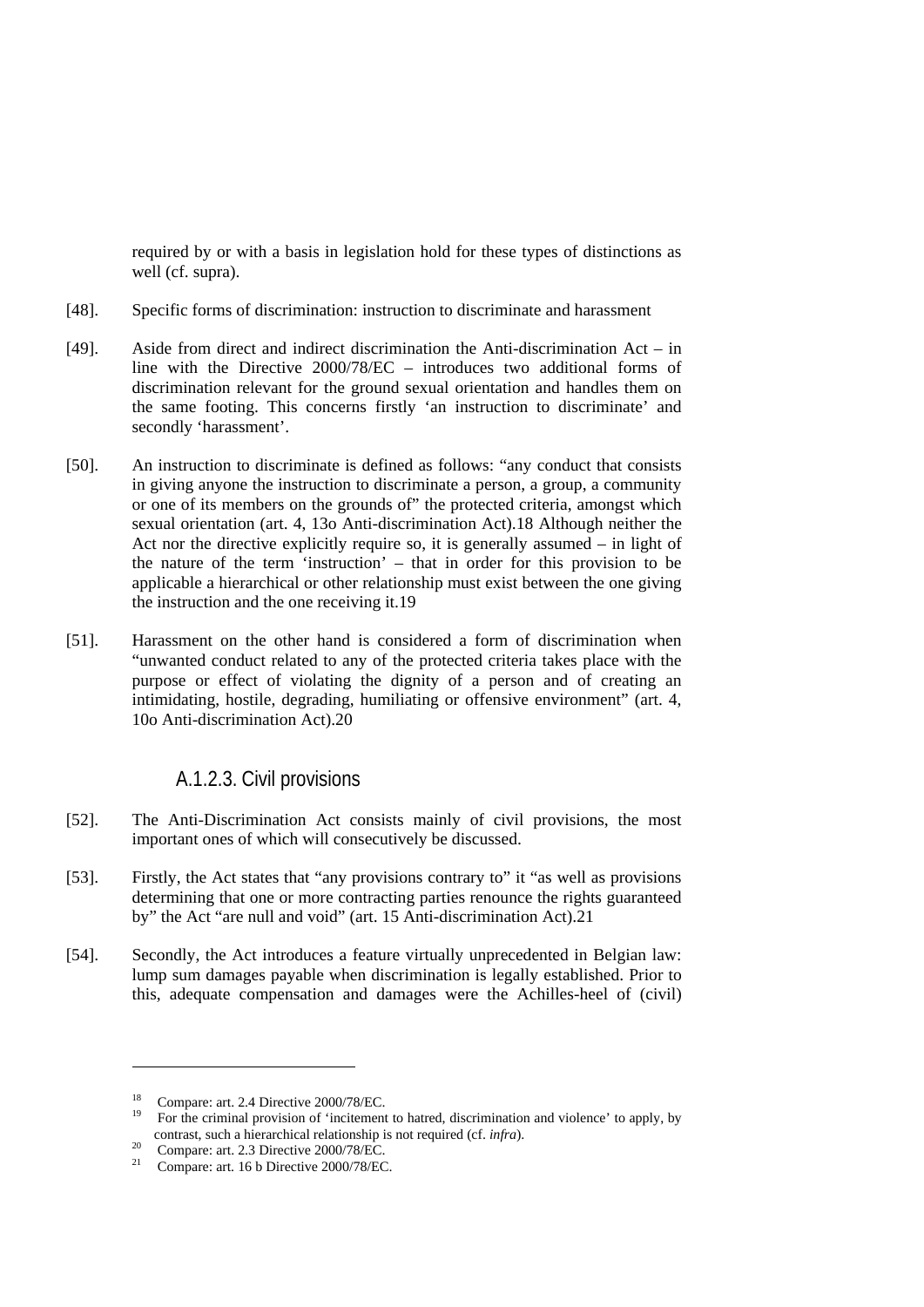required by or with a basis in legislation hold for these types of distinctions as well (cf. supra).

[48]. Specific forms of discrimination: instruction to discriminate and harassment

[49]. Aside from direct and indirect discrimination the Anti-discrimination Act – in line with the Directive 2000/78/EC – introduces two additional forms of discrimination relevant for the ground sexual orientation and handles them on the same footing. This concerns firstly 'an instruction to discriminate' and secondly 'harassment'.

[50]. An instruction to discriminate is defined as follows: "any conduct that consists in giving anyone the instruction to discriminate a person, a group, a community or one of its members on the grounds of" the protected criteria, amongst which sexual orientation (art. 4, 13o Anti-discrimination Act).[18] Although neither the Act nor the directive explicitly require so, it is generally assumed – in light of the nature of the term 'instruction' – that in order for this provision to be applicable a hierarchical or other relationship must exist between the one giving the instruction and the one receiving it.[19]

[51]. Harassment on the other hand is considered a form of discrimination when "unwanted conduct related to any of the protected criteria takes place with the purpose or effect of violating the dignity of a person and of creating an intimidating, hostile, degrading, humiliating or offensive environment" (art. 4, 10o Anti-discrimination Act).[20]

### A.1.2.3. Civil provisions

[52]. The Anti-Discrimination Act consists mainly of civil provisions, the most important ones of which will consecutively be discussed.

[53]. Firstly, the Act states that "any provisions contrary to" it "as well as provisions determining that one or more contracting parties renounce the rights guaranteed by" the Act "are null and void" (art. 15 Anti-discrimination Act).[21]

[54]. Secondly, the Act introduces a feature virtually unprecedented in Belgian law: lump sum damages payable when discrimination is legally established. Prior to this, adequate compensation and damages were the Achilles-heel of (civil)

---

[18] Compare: art. 2.4 Directive 2000/78/EC.

[19] For the criminal provision of 'incitement to hatred, discrimination and violence' to apply, by contrast, such a hierarchical relationship is not required (cf. *infra*).

[20] Compare: art. 2.3 Directive 2000/78/EC.

[21] Compare: art. 16 b Directive 2000/78/EC.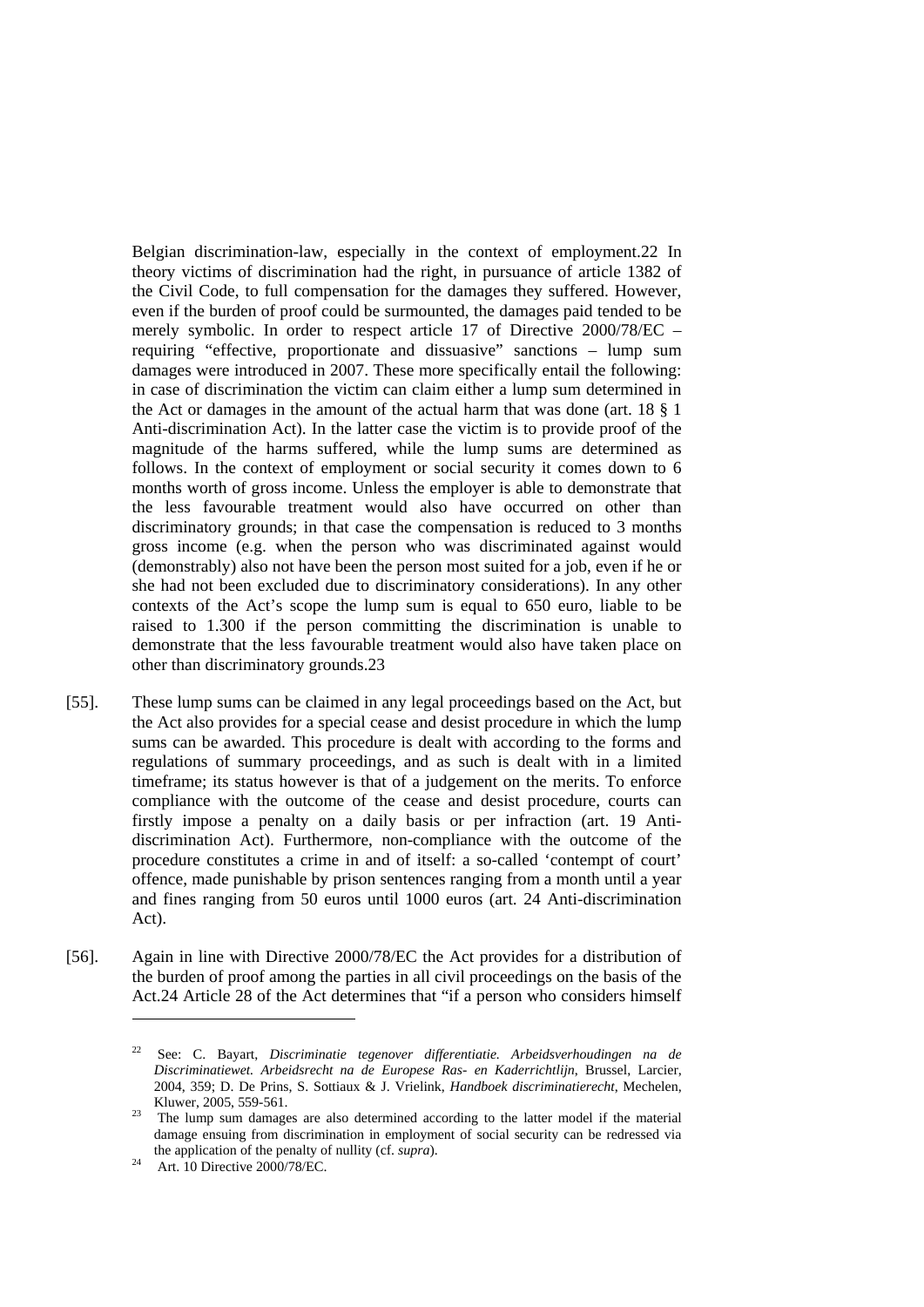Belgian discrimination-law, especially in the context of employment.[22] In theory victims of discrimination had the right, in pursuance of article 1382 of the Civil Code, to full compensation for the damages they suffered. However, even if the burden of proof could be surmounted, the damages paid tended to be merely symbolic. In order to respect article 17 of Directive 2000/78/EC – requiring "effective, proportionate and dissuasive" sanctions – lump sum damages were introduced in 2007. These more specifically entail the following: in case of discrimination the victim can claim either a lump sum determined in the Act or damages in the amount of the actual harm that was done (art. 18 § 1 Anti-discrimination Act). In the latter case the victim is to provide proof of the magnitude of the harms suffered, while the lump sums are determined as follows. In the context of employment or social security it comes down to 6 months worth of gross income. Unless the employer is able to demonstrate that the less favourable treatment would also have occurred on other than discriminatory grounds; in that case the compensation is reduced to 3 months gross income (e.g. when the person who was discriminated against would (demonstrably) also not have been the person most suited for a job, even if he or she had not been excluded due to discriminatory considerations). In any other contexts of the Act's scope the lump sum is equal to 650 euro, liable to be raised to 1.300 if the person committing the discrimination is unable to demonstrate that the less favourable treatment would also have taken place on other than discriminatory grounds.[23]

[55]. These lump sums can be claimed in any legal proceedings based on the Act, but the Act also provides for a special cease and desist procedure in which the lump sums can be awarded. This procedure is dealt with according to the forms and regulations of summary proceedings, and as such is dealt with in a limited timeframe; its status however is that of a judgement on the merits. To enforce compliance with the outcome of the cease and desist procedure, courts can firstly impose a penalty on a daily basis or per infraction (art. 19 Anti-discrimination Act). Furthermore, non-compliance with the outcome of the procedure constitutes a crime in and of itself: a so-called 'contempt of court' offence, made punishable by prison sentences ranging from a month until a year and fines ranging from 50 euros until 1000 euros (art. 24 Anti-discrimination Act).

[56]. Again in line with Directive 2000/78/EC the Act provides for a distribution of the burden of proof among the parties in all civil proceedings on the basis of the Act.[24] Article 28 of the Act determines that "if a person who considers himself

---

[22] See: C. Bayart, *Discriminatie tegenover differentiatie. Arbeidsverhoudingen na de Discriminatiewet. Arbeidsrecht na de Europese Ras- en Kaderrichtlijn*, Brussel, Larcier, 2004, 359; D. De Prins, S. Sottiaux & J. Vrielink, *Handboek discriminatierecht*, Mechelen, Kluwer, 2005, 559-561.

[23] The lump sum damages are also determined according to the latter model if the material damage ensuing from discrimination in employment of social security can be redressed via the application of the penalty of nullity (cf. *supra*).

[24] Art. 10 Directive 2000/78/EC.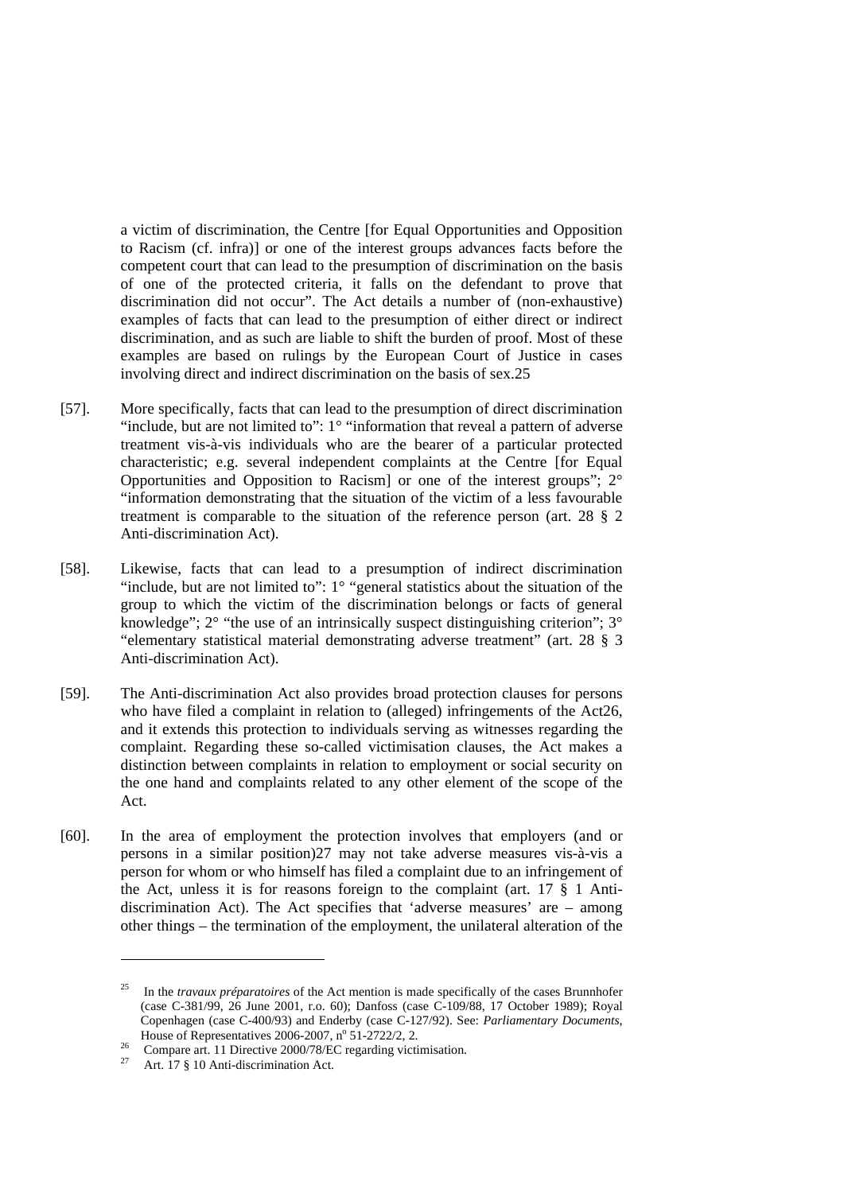a victim of discrimination, the Centre [for Equal Opportunities and Opposition to Racism (cf. infra)] or one of the interest groups advances facts before the competent court that can lead to the presumption of discrimination on the basis of one of the protected criteria, it falls on the defendant to prove that discrimination did not occur". The Act details a number of (non-exhaustive) examples of facts that can lead to the presumption of either direct or indirect discrimination, and as such are liable to shift the burden of proof. Most of these examples are based on rulings by the European Court of Justice in cases involving direct and indirect discrimination on the basis of sex.[25]

[57]. More specifically, facts that can lead to the presumption of direct discrimination "include, but are not limited to": 1° "information that reveal a pattern of adverse treatment vis-à-vis individuals who are the bearer of a particular protected characteristic; e.g. several independent complaints at the Centre [for Equal Opportunities and Opposition to Racism] or one of the interest groups"; 2° "information demonstrating that the situation of the victim of a less favourable treatment is comparable to the situation of the reference person (art. 28 § 2 Anti-discrimination Act).

[58]. Likewise, facts that can lead to a presumption of indirect discrimination "include, but are not limited to": 1° "general statistics about the situation of the group to which the victim of the discrimination belongs or facts of general knowledge"; 2° "the use of an intrinsically suspect distinguishing criterion"; 3° "elementary statistical material demonstrating adverse treatment" (art. 28 § 3 Anti-discrimination Act).

[59]. The Anti-discrimination Act also provides broad protection clauses for persons who have filed a complaint in relation to (alleged) infringements of the Act[26], and it extends this protection to individuals serving as witnesses regarding the complaint. Regarding these so-called victimisation clauses, the Act makes a distinction between complaints in relation to employment or social security on the one hand and complaints related to any other element of the scope of the Act.

[60]. In the area of employment the protection involves that employers (and or persons in a similar position)[27] may not take adverse measures vis-à-vis a person for whom or who himself has filed a complaint due to an infringement of the Act, unless it is for reasons foreign to the complaint (art. 17 § 1 Anti-discrimination Act). The Act specifies that 'adverse measures' are – among other things – the termination of the employment, the unilateral alteration of the

---

[25] In the *travaux préparatoires* of the Act mention is made specifically of the cases Brunnhofer (case C-381/99, 26 June 2001, r.o. 60); Danfoss (case C-109/88, 17 October 1989); Royal Copenhagen (case C-400/93) and Enderby (case C-127/92). See: *Parliamentary Documents*, House of Representatives 2006-2007, n° 51-2722/2, 2.

[26] Compare art. 11 Directive 2000/78/EC regarding victimisation.

[27] Art. 17 § 10 Anti-discrimination Act.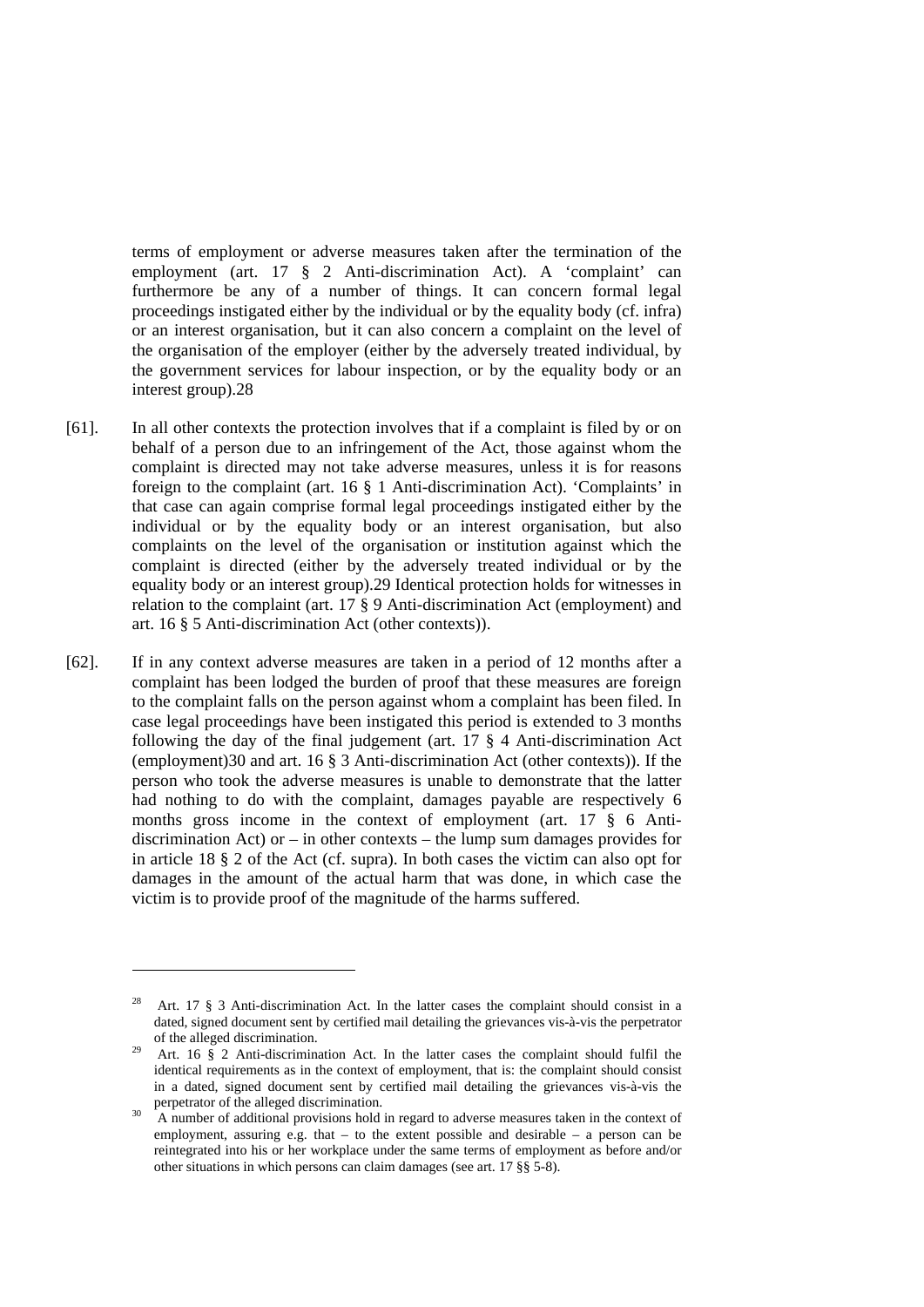terms of employment or adverse measures taken after the termination of the employment (art. 17 § 2 Anti-discrimination Act). A 'complaint' can furthermore be any of a number of things. It can concern formal legal proceedings instigated either by the individual or by the equality body (cf. infra) or an interest organisation, but it can also concern a complaint on the level of the organisation of the employer (either by the adversely treated individual, by the government services for labour inspection, or by the equality body or an interest group).[28]

[61]. In all other contexts the protection involves that if a complaint is filed by or on behalf of a person due to an infringement of the Act, those against whom the complaint is directed may not take adverse measures, unless it is for reasons foreign to the complaint (art. 16 § 1 Anti-discrimination Act). 'Complaints' in that case can again comprise formal legal proceedings instigated either by the individual or by the equality body or an interest organisation, but also complaints on the level of the organisation or institution against which the complaint is directed (either by the adversely treated individual or by the equality body or an interest group).[29] Identical protection holds for witnesses in relation to the complaint (art. 17 § 9 Anti-discrimination Act (employment) and art. 16 § 5 Anti-discrimination Act (other contexts)).

[62]. If in any context adverse measures are taken in a period of 12 months after a complaint has been lodged the burden of proof that these measures are foreign to the complaint falls on the person against whom a complaint has been filed. In case legal proceedings have been instigated this period is extended to 3 months following the day of the final judgement (art. 17 § 4 Anti-discrimination Act (employment)[30] and art. 16 § 3 Anti-discrimination Act (other contexts)). If the person who took the adverse measures is unable to demonstrate that the latter had nothing to do with the complaint, damages payable are respectively 6 months gross income in the context of employment (art. 17 § 6 Anti-discrimination Act) or – in other contexts – the lump sum damages provides for in article 18 § 2 of the Act (cf. supra). In both cases the victim can also opt for damages in the amount of the actual harm that was done, in which case the victim is to provide proof of the magnitude of the harms suffered.

---

[28] Art. 17 § 3 Anti-discrimination Act. In the latter cases the complaint should consist in a dated, signed document sent by certified mail detailing the grievances vis-à-vis the perpetrator of the alleged discrimination.

[29] Art. 16 § 2 Anti-discrimination Act. In the latter cases the complaint should fulfil the identical requirements as in the context of employment, that is: the complaint should consist in a dated, signed document sent by certified mail detailing the grievances vis-à-vis the perpetrator of the alleged discrimination.

[30] A number of additional provisions hold in regard to adverse measures taken in the context of employment, assuring e.g. that – to the extent possible and desirable – a person can be reintegrated into his or her workplace under the same terms of employment as before and/or other situations in which persons can claim damages (see art. 17 §§ 5-8).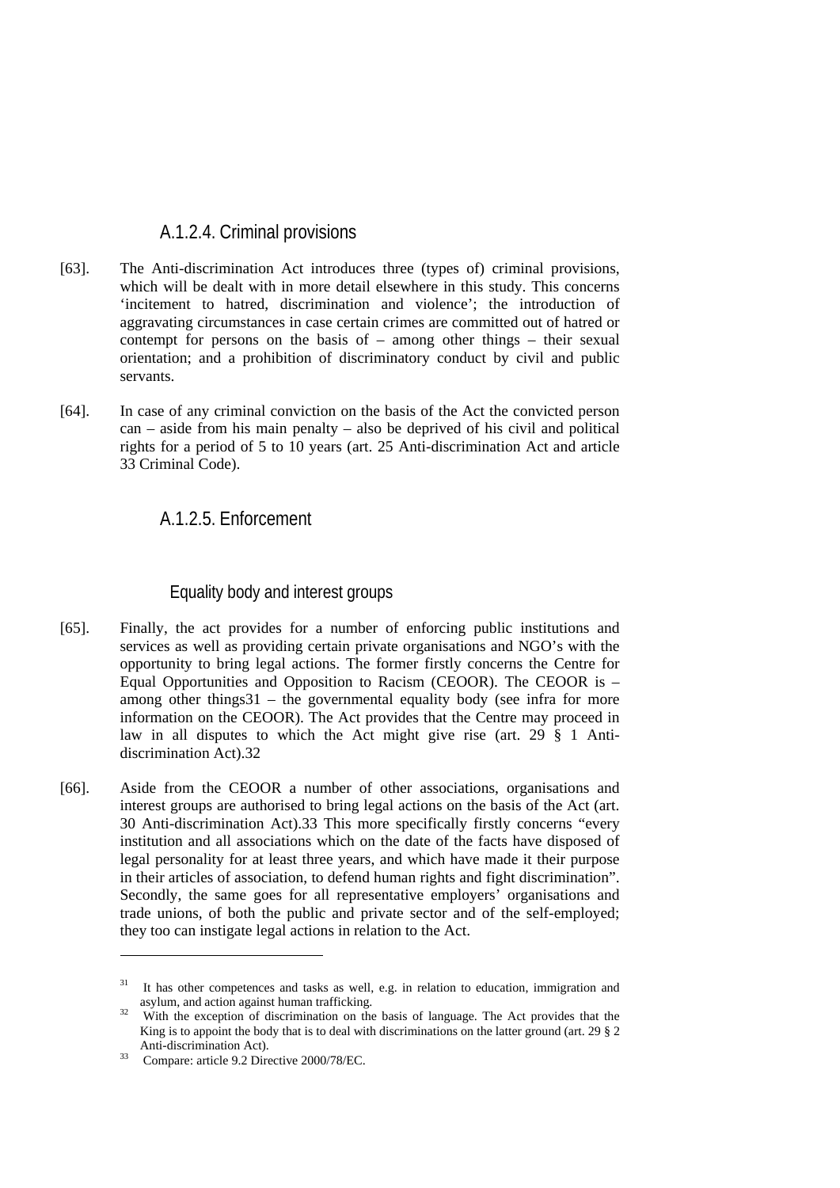### A.1.2.4. Criminal provisions

[63]. The Anti-discrimination Act introduces three (types of) criminal provisions, which will be dealt with in more detail elsewhere in this study. This concerns 'incitement to hatred, discrimination and violence'; the introduction of aggravating circumstances in case certain crimes are committed out of hatred or contempt for persons on the basis of – among other things – their sexual orientation; and a prohibition of discriminatory conduct by civil and public servants.

[64]. In case of any criminal conviction on the basis of the Act the convicted person can – aside from his main penalty – also be deprived of his civil and political rights for a period of 5 to 10 years (art. 25 Anti-discrimination Act and article 33 Criminal Code).

### A.1.2.5. Enforcement

#### Equality body and interest groups

[65]. Finally, the act provides for a number of enforcing public institutions and services as well as providing certain private organisations and NGO's with the opportunity to bring legal actions. The former firstly concerns the Centre for Equal Opportunities and Opposition to Racism (CEOOR). The CEOOR is – among other things[31] – the governmental equality body (see infra for more information on the CEOOR). The Act provides that the Centre may proceed in law in all disputes to which the Act might give rise (art. 29 § 1 Anti-discrimination Act).[32]

[66]. Aside from the CEOOR a number of other associations, organisations and interest groups are authorised to bring legal actions on the basis of the Act (art. 30 Anti-discrimination Act).[33] This more specifically firstly concerns "every institution and all associations which on the date of the facts have disposed of legal personality for at least three years, and which have made it their purpose in their articles of association, to defend human rights and fight discrimination". Secondly, the same goes for all representative employers' organisations and trade unions, of both the public and private sector and of the self-employed; they too can instigate legal actions in relation to the Act.

---

[31] It has other competences and tasks as well, e.g. in relation to education, immigration and asylum, and action against human trafficking.

[32] With the exception of discrimination on the basis of language. The Act provides that the King is to appoint the body that is to deal with discriminations on the latter ground (art. 29 § 2 Anti-discrimination Act).

[33] Compare: article 9.2 Directive 2000/78/EC.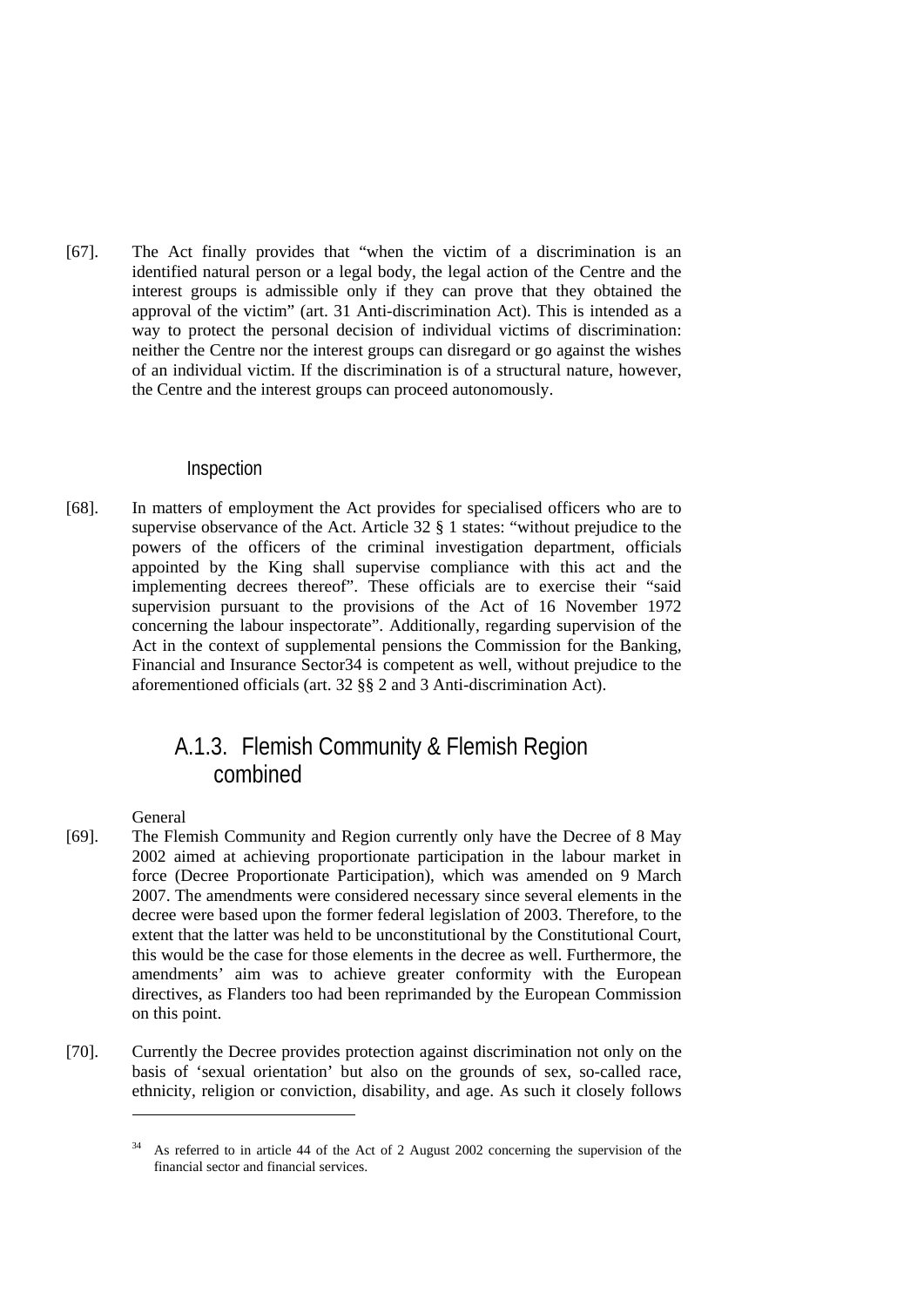[67]. The Act finally provides that “when the victim of a discrimination is an identified natural person or a legal body, the legal action of the Centre and the interest groups is admissible only if they can prove that they obtained the approval of the victim” (art. 31 Anti-discrimination Act). This is intended as a way to protect the personal decision of individual victims of discrimination: neither the Centre nor the interest groups can disregard or go against the wishes of an individual victim. If the discrimination is of a structural nature, however, the Centre and the interest groups can proceed autonomously.

#### Inspection

[68]. In matters of employment the Act provides for specialised officers who are to supervise observance of the Act. Article 32 § 1 states: “without prejudice to the powers of the officers of the criminal investigation department, officials appointed by the King shall supervise compliance with this act and the implementing decrees thereof”. These officials are to exercise their “said supervision pursuant to the provisions of the Act of 16 November 1972 concerning the labour inspectorate”. Additionally, regarding supervision of the Act in the context of supplemental pensions the Commission for the Banking, Financial and Insurance Sector[34] is competent as well, without prejudice to the aforementioned officials (art. 32 §§ 2 and 3 Anti-discrimination Act).

### A.1.3. Flemish Community & Flemish Region combined

General

[69]. The Flemish Community and Region currently only have the Decree of 8 May 2002 aimed at achieving proportionate participation in the labour market in force (Decree Proportionate Participation), which was amended on 9 March 2007. The amendments were considered necessary since several elements in the decree were based upon the former federal legislation of 2003. Therefore, to the extent that the latter was held to be unconstitutional by the Constitutional Court, this would be the case for those elements in the decree as well. Furthermore, the amendments’ aim was to achieve greater conformity with the European directives, as Flanders too had been reprimanded by the European Commission on this point.

[70]. Currently the Decree provides protection against discrimination not only on the basis of ‘sexual orientation’ but also on the grounds of sex, so-called race, ethnicity, religion or conviction, disability, and age. As such it closely follows

[34] As referred to in article 44 of the Act of 2 August 2002 concerning the supervision of the financial sector and financial services.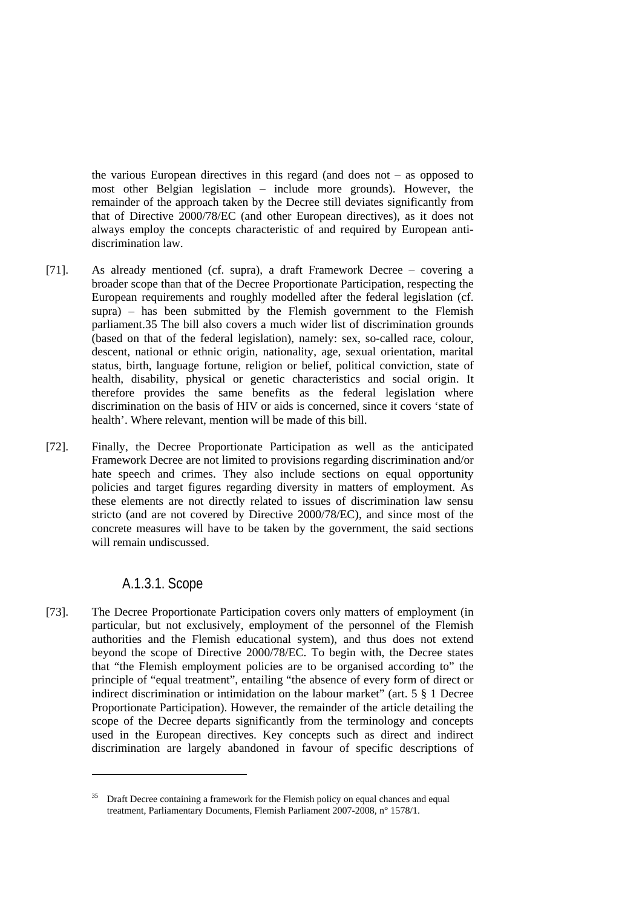the various European directives in this regard (and does not – as opposed to most other Belgian legislation – include more grounds). However, the remainder of the approach taken by the Decree still deviates significantly from that of Directive 2000/78/EC (and other European directives), as it does not always employ the concepts characteristic of and required by European anti-discrimination law.

[71]. As already mentioned (cf. supra), a draft Framework Decree – covering a broader scope than that of the Decree Proportionate Participation, respecting the European requirements and roughly modelled after the federal legislation (cf. supra) – has been submitted by the Flemish government to the Flemish parliament.[35] The bill also covers a much wider list of discrimination grounds (based on that of the federal legislation), namely: sex, so-called race, colour, descent, national or ethnic origin, nationality, age, sexual orientation, marital status, birth, language fortune, religion or belief, political conviction, state of health, disability, physical or genetic characteristics and social origin. It therefore provides the same benefits as the federal legislation where discrimination on the basis of HIV or aids is concerned, since it covers 'state of health'. Where relevant, mention will be made of this bill.

[72]. Finally, the Decree Proportionate Participation as well as the anticipated Framework Decree are not limited to provisions regarding discrimination and/or hate speech and crimes. They also include sections on equal opportunity policies and target figures regarding diversity in matters of employment. As these elements are not directly related to issues of discrimination law sensu stricto (and are not covered by Directive 2000/78/EC), and since most of the concrete measures will have to be taken by the government, the said sections will remain undiscussed.

### A.1.3.1. Scope

[73]. The Decree Proportionate Participation covers only matters of employment (in particular, but not exclusively, employment of the personnel of the Flemish authorities and the Flemish educational system), and thus does not extend beyond the scope of Directive 2000/78/EC. To begin with, the Decree states that "the Flemish employment policies are to be organised according to" the principle of "equal treatment", entailing "the absence of every form of direct or indirect discrimination or intimidation on the labour market" (art. 5 § 1 Decree Proportionate Participation). However, the remainder of the article detailing the scope of the Decree departs significantly from the terminology and concepts used in the European directives. Key concepts such as direct and indirect discrimination are largely abandoned in favour of specific descriptions of

[35] Draft Decree containing a framework for the Flemish policy on equal chances and equal treatment, Parliamentary Documents, Flemish Parliament 2007-2008, n° 1578/1.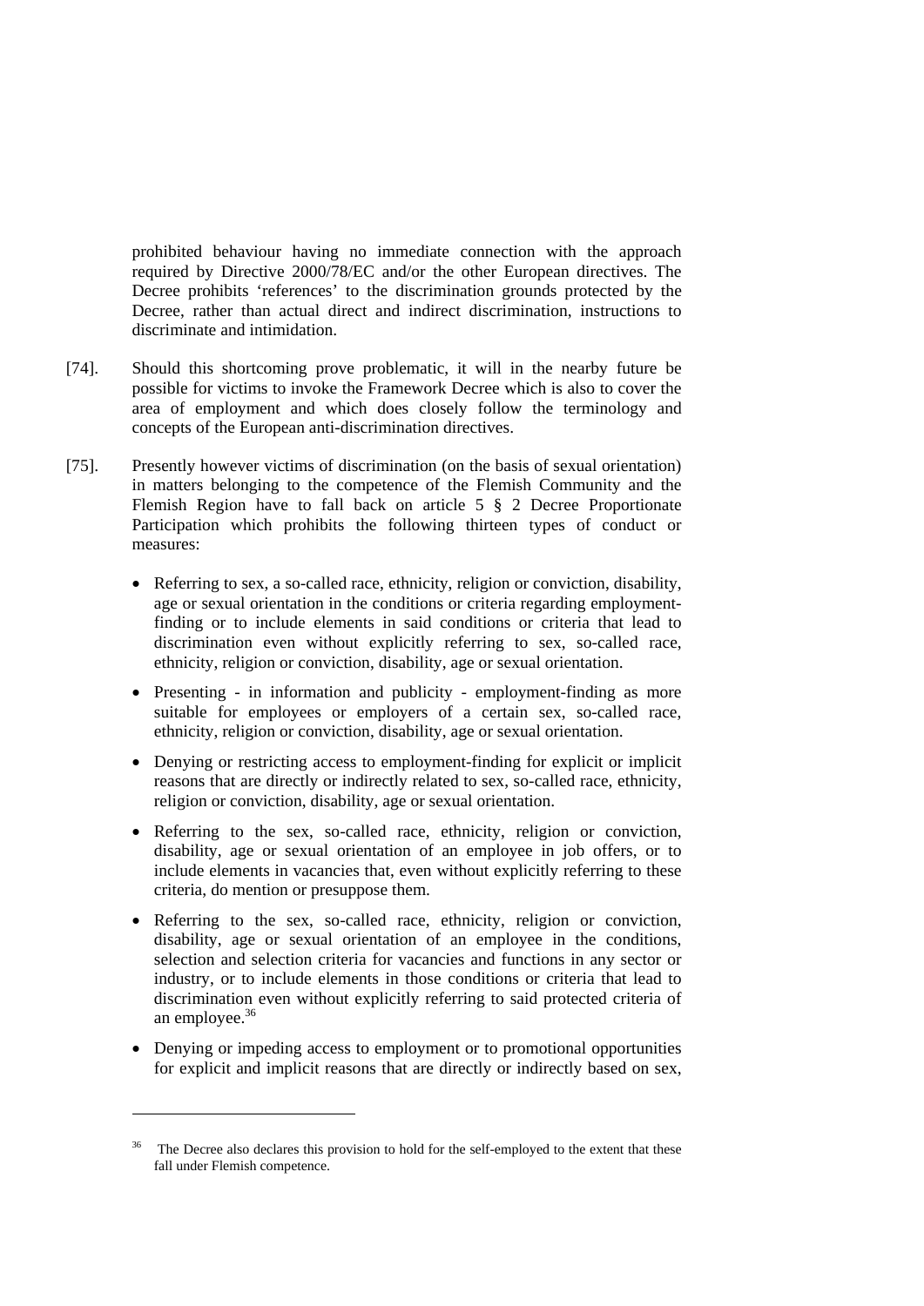prohibited behaviour having no immediate connection with the approach required by Directive 2000/78/EC and/or the other European directives. The Decree prohibits 'references' to the discrimination grounds protected by the Decree, rather than actual direct and indirect discrimination, instructions to discriminate and intimidation.

[74]. Should this shortcoming prove problematic, it will in the nearby future be possible for victims to invoke the Framework Decree which is also to cover the area of employment and which does closely follow the terminology and concepts of the European anti-discrimination directives.

[75]. Presently however victims of discrimination (on the basis of sexual orientation) in matters belonging to the competence of the Flemish Community and the Flemish Region have to fall back on article 5 § 2 Decree Proportionate Participation which prohibits the following thirteen types of conduct or measures:

- Referring to sex, a so-called race, ethnicity, religion or conviction, disability, age or sexual orientation in the conditions or criteria regarding employment-finding or to include elements in said conditions or criteria that lead to discrimination even without explicitly referring to sex, so-called race, ethnicity, religion or conviction, disability, age or sexual orientation.
- Presenting - in information and publicity - employment-finding as more suitable for employees or employers of a certain sex, so-called race, ethnicity, religion or conviction, disability, age or sexual orientation.
- Denying or restricting access to employment-finding for explicit or implicit reasons that are directly or indirectly related to sex, so-called race, ethnicity, religion or conviction, disability, age or sexual orientation.
- Referring to the sex, so-called race, ethnicity, religion or conviction, disability, age or sexual orientation of an employee in job offers, or to include elements in vacancies that, even without explicitly referring to these criteria, do mention or presuppose them.
- Referring to the sex, so-called race, ethnicity, religion or conviction, disability, age or sexual orientation of an employee in the conditions, selection and selection criteria for vacancies and functions in any sector or industry, or to include elements in those conditions or criteria that lead to discrimination even without explicitly referring to said protected criteria of an employee.[36]
- Denying or impeding access to employment or to promotional opportunities for explicit and implicit reasons that are directly or indirectly based on sex,

[36] The Decree also declares this provision to hold for the self-employed to the extent that these fall under Flemish competence.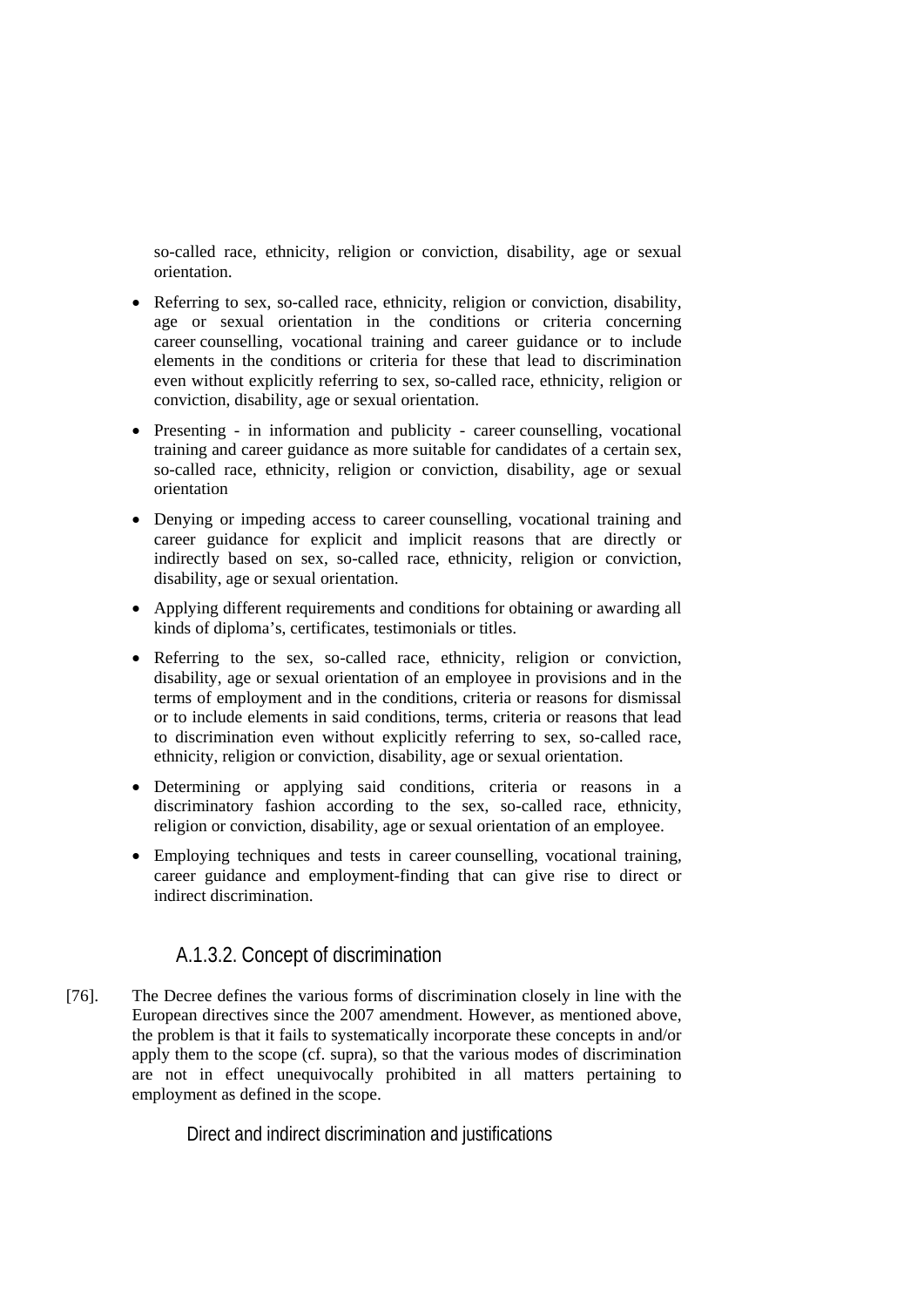so-called race, ethnicity, religion or conviction, disability, age or sexual orientation.

- Referring to sex, so-called race, ethnicity, religion or conviction, disability, age or sexual orientation in the conditions or criteria concerning career counselling, vocational training and career guidance or to include elements in the conditions or criteria for these that lead to discrimination even without explicitly referring to sex, so-called race, ethnicity, religion or conviction, disability, age or sexual orientation.
- Presenting - in information and publicity - career counselling, vocational training and career guidance as more suitable for candidates of a certain sex, so-called race, ethnicity, religion or conviction, disability, age or sexual orientation
- Denying or impeding access to career counselling, vocational training and career guidance for explicit and implicit reasons that are directly or indirectly based on sex, so-called race, ethnicity, religion or conviction, disability, age or sexual orientation.
- Applying different requirements and conditions for obtaining or awarding all kinds of diploma's, certificates, testimonials or titles.
- Referring to the sex, so-called race, ethnicity, religion or conviction, disability, age or sexual orientation of an employee in provisions and in the terms of employment and in the conditions, criteria or reasons for dismissal or to include elements in said conditions, terms, criteria or reasons that lead to discrimination even without explicitly referring to sex, so-called race, ethnicity, religion or conviction, disability, age or sexual orientation.
- Determining or applying said conditions, criteria or reasons in a discriminatory fashion according to the sex, so-called race, ethnicity, religion or conviction, disability, age or sexual orientation of an employee.
- Employing techniques and tests in career counselling, vocational training, career guidance and employment-finding that can give rise to direct or indirect discrimination.

### A.1.3.2. Concept of discrimination

[76]. The Decree defines the various forms of discrimination closely in line with the European directives since the 2007 amendment. However, as mentioned above, the problem is that it fails to systematically incorporate these concepts in and/or apply them to the scope (cf. supra), so that the various modes of discrimination are not in effect unequivocally prohibited in all matters pertaining to employment as defined in the scope.

#### Direct and indirect discrimination and justifications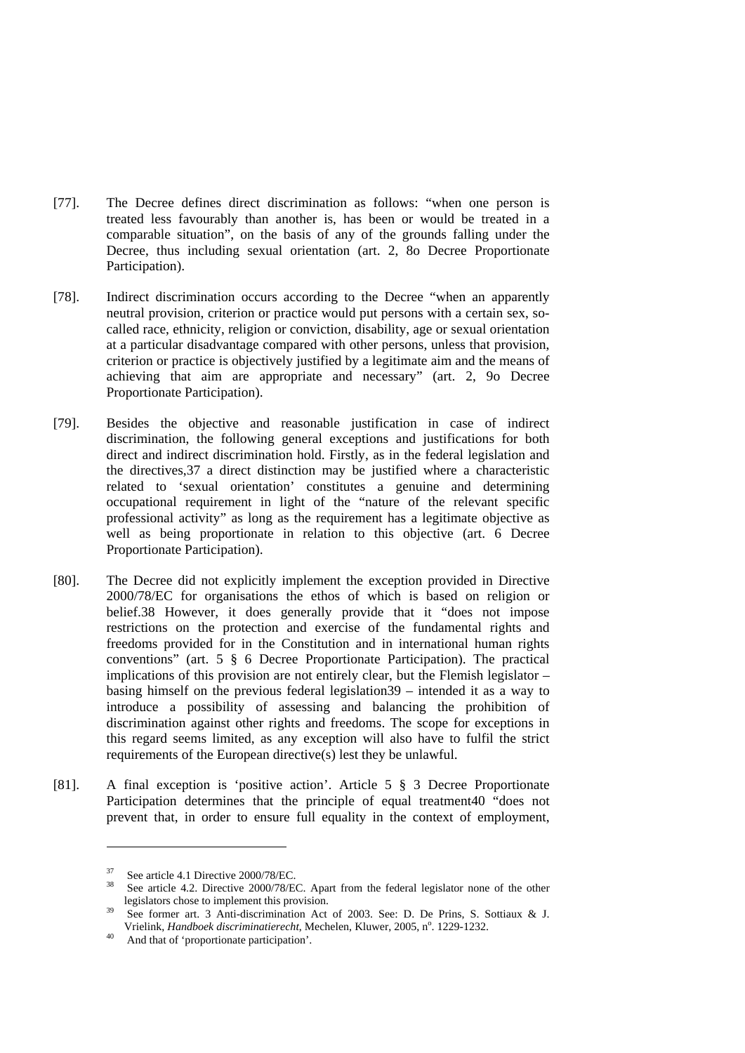[77]. The Decree defines direct discrimination as follows: "when one person is treated less favourably than another is, has been or would be treated in a comparable situation", on the basis of any of the grounds falling under the Decree, thus including sexual orientation (art. 2, 8o Decree Proportionate Participation).

[78]. Indirect discrimination occurs according to the Decree "when an apparently neutral provision, criterion or practice would put persons with a certain sex, so-called race, ethnicity, religion or conviction, disability, age or sexual orientation at a particular disadvantage compared with other persons, unless that provision, criterion or practice is objectively justified by a legitimate aim and the means of achieving that aim are appropriate and necessary" (art. 2, 9o Decree Proportionate Participation).

[79]. Besides the objective and reasonable justification in case of indirect discrimination, the following general exceptions and justifications for both direct and indirect discrimination hold. Firstly, as in the federal legislation and the directives,[37] a direct distinction may be justified where a characteristic related to 'sexual orientation' constitutes a genuine and determining occupational requirement in light of the "nature of the relevant specific professional activity" as long as the requirement has a legitimate objective as well as being proportionate in relation to this objective (art. 6 Decree Proportionate Participation).

[80]. The Decree did not explicitly implement the exception provided in Directive 2000/78/EC for organisations the ethos of which is based on religion or belief.[38] However, it does generally provide that it "does not impose restrictions on the protection and exercise of the fundamental rights and freedoms provided for in the Constitution and in international human rights conventions" (art. 5 § 6 Decree Proportionate Participation). The practical implications of this provision are not entirely clear, but the Flemish legislator – basing himself on the previous federal legislation[39] – intended it as a way to introduce a possibility of assessing and balancing the prohibition of discrimination against other rights and freedoms. The scope for exceptions in this regard seems limited, as any exception will also have to fulfil the strict requirements of the European directive(s) lest they be unlawful.

[81]. A final exception is 'positive action'. Article 5 § 3 Decree Proportionate Participation determines that the principle of equal treatment[40] "does not prevent that, in order to ensure full equality in the context of employment,

---

[37] See article 4.1 Directive 2000/78/EC.

[38] See article 4.2. Directive 2000/78/EC. Apart from the federal legislator none of the other legislators chose to implement this provision.

[39] See former art. 3 Anti-discrimination Act of 2003. See: D. De Prins, S. Sottiaux & J. Vrielink, *Handboek discriminatierecht*, Mechelen, Kluwer, 2005, n°. 1229-1232.

[40] And that of 'proportionate participation'.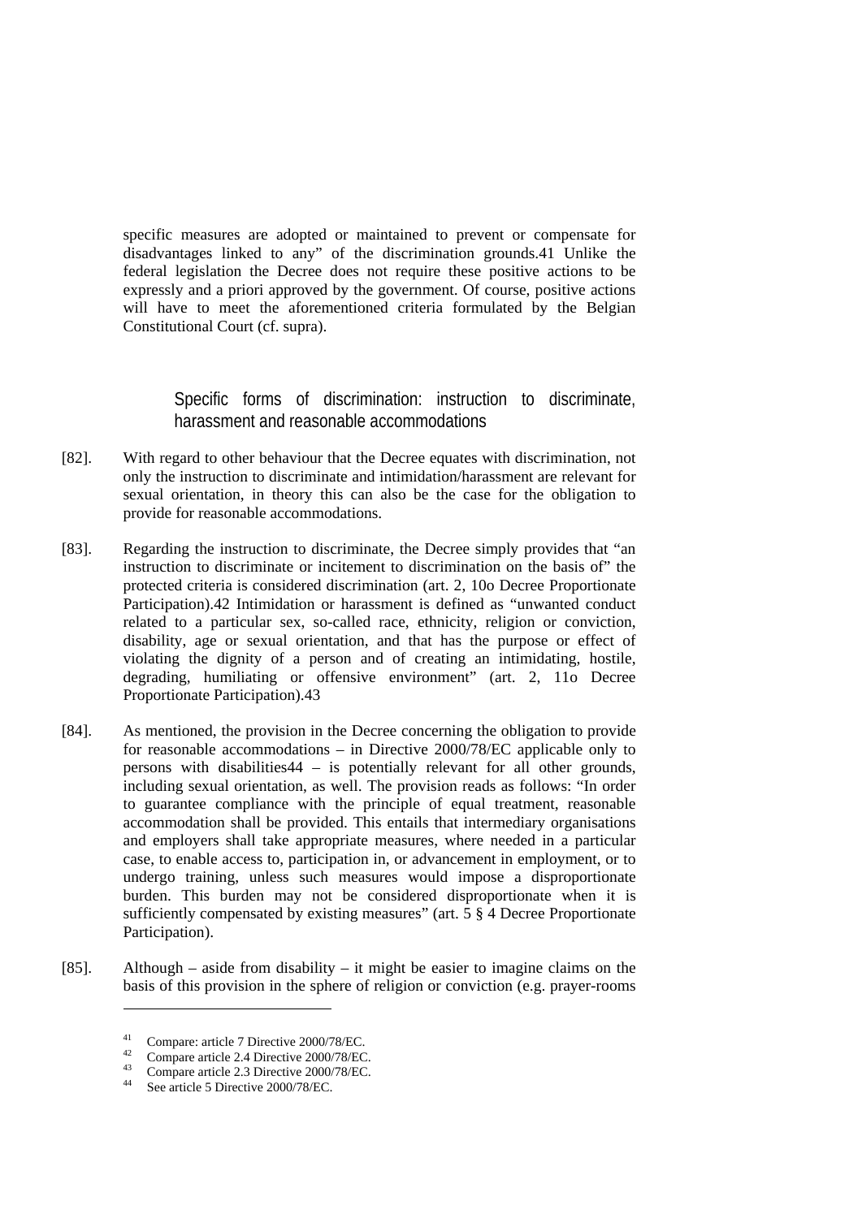specific measures are adopted or maintained to prevent or compensate for disadvantages linked to any" of the discrimination grounds.[41] Unlike the federal legislation the Decree does not require these positive actions to be expressly and a priori approved by the government. Of course, positive actions will have to meet the aforementioned criteria formulated by the Belgian Constitutional Court (cf. supra).

### Specific forms of discrimination: instruction to discriminate, harassment and reasonable accommodations

[82]. With regard to other behaviour that the Decree equates with discrimination, not only the instruction to discriminate and intimidation/harassment are relevant for sexual orientation, in theory this can also be the case for the obligation to provide for reasonable accommodations.

[83]. Regarding the instruction to discriminate, the Decree simply provides that "an instruction to discriminate or incitement to discrimination on the basis of" the protected criteria is considered discrimination (art. 2, 10o Decree Proportionate Participation).[42] Intimidation or harassment is defined as "unwanted conduct related to a particular sex, so-called race, ethnicity, religion or conviction, disability, age or sexual orientation, and that has the purpose or effect of violating the dignity of a person and of creating an intimidating, hostile, degrading, humiliating or offensive environment" (art. 2, 11o Decree Proportionate Participation).[43]

[84]. As mentioned, the provision in the Decree concerning the obligation to provide for reasonable accommodations – in Directive 2000/78/EC applicable only to persons with disabilities[44] – is potentially relevant for all other grounds, including sexual orientation, as well. The provision reads as follows: "In order to guarantee compliance with the principle of equal treatment, reasonable accommodation shall be provided. This entails that intermediary organisations and employers shall take appropriate measures, where needed in a particular case, to enable access to, participation in, or advancement in employment, or to undergo training, unless such measures would impose a disproportionate burden. This burden may not be considered disproportionate when it is sufficiently compensated by existing measures" (art. 5 § 4 Decree Proportionate Participation).

[85]. Although – aside from disability – it might be easier to imagine claims on the basis of this provision in the sphere of religion or conviction (e.g. prayer-rooms

---

[41] Compare: article 7 Directive 2000/78/EC.

[42] Compare article 2.4 Directive 2000/78/EC.

[43] Compare article 2.3 Directive 2000/78/EC.

[44] See article 5 Directive 2000/78/EC.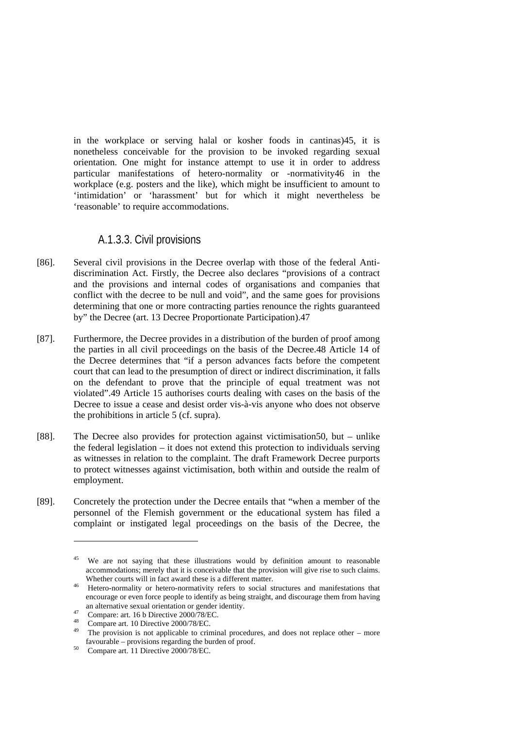in the workplace or serving halal or kosher foods in cantinas)[45], it is nonetheless conceivable for the provision to be invoked regarding sexual orientation. One might for instance attempt to use it in order to address particular manifestations of hetero-normality or -normativity[46] in the workplace (e.g. posters and the like), which might be insufficient to amount to 'intimidation' or 'harassment' but for which it might nevertheless be 'reasonable' to require accommodations.

### A.1.3.3. Civil provisions

[86]. Several civil provisions in the Decree overlap with those of the federal Anti-discrimination Act. Firstly, the Decree also declares "provisions of a contract and the provisions and internal codes of organisations and companies that conflict with the decree to be null and void", and the same goes for provisions determining that one or more contracting parties renounce the rights guaranteed by" the Decree (art. 13 Decree Proportionate Participation).[47]

[87]. Furthermore, the Decree provides in a distribution of the burden of proof among the parties in all civil proceedings on the basis of the Decree.[48] Article 14 of the Decree determines that "if a person advances facts before the competent court that can lead to the presumption of direct or indirect discrimination, it falls on the defendant to prove that the principle of equal treatment was not violated".[49] Article 15 authorises courts dealing with cases on the basis of the Decree to issue a cease and desist order vis-à-vis anyone who does not observe the prohibitions in article 5 (cf. supra).

[88]. The Decree also provides for protection against victimisation[50], but – unlike the federal legislation – it does not extend this protection to individuals serving as witnesses in relation to the complaint. The draft Framework Decree purports to protect witnesses against victimisation, both within and outside the realm of employment.

[89]. Concretely the protection under the Decree entails that "when a member of the personnel of the Flemish government or the educational system has filed a complaint or instigated legal proceedings on the basis of the Decree, the

---

[45] We are not saying that these illustrations would by definition amount to reasonable accommodations; merely that it is conceivable that the provision will give rise to such claims. Whether courts will in fact award these is a different matter.

[46] Hetero-normality or hetero-normativity refers to social structures and manifestations that encourage or even force people to identify as being straight, and discourage them from having an alternative sexual orientation or gender identity.

[47] Compare: art. 16 b Directive 2000/78/EC.

[48] Compare art. 10 Directive 2000/78/EC.

[49] The provision is not applicable to criminal procedures, and does not replace other – more favourable – provisions regarding the burden of proof.

[50] Compare art. 11 Directive 2000/78/EC.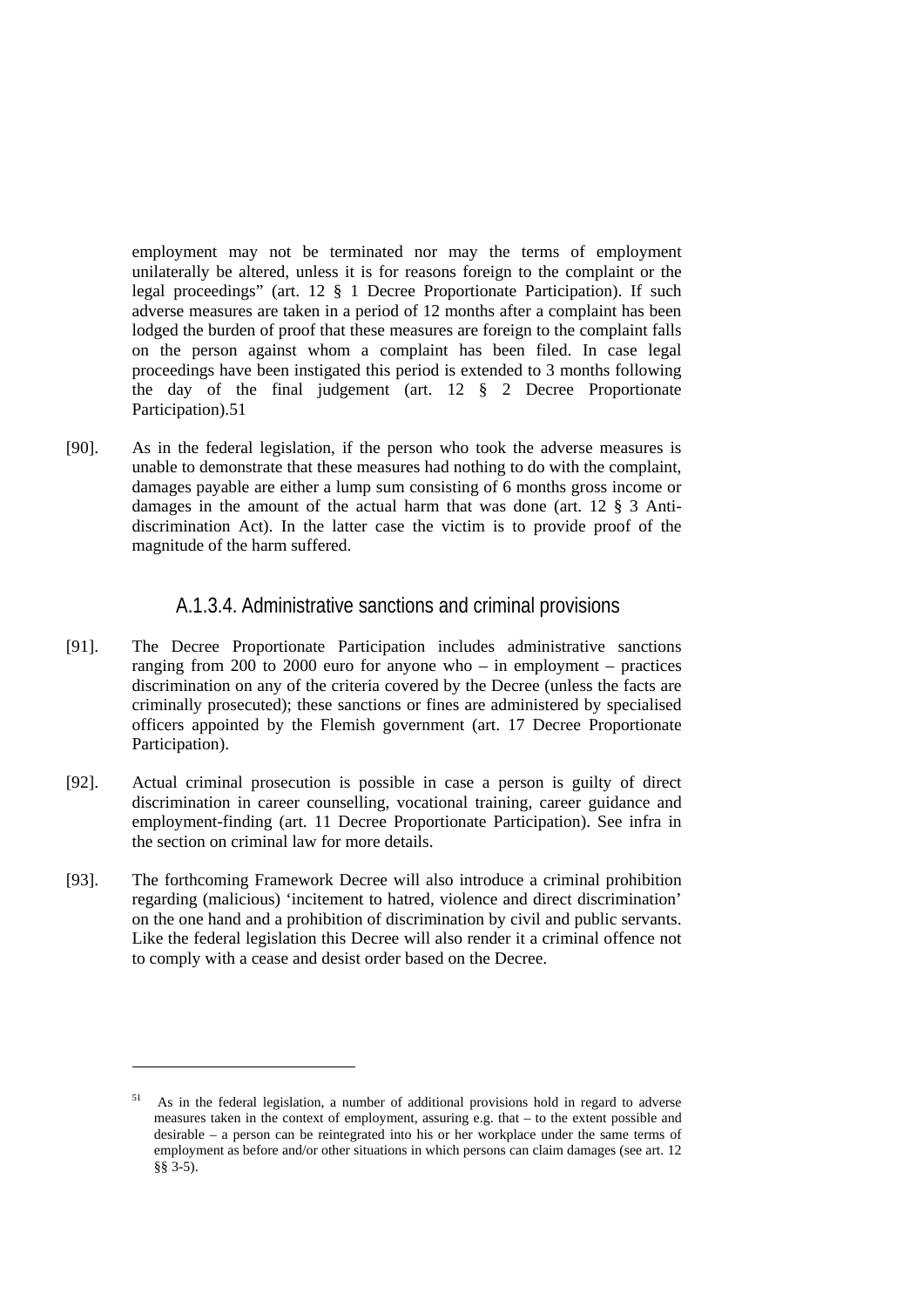employment may not be terminated nor may the terms of employment unilaterally be altered, unless it is for reasons foreign to the complaint or the legal proceedings" (art. 12 § 1 Decree Proportionate Participation). If such adverse measures are taken in a period of 12 months after a complaint has been lodged the burden of proof that these measures are foreign to the complaint falls on the person against whom a complaint has been filed. In case legal proceedings have been instigated this period is extended to 3 months following the day of the final judgement (art. 12 § 2 Decree Proportionate Participation).[51]

[90]. As in the federal legislation, if the person who took the adverse measures is unable to demonstrate that these measures had nothing to do with the complaint, damages payable are either a lump sum consisting of 6 months gross income or damages in the amount of the actual harm that was done (art. 12 § 3 Anti-discrimination Act). In the latter case the victim is to provide proof of the magnitude of the harm suffered.

### A.1.3.4. Administrative sanctions and criminal provisions

[91]. The Decree Proportionate Participation includes administrative sanctions ranging from 200 to 2000 euro for anyone who – in employment – practices discrimination on any of the criteria covered by the Decree (unless the facts are criminally prosecuted); these sanctions or fines are administered by specialised officers appointed by the Flemish government (art. 17 Decree Proportionate Participation).

[92]. Actual criminal prosecution is possible in case a person is guilty of direct discrimination in career counselling, vocational training, career guidance and employment-finding (art. 11 Decree Proportionate Participation). See infra in the section on criminal law for more details.

[93]. The forthcoming Framework Decree will also introduce a criminal prohibition regarding (malicious) 'incitement to hatred, violence and direct discrimination' on the one hand and a prohibition of discrimination by civil and public servants. Like the federal legislation this Decree will also render it a criminal offence not to comply with a cease and desist order based on the Decree.

---

[51] As in the federal legislation, a number of additional provisions hold in regard to adverse measures taken in the context of employment, assuring e.g. that – to the extent possible and desirable – a person can be reintegrated into his or her workplace under the same terms of employment as before and/or other situations in which persons can claim damages (see art. 12 §§ 3-5).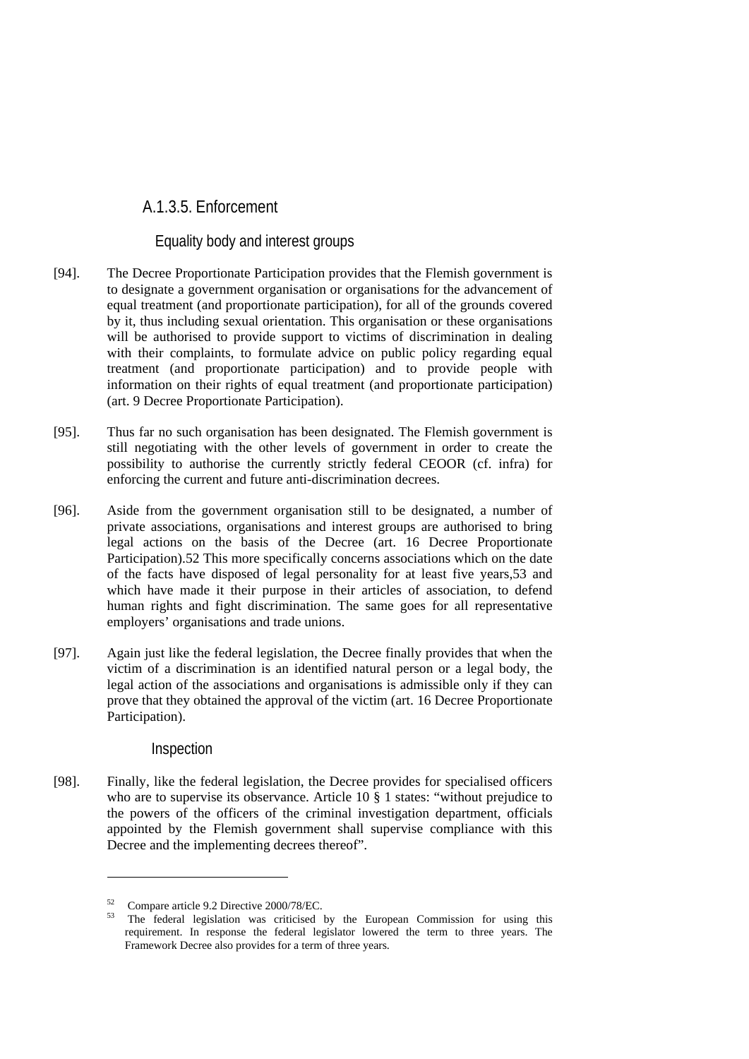### A.1.3.5. Enforcement

#### Equality body and interest groups

[94]. The Decree Proportionate Participation provides that the Flemish government is to designate a government organisation or organisations for the advancement of equal treatment (and proportionate participation), for all of the grounds covered by it, thus including sexual orientation. This organisation or these organisations will be authorised to provide support to victims of discrimination in dealing with their complaints, to formulate advice on public policy regarding equal treatment (and proportionate participation) and to provide people with information on their rights of equal treatment (and proportionate participation) (art. 9 Decree Proportionate Participation).

[95]. Thus far no such organisation has been designated. The Flemish government is still negotiating with the other levels of government in order to create the possibility to authorise the currently strictly federal CEOOR (cf. infra) for enforcing the current and future anti-discrimination decrees.

[96]. Aside from the government organisation still to be designated, a number of private associations, organisations and interest groups are authorised to bring legal actions on the basis of the Decree (art. 16 Decree Proportionate Participation).[52] This more specifically concerns associations which on the date of the facts have disposed of legal personality for at least five years,[53] and which have made it their purpose in their articles of association, to defend human rights and fight discrimination. The same goes for all representative employers' organisations and trade unions.

[97]. Again just like the federal legislation, the Decree finally provides that when the victim of a discrimination is an identified natural person or a legal body, the legal action of the associations and organisations is admissible only if they can prove that they obtained the approval of the victim (art. 16 Decree Proportionate Participation).

#### Inspection

[98]. Finally, like the federal legislation, the Decree provides for specialised officers who are to supervise its observance. Article 10 § 1 states: "without prejudice to the powers of the officers of the criminal investigation department, officials appointed by the Flemish government shall supervise compliance with this Decree and the implementing decrees thereof".

---

[52] Compare article 9.2 Directive 2000/78/EC.

[53] The federal legislation was criticised by the European Commission for using this requirement. In response the federal legislator lowered the term to three years. The Framework Decree also provides for a term of three years.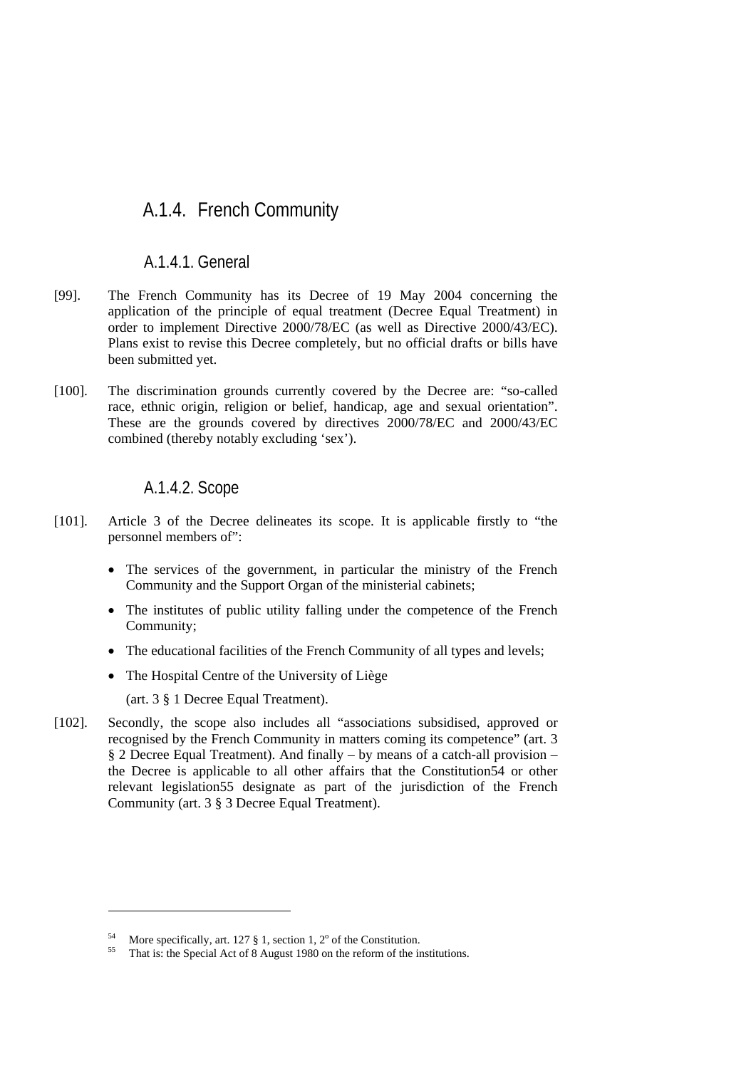## A.1.4. French Community

### A.1.4.1. General

[99]. The French Community has its Decree of 19 May 2004 concerning the application of the principle of equal treatment (Decree Equal Treatment) in order to implement Directive 2000/78/EC (as well as Directive 2000/43/EC). Plans exist to revise this Decree completely, but no official drafts or bills have been submitted yet.

[100]. The discrimination grounds currently covered by the Decree are: "so-called race, ethnic origin, religion or belief, handicap, age and sexual orientation". These are the grounds covered by directives 2000/78/EC and 2000/43/EC combined (thereby notably excluding 'sex').

### A.1.4.2. Scope

[101]. Article 3 of the Decree delineates its scope. It is applicable firstly to "the personnel members of":

- The services of the government, in particular the ministry of the French Community and the Support Organ of the ministerial cabinets;
- The institutes of public utility falling under the competence of the French Community;
- The educational facilities of the French Community of all types and levels;
- The Hospital Centre of the University of Liège

(art. 3 § 1 Decree Equal Treatment).

[102]. Secondly, the scope also includes all "associations subsidised, approved or recognised by the French Community in matters coming its competence" (art. 3 § 2 Decree Equal Treatment). And finally – by means of a catch-all provision – the Decree is applicable to all other affairs that the Constitution[54] or other relevant legislation[55] designate as part of the jurisdiction of the French Community (art. 3 § 3 Decree Equal Treatment).

---

[54] More specifically, art. 127 § 1, section 1, 2° of the Constitution.

[55] That is: the Special Act of 8 August 1980 on the reform of the institutions.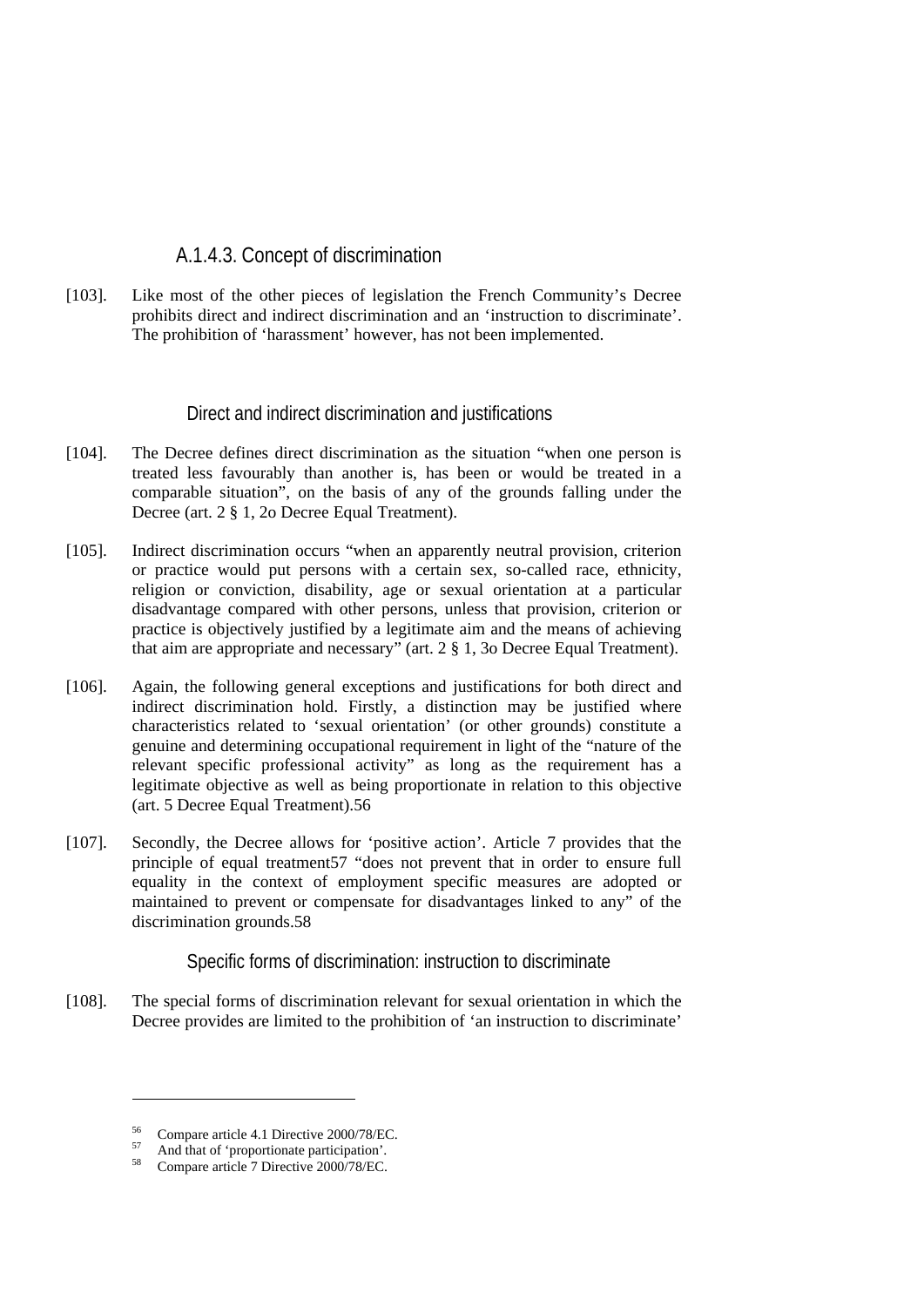### A.1.4.3. Concept of discrimination

[103]. Like most of the other pieces of legislation the French Community's Decree prohibits direct and indirect discrimination and an 'instruction to discriminate'. The prohibition of 'harassment' however, has not been implemented.

#### Direct and indirect discrimination and justifications

[104]. The Decree defines direct discrimination as the situation "when one person is treated less favourably than another is, has been or would be treated in a comparable situation", on the basis of any of the grounds falling under the Decree (art. 2 § 1, 2o Decree Equal Treatment).

[105]. Indirect discrimination occurs "when an apparently neutral provision, criterion or practice would put persons with a certain sex, so-called race, ethnicity, religion or conviction, disability, age or sexual orientation at a particular disadvantage compared with other persons, unless that provision, criterion or practice is objectively justified by a legitimate aim and the means of achieving that aim are appropriate and necessary" (art. 2 § 1, 3o Decree Equal Treatment).

[106]. Again, the following general exceptions and justifications for both direct and indirect discrimination hold. Firstly, a distinction may be justified where characteristics related to 'sexual orientation' (or other grounds) constitute a genuine and determining occupational requirement in light of the "nature of the relevant specific professional activity" as long as the requirement has a legitimate objective as well as being proportionate in relation to this objective (art. 5 Decree Equal Treatment).[56]

[107]. Secondly, the Decree allows for 'positive action'. Article 7 provides that the principle of equal treatment[57] "does not prevent that in order to ensure full equality in the context of employment specific measures are adopted or maintained to prevent or compensate for disadvantages linked to any" of the discrimination grounds.[58]

#### Specific forms of discrimination: instruction to discriminate

[108]. The special forms of discrimination relevant for sexual orientation in which the Decree provides are limited to the prohibition of 'an instruction to discriminate'

---

[56] Compare article 4.1 Directive 2000/78/EC.

[57] And that of 'proportionate participation'.

[58] Compare article 7 Directive 2000/78/EC.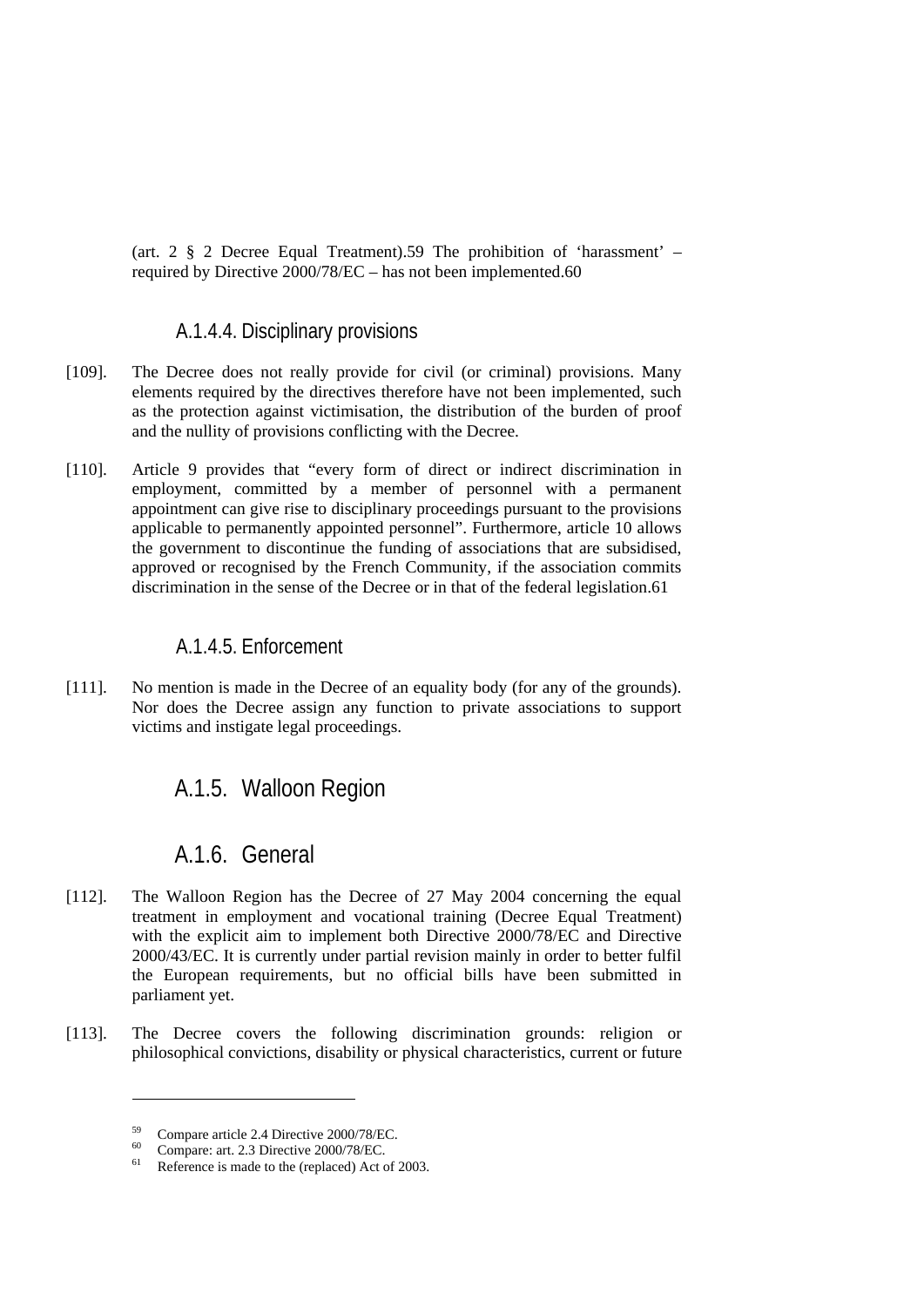(art. 2 § 2 Decree Equal Treatment).[59] The prohibition of 'harassment' – required by Directive 2000/78/EC – has not been implemented.[60]

#### A.1.4.4. Disciplinary provisions

[109]. The Decree does not really provide for civil (or criminal) provisions. Many elements required by the directives therefore have not been implemented, such as the protection against victimisation, the distribution of the burden of proof and the nullity of provisions conflicting with the Decree.

[110]. Article 9 provides that "every form of direct or indirect discrimination in employment, committed by a member of personnel with a permanent appointment can give rise to disciplinary proceedings pursuant to the provisions applicable to permanently appointed personnel". Furthermore, article 10 allows the government to discontinue the funding of associations that are subsidised, approved or recognised by the French Community, if the association commits discrimination in the sense of the Decree or in that of the federal legislation.[61]

#### A.1.4.5. Enforcement

[111]. No mention is made in the Decree of an equality body (for any of the grounds). Nor does the Decree assign any function to private associations to support victims and instigate legal proceedings.

### A.1.5. Walloon Region

### A.1.6. General

[112]. The Walloon Region has the Decree of 27 May 2004 concerning the equal treatment in employment and vocational training (Decree Equal Treatment) with the explicit aim to implement both Directive 2000/78/EC and Directive 2000/43/EC. It is currently under partial revision mainly in order to better fulfil the European requirements, but no official bills have been submitted in parliament yet.

[113]. The Decree covers the following discrimination grounds: religion or philosophical convictions, disability or physical characteristics, current or future

---

[59] Compare article 2.4 Directive 2000/78/EC.

[60] Compare: art. 2.3 Directive 2000/78/EC.

[61] Reference is made to the (replaced) Act of 2003.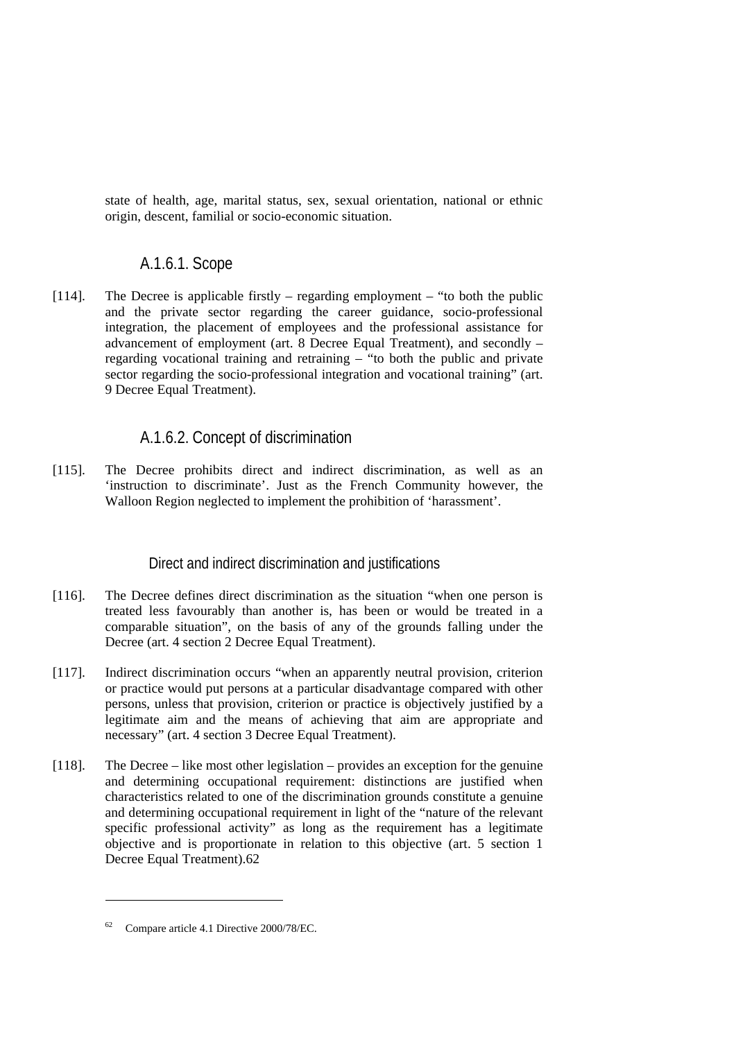state of health, age, marital status, sex, sexual orientation, national or ethnic origin, descent, familial or socio-economic situation.

### A.1.6.1. Scope

[114]. The Decree is applicable firstly – regarding employment – "to both the public and the private sector regarding the career guidance, socio-professional integration, the placement of employees and the professional assistance for advancement of employment (art. 8 Decree Equal Treatment), and secondly – regarding vocational training and retraining – "to both the public and private sector regarding the socio-professional integration and vocational training" (art. 9 Decree Equal Treatment).

### A.1.6.2. Concept of discrimination

[115]. The Decree prohibits direct and indirect discrimination, as well as an 'instruction to discriminate'. Just as the French Community however, the Walloon Region neglected to implement the prohibition of 'harassment'.

#### Direct and indirect discrimination and justifications

[116]. The Decree defines direct discrimination as the situation "when one person is treated less favourably than another is, has been or would be treated in a comparable situation", on the basis of any of the grounds falling under the Decree (art. 4 section 2 Decree Equal Treatment).

[117]. Indirect discrimination occurs "when an apparently neutral provision, criterion or practice would put persons at a particular disadvantage compared with other persons, unless that provision, criterion or practice is objectively justified by a legitimate aim and the means of achieving that aim are appropriate and necessary" (art. 4 section 3 Decree Equal Treatment).

[118]. The Decree – like most other legislation – provides an exception for the genuine and determining occupational requirement: distinctions are justified when characteristics related to one of the discrimination grounds constitute a genuine and determining occupational requirement in light of the "nature of the relevant specific professional activity" as long as the requirement has a legitimate objective and is proportionate in relation to this objective (art. 5 section 1 Decree Equal Treatment).[62]

---

[62] Compare article 4.1 Directive 2000/78/EC.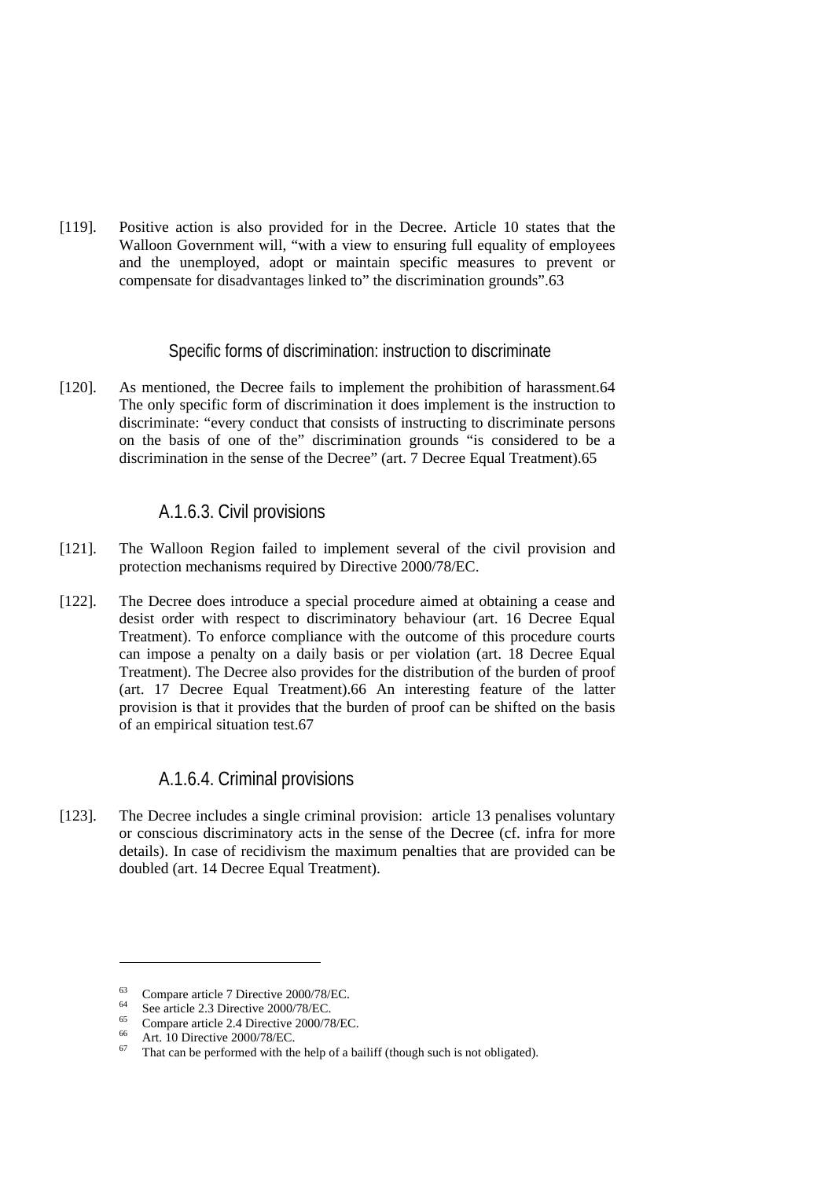[119]. Positive action is also provided for in the Decree. Article 10 states that the Walloon Government will, “with a view to ensuring full equality of employees and the unemployed, adopt or maintain specific measures to prevent or compensate for disadvantages linked to” the discrimination grounds”.[63]

### Specific forms of discrimination: instruction to discriminate

[120]. As mentioned, the Decree fails to implement the prohibition of harassment.[64] The only specific form of discrimination it does implement is the instruction to discriminate: “every conduct that consists of instructing to discriminate persons on the basis of one of the” discrimination grounds “is considered to be a discrimination in the sense of the Decree” (art. 7 Decree Equal Treatment).[65]

### A.1.6.3. Civil provisions

[121]. The Walloon Region failed to implement several of the civil provision and protection mechanisms required by Directive 2000/78/EC.

[122]. The Decree does introduce a special procedure aimed at obtaining a cease and desist order with respect to discriminatory behaviour (art. 16 Decree Equal Treatment). To enforce compliance with the outcome of this procedure courts can impose a penalty on a daily basis or per violation (art. 18 Decree Equal Treatment). The Decree also provides for the distribution of the burden of proof (art. 17 Decree Equal Treatment).[66] An interesting feature of the latter provision is that it provides that the burden of proof can be shifted on the basis of an empirical situation test.[67]

### A.1.6.4. Criminal provisions

[123]. The Decree includes a single criminal provision: article 13 penalises voluntary or conscious discriminatory acts in the sense of the Decree (cf. infra for more details). In case of recidivism the maximum penalties that are provided can be doubled (art. 14 Decree Equal Treatment).

---

[63] Compare article 7 Directive 2000/78/EC.

[64] See article 2.3 Directive 2000/78/EC.

[65] Compare article 2.4 Directive 2000/78/EC.

[66] Art. 10 Directive 2000/78/EC.

[67] That can be performed with the help of a bailiff (though such is not obligated).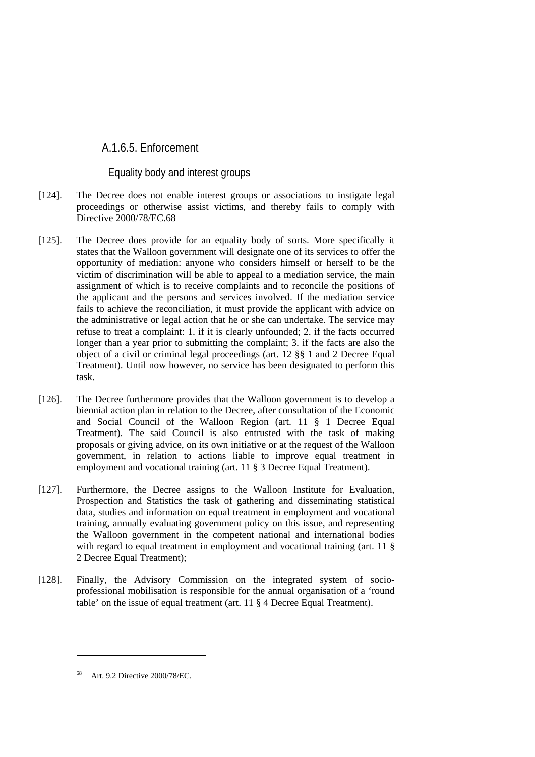### A.1.6.5. Enforcement

#### Equality body and interest groups

[124]. The Decree does not enable interest groups or associations to instigate legal proceedings or otherwise assist victims, and thereby fails to comply with Directive 2000/78/EC.[68]

[125]. The Decree does provide for an equality body of sorts. More specifically it states that the Walloon government will designate one of its services to offer the opportunity of mediation: anyone who considers himself or herself to be the victim of discrimination will be able to appeal to a mediation service, the main assignment of which is to receive complaints and to reconcile the positions of the applicant and the persons and services involved. If the mediation service fails to achieve the reconciliation, it must provide the applicant with advice on the administrative or legal action that he or she can undertake. The service may refuse to treat a complaint: 1. if it is clearly unfounded; 2. if the facts occurred longer than a year prior to submitting the complaint; 3. if the facts are also the object of a civil or criminal legal proceedings (art. 12 §§ 1 and 2 Decree Equal Treatment). Until now however, no service has been designated to perform this task.

[126]. The Decree furthermore provides that the Walloon government is to develop a biennial action plan in relation to the Decree, after consultation of the Economic and Social Council of the Walloon Region (art. 11 § 1 Decree Equal Treatment). The said Council is also entrusted with the task of making proposals or giving advice, on its own initiative or at the request of the Walloon government, in relation to actions liable to improve equal treatment in employment and vocational training (art. 11 § 3 Decree Equal Treatment).

[127]. Furthermore, the Decree assigns to the Walloon Institute for Evaluation, Prospection and Statistics the task of gathering and disseminating statistical data, studies and information on equal treatment in employment and vocational training, annually evaluating government policy on this issue, and representing the Walloon government in the competent national and international bodies with regard to equal treatment in employment and vocational training (art. 11 § 2 Decree Equal Treatment);

[128]. Finally, the Advisory Commission on the integrated system of socio-professional mobilisation is responsible for the annual organisation of a 'round table' on the issue of equal treatment (art. 11 § 4 Decree Equal Treatment).

---

[68] Art. 9.2 Directive 2000/78/EC.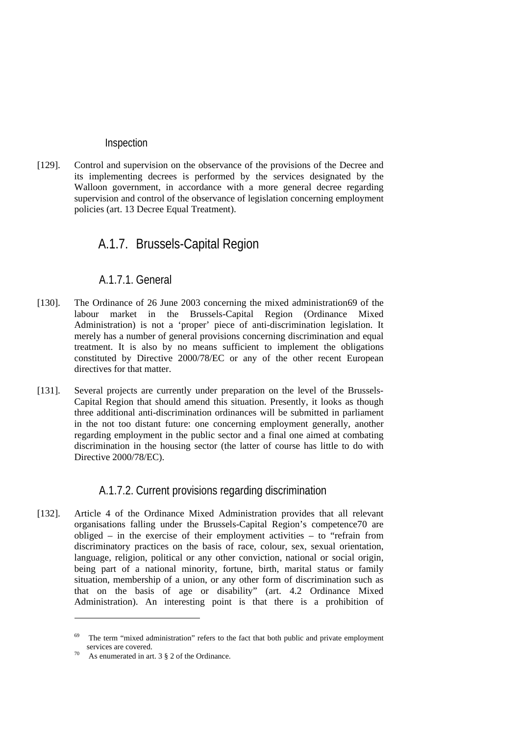#### Inspection

[129]. Control and supervision on the observance of the provisions of the Decree and its implementing decrees is performed by the services designated by the Walloon government, in accordance with a more general decree regarding supervision and control of the observance of legislation concerning employment policies (art. 13 Decree Equal Treatment).

## A.1.7. Brussels-Capital Region

### A.1.7.1. General

[130]. The Ordinance of 26 June 2003 concerning the mixed administration[69] of the labour market in the Brussels-Capital Region (Ordinance Mixed Administration) is not a 'proper' piece of anti-discrimination legislation. It merely has a number of general provisions concerning discrimination and equal treatment. It is also by no means sufficient to implement the obligations constituted by Directive 2000/78/EC or any of the other recent European directives for that matter.

[131]. Several projects are currently under preparation on the level of the Brussels-Capital Region that should amend this situation. Presently, it looks as though three additional anti-discrimination ordinances will be submitted in parliament in the not too distant future: one concerning employment generally, another regarding employment in the public sector and a final one aimed at combating discrimination in the housing sector (the latter of course has little to do with Directive 2000/78/EC).

### A.1.7.2. Current provisions regarding discrimination

[132]. Article 4 of the Ordinance Mixed Administration provides that all relevant organisations falling under the Brussels-Capital Region's competence[70] are obliged – in the exercise of their employment activities – to "refrain from discriminatory practices on the basis of race, colour, sex, sexual orientation, language, religion, political or any other conviction, national or social origin, being part of a national minority, fortune, birth, marital status or family situation, membership of a union, or any other form of discrimination such as that on the basis of age or disability" (art. 4.2 Ordinance Mixed Administration). An interesting point is that there is a prohibition of

---

[69] The term "mixed administration" refers to the fact that both public and private employment services are covered.

[70] As enumerated in art. 3 § 2 of the Ordinance.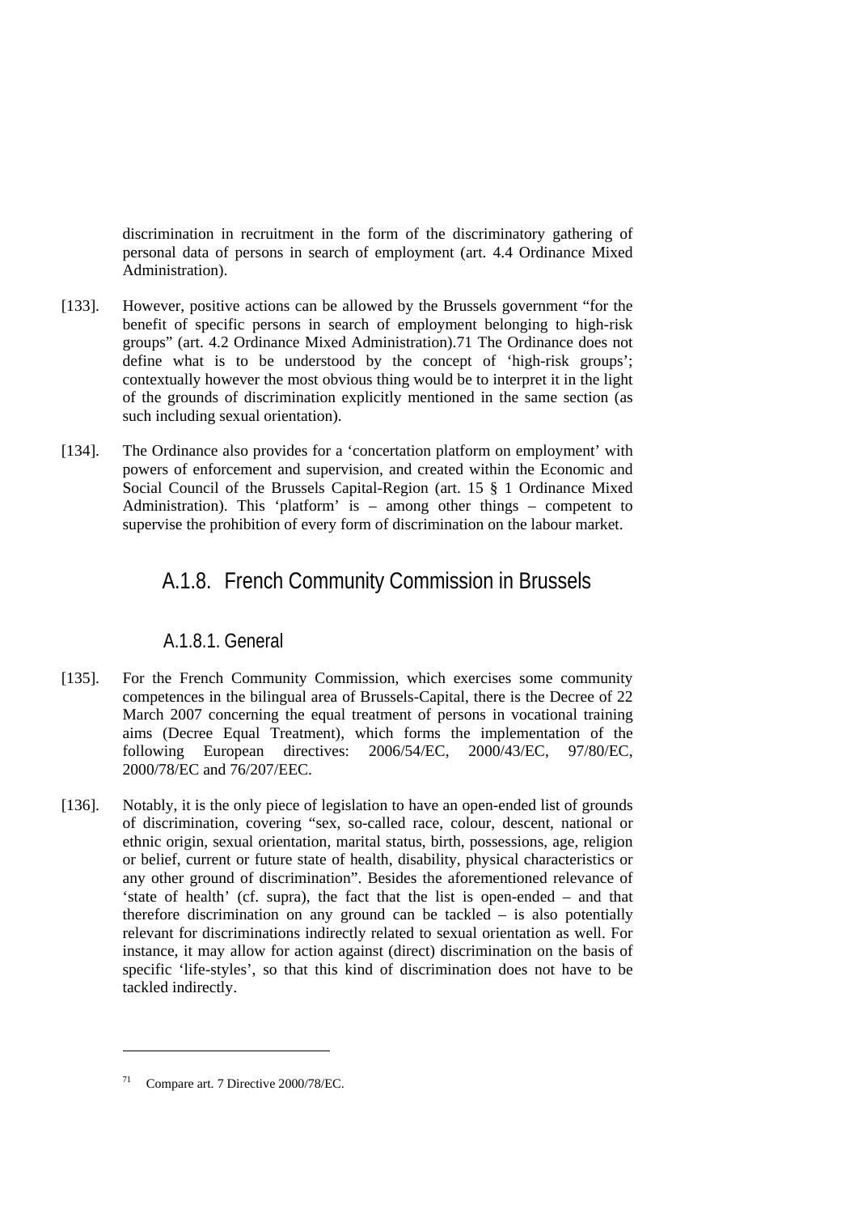discrimination in recruitment in the form of the discriminatory gathering of personal data of persons in search of employment (art. 4.4 Ordinance Mixed Administration).

[133]. However, positive actions can be allowed by the Brussels government "for the benefit of specific persons in search of employment belonging to high-risk groups" (art. 4.2 Ordinance Mixed Administration).[71] The Ordinance does not define what is to be understood by the concept of 'high-risk groups'; contextually however the most obvious thing would be to interpret it in the light of the grounds of discrimination explicitly mentioned in the same section (as such including sexual orientation).

[134]. The Ordinance also provides for a 'concertation platform on employment' with powers of enforcement and supervision, and created within the Economic and Social Council of the Brussels Capital-Region (art. 15 § 1 Ordinance Mixed Administration). This 'platform' is – among other things – competent to supervise the prohibition of every form of discrimination on the labour market.

## A.1.8. French Community Commission in Brussels

### A.1.8.1. General

[135]. For the French Community Commission, which exercises some community competences in the bilingual area of Brussels-Capital, there is the Decree of 22 March 2007 concerning the equal treatment of persons in vocational training aims (Decree Equal Treatment), which forms the implementation of the following European directives: 2006/54/EC, 2000/43/EC, 97/80/EC, 2000/78/EC and 76/207/EEC.

[136]. Notably, it is the only piece of legislation to have an open-ended list of grounds of discrimination, covering "sex, so-called race, colour, descent, national or ethnic origin, sexual orientation, marital status, birth, possessions, age, religion or belief, current or future state of health, disability, physical characteristics or any other ground of discrimination". Besides the aforementioned relevance of 'state of health' (cf. supra), the fact that the list is open-ended – and that therefore discrimination on any ground can be tackled – is also potentially relevant for discriminations indirectly related to sexual orientation as well. For instance, it may allow for action against (direct) discrimination on the basis of specific 'life-styles', so that this kind of discrimination does not have to be tackled indirectly.

---

[71] Compare art. 7 Directive 2000/78/EC.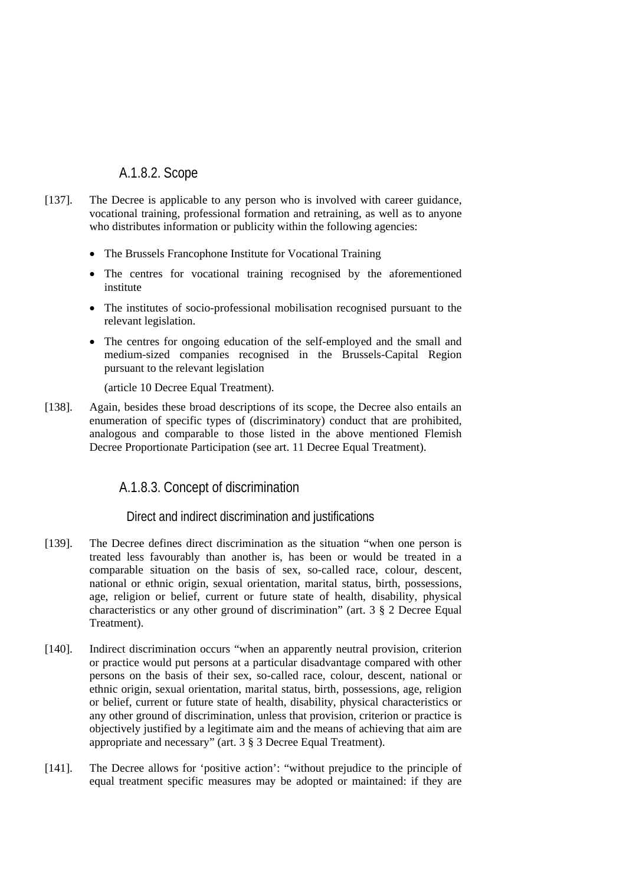#### A.1.8.2. Scope

[137]. The Decree is applicable to any person who is involved with career guidance, vocational training, professional formation and retraining, as well as to anyone who distributes information or publicity within the following agencies:

- The Brussels Francophone Institute for Vocational Training
- The centres for vocational training recognised by the aforementioned institute
- The institutes of socio-professional mobilisation recognised pursuant to the relevant legislation.
- The centres for ongoing education of the self-employed and the small and medium-sized companies recognised in the Brussels-Capital Region pursuant to the relevant legislation

  (article 10 Decree Equal Treatment).

[138]. Again, besides these broad descriptions of its scope, the Decree also entails an enumeration of specific types of (discriminatory) conduct that are prohibited, analogous and comparable to those listed in the above mentioned Flemish Decree Proportionate Participation (see art. 11 Decree Equal Treatment).

#### A.1.8.3. Concept of discrimination

##### Direct and indirect discrimination and justifications

[139]. The Decree defines direct discrimination as the situation "when one person is treated less favourably than another is, has been or would be treated in a comparable situation on the basis of sex, so-called race, colour, descent, national or ethnic origin, sexual orientation, marital status, birth, possessions, age, religion or belief, current or future state of health, disability, physical characteristics or any other ground of discrimination" (art. 3 § 2 Decree Equal Treatment).

[140]. Indirect discrimination occurs "when an apparently neutral provision, criterion or practice would put persons at a particular disadvantage compared with other persons on the basis of their sex, so-called race, colour, descent, national or ethnic origin, sexual orientation, marital status, birth, possessions, age, religion or belief, current or future state of health, disability, physical characteristics or any other ground of discrimination, unless that provision, criterion or practice is objectively justified by a legitimate aim and the means of achieving that aim are appropriate and necessary" (art. 3 § 3 Decree Equal Treatment).

[141]. The Decree allows for 'positive action': "without prejudice to the principle of equal treatment specific measures may be adopted or maintained: if they are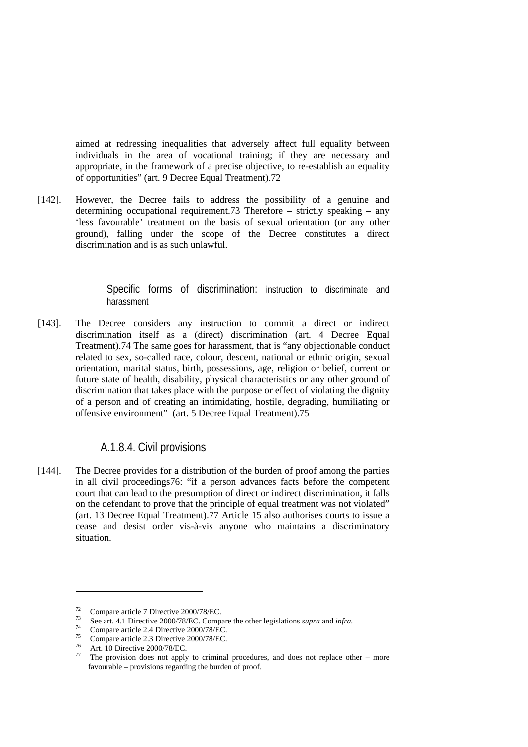aimed at redressing inequalities that adversely affect full equality between individuals in the area of vocational training; if they are necessary and appropriate, in the framework of a precise objective, to re-establish an equality of opportunities" (art. 9 Decree Equal Treatment).[72]

[142]. However, the Decree fails to address the possibility of a genuine and determining occupational requirement.[73] Therefore – strictly speaking – any 'less favourable' treatment on the basis of sexual orientation (or any other ground), falling under the scope of the Decree constitutes a direct discrimination and is as such unlawful.

#### Specific forms of discrimination: instruction to discriminate and harassment

[143]. The Decree considers any instruction to commit a direct or indirect discrimination itself as a (direct) discrimination (art. 4 Decree Equal Treatment).[74] The same goes for harassment, that is "any objectionable conduct related to sex, so-called race, colour, descent, national or ethnic origin, sexual orientation, marital status, birth, possessions, age, religion or belief, current or future state of health, disability, physical characteristics or any other ground of discrimination that takes place with the purpose or effect of violating the dignity of a person and of creating an intimidating, hostile, degrading, humiliating or offensive environment" (art. 5 Decree Equal Treatment).[75]

### A.1.8.4. Civil provisions

[144]. The Decree provides for a distribution of the burden of proof among the parties in all civil proceedings[76]: "if a person advances facts before the competent court that can lead to the presumption of direct or indirect discrimination, it falls on the defendant to prove that the principle of equal treatment was not violated" (art. 13 Decree Equal Treatment).[77] Article 15 also authorises courts to issue a cease and desist order vis-à-vis anyone who maintains a discriminatory situation.

---

[72] Compare article 7 Directive 2000/78/EC.

[73] See art. 4.1 Directive 2000/78/EC. Compare the other legislations *supra* and *infra*.

[74] Compare article 2.4 Directive 2000/78/EC.

[75] Compare article 2.3 Directive 2000/78/EC.

[76] Art. 10 Directive 2000/78/EC.

[77] The provision does not apply to criminal procedures, and does not replace other – more favourable – provisions regarding the burden of proof.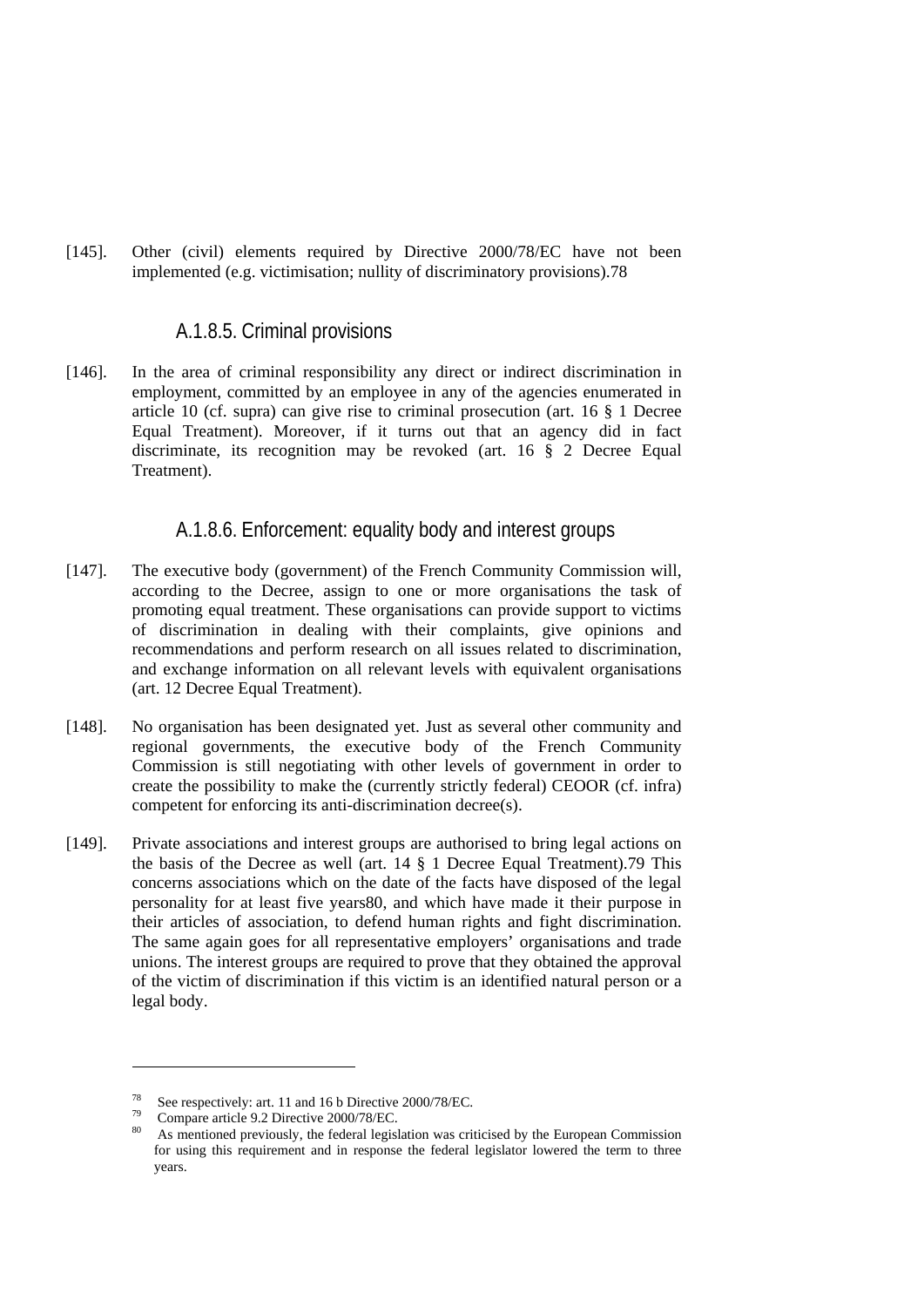[145]. Other (civil) elements required by Directive 2000/78/EC have not been implemented (e.g. victimisation; nullity of discriminatory provisions).[78]

#### A.1.8.5. Criminal provisions

[146]. In the area of criminal responsibility any direct or indirect discrimination in employment, committed by an employee in any of the agencies enumerated in article 10 (cf. supra) can give rise to criminal prosecution (art. 16 § 1 Decree Equal Treatment). Moreover, if it turns out that an agency did in fact discriminate, its recognition may be revoked (art. 16 § 2 Decree Equal Treatment).

#### A.1.8.6. Enforcement: equality body and interest groups

[147]. The executive body (government) of the French Community Commission will, according to the Decree, assign to one or more organisations the task of promoting equal treatment. These organisations can provide support to victims of discrimination in dealing with their complaints, give opinions and recommendations and perform research on all issues related to discrimination, and exchange information on all relevant levels with equivalent organisations (art. 12 Decree Equal Treatment).

[148]. No organisation has been designated yet. Just as several other community and regional governments, the executive body of the French Community Commission is still negotiating with other levels of government in order to create the possibility to make the (currently strictly federal) CEOOR (cf. infra) competent for enforcing its anti-discrimination decree(s).

[149]. Private associations and interest groups are authorised to bring legal actions on the basis of the Decree as well (art. 14 § 1 Decree Equal Treatment).[79] This concerns associations which on the date of the facts have disposed of the legal personality for at least five years[80], and which have made it their purpose in their articles of association, to defend human rights and fight discrimination. The same again goes for all representative employers' organisations and trade unions. The interest groups are required to prove that they obtained the approval of the victim of discrimination if this victim is an identified natural person or a legal body.

---

[78] See respectively: art. 11 and 16 b Directive 2000/78/EC.

[79] Compare article 9.2 Directive 2000/78/EC.

[80] As mentioned previously, the federal legislation was criticised by the European Commission for using this requirement and in response the federal legislator lowered the term to three years.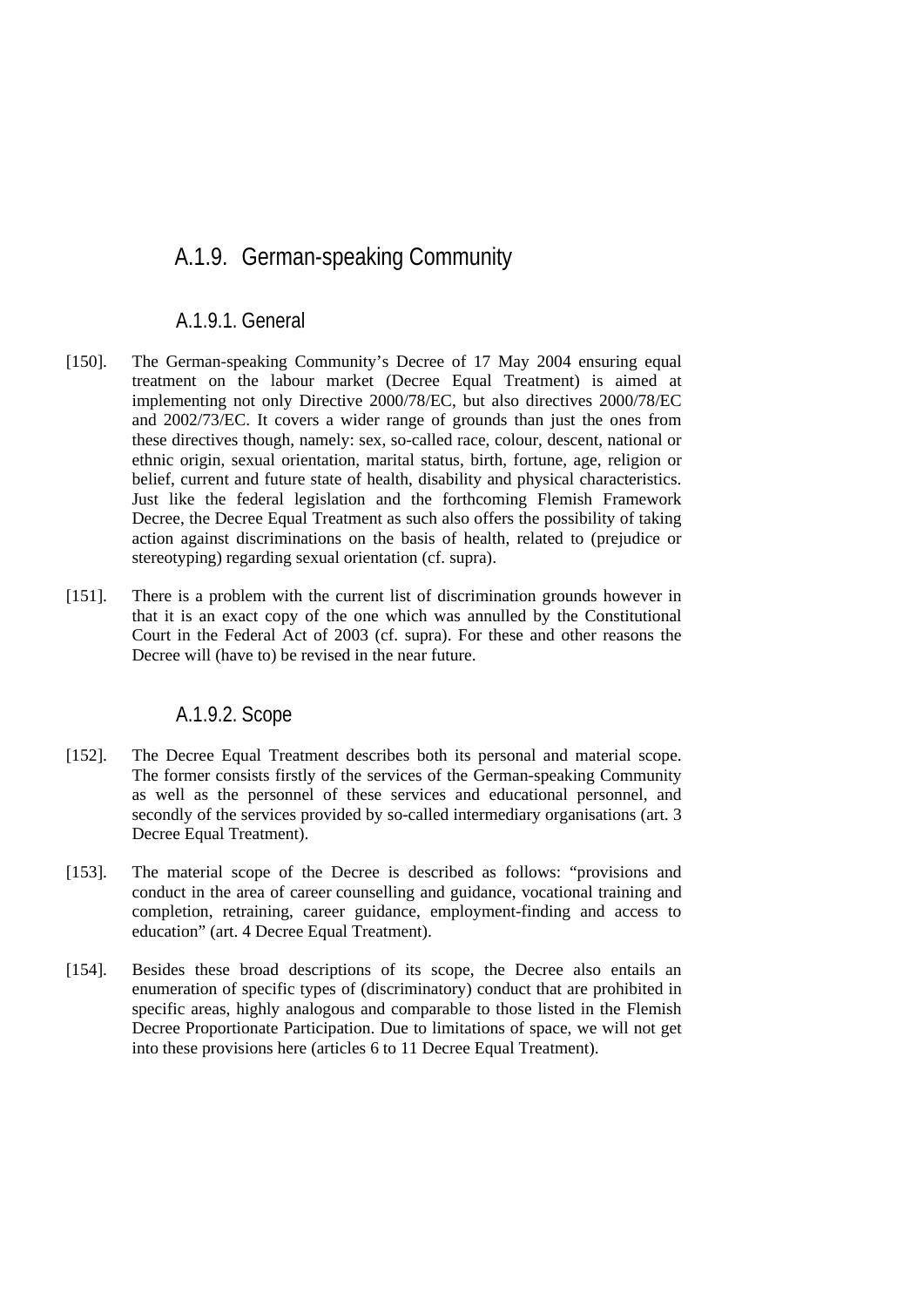### A.1.9. German-speaking Community

#### A.1.9.1. General

[150]. The German-speaking Community's Decree of 17 May 2004 ensuring equal treatment on the labour market (Decree Equal Treatment) is aimed at implementing not only Directive 2000/78/EC, but also directives 2000/78/EC and 2002/73/EC. It covers a wider range of grounds than just the ones from these directives though, namely: sex, so-called race, colour, descent, national or ethnic origin, sexual orientation, marital status, birth, fortune, age, religion or belief, current and future state of health, disability and physical characteristics. Just like the federal legislation and the forthcoming Flemish Framework Decree, the Decree Equal Treatment as such also offers the possibility of taking action against discriminations on the basis of health, related to (prejudice or stereotyping) regarding sexual orientation (cf. supra).

[151]. There is a problem with the current list of discrimination grounds however in that it is an exact copy of the one which was annulled by the Constitutional Court in the Federal Act of 2003 (cf. supra). For these and other reasons the Decree will (have to) be revised in the near future.

#### A.1.9.2. Scope

[152]. The Decree Equal Treatment describes both its personal and material scope. The former consists firstly of the services of the German-speaking Community as well as the personnel of these services and educational personnel, and secondly of the services provided by so-called intermediary organisations (art. 3 Decree Equal Treatment).

[153]. The material scope of the Decree is described as follows: "provisions and conduct in the area of career counselling and guidance, vocational training and completion, retraining, career guidance, employment-finding and access to education" (art. 4 Decree Equal Treatment).

[154]. Besides these broad descriptions of its scope, the Decree also entails an enumeration of specific types of (discriminatory) conduct that are prohibited in specific areas, highly analogous and comparable to those listed in the Flemish Decree Proportionate Participation. Due to limitations of space, we will not get into these provisions here (articles 6 to 11 Decree Equal Treatment).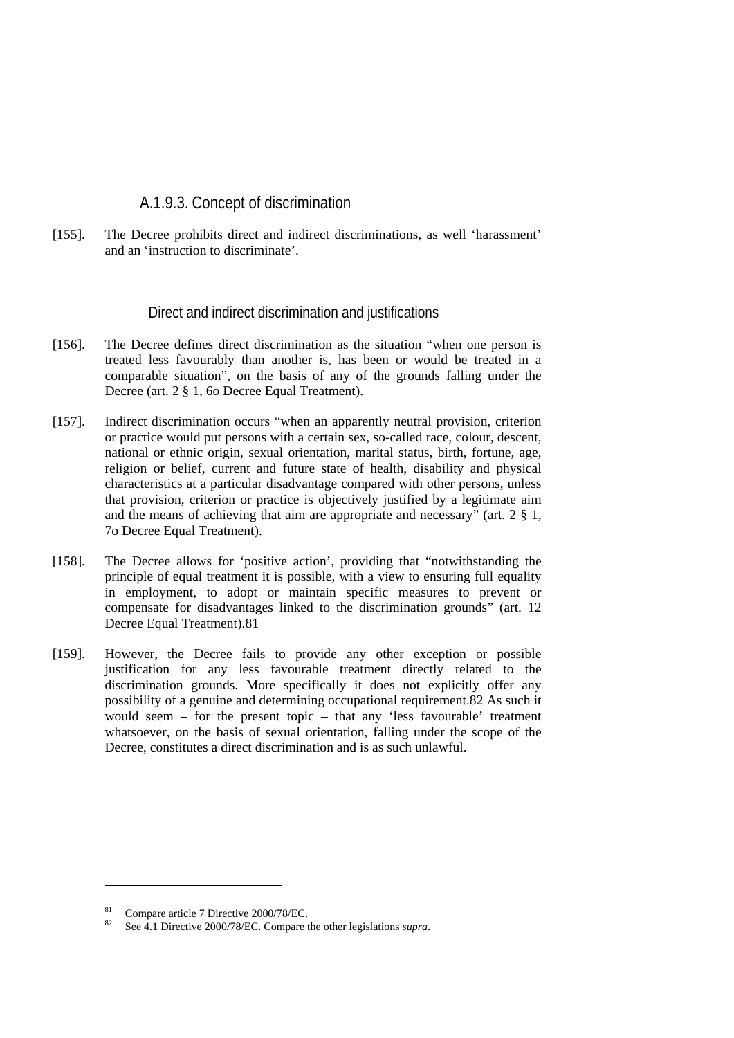### A.1.9.3. Concept of discrimination

[155]. The Decree prohibits direct and indirect discriminations, as well 'harassment' and an 'instruction to discriminate'.

#### Direct and indirect discrimination and justifications

[156]. The Decree defines direct discrimination as the situation "when one person is treated less favourably than another is, has been or would be treated in a comparable situation", on the basis of any of the grounds falling under the Decree (art. 2 § 1, 6o Decree Equal Treatment).

[157]. Indirect discrimination occurs "when an apparently neutral provision, criterion or practice would put persons with a certain sex, so-called race, colour, descent, national or ethnic origin, sexual orientation, marital status, birth, fortune, age, religion or belief, current and future state of health, disability and physical characteristics at a particular disadvantage compared with other persons, unless that provision, criterion or practice is objectively justified by a legitimate aim and the means of achieving that aim are appropriate and necessary" (art. 2 § 1, 7o Decree Equal Treatment).

[158]. The Decree allows for 'positive action', providing that "notwithstanding the principle of equal treatment it is possible, with a view to ensuring full equality in employment, to adopt or maintain specific measures to prevent or compensate for disadvantages linked to the discrimination grounds" (art. 12 Decree Equal Treatment).[81]

[159]. However, the Decree fails to provide any other exception or possible justification for any less favourable treatment directly related to the discrimination grounds. More specifically it does not explicitly offer any possibility of a genuine and determining occupational requirement.[82] As such it would seem – for the present topic – that any 'less favourable' treatment whatsoever, on the basis of sexual orientation, falling under the scope of the Decree, constitutes a direct discrimination and is as such unlawful.

---

[81] Compare article 7 Directive 2000/78/EC.

[82] See 4.1 Directive 2000/78/EC. Compare the other legislations *supra*.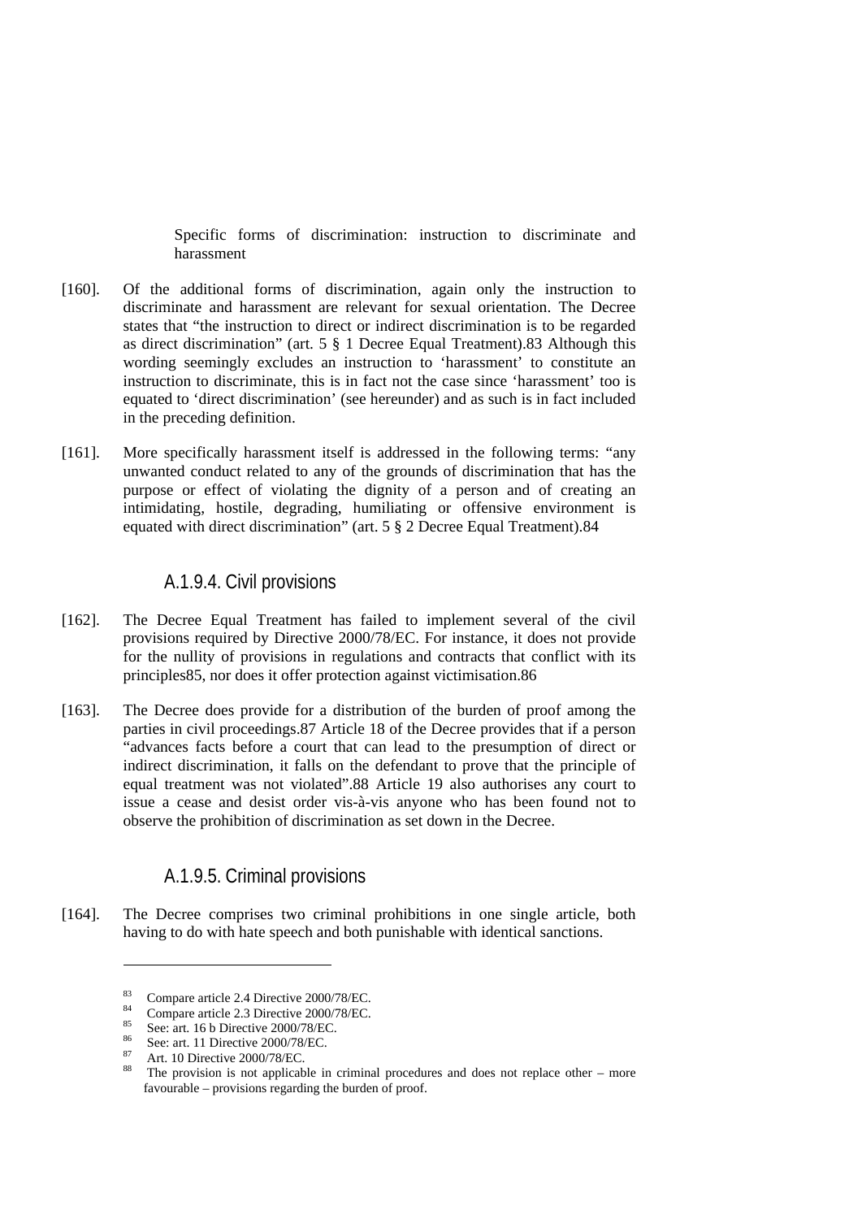Specific forms of discrimination: instruction to discriminate and harassment

[160]. Of the additional forms of discrimination, again only the instruction to discriminate and harassment are relevant for sexual orientation. The Decree states that "the instruction to direct or indirect discrimination is to be regarded as direct discrimination" (art. 5 § 1 Decree Equal Treatment).[83] Although this wording seemingly excludes an instruction to 'harassment' to constitute an instruction to discriminate, this is in fact not the case since 'harassment' too is equated to 'direct discrimination' (see hereunder) and as such is in fact included in the preceding definition.

[161]. More specifically harassment itself is addressed in the following terms: "any unwanted conduct related to any of the grounds of discrimination that has the purpose or effect of violating the dignity of a person and of creating an intimidating, hostile, degrading, humiliating or offensive environment is equated with direct discrimination" (art. 5 § 2 Decree Equal Treatment).[84]

### A.1.9.4. Civil provisions

[162]. The Decree Equal Treatment has failed to implement several of the civil provisions required by Directive 2000/78/EC. For instance, it does not provide for the nullity of provisions in regulations and contracts that conflict with its principles[85], nor does it offer protection against victimisation.[86]

[163]. The Decree does provide for a distribution of the burden of proof among the parties in civil proceedings.[87] Article 18 of the Decree provides that if a person "advances facts before a court that can lead to the presumption of direct or indirect discrimination, it falls on the defendant to prove that the principle of equal treatment was not violated".[88] Article 19 also authorises any court to issue a cease and desist order vis-à-vis anyone who has been found not to observe the prohibition of discrimination as set down in the Decree.

### A.1.9.5. Criminal provisions

[164]. The Decree comprises two criminal prohibitions in one single article, both having to do with hate speech and both punishable with identical sanctions.

---

[83] Compare article 2.4 Directive 2000/78/EC.

[84] Compare article 2.3 Directive 2000/78/EC.

[85] See: art. 16 b Directive 2000/78/EC.

[86] See: art. 11 Directive 2000/78/EC.

[87] Art. 10 Directive 2000/78/EC.

[88] The provision is not applicable in criminal procedures and does not replace other – more favourable – provisions regarding the burden of proof.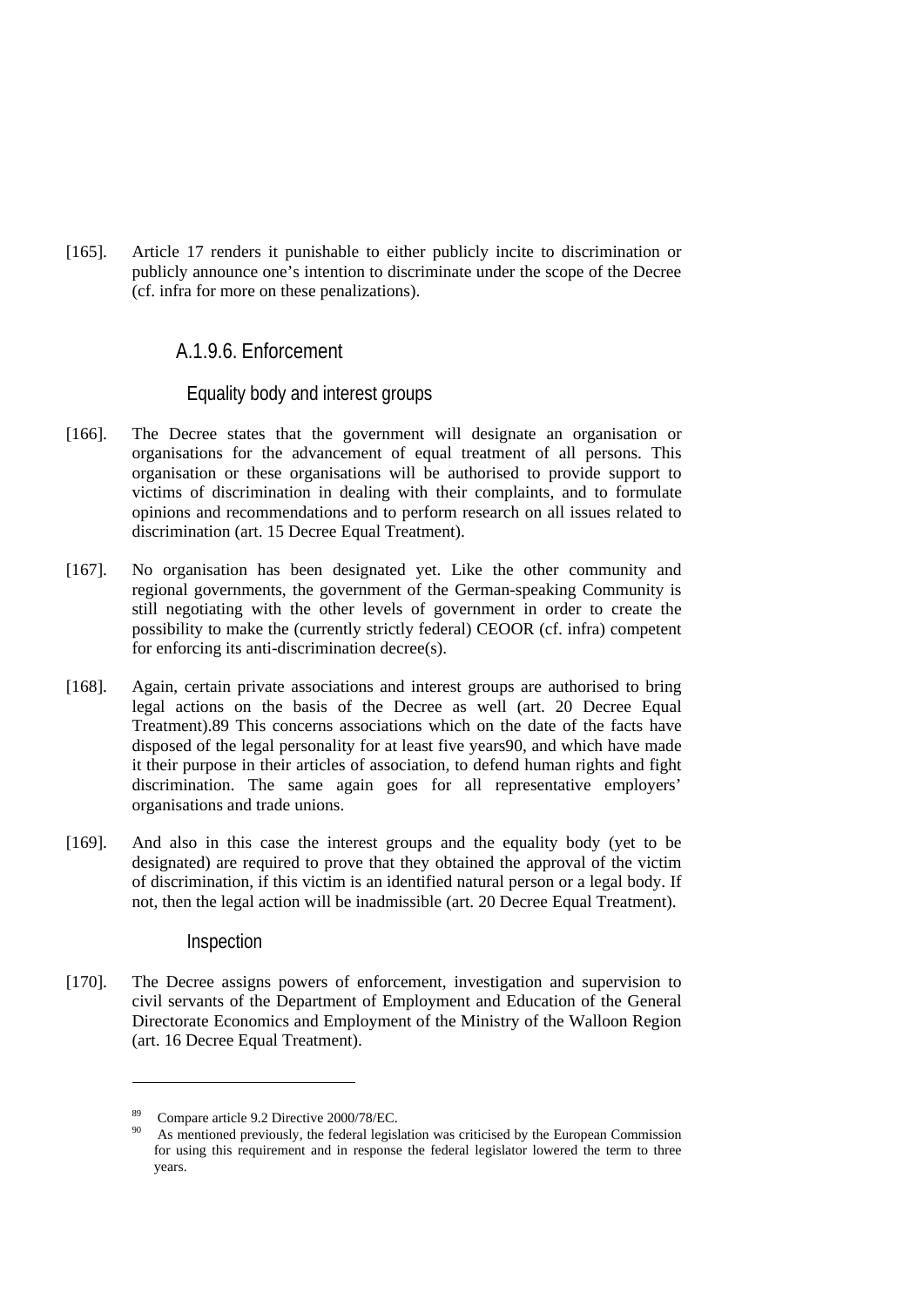[165]. Article 17 renders it punishable to either publicly incite to discrimination or publicly announce one's intention to discriminate under the scope of the Decree (cf. infra for more on these penalizations).

### A.1.9.6. Enforcement

#### Equality body and interest groups

[166]. The Decree states that the government will designate an organisation or organisations for the advancement of equal treatment of all persons. This organisation or these organisations will be authorised to provide support to victims of discrimination in dealing with their complaints, and to formulate opinions and recommendations and to perform research on all issues related to discrimination (art. 15 Decree Equal Treatment).

[167]. No organisation has been designated yet. Like the other community and regional governments, the government of the German-speaking Community is still negotiating with the other levels of government in order to create the possibility to make the (currently strictly federal) CEOOR (cf. infra) competent for enforcing its anti-discrimination decree(s).

[168]. Again, certain private associations and interest groups are authorised to bring legal actions on the basis of the Decree as well (art. 20 Decree Equal Treatment).[89] This concerns associations which on the date of the facts have disposed of the legal personality for at least five years[90], and which have made it their purpose in their articles of association, to defend human rights and fight discrimination. The same again goes for all representative employers' organisations and trade unions.

[169]. And also in this case the interest groups and the equality body (yet to be designated) are required to prove that they obtained the approval of the victim of discrimination, if this victim is an identified natural person or a legal body. If not, then the legal action will be inadmissible (art. 20 Decree Equal Treatment).

#### Inspection

[170]. The Decree assigns powers of enforcement, investigation and supervision to civil servants of the Department of Employment and Education of the General Directorate Economics and Employment of the Ministry of the Walloon Region (art. 16 Decree Equal Treatment).

---

[89] Compare article 9.2 Directive 2000/78/EC.

[90] As mentioned previously, the federal legislation was criticised by the European Commission for using this requirement and in response the federal legislator lowered the term to three years.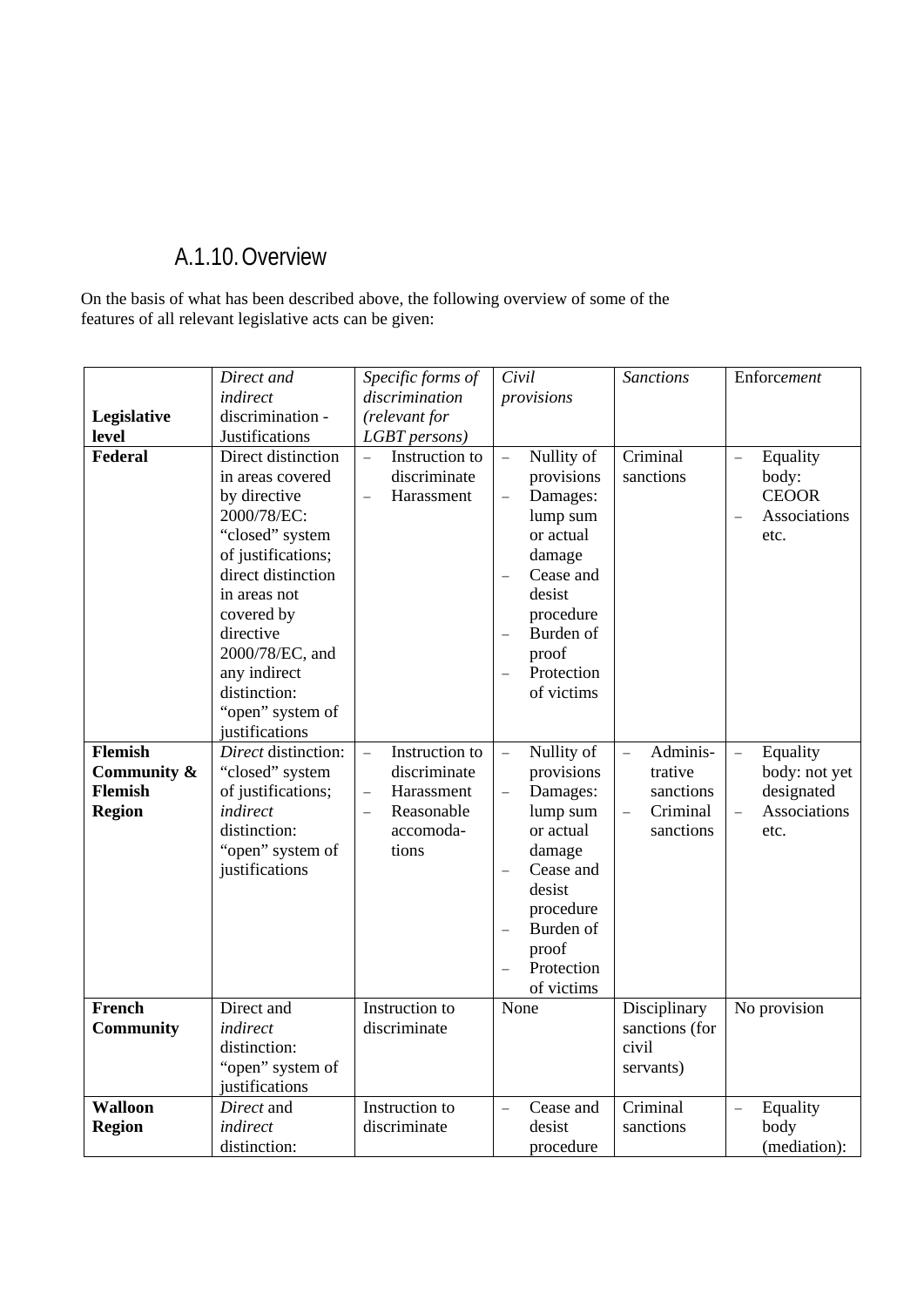### A.1.10. Overview

On the basis of what has been described above, the following overview of some of the features of all relevant legislative acts can be given:

| **Legislative level** | *Direct and indirect* discrimination - Justifications | *Specific forms of discrimination (relevant for LGBT persons)* | *Civil provisions* | *Sanctions* | Enforc*ement* |
|---|---|---|---|---|---|
| **Federal** | Direct distinction in areas covered by directive 2000/78/EC: "closed" system of justifications; direct distinction in areas not covered by directive 2000/78/EC, and any indirect distinction: "open" system of justifications | – Instruction to discriminate<br>– Harassment | – Nullity of provisions<br>– Damages: lump sum or actual damage<br>– Cease and desist procedure<br>– Burden of proof<br>– Protection of victims | Criminal sanctions | – Equality body: CEOOR<br>– Associations etc. |
| **Flemish Community & Flemish Region** | *Direct* distinction: "closed" system of justifications; *indirect* distinction: "open" system of justifications | – Instruction to discriminate<br>– Harassment<br>– Reasonable accomoda-tions | – Nullity of provisions<br>– Damages: lump sum or actual damage<br>– Cease and desist procedure<br>– Burden of proof<br>– Protection of victims | – Adminis-trative sanctions<br>– Criminal sanctions | – Equality body: not yet designated<br>– Associations etc. |
| **French Community** | Direct and *indirect* distinction: "open" system of justifications | Instruction to discriminate | None | Disciplinary sanctions (for civil servants) | No provision |
| **Walloon Region** | *Direct* and *indirect* distinction: | Instruction to discriminate | – Cease and desist procedure | Criminal sanctions | – Equality body (mediation): |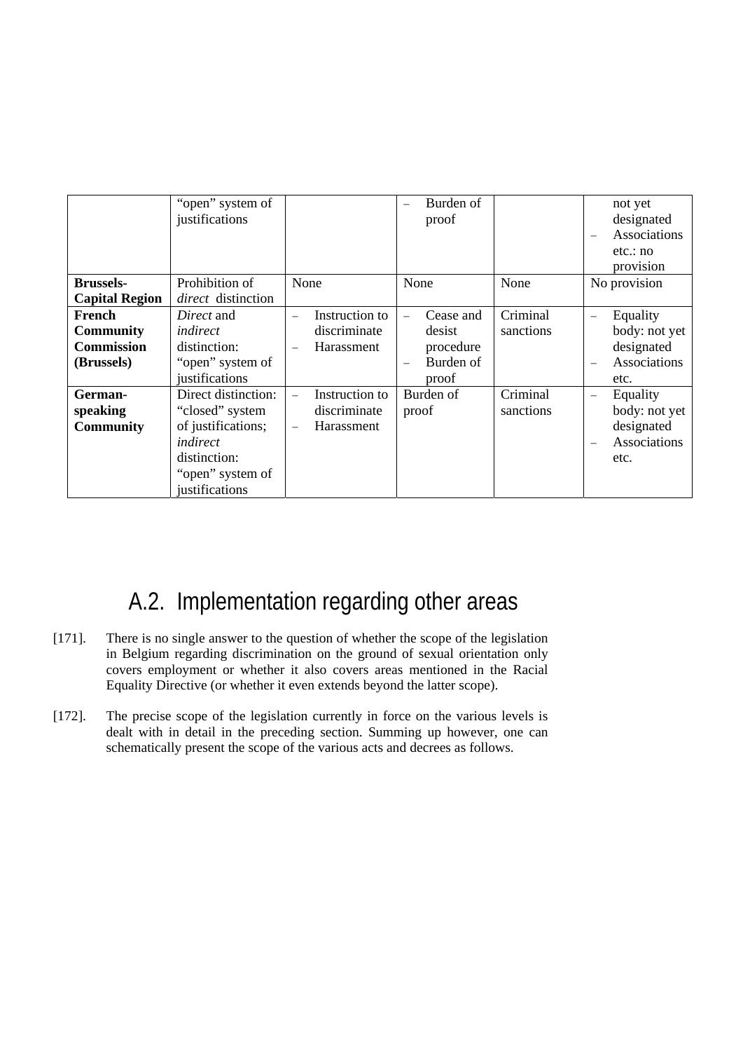| | | | | | |
|---|---|---|---|---|---|
| | "open" system of justifications | | – Burden of proof | | not yet designated<br>– Associations etc.: no provision |
| **Brussels-Capital Region** | Prohibition of *direct* distinction | None | None | None | No provision |
| **French Community Commission (Brussels)** | *Direct* and *indirect* distinction: "open" system of justifications | – Instruction to discriminate<br>– Harassment | – Cease and desist procedure<br>– Burden of proof | Criminal sanctions | – Equality body: not yet designated<br>– Associations etc. |
| **German-speaking Community** | Direct distinction: "closed" system of justifications; *indirect* distinction: "open" system of justifications | – Instruction to discriminate<br>– Harassment | Burden of proof | Criminal sanctions | – Equality body: not yet designated<br>– Associations etc. |

## A.2. Implementation regarding other areas

[171]. There is no single answer to the question of whether the scope of the legislation in Belgium regarding discrimination on the ground of sexual orientation only covers employment or whether it also covers areas mentioned in the Racial Equality Directive (or whether it even extends beyond the latter scope).

[172]. The precise scope of the legislation currently in force on the various levels is dealt with in detail in the preceding section. Summing up however, one can schematically present the scope of the various acts and decrees as follows.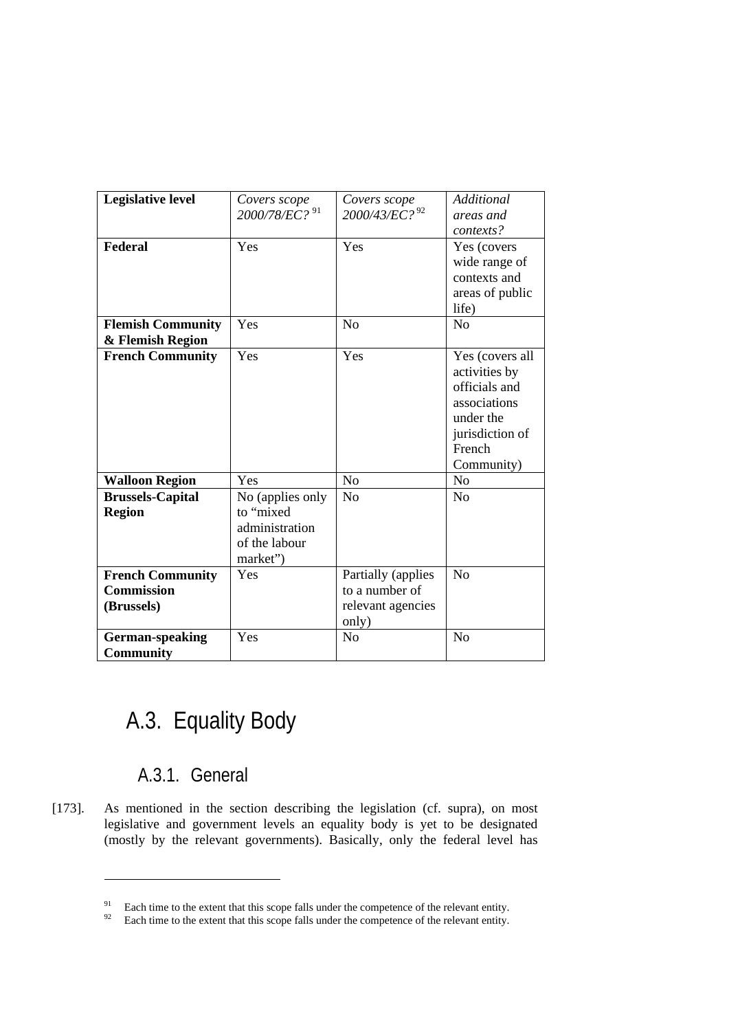| **Legislative level** | *Covers scope 2000/78/EC?* [91] | *Covers scope 2000/43/EC?* [92] | *Additional areas and contexts?* |
|---|---|---|---|
| **Federal** | Yes | Yes | Yes (covers wide range of contexts and areas of public life) |
| **Flemish Community & Flemish Region** | Yes | No | No |
| **French Community** | Yes | Yes | Yes (covers all activities by officials and associations under the jurisdiction of French Community) |
| **Walloon Region** | Yes | No | No |
| **Brussels-Capital Region** | No (applies only to "mixed administration of the labour market") | No | No |
| **French Community Commission (Brussels)** | Yes | Partially (applies to a number of relevant agencies only) | No |
| **German-speaking Community** | Yes | No | No |

## A.3. Equality Body

### A.3.1. General

[173]. As mentioned in the section describing the legislation (cf. supra), on most legislative and government levels an equality body is yet to be designated (mostly by the relevant governments). Basically, only the federal level has

[91] Each time to the extent that this scope falls under the competence of the relevant entity.

[92] Each time to the extent that this scope falls under the competence of the relevant entity.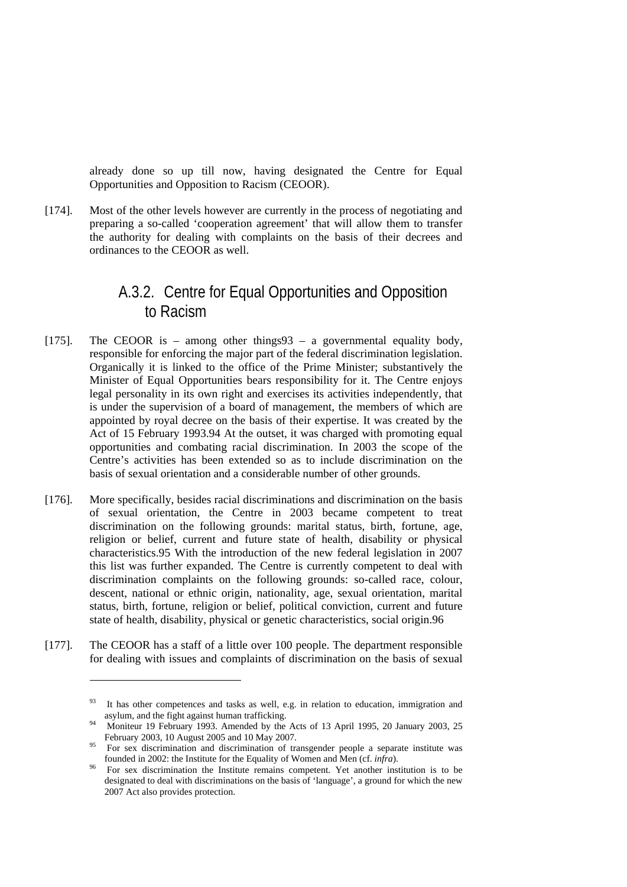already done so up till now, having designated the Centre for Equal Opportunities and Opposition to Racism (CEOOR).

[174]. Most of the other levels however are currently in the process of negotiating and preparing a so-called 'cooperation agreement' that will allow them to transfer the authority for dealing with complaints on the basis of their decrees and ordinances to the CEOOR as well.

### A.3.2. Centre for Equal Opportunities and Opposition to Racism

[175]. The CEOOR is – among other things[93] – a governmental equality body, responsible for enforcing the major part of the federal discrimination legislation. Organically it is linked to the office of the Prime Minister; substantively the Minister of Equal Opportunities bears responsibility for it. The Centre enjoys legal personality in its own right and exercises its activities independently, that is under the supervision of a board of management, the members of which are appointed by royal decree on the basis of their expertise. It was created by the Act of 15 February 1993.[94] At the outset, it was charged with promoting equal opportunities and combating racial discrimination. In 2003 the scope of the Centre's activities has been extended so as to include discrimination on the basis of sexual orientation and a considerable number of other grounds.

[176]. More specifically, besides racial discriminations and discrimination on the basis of sexual orientation, the Centre in 2003 became competent to treat discrimination on the following grounds: marital status, birth, fortune, age, religion or belief, current and future state of health, disability or physical characteristics.[95] With the introduction of the new federal legislation in 2007 this list was further expanded. The Centre is currently competent to deal with discrimination complaints on the following grounds: so-called race, colour, descent, national or ethnic origin, nationality, age, sexual orientation, marital status, birth, fortune, religion or belief, political conviction, current and future state of health, disability, physical or genetic characteristics, social origin.[96]

[177]. The CEOOR has a staff of a little over 100 people. The department responsible for dealing with issues and complaints of discrimination on the basis of sexual

---

[93] It has other competences and tasks as well, e.g. in relation to education, immigration and asylum, and the fight against human trafficking.

[94] Moniteur 19 February 1993. Amended by the Acts of 13 April 1995, 20 January 2003, 25 February 2003, 10 August 2005 and 10 May 2007.

[95] For sex discrimination and discrimination of transgender people a separate institute was founded in 2002: the Institute for the Equality of Women and Men (cf. *infra*).

[96] For sex discrimination the Institute remains competent. Yet another institution is to be designated to deal with discriminations on the basis of 'language', a ground for which the new 2007 Act also provides protection.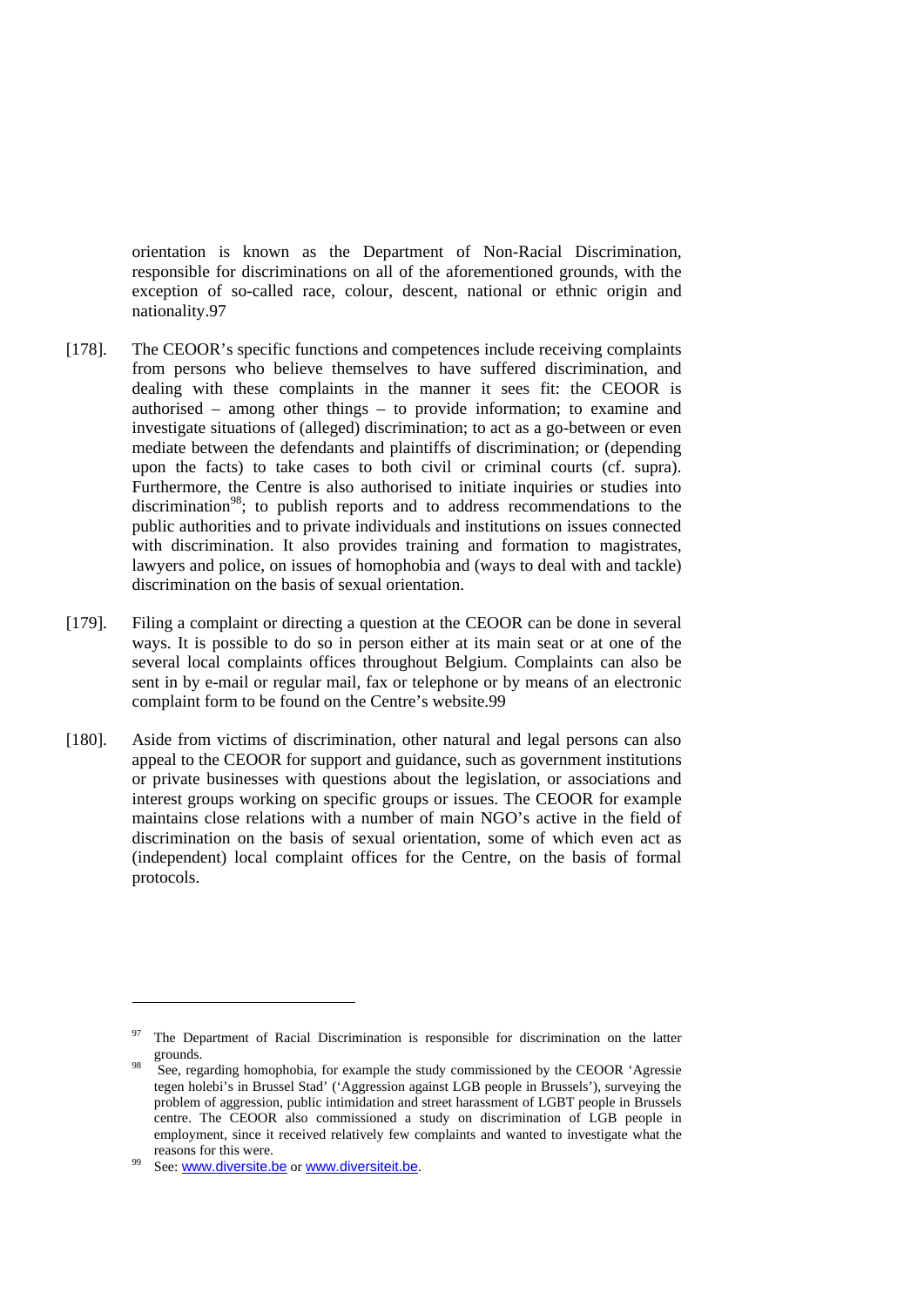orientation is known as the Department of Non-Racial Discrimination, responsible for discriminations on all of the aforementioned grounds, with the exception of so-called race, colour, descent, national or ethnic origin and nationality.[97]

[178]. The CEOOR's specific functions and competences include receiving complaints from persons who believe themselves to have suffered discrimination, and dealing with these complaints in the manner it sees fit: the CEOOR is authorised – among other things – to provide information; to examine and investigate situations of (alleged) discrimination; to act as a go-between or even mediate between the defendants and plaintiffs of discrimination; or (depending upon the facts) to take cases to both civil or criminal courts (cf. supra). Furthermore, the Centre is also authorised to initiate inquiries or studies into discrimination[98]; to publish reports and to address recommendations to the public authorities and to private individuals and institutions on issues connected with discrimination. It also provides training and formation to magistrates, lawyers and police, on issues of homophobia and (ways to deal with and tackle) discrimination on the basis of sexual orientation.

[179]. Filing a complaint or directing a question at the CEOOR can be done in several ways. It is possible to do so in person either at its main seat or at one of the several local complaints offices throughout Belgium. Complaints can also be sent in by e-mail or regular mail, fax or telephone or by means of an electronic complaint form to be found on the Centre's website.[99]

[180]. Aside from victims of discrimination, other natural and legal persons can also appeal to the CEOOR for support and guidance, such as government institutions or private businesses with questions about the legislation, or associations and interest groups working on specific groups or issues. The CEOOR for example maintains close relations with a number of main NGO's active in the field of discrimination on the basis of sexual orientation, some of which even act as (independent) local complaint offices for the Centre, on the basis of formal protocols.

---

[97] The Department of Racial Discrimination is responsible for discrimination on the latter grounds.

[98] See, regarding homophobia, for example the study commissioned by the CEOOR 'Agressie tegen holebi's in Brussel Stad' ('Aggression against LGB people in Brussels'), surveying the problem of aggression, public intimidation and street harassment of LGBT people in Brussels centre. The CEOOR also commissioned a study on discrimination of LGB people in employment, since it received relatively few complaints and wanted to investigate what the reasons for this were.

[99] See: www.diversite.be or www.diversiteit.be.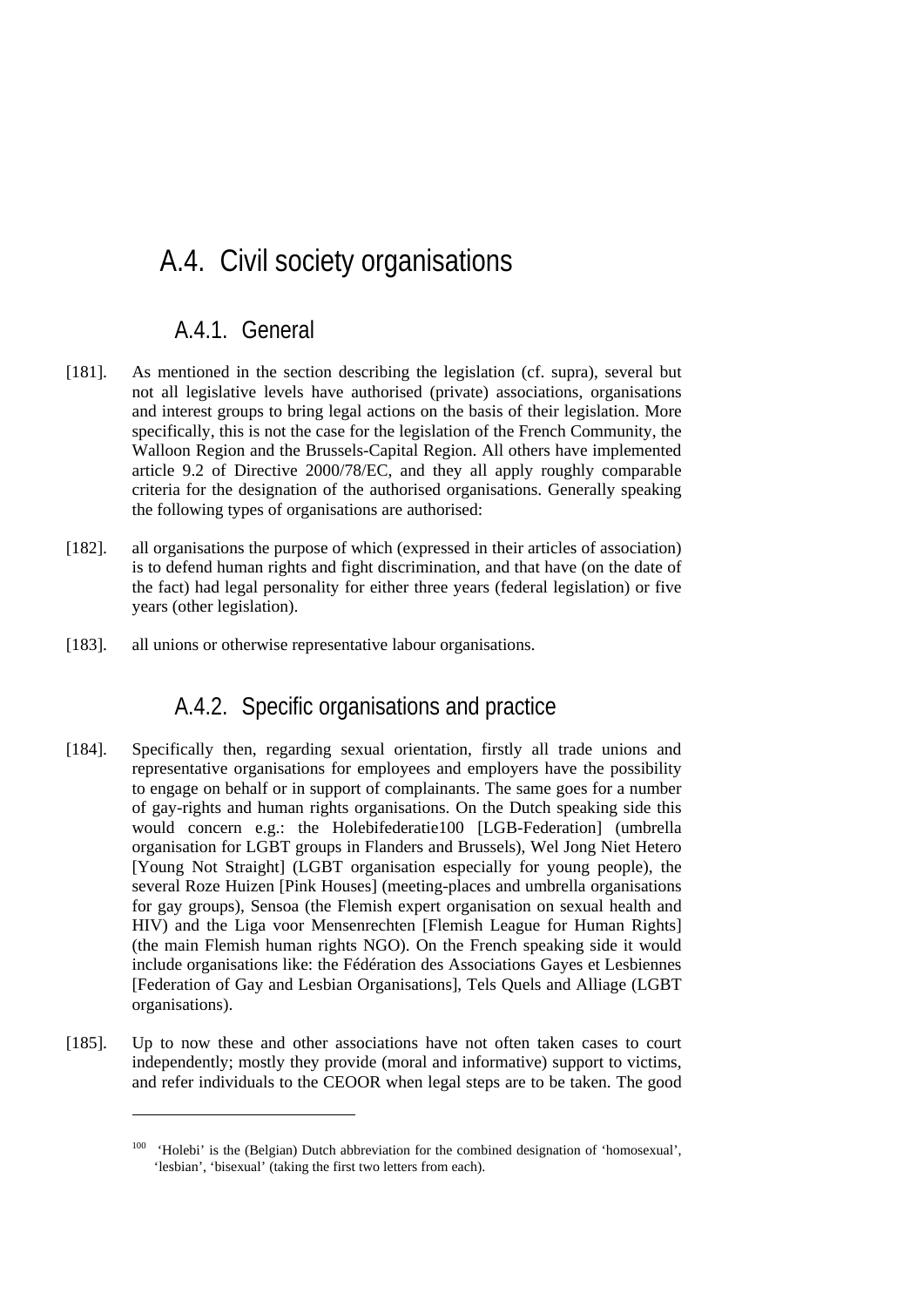## A.4. Civil society organisations

### A.4.1. General

[181]. As mentioned in the section describing the legislation (cf. supra), several but not all legislative levels have authorised (private) associations, organisations and interest groups to bring legal actions on the basis of their legislation. More specifically, this is not the case for the legislation of the French Community, the Walloon Region and the Brussels-Capital Region. All others have implemented article 9.2 of Directive 2000/78/EC, and they all apply roughly comparable criteria for the designation of the authorised organisations. Generally speaking the following types of organisations are authorised:

[182]. all organisations the purpose of which (expressed in their articles of association) is to defend human rights and fight discrimination, and that have (on the date of the fact) had legal personality for either three years (federal legislation) or five years (other legislation).

[183]. all unions or otherwise representative labour organisations.

### A.4.2. Specific organisations and practice

[184]. Specifically then, regarding sexual orientation, firstly all trade unions and representative organisations for employees and employers have the possibility to engage on behalf or in support of complainants. The same goes for a number of gay-rights and human rights organisations. On the Dutch speaking side this would concern e.g.: the Holebifederatie[100] [LGB-Federation] (umbrella organisation for LGBT groups in Flanders and Brussels), Wel Jong Niet Hetero [Young Not Straight] (LGBT organisation especially for young people), the several Roze Huizen [Pink Houses] (meeting-places and umbrella organisations for gay groups), Sensoa (the Flemish expert organisation on sexual health and HIV) and the Liga voor Mensenrechten [Flemish League for Human Rights] (the main Flemish human rights NGO). On the French speaking side it would include organisations like: the Fédération des Associations Gayes et Lesbiennes [Federation of Gay and Lesbian Organisations], Tels Quels and Alliage (LGBT organisations).

[185]. Up to now these and other associations have not often taken cases to court independently; mostly they provide (moral and informative) support to victims, and refer individuals to the CEOOR when legal steps are to be taken. The good

---

[100] 'Holebi' is the (Belgian) Dutch abbreviation for the combined designation of 'homosexual', 'lesbian', 'bisexual' (taking the first two letters from each).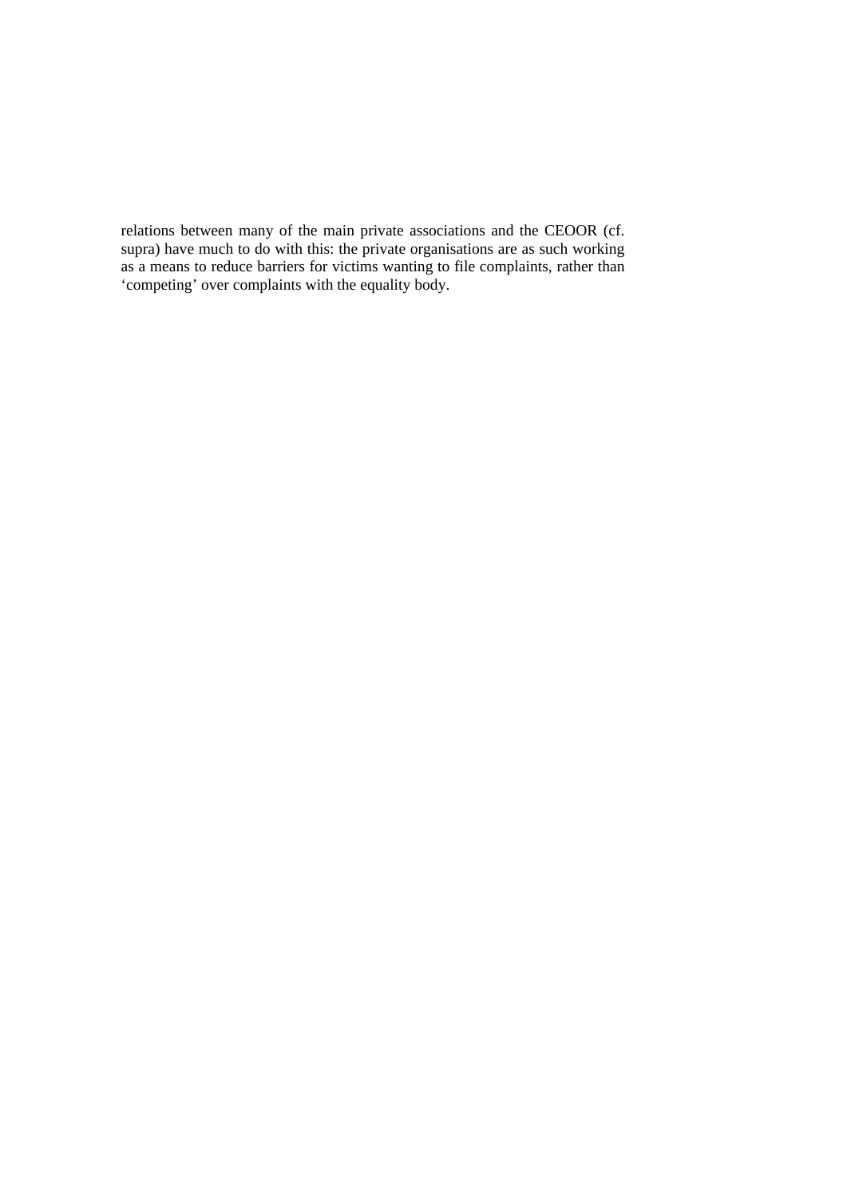relations between many of the main private associations and the CEOOR (cf. supra) have much to do with this: the private organisations are as such working as a means to reduce barriers for victims wanting to file complaints, rather than 'competing' over complaints with the equality body.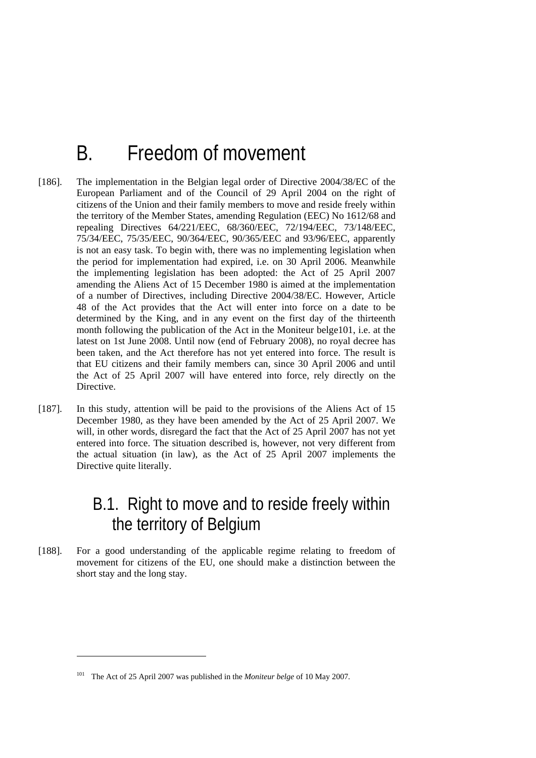# B. Freedom of movement

[186]. The implementation in the Belgian legal order of Directive 2004/38/EC of the European Parliament and of the Council of 29 April 2004 on the right of citizens of the Union and their family members to move and reside freely within the territory of the Member States, amending Regulation (EEC) No 1612/68 and repealing Directives 64/221/EEC, 68/360/EEC, 72/194/EEC, 73/148/EEC, 75/34/EEC, 75/35/EEC, 90/364/EEC, 90/365/EEC and 93/96/EEC, apparently is not an easy task. To begin with, there was no implementing legislation when the period for implementation had expired, i.e. on 30 April 2006. Meanwhile the implementing legislation has been adopted: the Act of 25 April 2007 amending the Aliens Act of 15 December 1980 is aimed at the implementation of a number of Directives, including Directive 2004/38/EC. However, Article 48 of the Act provides that the Act will enter into force on a date to be determined by the King, and in any event on the first day of the thirteenth month following the publication of the Act in the Moniteur belge[101], i.e. at the latest on 1st June 2008. Until now (end of February 2008), no royal decree has been taken, and the Act therefore has not yet entered into force. The result is that EU citizens and their family members can, since 30 April 2006 and until the Act of 25 April 2007 will have entered into force, rely directly on the Directive.

[187]. In this study, attention will be paid to the provisions of the Aliens Act of 15 December 1980, as they have been amended by the Act of 25 April 2007. We will, in other words, disregard the fact that the Act of 25 April 2007 has not yet entered into force. The situation described is, however, not very different from the actual situation (in law), as the Act of 25 April 2007 implements the Directive quite literally.

## B.1. Right to move and to reside freely within the territory of Belgium

[188]. For a good understanding of the applicable regime relating to freedom of movement for citizens of the EU, one should make a distinction between the short stay and the long stay.

---

[101] The Act of 25 April 2007 was published in the *Moniteur belge* of 10 May 2007.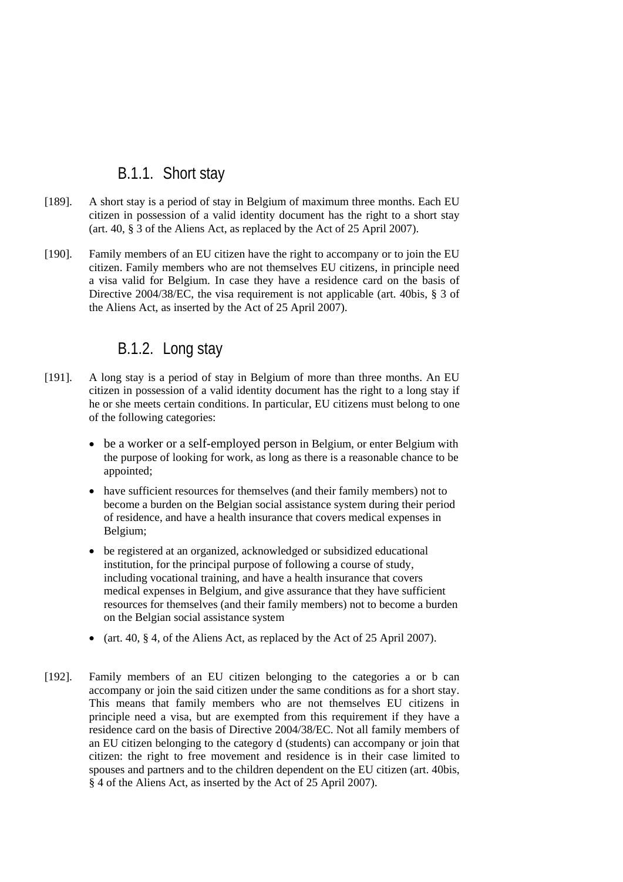### B.1.1. Short stay

[189]. A short stay is a period of stay in Belgium of maximum three months. Each EU citizen in possession of a valid identity document has the right to a short stay (art. 40, § 3 of the Aliens Act, as replaced by the Act of 25 April 2007).

[190]. Family members of an EU citizen have the right to accompany or to join the EU citizen. Family members who are not themselves EU citizens, in principle need a visa valid for Belgium. In case they have a residence card on the basis of Directive 2004/38/EC, the visa requirement is not applicable (art. 40bis, § 3 of the Aliens Act, as inserted by the Act of 25 April 2007).

### B.1.2. Long stay

[191]. A long stay is a period of stay in Belgium of more than three months. An EU citizen in possession of a valid identity document has the right to a long stay if he or she meets certain conditions. In particular, EU citizens must belong to one of the following categories:

- be a worker or a self-employed person in Belgium, or enter Belgium with the purpose of looking for work, as long as there is a reasonable chance to be appointed;
- have sufficient resources for themselves (and their family members) not to become a burden on the Belgian social assistance system during their period of residence, and have a health insurance that covers medical expenses in Belgium;
- be registered at an organized, acknowledged or subsidized educational institution, for the principal purpose of following a course of study, including vocational training, and have a health insurance that covers medical expenses in Belgium, and give assurance that they have sufficient resources for themselves (and their family members) not to become a burden on the Belgian social assistance system
- (art. 40, § 4, of the Aliens Act, as replaced by the Act of 25 April 2007).

[192]. Family members of an EU citizen belonging to the categories a or b can accompany or join the said citizen under the same conditions as for a short stay. This means that family members who are not themselves EU citizens in principle need a visa, but are exempted from this requirement if they have a residence card on the basis of Directive 2004/38/EC. Not all family members of an EU citizen belonging to the category d (students) can accompany or join that citizen: the right to free movement and residence is in their case limited to spouses and partners and to the children dependent on the EU citizen (art. 40bis, § 4 of the Aliens Act, as inserted by the Act of 25 April 2007).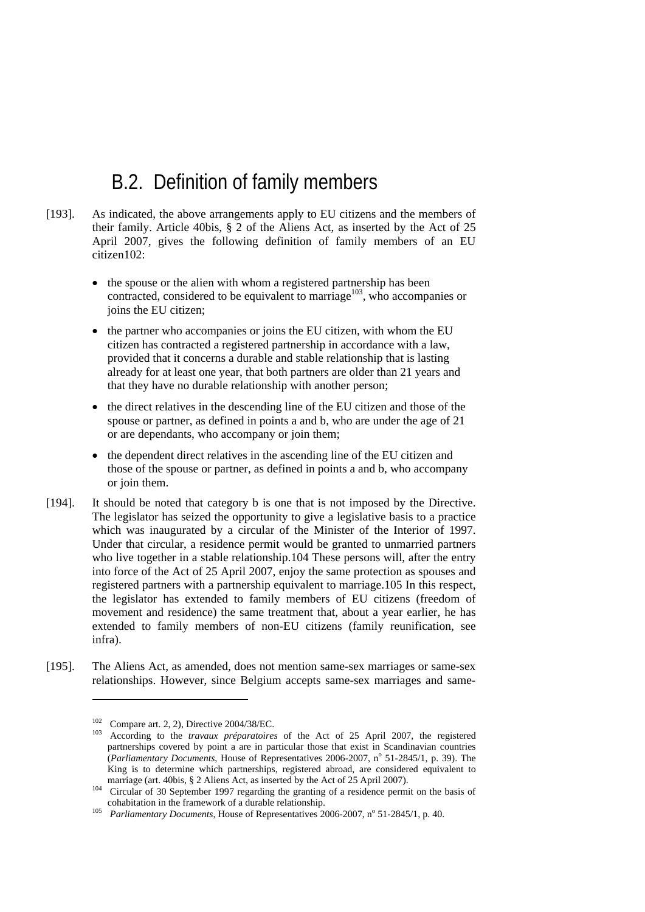## B.2. Definition of family members

[193]. As indicated, the above arrangements apply to EU citizens and the members of their family. Article 40bis, § 2 of the Aliens Act, as inserted by the Act of 25 April 2007, gives the following definition of family members of an EU citizen102:

- the spouse or the alien with whom a registered partnership has been contracted, considered to be equivalent to marriage[103], who accompanies or joins the EU citizen;
- the partner who accompanies or joins the EU citizen, with whom the EU citizen has contracted a registered partnership in accordance with a law, provided that it concerns a durable and stable relationship that is lasting already for at least one year, that both partners are older than 21 years and that they have no durable relationship with another person;
- the direct relatives in the descending line of the EU citizen and those of the spouse or partner, as defined in points a and b, who are under the age of 21 or are dependants, who accompany or join them;
- the dependent direct relatives in the ascending line of the EU citizen and those of the spouse or partner, as defined in points a and b, who accompany or join them.

[194]. It should be noted that category b is one that is not imposed by the Directive. The legislator has seized the opportunity to give a legislative basis to a practice which was inaugurated by a circular of the Minister of the Interior of 1997. Under that circular, a residence permit would be granted to unmarried partners who live together in a stable relationship.104 These persons will, after the entry into force of the Act of 25 April 2007, enjoy the same protection as spouses and registered partners with a partnership equivalent to marriage.105 In this respect, the legislator has extended to family members of EU citizens (freedom of movement and residence) the same treatment that, about a year earlier, he has extended to family members of non-EU citizens (family reunification, see infra).

[195]. The Aliens Act, as amended, does not mention same-sex marriages or same-sex relationships. However, since Belgium accepts same-sex marriages and same-

---

[102] Compare art. 2, 2), Directive 2004/38/EC.

[103] According to the *travaux préparatoires* of the Act of 25 April 2007, the registered partnerships covered by point a are in particular those that exist in Scandinavian countries (*Parliamentary Documents*, House of Representatives 2006-2007, n° 51-2845/1, p. 39). The King is to determine which partnerships, registered abroad, are considered equivalent to marriage (art. 40bis, § 2 Aliens Act, as inserted by the Act of 25 April 2007).

[104] Circular of 30 September 1997 regarding the granting of a residence permit on the basis of cohabitation in the framework of a durable relationship.

[105] *Parliamentary Documents*, House of Representatives 2006-2007, n° 51-2845/1, p. 40.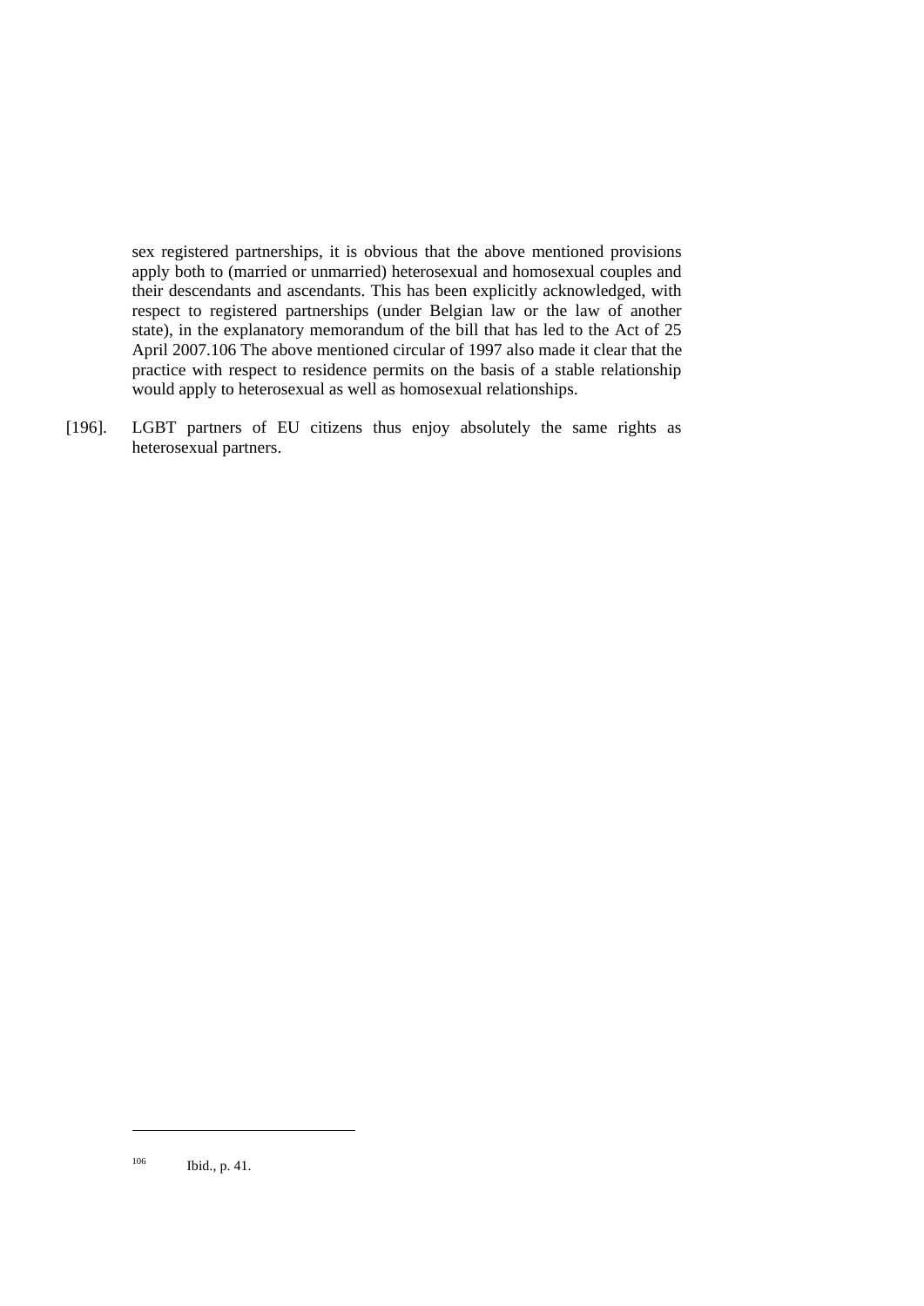sex registered partnerships, it is obvious that the above mentioned provisions apply both to (married or unmarried) heterosexual and homosexual couples and their descendants and ascendants. This has been explicitly acknowledged, with respect to registered partnerships (under Belgian law or the law of another state), in the explanatory memorandum of the bill that has led to the Act of 25 April 2007.[106] The above mentioned circular of 1997 also made it clear that the practice with respect to residence permits on the basis of a stable relationship would apply to heterosexual as well as homosexual relationships.

[196]. LGBT partners of EU citizens thus enjoy absolutely the same rights as heterosexual partners.

---

[106] Ibid., p. 41.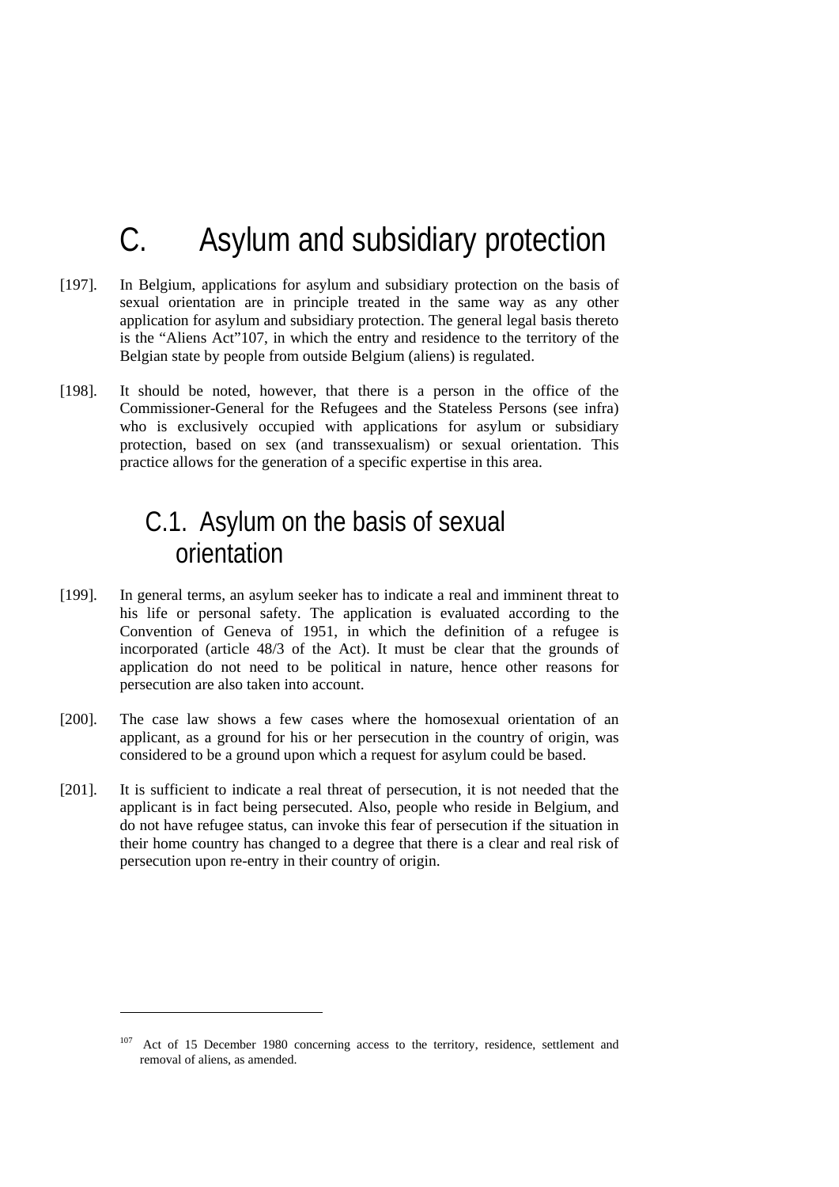# C. Asylum and subsidiary protection

[197]. In Belgium, applications for asylum and subsidiary protection on the basis of sexual orientation are in principle treated in the same way as any other application for asylum and subsidiary protection. The general legal basis thereto is the "Aliens Act"[107], in which the entry and residence to the territory of the Belgian state by people from outside Belgium (aliens) is regulated.

[198]. It should be noted, however, that there is a person in the office of the Commissioner-General for the Refugees and the Stateless Persons (see infra) who is exclusively occupied with applications for asylum or subsidiary protection, based on sex (and transsexualism) or sexual orientation. This practice allows for the generation of a specific expertise in this area.

## C.1. Asylum on the basis of sexual orientation

[199]. In general terms, an asylum seeker has to indicate a real and imminent threat to his life or personal safety. The application is evaluated according to the Convention of Geneva of 1951, in which the definition of a refugee is incorporated (article 48/3 of the Act). It must be clear that the grounds of application do not need to be political in nature, hence other reasons for persecution are also taken into account.

[200]. The case law shows a few cases where the homosexual orientation of an applicant, as a ground for his or her persecution in the country of origin, was considered to be a ground upon which a request for asylum could be based.

[201]. It is sufficient to indicate a real threat of persecution, it is not needed that the applicant is in fact being persecuted. Also, people who reside in Belgium, and do not have refugee status, can invoke this fear of persecution if the situation in their home country has changed to a degree that there is a clear and real risk of persecution upon re-entry in their country of origin.

---

[107] Act of 15 December 1980 concerning access to the territory, residence, settlement and removal of aliens, as amended.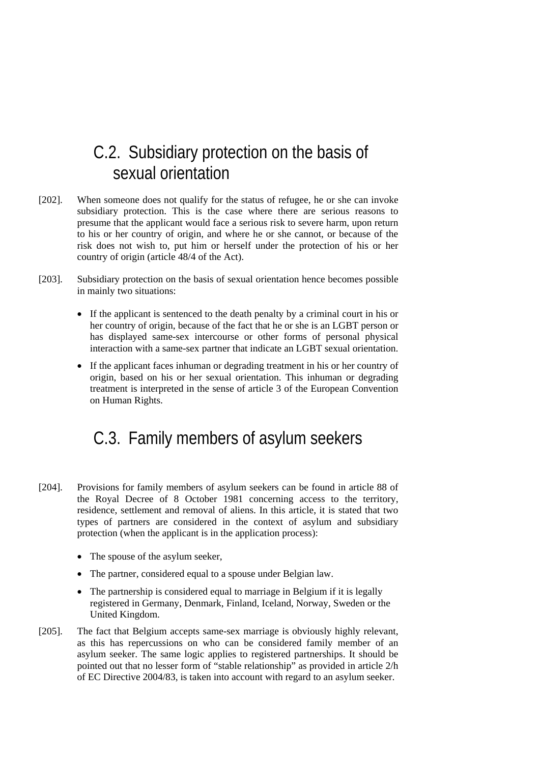## C.2. Subsidiary protection on the basis of sexual orientation

[202]. When someone does not qualify for the status of refugee, he or she can invoke subsidiary protection. This is the case where there are serious reasons to presume that the applicant would face a serious risk to severe harm, upon return to his or her country of origin, and where he or she cannot, or because of the risk does not wish to, put him or herself under the protection of his or her country of origin (article 48/4 of the Act).

[203]. Subsidiary protection on the basis of sexual orientation hence becomes possible in mainly two situations:

- If the applicant is sentenced to the death penalty by a criminal court in his or her country of origin, because of the fact that he or she is an LGBT person or has displayed same-sex intercourse or other forms of personal physical interaction with a same-sex partner that indicate an LGBT sexual orientation.
- If the applicant faces inhuman or degrading treatment in his or her country of origin, based on his or her sexual orientation. This inhuman or degrading treatment is interpreted in the sense of article 3 of the European Convention on Human Rights.

## C.3. Family members of asylum seekers

[204]. Provisions for family members of asylum seekers can be found in article 88 of the Royal Decree of 8 October 1981 concerning access to the territory, residence, settlement and removal of aliens. In this article, it is stated that two types of partners are considered in the context of asylum and subsidiary protection (when the applicant is in the application process):

- The spouse of the asylum seeker,
- The partner, considered equal to a spouse under Belgian law.
- The partnership is considered equal to marriage in Belgium if it is legally registered in Germany, Denmark, Finland, Iceland, Norway, Sweden or the United Kingdom.

[205]. The fact that Belgium accepts same-sex marriage is obviously highly relevant, as this has repercussions on who can be considered family member of an asylum seeker. The same logic applies to registered partnerships. It should be pointed out that no lesser form of "stable relationship" as provided in article 2/h of EC Directive 2004/83, is taken into account with regard to an asylum seeker.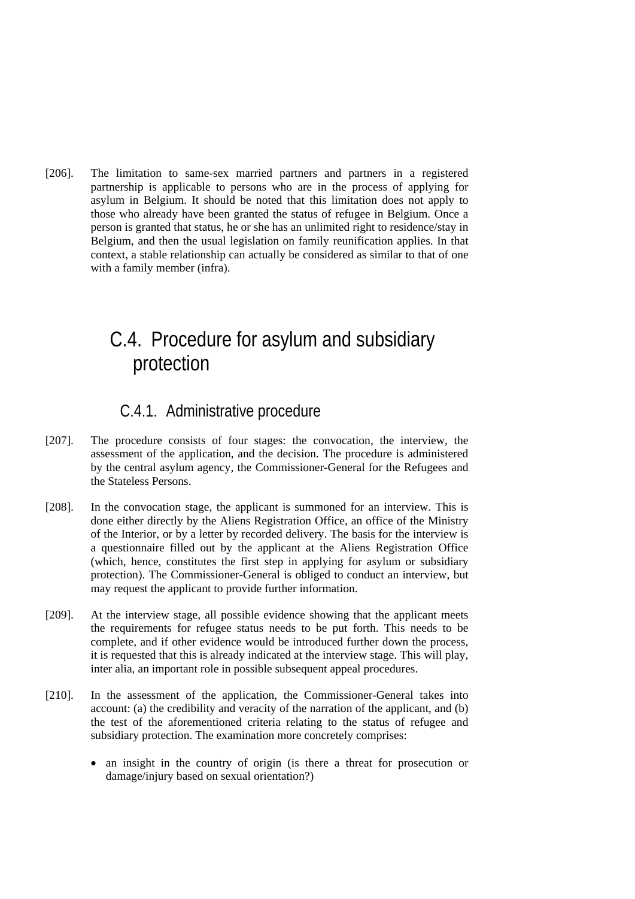[206]. The limitation to same-sex married partners and partners in a registered partnership is applicable to persons who are in the process of applying for asylum in Belgium. It should be noted that this limitation does not apply to those who already have been granted the status of refugee in Belgium. Once a person is granted that status, he or she has an unlimited right to residence/stay in Belgium, and then the usual legislation on family reunification applies. In that context, a stable relationship can actually be considered as similar to that of one with a family member (infra).

## C.4. Procedure for asylum and subsidiary protection

### C.4.1. Administrative procedure

[207]. The procedure consists of four stages: the convocation, the interview, the assessment of the application, and the decision. The procedure is administered by the central asylum agency, the Commissioner-General for the Refugees and the Stateless Persons.

[208]. In the convocation stage, the applicant is summoned for an interview. This is done either directly by the Aliens Registration Office, an office of the Ministry of the Interior, or by a letter by recorded delivery. The basis for the interview is a questionnaire filled out by the applicant at the Aliens Registration Office (which, hence, constitutes the first step in applying for asylum or subsidiary protection). The Commissioner-General is obliged to conduct an interview, but may request the applicant to provide further information.

[209]. At the interview stage, all possible evidence showing that the applicant meets the requirements for refugee status needs to be put forth. This needs to be complete, and if other evidence would be introduced further down the process, it is requested that this is already indicated at the interview stage. This will play, inter alia, an important role in possible subsequent appeal procedures.

[210]. In the assessment of the application, the Commissioner-General takes into account: (a) the credibility and veracity of the narration of the applicant, and (b) the test of the aforementioned criteria relating to the status of refugee and subsidiary protection. The examination more concretely comprises:

- an insight in the country of origin (is there a threat for prosecution or damage/injury based on sexual orientation?)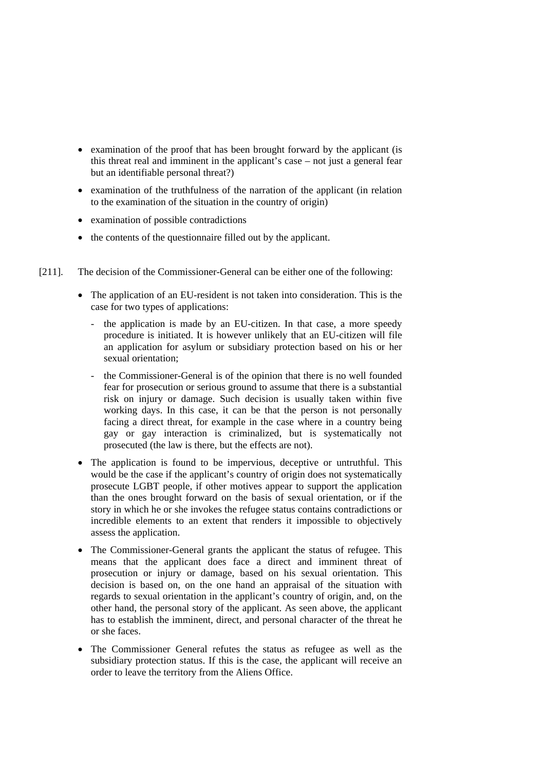- examination of the proof that has been brought forward by the applicant (is this threat real and imminent in the applicant's case – not just a general fear but an identifiable personal threat?)
- examination of the truthfulness of the narration of the applicant (in relation to the examination of the situation in the country of origin)
- examination of possible contradictions
- the contents of the questionnaire filled out by the applicant.

[211]. The decision of the Commissioner-General can be either one of the following:

- The application of an EU-resident is not taken into consideration. This is the case for two types of applications:
  - the application is made by an EU-citizen. In that case, a more speedy procedure is initiated. It is however unlikely that an EU-citizen will file an application for asylum or subsidiary protection based on his or her sexual orientation;
  - the Commissioner-General is of the opinion that there is no well founded fear for prosecution or serious ground to assume that there is a substantial risk on injury or damage. Such decision is usually taken within five working days. In this case, it can be that the person is not personally facing a direct threat, for example in the case where in a country being gay or gay interaction is criminalized, but is systematically not prosecuted (the law is there, but the effects are not).
- The application is found to be impervious, deceptive or untruthful. This would be the case if the applicant's country of origin does not systematically prosecute LGBT people, if other motives appear to support the application than the ones brought forward on the basis of sexual orientation, or if the story in which he or she invokes the refugee status contains contradictions or incredible elements to an extent that renders it impossible to objectively assess the application.
- The Commissioner-General grants the applicant the status of refugee. This means that the applicant does face a direct and imminent threat of prosecution or injury or damage, based on his sexual orientation. This decision is based on, on the one hand an appraisal of the situation with regards to sexual orientation in the applicant's country of origin, and, on the other hand, the personal story of the applicant. As seen above, the applicant has to establish the imminent, direct, and personal character of the threat he or she faces.
- The Commissioner General refutes the status as refugee as well as the subsidiary protection status. If this is the case, the applicant will receive an order to leave the territory from the Aliens Office.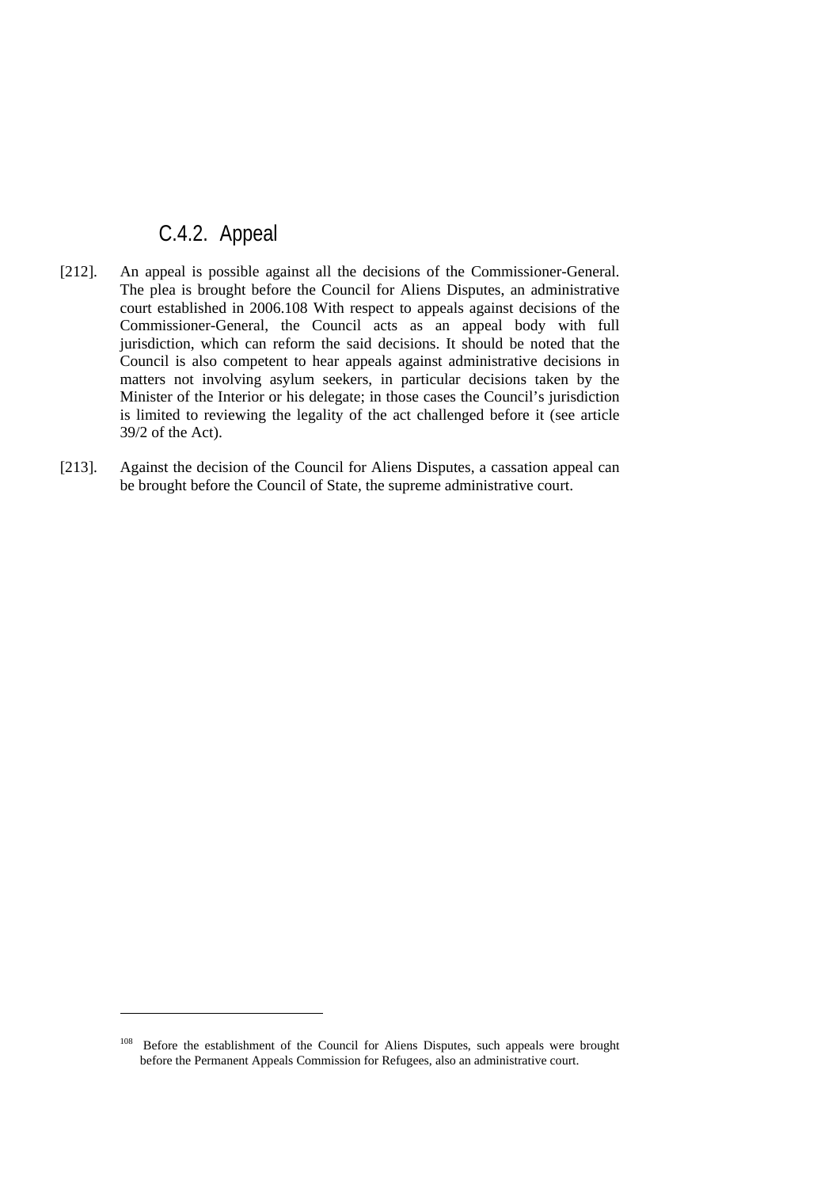### C.4.2. Appeal

[212]. An appeal is possible against all the decisions of the Commissioner-General. The plea is brought before the Council for Aliens Disputes, an administrative court established in 2006.[108] With respect to appeals against decisions of the Commissioner-General, the Council acts as an appeal body with full jurisdiction, which can reform the said decisions. It should be noted that the Council is also competent to hear appeals against administrative decisions in matters not involving asylum seekers, in particular decisions taken by the Minister of the Interior or his delegate; in those cases the Council's jurisdiction is limited to reviewing the legality of the act challenged before it (see article 39/2 of the Act).

[213]. Against the decision of the Council for Aliens Disputes, a cassation appeal can be brought before the Council of State, the supreme administrative court.

---

[108] Before the establishment of the Council for Aliens Disputes, such appeals were brought before the Permanent Appeals Commission for Refugees, also an administrative court.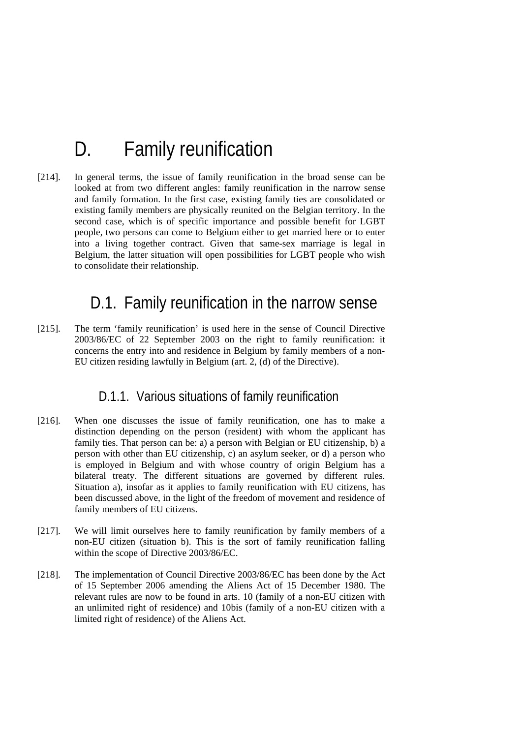# D. Family reunification

[214]. In general terms, the issue of family reunification in the broad sense can be looked at from two different angles: family reunification in the narrow sense and family formation. In the first case, existing family ties are consolidated or existing family members are physically reunited on the Belgian territory. In the second case, which is of specific importance and possible benefit for LGBT people, two persons can come to Belgium either to get married here or to enter into a living together contract. Given that same-sex marriage is legal in Belgium, the latter situation will open possibilities for LGBT people who wish to consolidate their relationship.

## D.1. Family reunification in the narrow sense

[215]. The term 'family reunification' is used here in the sense of Council Directive 2003/86/EC of 22 September 2003 on the right to family reunification: it concerns the entry into and residence in Belgium by family members of a non-EU citizen residing lawfully in Belgium (art. 2, (d) of the Directive).

### D.1.1. Various situations of family reunification

[216]. When one discusses the issue of family reunification, one has to make a distinction depending on the person (resident) with whom the applicant has family ties. That person can be: a) a person with Belgian or EU citizenship, b) a person with other than EU citizenship, c) an asylum seeker, or d) a person who is employed in Belgium and with whose country of origin Belgium has a bilateral treaty. The different situations are governed by different rules. Situation a), insofar as it applies to family reunification with EU citizens, has been discussed above, in the light of the freedom of movement and residence of family members of EU citizens.

[217]. We will limit ourselves here to family reunification by family members of a non-EU citizen (situation b). This is the sort of family reunification falling within the scope of Directive 2003/86/EC.

[218]. The implementation of Council Directive 2003/86/EC has been done by the Act of 15 September 2006 amending the Aliens Act of 15 December 1980. The relevant rules are now to be found in arts. 10 (family of a non-EU citizen with an unlimited right of residence) and 10bis (family of a non-EU citizen with a limited right of residence) of the Aliens Act.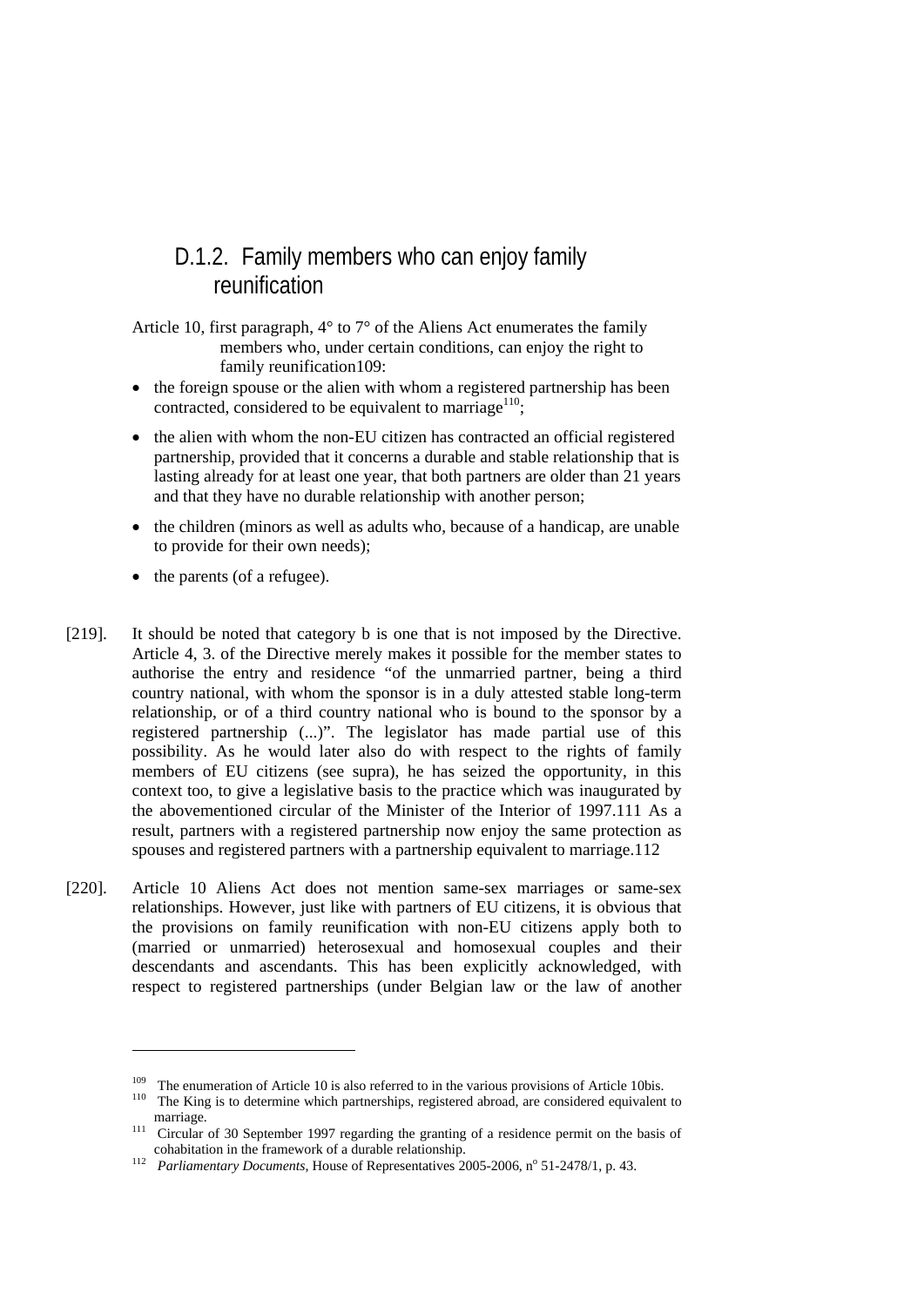### D.1.2. Family members who can enjoy family reunification

Article 10, first paragraph, 4° to 7° of the Aliens Act enumerates the family members who, under certain conditions, can enjoy the right to family reunification109:

- the foreign spouse or the alien with whom a registered partnership has been contracted, considered to be equivalent to marriage[110];
- the alien with whom the non-EU citizen has contracted an official registered partnership, provided that it concerns a durable and stable relationship that is lasting already for at least one year, that both partners are older than 21 years and that they have no durable relationship with another person;
- the children (minors as well as adults who, because of a handicap, are unable to provide for their own needs);
- the parents (of a refugee).

[219]. It should be noted that category b is one that is not imposed by the Directive. Article 4, 3. of the Directive merely makes it possible for the member states to authorise the entry and residence "of the unmarried partner, being a third country national, with whom the sponsor is in a duly attested stable long-term relationship, or of a third country national who is bound to the sponsor by a registered partnership (...)". The legislator has made partial use of this possibility. As he would later also do with respect to the rights of family members of EU citizens (see supra), he has seized the opportunity, in this context too, to give a legislative basis to the practice which was inaugurated by the abovementioned circular of the Minister of the Interior of 1997.111 As a result, partners with a registered partnership now enjoy the same protection as spouses and registered partners with a partnership equivalent to marriage.112

[220]. Article 10 Aliens Act does not mention same-sex marriages or same-sex relationships. However, just like with partners of EU citizens, it is obvious that the provisions on family reunification with non-EU citizens apply both to (married or unmarried) heterosexual and homosexual couples and their descendants and ascendants. This has been explicitly acknowledged, with respect to registered partnerships (under Belgian law or the law of another

---

109 The enumeration of Article 10 is also referred to in the various provisions of Article 10bis.

110 The King is to determine which partnerships, registered abroad, are considered equivalent to marriage.

111 Circular of 30 September 1997 regarding the granting of a residence permit on the basis of cohabitation in the framework of a durable relationship.

112 *Parliamentary Documents*, House of Representatives 2005-2006, n° 51-2478/1, p. 43.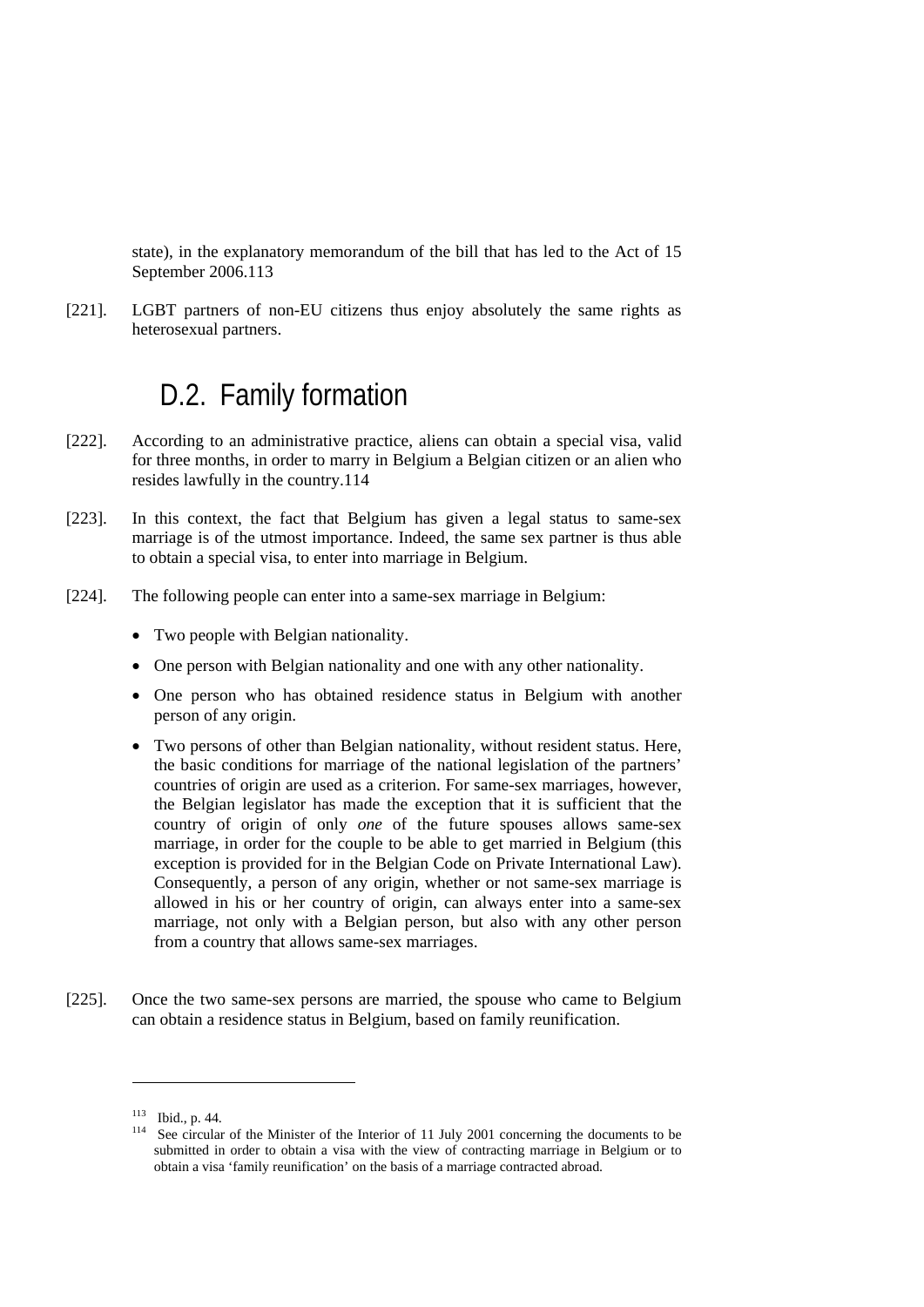state), in the explanatory memorandum of the bill that has led to the Act of 15 September 2006.[113]

[221]. LGBT partners of non-EU citizens thus enjoy absolutely the same rights as heterosexual partners.

## D.2. Family formation

[222]. According to an administrative practice, aliens can obtain a special visa, valid for three months, in order to marry in Belgium a Belgian citizen or an alien who resides lawfully in the country.[114]

[223]. In this context, the fact that Belgium has given a legal status to same-sex marriage is of the utmost importance. Indeed, the same sex partner is thus able to obtain a special visa, to enter into marriage in Belgium.

[224]. The following people can enter into a same-sex marriage in Belgium:

- Two people with Belgian nationality.
- One person with Belgian nationality and one with any other nationality.
- One person who has obtained residence status in Belgium with another person of any origin.
- Two persons of other than Belgian nationality, without resident status. Here, the basic conditions for marriage of the national legislation of the partners' countries of origin are used as a criterion. For same-sex marriages, however, the Belgian legislator has made the exception that it is sufficient that the country of origin of only *one* of the future spouses allows same-sex marriage, in order for the couple to be able to get married in Belgium (this exception is provided for in the Belgian Code on Private International Law). Consequently, a person of any origin, whether or not same-sex marriage is allowed in his or her country of origin, can always enter into a same-sex marriage, not only with a Belgian person, but also with any other person from a country that allows same-sex marriages.

[225]. Once the two same-sex persons are married, the spouse who came to Belgium can obtain a residence status in Belgium, based on family reunification.

---

[113] Ibid., p. 44.

[114] See circular of the Minister of the Interior of 11 July 2001 concerning the documents to be submitted in order to obtain a visa with the view of contracting marriage in Belgium or to obtain a visa 'family reunification' on the basis of a marriage contracted abroad.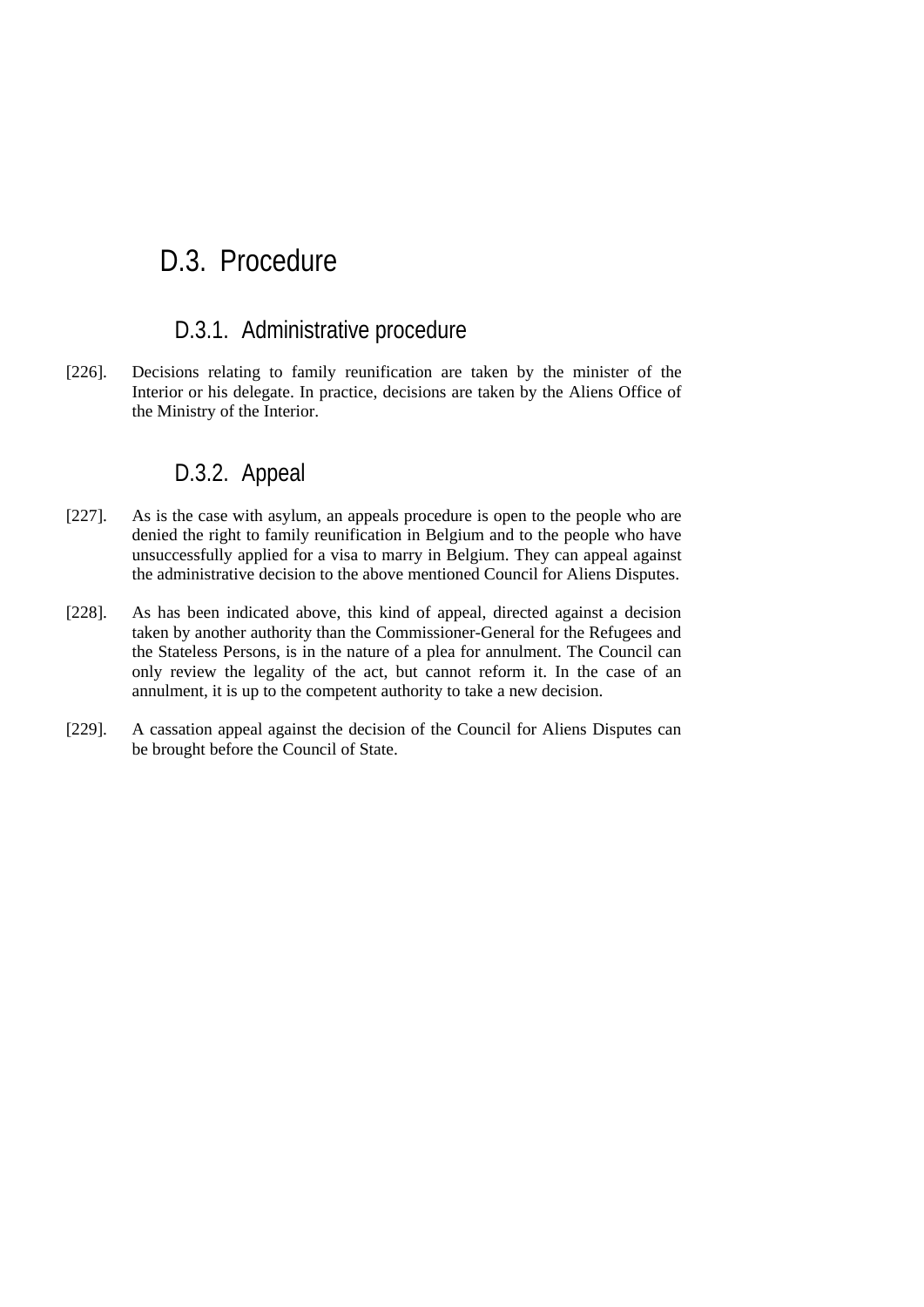## D.3. Procedure

### D.3.1. Administrative procedure

[226]. Decisions relating to family reunification are taken by the minister of the Interior or his delegate. In practice, decisions are taken by the Aliens Office of the Ministry of the Interior.

### D.3.2. Appeal

[227]. As is the case with asylum, an appeals procedure is open to the people who are denied the right to family reunification in Belgium and to the people who have unsuccessfully applied for a visa to marry in Belgium. They can appeal against the administrative decision to the above mentioned Council for Aliens Disputes.

[228]. As has been indicated above, this kind of appeal, directed against a decision taken by another authority than the Commissioner-General for the Refugees and the Stateless Persons, is in the nature of a plea for annulment. The Council can only review the legality of the act, but cannot reform it. In the case of an annulment, it is up to the competent authority to take a new decision.

[229]. A cassation appeal against the decision of the Council for Aliens Disputes can be brought before the Council of State.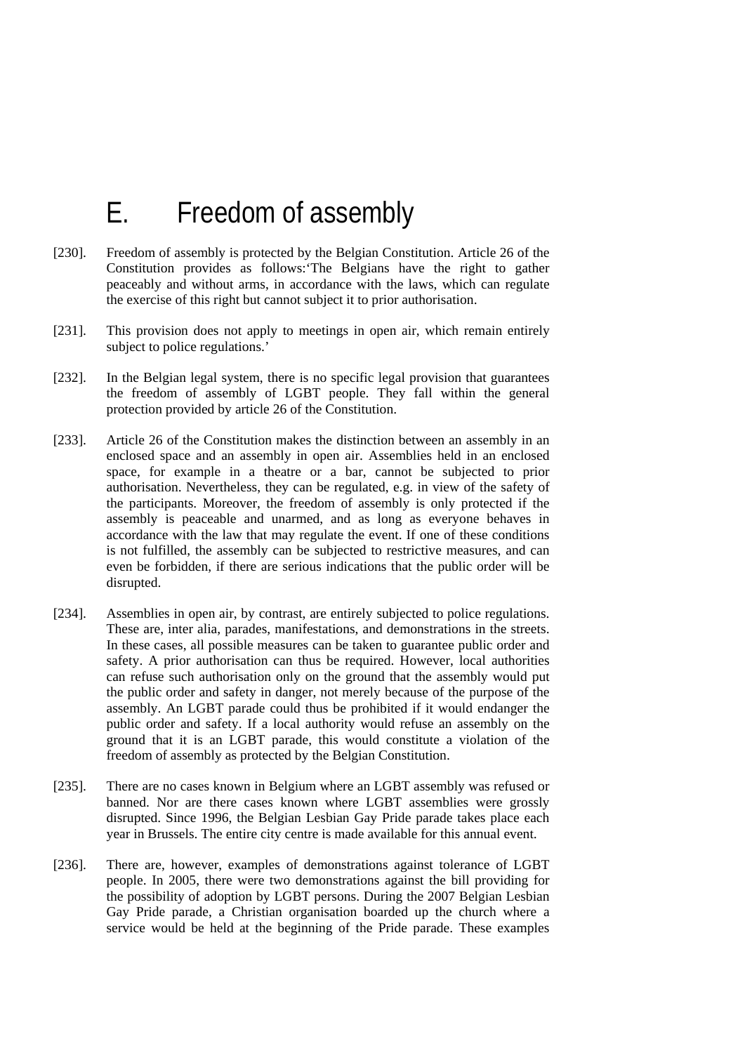# E. Freedom of assembly

[230]. Freedom of assembly is protected by the Belgian Constitution. Article 26 of the Constitution provides as follows:'The Belgians have the right to gather peaceably and without arms, in accordance with the laws, which can regulate the exercise of this right but cannot subject it to prior authorisation.

[231]. This provision does not apply to meetings in open air, which remain entirely subject to police regulations.'

[232]. In the Belgian legal system, there is no specific legal provision that guarantees the freedom of assembly of LGBT people. They fall within the general protection provided by article 26 of the Constitution.

[233]. Article 26 of the Constitution makes the distinction between an assembly in an enclosed space and an assembly in open air. Assemblies held in an enclosed space, for example in a theatre or a bar, cannot be subjected to prior authorisation. Nevertheless, they can be regulated, e.g. in view of the safety of the participants. Moreover, the freedom of assembly is only protected if the assembly is peaceable and unarmed, and as long as everyone behaves in accordance with the law that may regulate the event. If one of these conditions is not fulfilled, the assembly can be subjected to restrictive measures, and can even be forbidden, if there are serious indications that the public order will be disrupted.

[234]. Assemblies in open air, by contrast, are entirely subjected to police regulations. These are, inter alia, parades, manifestations, and demonstrations in the streets. In these cases, all possible measures can be taken to guarantee public order and safety. A prior authorisation can thus be required. However, local authorities can refuse such authorisation only on the ground that the assembly would put the public order and safety in danger, not merely because of the purpose of the assembly. An LGBT parade could thus be prohibited if it would endanger the public order and safety. If a local authority would refuse an assembly on the ground that it is an LGBT parade, this would constitute a violation of the freedom of assembly as protected by the Belgian Constitution.

[235]. There are no cases known in Belgium where an LGBT assembly was refused or banned. Nor are there cases known where LGBT assemblies were grossly disrupted. Since 1996, the Belgian Lesbian Gay Pride parade takes place each year in Brussels. The entire city centre is made available for this annual event.

[236]. There are, however, examples of demonstrations against tolerance of LGBT people. In 2005, there were two demonstrations against the bill providing for the possibility of adoption by LGBT persons. During the 2007 Belgian Lesbian Gay Pride parade, a Christian organisation boarded up the church where a service would be held at the beginning of the Pride parade. These examples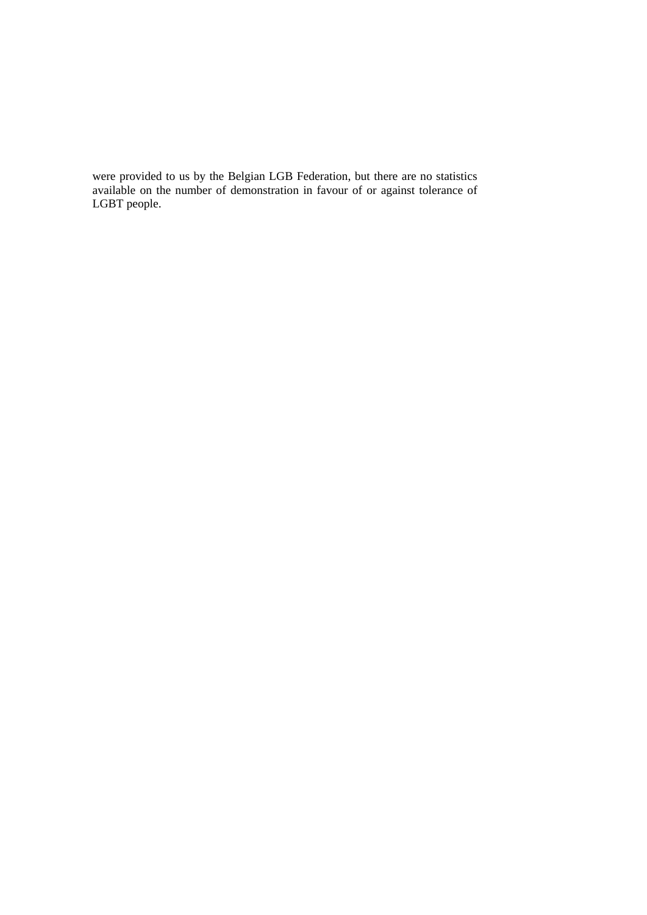were provided to us by the Belgian LGB Federation, but there are no statistics available on the number of demonstration in favour of or against tolerance of LGBT people.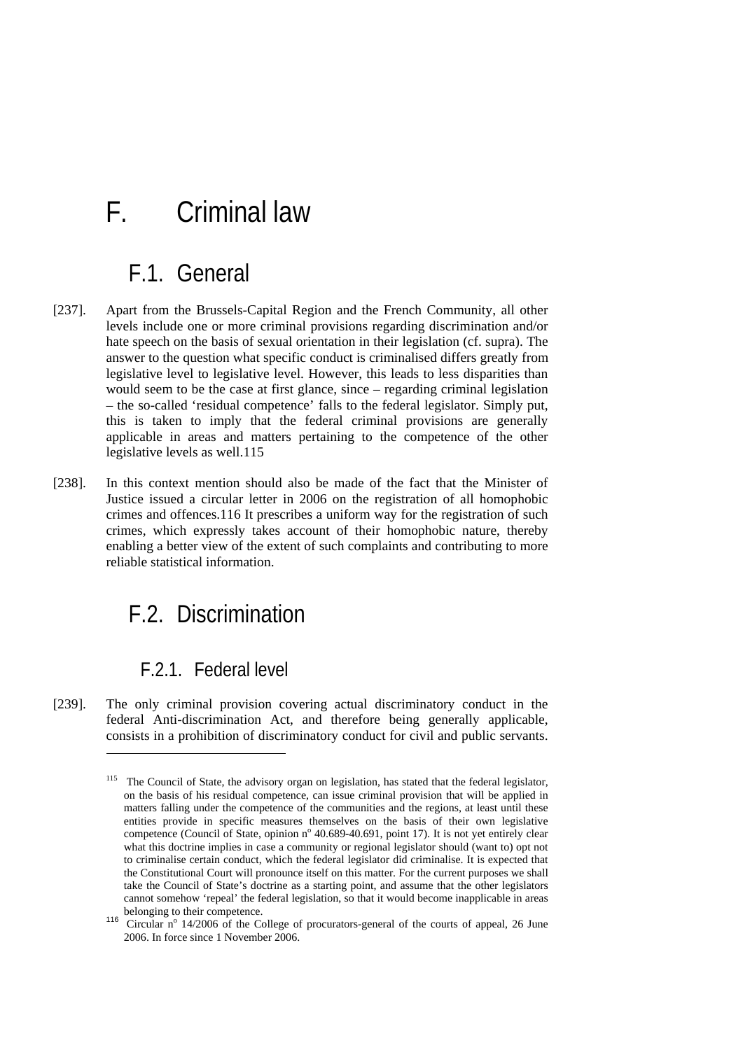# F. Criminal law

## F.1. General

[237]. Apart from the Brussels-Capital Region and the French Community, all other levels include one or more criminal provisions regarding discrimination and/or hate speech on the basis of sexual orientation in their legislation (cf. supra). The answer to the question what specific conduct is criminalised differs greatly from legislative level to legislative level. However, this leads to less disparities than would seem to be the case at first glance, since – regarding criminal legislation – the so-called 'residual competence' falls to the federal legislator. Simply put, this is taken to imply that the federal criminal provisions are generally applicable in areas and matters pertaining to the competence of the other legislative levels as well.[115]

[238]. In this context mention should also be made of the fact that the Minister of Justice issued a circular letter in 2006 on the registration of all homophobic crimes and offences.[116] It prescribes a uniform way for the registration of such crimes, which expressly takes account of their homophobic nature, thereby enabling a better view of the extent of such complaints and contributing to more reliable statistical information.

## F.2. Discrimination

### F.2.1. Federal level

[239]. The only criminal provision covering actual discriminatory conduct in the federal Anti-discrimination Act, and therefore being generally applicable, consists in a prohibition of discriminatory conduct for civil and public servants.

---

[115] The Council of State, the advisory organ on legislation, has stated that the federal legislator, on the basis of his residual competence, can issue criminal provision that will be applied in matters falling under the competence of the communities and the regions, at least until these entities provide in specific measures themselves on the basis of their own legislative competence (Council of State, opinion n° 40.689-40.691, point 17). It is not yet entirely clear what this doctrine implies in case a community or regional legislator should (want to) opt not to criminalise certain conduct, which the federal legislator did criminalise. It is expected that the Constitutional Court will pronounce itself on this matter. For the current purposes we shall take the Council of State's doctrine as a starting point, and assume that the other legislators cannot somehow 'repeal' the federal legislation, so that it would become inapplicable in areas belonging to their competence.

[116] Circular n° 14/2006 of the College of procurators-general of the courts of appeal, 26 June 2006. In force since 1 November 2006.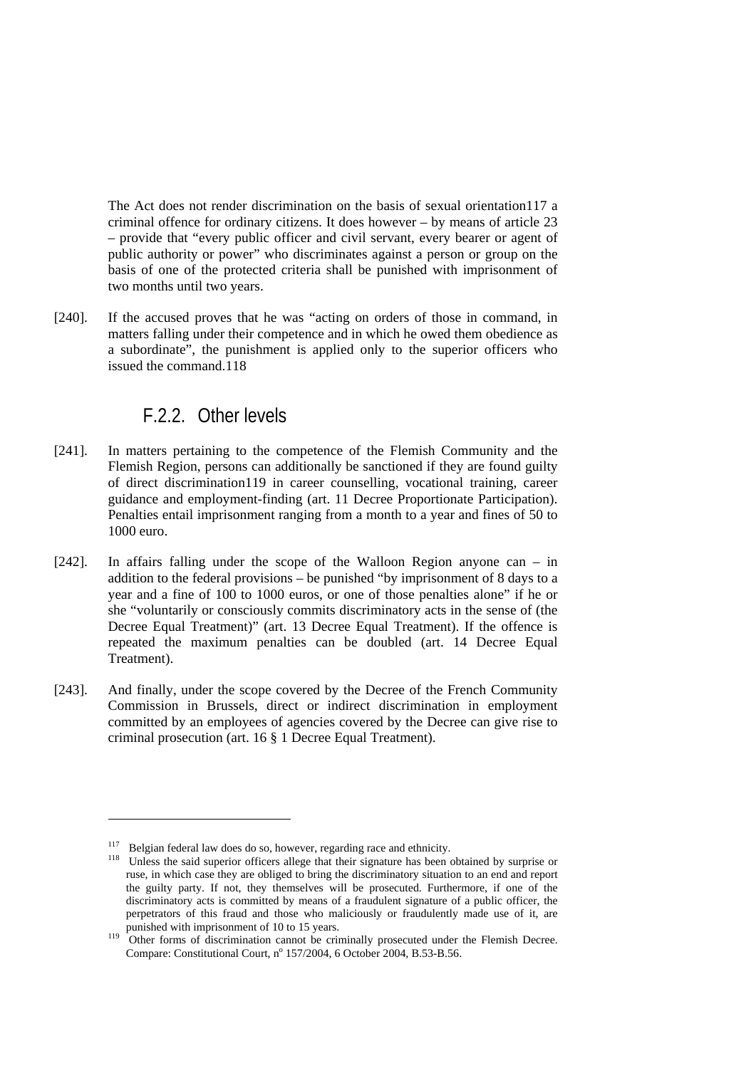The Act does not render discrimination on the basis of sexual orientation[117] a criminal offence for ordinary citizens. It does however – by means of article 23 – provide that "every public officer and civil servant, every bearer or agent of public authority or power" who discriminates against a person or group on the basis of one of the protected criteria shall be punished with imprisonment of two months until two years.

[240]. If the accused proves that he was "acting on orders of those in command, in matters falling under their competence and in which he owed them obedience as a subordinate", the punishment is applied only to the superior officers who issued the command.[118]

### F.2.2. Other levels

[241]. In matters pertaining to the competence of the Flemish Community and the Flemish Region, persons can additionally be sanctioned if they are found guilty of direct discrimination[119] in career counselling, vocational training, career guidance and employment-finding (art. 11 Decree Proportionate Participation). Penalties entail imprisonment ranging from a month to a year and fines of 50 to 1000 euro.

[242]. In affairs falling under the scope of the Walloon Region anyone can – in addition to the federal provisions – be punished "by imprisonment of 8 days to a year and a fine of 100 to 1000 euros, or one of those penalties alone" if he or she "voluntarily or consciously commits discriminatory acts in the sense of (the Decree Equal Treatment)" (art. 13 Decree Equal Treatment). If the offence is repeated the maximum penalties can be doubled (art. 14 Decree Equal Treatment).

[243]. And finally, under the scope covered by the Decree of the French Community Commission in Brussels, direct or indirect discrimination in employment committed by an employees of agencies covered by the Decree can give rise to criminal prosecution (art. 16 § 1 Decree Equal Treatment).

---

[117] Belgian federal law does do so, however, regarding race and ethnicity.

[118] Unless the said superior officers allege that their signature has been obtained by surprise or ruse, in which case they are obliged to bring the discriminatory situation to an end and report the guilty party. If not, they themselves will be prosecuted. Furthermore, if one of the discriminatory acts is committed by means of a fraudulent signature of a public officer, the perpetrators of this fraud and those who maliciously or fraudulently made use of it, are punished with imprisonment of 10 to 15 years.

[119] Other forms of discrimination cannot be criminally prosecuted under the Flemish Decree. Compare: Constitutional Court, n° 157/2004, 6 October 2004, B.53-B.56.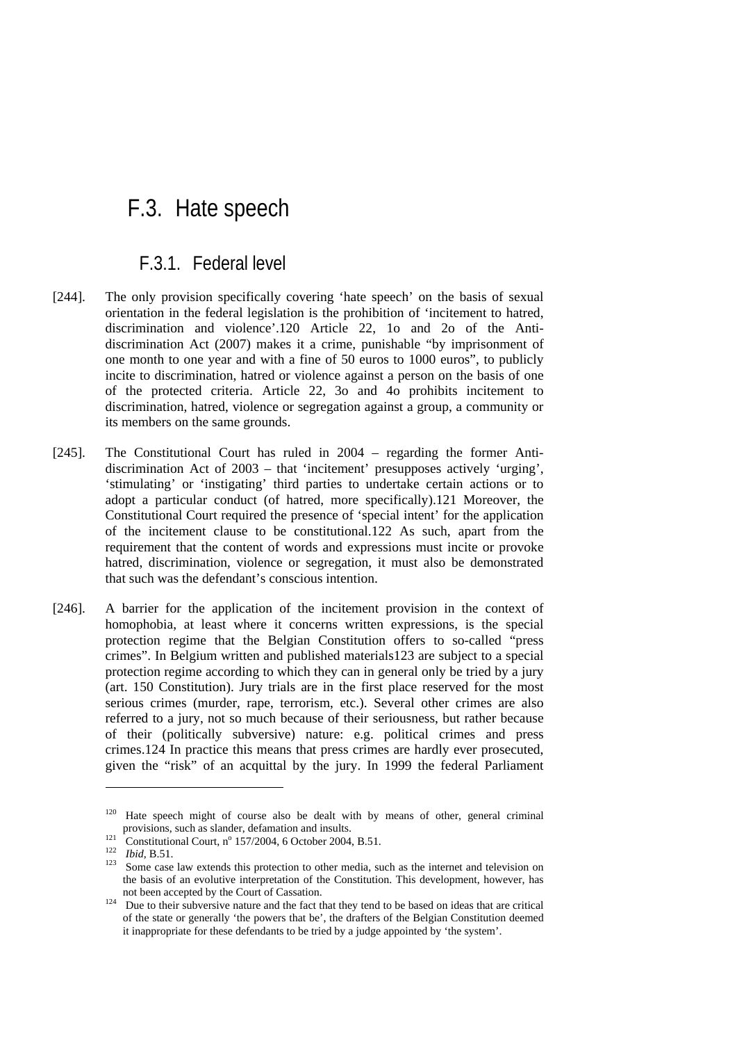# F.3. Hate speech

## F.3.1. Federal level

[244]. The only provision specifically covering 'hate speech' on the basis of sexual orientation in the federal legislation is the prohibition of 'incitement to hatred, discrimination and violence'.[120] Article 22, 1o and 2o of the Anti-discrimination Act (2007) makes it a crime, punishable "by imprisonment of one month to one year and with a fine of 50 euros to 1000 euros", to publicly incite to discrimination, hatred or violence against a person on the basis of one of the protected criteria. Article 22, 3o and 4o prohibits incitement to discrimination, hatred, violence or segregation against a group, a community or its members on the same grounds.

[245]. The Constitutional Court has ruled in 2004 – regarding the former Anti-discrimination Act of 2003 – that 'incitement' presupposes actively 'urging', 'stimulating' or 'instigating' third parties to undertake certain actions or to adopt a particular conduct (of hatred, more specifically).[121] Moreover, the Constitutional Court required the presence of 'special intent' for the application of the incitement clause to be constitutional.[122] As such, apart from the requirement that the content of words and expressions must incite or provoke hatred, discrimination, violence or segregation, it must also be demonstrated that such was the defendant's conscious intention.

[246]. A barrier for the application of the incitement provision in the context of homophobia, at least where it concerns written expressions, is the special protection regime that the Belgian Constitution offers to so-called "press crimes". In Belgium written and published materials[123] are subject to a special protection regime according to which they can in general only be tried by a jury (art. 150 Constitution). Jury trials are in the first place reserved for the most serious crimes (murder, rape, terrorism, etc.). Several other crimes are also referred to a jury, not so much because of their seriousness, but rather because of their (politically subversive) nature: e.g. political crimes and press crimes.[124] In practice this means that press crimes are hardly ever prosecuted, given the "risk" of an acquittal by the jury. In 1999 the federal Parliament

---

[120] Hate speech might of course also be dealt with by means of other, general criminal provisions, such as slander, defamation and insults.

[121] Constitutional Court, n° 157/2004, 6 October 2004, B.51.

[122] *Ibid*, B.51.

[123] Some case law extends this protection to other media, such as the internet and television on the basis of an evolutive interpretation of the Constitution. This development, however, has not been accepted by the Court of Cassation.

[124] Due to their subversive nature and the fact that they tend to be based on ideas that are critical of the state or generally 'the powers that be', the drafters of the Belgian Constitution deemed it inappropriate for these defendants to be tried by a judge appointed by 'the system'.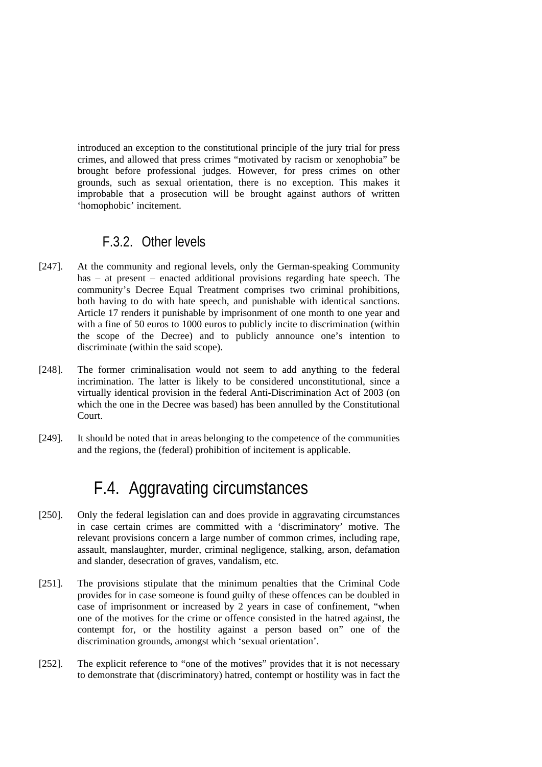introduced an exception to the constitutional principle of the jury trial for press crimes, and allowed that press crimes "motivated by racism or xenophobia" be brought before professional judges. However, for press crimes on other grounds, such as sexual orientation, there is no exception. This makes it improbable that a prosecution will be brought against authors of written 'homophobic' incitement.

### F.3.2. Other levels

[247]. At the community and regional levels, only the German-speaking Community has – at present – enacted additional provisions regarding hate speech. The community's Decree Equal Treatment comprises two criminal prohibitions, both having to do with hate speech, and punishable with identical sanctions. Article 17 renders it punishable by imprisonment of one month to one year and with a fine of 50 euros to 1000 euros to publicly incite to discrimination (within the scope of the Decree) and to publicly announce one's intention to discriminate (within the said scope).

[248]. The former criminalisation would not seem to add anything to the federal incrimination. The latter is likely to be considered unconstitutional, since a virtually identical provision in the federal Anti-Discrimination Act of 2003 (on which the one in the Decree was based) has been annulled by the Constitutional Court.

[249]. It should be noted that in areas belonging to the competence of the communities and the regions, the (federal) prohibition of incitement is applicable.

## F.4. Aggravating circumstances

[250]. Only the federal legislation can and does provide in aggravating circumstances in case certain crimes are committed with a 'discriminatory' motive. The relevant provisions concern a large number of common crimes, including rape, assault, manslaughter, murder, criminal negligence, stalking, arson, defamation and slander, desecration of graves, vandalism, etc.

[251]. The provisions stipulate that the minimum penalties that the Criminal Code provides for in case someone is found guilty of these offences can be doubled in case of imprisonment or increased by 2 years in case of confinement, "when one of the motives for the crime or offence consisted in the hatred against, the contempt for, or the hostility against a person based on" one of the discrimination grounds, amongst which 'sexual orientation'.

[252]. The explicit reference to "one of the motives" provides that it is not necessary to demonstrate that (discriminatory) hatred, contempt or hostility was in fact the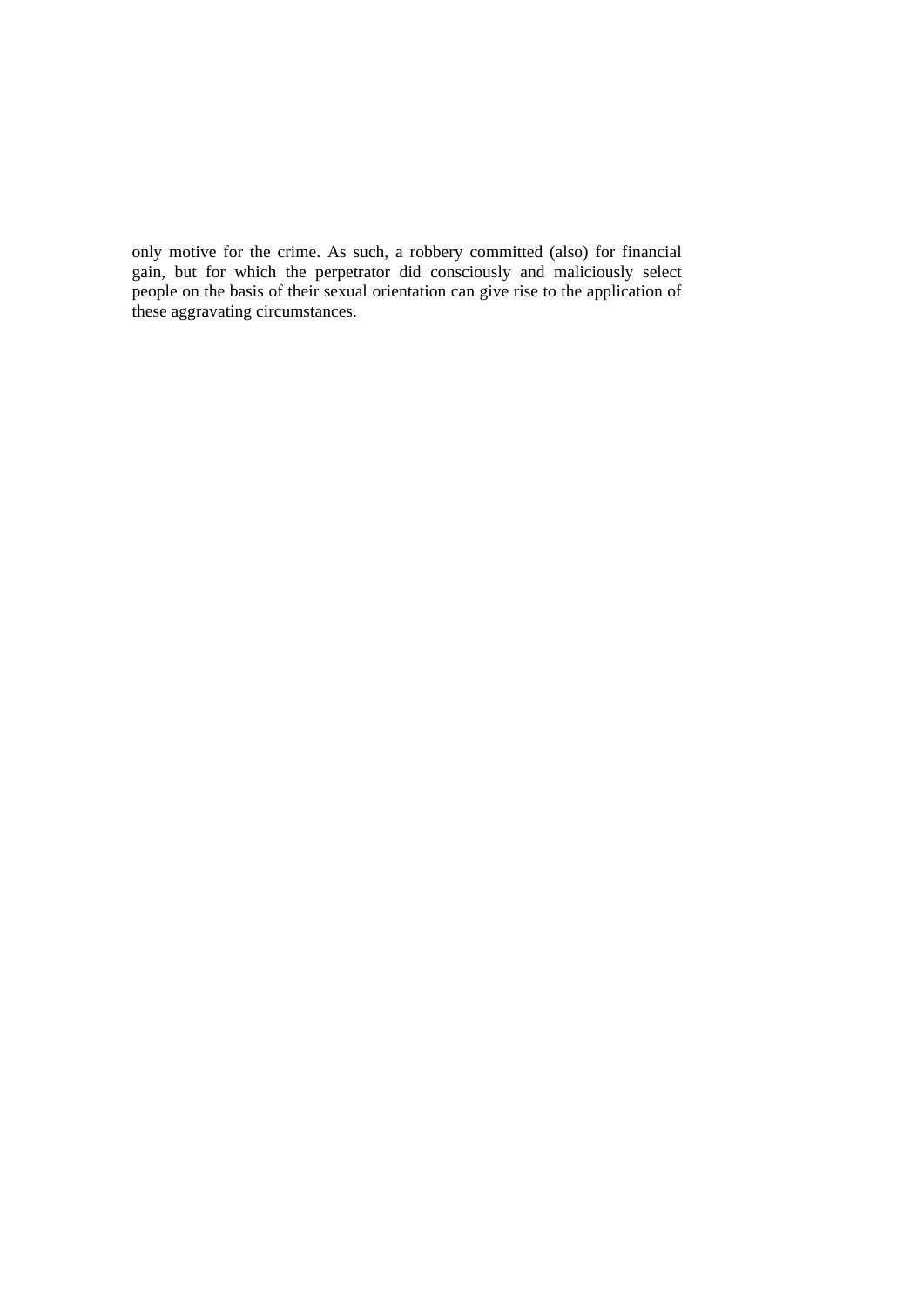only motive for the crime. As such, a robbery committed (also) for financial gain, but for which the perpetrator did consciously and maliciously select people on the basis of their sexual orientation can give rise to the application of these aggravating circumstances.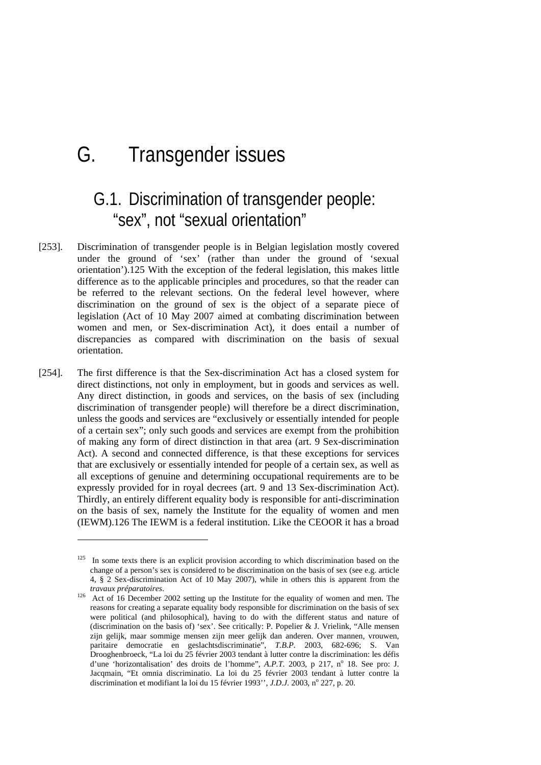# G. Transgender issues

## G.1. Discrimination of transgender people: "sex", not "sexual orientation"

[253]. Discrimination of transgender people is in Belgian legislation mostly covered under the ground of 'sex' (rather than under the ground of 'sexual orientation').[125] With the exception of the federal legislation, this makes little difference as to the applicable principles and procedures, so that the reader can be referred to the relevant sections. On the federal level however, where discrimination on the ground of sex is the object of a separate piece of legislation (Act of 10 May 2007 aimed at combating discrimination between women and men, or Sex-discrimination Act), it does entail a number of discrepancies as compared with discrimination on the basis of sexual orientation.

[254]. The first difference is that the Sex-discrimination Act has a closed system for direct distinctions, not only in employment, but in goods and services as well. Any direct distinction, in goods and services, on the basis of sex (including discrimination of transgender people) will therefore be a direct discrimination, unless the goods and services are "exclusively or essentially intended for people of a certain sex"; only such goods and services are exempt from the prohibition of making any form of direct distinction in that area (art. 9 Sex-discrimination Act). A second and connected difference, is that these exceptions for services that are exclusively or essentially intended for people of a certain sex, as well as all exceptions of genuine and determining occupational requirements are to be expressly provided for in royal decrees (art. 9 and 13 Sex-discrimination Act). Thirdly, an entirely different equality body is responsible for anti-discrimination on the basis of sex, namely the Institute for the equality of women and men (IEWM).[126] The IEWM is a federal institution. Like the CEOOR it has a broad

---

[125] In some texts there is an explicit provision according to which discrimination based on the change of a person's sex is considered to be discrimination on the basis of sex (see e.g. article 4, § 2 Sex-discrimination Act of 10 May 2007), while in others this is apparent from the *travaux préparatoires*.

[126] Act of 16 December 2002 setting up the Institute for the equality of women and men. The reasons for creating a separate equality body responsible for discrimination on the basis of sex were political (and philosophical), having to do with the different status and nature of (discrimination on the basis of) 'sex'. See critically: P. Popelier & J. Vrielink, "Alle mensen zijn gelijk, maar sommige mensen zijn meer gelijk dan anderen. Over mannen, vrouwen, paritaire democratie en geslachtsdiscriminatie", *T.B.P.* 2003, 682-696; S. Van Drooghenbroeck, "La loi du 25 février 2003 tendant à lutter contre la discrimination: les défis d'une 'horizontalisation' des droits de l'homme", *A.P.T.* 2003, p 217, n° 18. See pro: J. Jacqmain, "Et omnia discriminatio. La loi du 25 février 2003 tendant à lutter contre la discrimination et modifiant la loi du 15 février 1993'', *J.D.J.* 2003, n° 227, p. 20.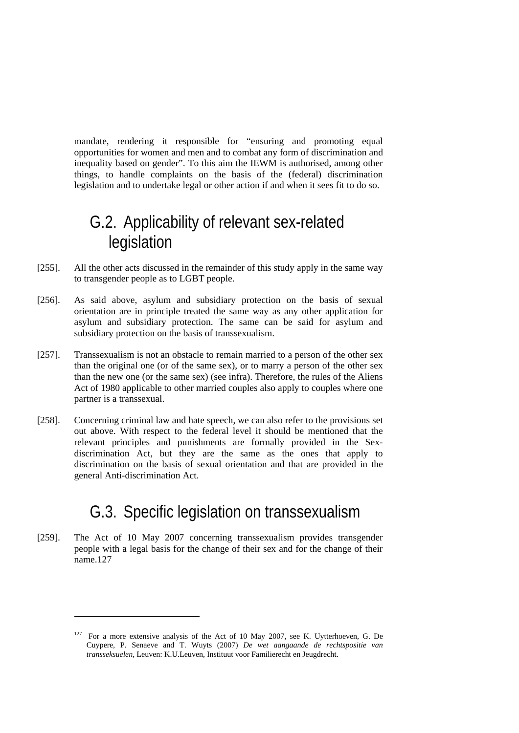mandate, rendering it responsible for "ensuring and promoting equal opportunities for women and men and to combat any form of discrimination and inequality based on gender". To this aim the IEWM is authorised, among other things, to handle complaints on the basis of the (federal) discrimination legislation and to undertake legal or other action if and when it sees fit to do so.

## G.2. Applicability of relevant sex-related legislation

[255]. All the other acts discussed in the remainder of this study apply in the same way to transgender people as to LGBT people.

[256]. As said above, asylum and subsidiary protection on the basis of sexual orientation are in principle treated the same way as any other application for asylum and subsidiary protection. The same can be said for asylum and subsidiary protection on the basis of transsexualism.

[257]. Transsexualism is not an obstacle to remain married to a person of the other sex than the original one (or of the same sex), or to marry a person of the other sex than the new one (or the same sex) (see infra). Therefore, the rules of the Aliens Act of 1980 applicable to other married couples also apply to couples where one partner is a transsexual.

[258]. Concerning criminal law and hate speech, we can also refer to the provisions set out above. With respect to the federal level it should be mentioned that the relevant principles and punishments are formally provided in the Sex-discrimination Act, but they are the same as the ones that apply to discrimination on the basis of sexual orientation and that are provided in the general Anti-discrimination Act.

## G.3. Specific legislation on transsexualism

[259]. The Act of 10 May 2007 concerning transsexualism provides transgender people with a legal basis for the change of their sex and for the change of their name.[127]

---

[127] For a more extensive analysis of the Act of 10 May 2007, see K. Uytterhoeven, G. De Cuypere, P. Senaeve and T. Wuyts (2007) *De wet aangaande de rechtspositie van transseksuelen*, Leuven: K.U.Leuven, Instituut voor Familierecht en Jeugdrecht.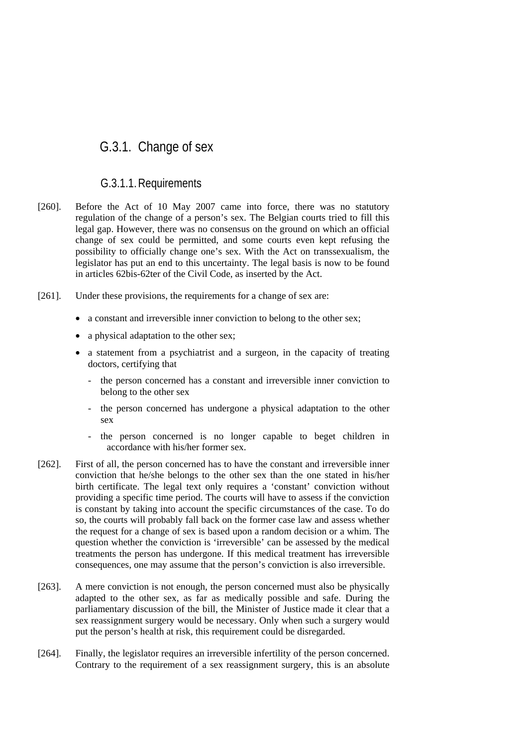## G.3.1. Change of sex

### G.3.1.1. Requirements

[260]. Before the Act of 10 May 2007 came into force, there was no statutory regulation of the change of a person's sex. The Belgian courts tried to fill this legal gap. However, there was no consensus on the ground on which an official change of sex could be permitted, and some courts even kept refusing the possibility to officially change one's sex. With the Act on transsexualism, the legislator has put an end to this uncertainty. The legal basis is now to be found in articles 62bis-62ter of the Civil Code, as inserted by the Act.

[261]. Under these provisions, the requirements for a change of sex are:

- a constant and irreversible inner conviction to belong to the other sex;
- a physical adaptation to the other sex;
- a statement from a psychiatrist and a surgeon, in the capacity of treating doctors, certifying that
  - the person concerned has a constant and irreversible inner conviction to belong to the other sex
  - the person concerned has undergone a physical adaptation to the other sex
  - the person concerned is no longer capable to beget children in accordance with his/her former sex.

[262]. First of all, the person concerned has to have the constant and irreversible inner conviction that he/she belongs to the other sex than the one stated in his/her birth certificate. The legal text only requires a 'constant' conviction without providing a specific time period. The courts will have to assess if the conviction is constant by taking into account the specific circumstances of the case. To do so, the courts will probably fall back on the former case law and assess whether the request for a change of sex is based upon a random decision or a whim. The question whether the conviction is 'irreversible' can be assessed by the medical treatments the person has undergone. If this medical treatment has irreversible consequences, one may assume that the person's conviction is also irreversible.

[263]. A mere conviction is not enough, the person concerned must also be physically adapted to the other sex, as far as medically possible and safe. During the parliamentary discussion of the bill, the Minister of Justice made it clear that a sex reassignment surgery would be necessary. Only when such a surgery would put the person's health at risk, this requirement could be disregarded.

[264]. Finally, the legislator requires an irreversible infertility of the person concerned. Contrary to the requirement of a sex reassignment surgery, this is an absolute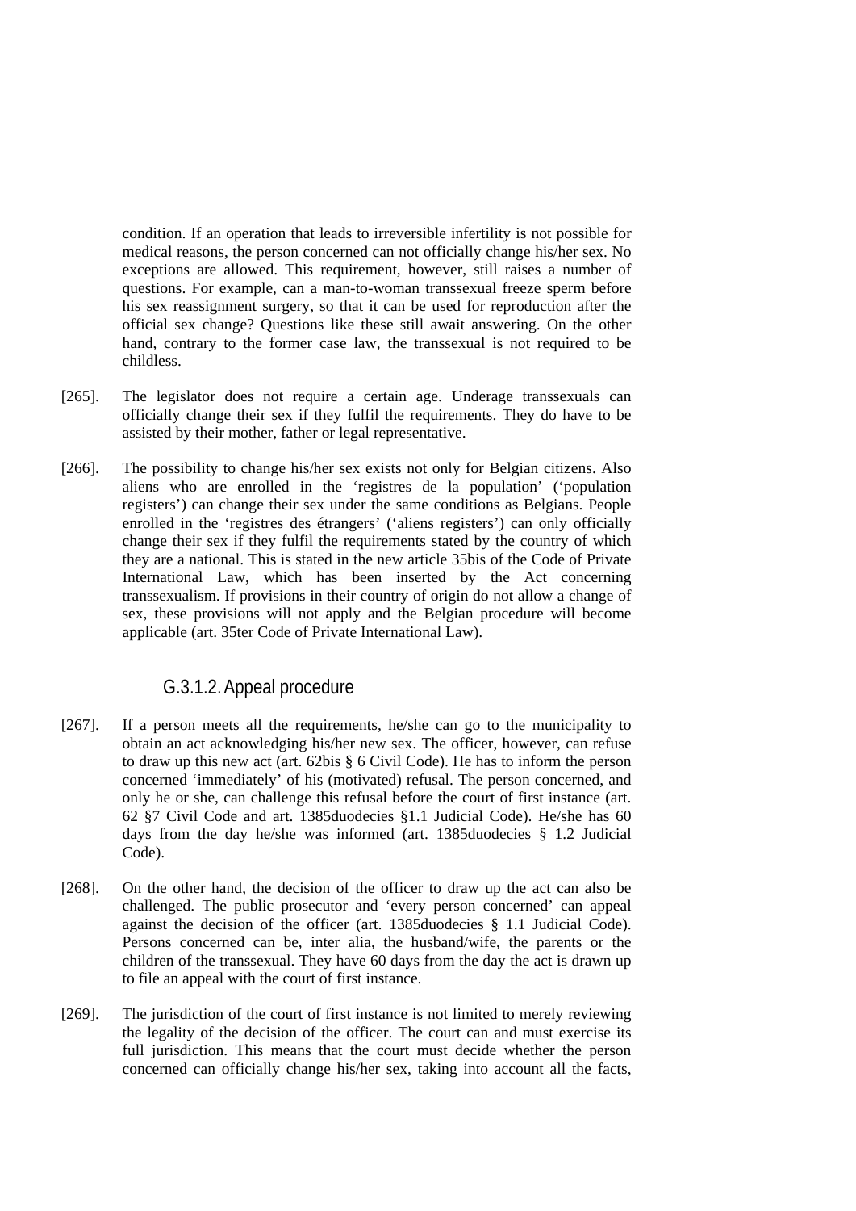condition. If an operation that leads to irreversible infertility is not possible for medical reasons, the person concerned can not officially change his/her sex. No exceptions are allowed. This requirement, however, still raises a number of questions. For example, can a man-to-woman transsexual freeze sperm before his sex reassignment surgery, so that it can be used for reproduction after the official sex change? Questions like these still await answering. On the other hand, contrary to the former case law, the transsexual is not required to be childless.

[265]. The legislator does not require a certain age. Underage transsexuals can officially change their sex if they fulfil the requirements. They do have to be assisted by their mother, father or legal representative.

[266]. The possibility to change his/her sex exists not only for Belgian citizens. Also aliens who are enrolled in the 'registres de la population' ('population registers') can change their sex under the same conditions as Belgians. People enrolled in the 'registres des étrangers' ('aliens registers') can only officially change their sex if they fulfil the requirements stated by the country of which they are a national. This is stated in the new article 35bis of the Code of Private International Law, which has been inserted by the Act concerning transsexualism. If provisions in their country of origin do not allow a change of sex, these provisions will not apply and the Belgian procedure will become applicable (art. 35ter Code of Private International Law).

#### G.3.1.2. Appeal procedure

[267]. If a person meets all the requirements, he/she can go to the municipality to obtain an act acknowledging his/her new sex. The officer, however, can refuse to draw up this new act (art. 62bis § 6 Civil Code). He has to inform the person concerned 'immediately' of his (motivated) refusal. The person concerned, and only he or she, can challenge this refusal before the court of first instance (art. 62 §7 Civil Code and art. 1385duodecies §1.1 Judicial Code). He/she has 60 days from the day he/she was informed (art. 1385duodecies § 1.2 Judicial Code).

[268]. On the other hand, the decision of the officer to draw up the act can also be challenged. The public prosecutor and 'every person concerned' can appeal against the decision of the officer (art. 1385duodecies § 1.1 Judicial Code). Persons concerned can be, inter alia, the husband/wife, the parents or the children of the transsexual. They have 60 days from the day the act is drawn up to file an appeal with the court of first instance.

[269]. The jurisdiction of the court of first instance is not limited to merely reviewing the legality of the decision of the officer. The court can and must exercise its full jurisdiction. This means that the court must decide whether the person concerned can officially change his/her sex, taking into account all the facts,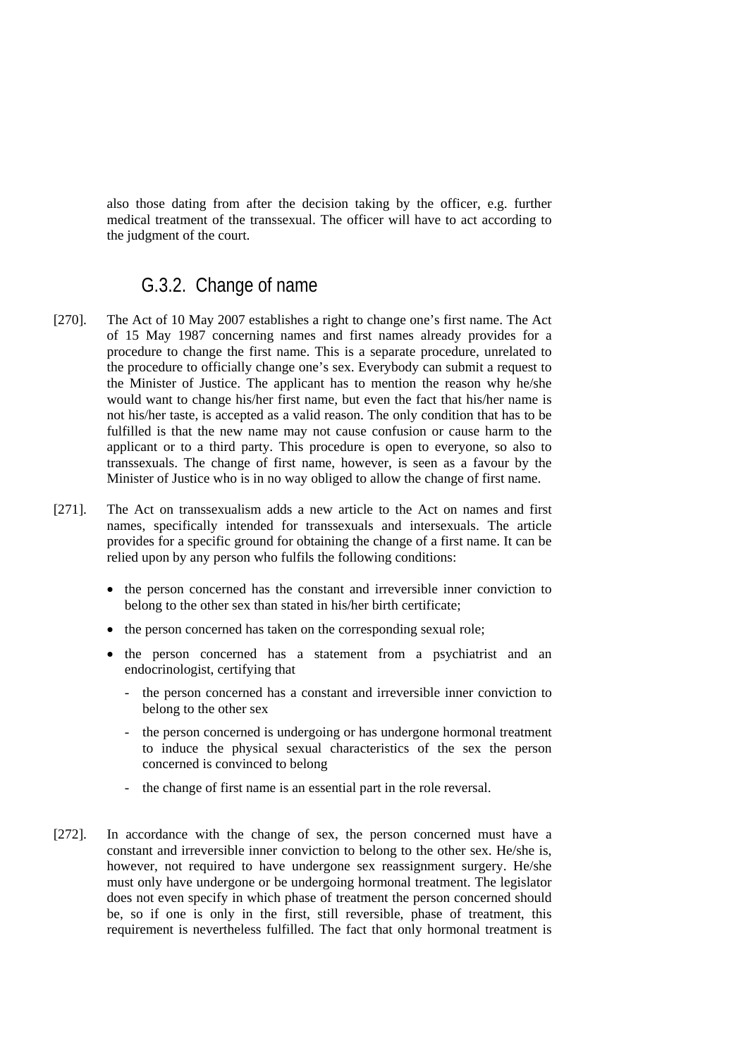also those dating from after the decision taking by the officer, e.g. further medical treatment of the transsexual. The officer will have to act according to the judgment of the court.

### G.3.2. Change of name

[270]. The Act of 10 May 2007 establishes a right to change one's first name. The Act of 15 May 1987 concerning names and first names already provides for a procedure to change the first name. This is a separate procedure, unrelated to the procedure to officially change one's sex. Everybody can submit a request to the Minister of Justice. The applicant has to mention the reason why he/she would want to change his/her first name, but even the fact that his/her name is not his/her taste, is accepted as a valid reason. The only condition that has to be fulfilled is that the new name may not cause confusion or cause harm to the applicant or to a third party. This procedure is open to everyone, so also to transsexuals. The change of first name, however, is seen as a favour by the Minister of Justice who is in no way obliged to allow the change of first name.

[271]. The Act on transsexualism adds a new article to the Act on names and first names, specifically intended for transsexuals and intersexuals. The article provides for a specific ground for obtaining the change of a first name. It can be relied upon by any person who fulfils the following conditions:

- the person concerned has the constant and irreversible inner conviction to belong to the other sex than stated in his/her birth certificate;
- the person concerned has taken on the corresponding sexual role;
- the person concerned has a statement from a psychiatrist and an endocrinologist, certifying that
  - the person concerned has a constant and irreversible inner conviction to belong to the other sex
  - the person concerned is undergoing or has undergone hormonal treatment to induce the physical sexual characteristics of the sex the person concerned is convinced to belong
  - the change of first name is an essential part in the role reversal.

[272]. In accordance with the change of sex, the person concerned must have a constant and irreversible inner conviction to belong to the other sex. He/she is, however, not required to have undergone sex reassignment surgery. He/she must only have undergone or be undergoing hormonal treatment. The legislator does not even specify in which phase of treatment the person concerned should be, so if one is only in the first, still reversible, phase of treatment, this requirement is nevertheless fulfilled. The fact that only hormonal treatment is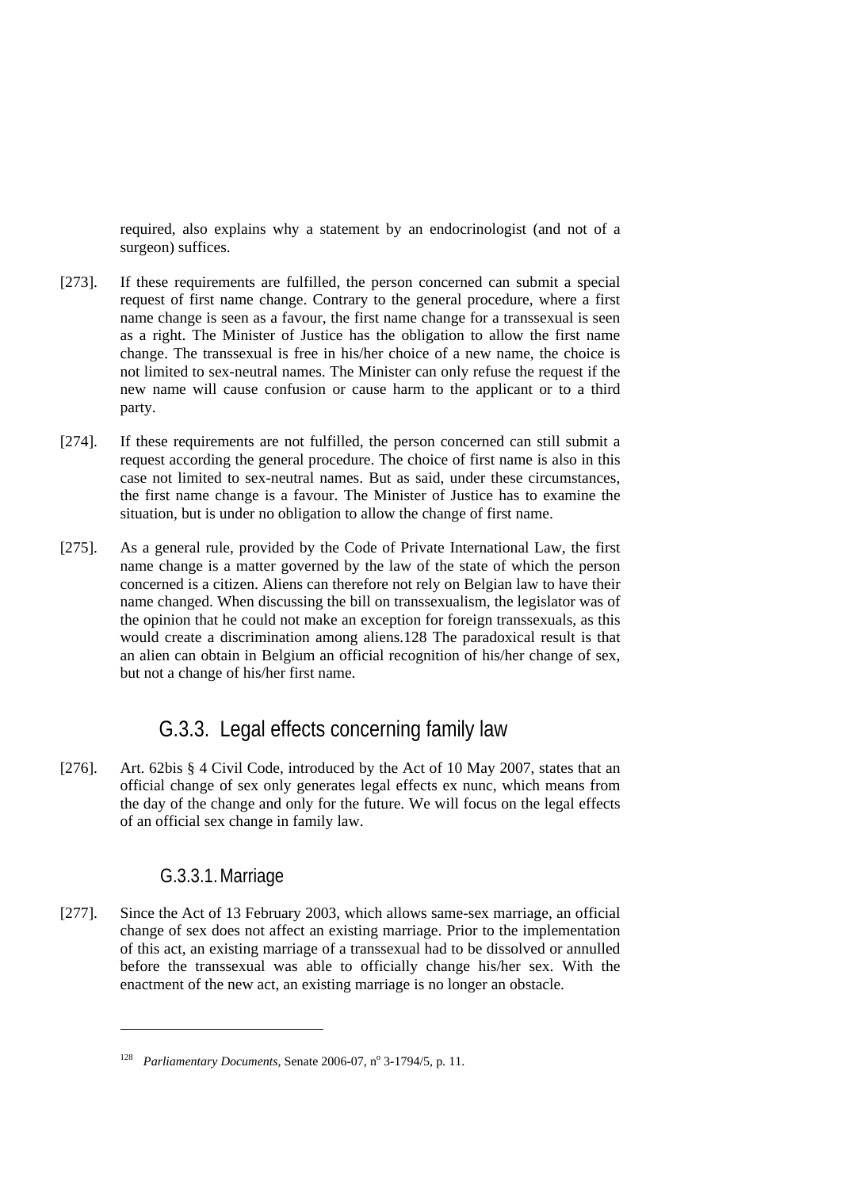required, also explains why a statement by an endocrinologist (and not of a surgeon) suffices.

[273]. If these requirements are fulfilled, the person concerned can submit a special request of first name change. Contrary to the general procedure, where a first name change is seen as a favour, the first name change for a transsexual is seen as a right. The Minister of Justice has the obligation to allow the first name change. The transsexual is free in his/her choice of a new name, the choice is not limited to sex-neutral names. The Minister can only refuse the request if the new name will cause confusion or cause harm to the applicant or to a third party.

[274]. If these requirements are not fulfilled, the person concerned can still submit a request according the general procedure. The choice of first name is also in this case not limited to sex-neutral names. But as said, under these circumstances, the first name change is a favour. The Minister of Justice has to examine the situation, but is under no obligation to allow the change of first name.

[275]. As a general rule, provided by the Code of Private International Law, the first name change is a matter governed by the law of the state of which the person concerned is a citizen. Aliens can therefore not rely on Belgian law to have their name changed. When discussing the bill on transsexualism, the legislator was of the opinion that he could not make an exception for foreign transsexuals, as this would create a discrimination among aliens.[128] The paradoxical result is that an alien can obtain in Belgium an official recognition of his/her change of sex, but not a change of his/her first name.

## G.3.3. Legal effects concerning family law

[276]. Art. 62bis § 4 Civil Code, introduced by the Act of 10 May 2007, states that an official change of sex only generates legal effects ex nunc, which means from the day of the change and only for the future. We will focus on the legal effects of an official sex change in family law.

### G.3.3.1. Marriage

[277]. Since the Act of 13 February 2003, which allows same-sex marriage, an official change of sex does not affect an existing marriage. Prior to the implementation of this act, an existing marriage of a transsexual had to be dissolved or annulled before the transsexual was able to officially change his/her sex. With the enactment of the new act, an existing marriage is no longer an obstacle.

---

[128] *Parliamentary Documents*, Senate 2006-07, n° 3-1794/5, p. 11.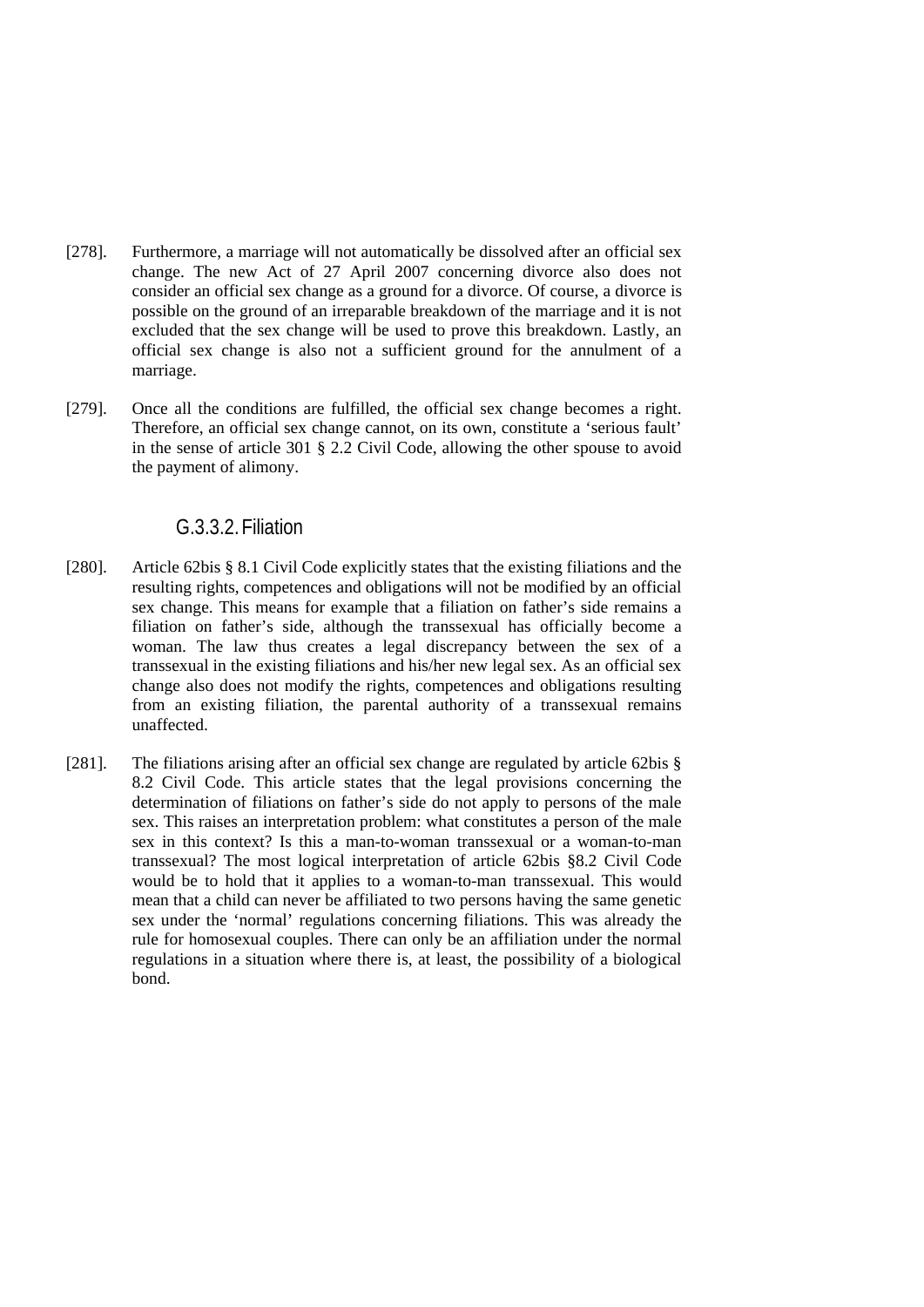[278]. Furthermore, a marriage will not automatically be dissolved after an official sex change. The new Act of 27 April 2007 concerning divorce also does not consider an official sex change as a ground for a divorce. Of course, a divorce is possible on the ground of an irreparable breakdown of the marriage and it is not excluded that the sex change will be used to prove this breakdown. Lastly, an official sex change is also not a sufficient ground for the annulment of a marriage.

[279]. Once all the conditions are fulfilled, the official sex change becomes a right. Therefore, an official sex change cannot, on its own, constitute a 'serious fault' in the sense of article 301 § 2.2 Civil Code, allowing the other spouse to avoid the payment of alimony.

#### G.3.3.2. Filiation

[280]. Article 62bis § 8.1 Civil Code explicitly states that the existing filiations and the resulting rights, competences and obligations will not be modified by an official sex change. This means for example that a filiation on father's side remains a filiation on father's side, although the transsexual has officially become a woman. The law thus creates a legal discrepancy between the sex of a transsexual in the existing filiations and his/her new legal sex. As an official sex change also does not modify the rights, competences and obligations resulting from an existing filiation, the parental authority of a transsexual remains unaffected.

[281]. The filiations arising after an official sex change are regulated by article 62bis § 8.2 Civil Code. This article states that the legal provisions concerning the determination of filiations on father's side do not apply to persons of the male sex. This raises an interpretation problem: what constitutes a person of the male sex in this context? Is this a man-to-woman transsexual or a woman-to-man transsexual? The most logical interpretation of article 62bis §8.2 Civil Code would be to hold that it applies to a woman-to-man transsexual. This would mean that a child can never be affiliated to two persons having the same genetic sex under the 'normal' regulations concerning filiations. This was already the rule for homosexual couples. There can only be an affiliation under the normal regulations in a situation where there is, at least, the possibility of a biological bond.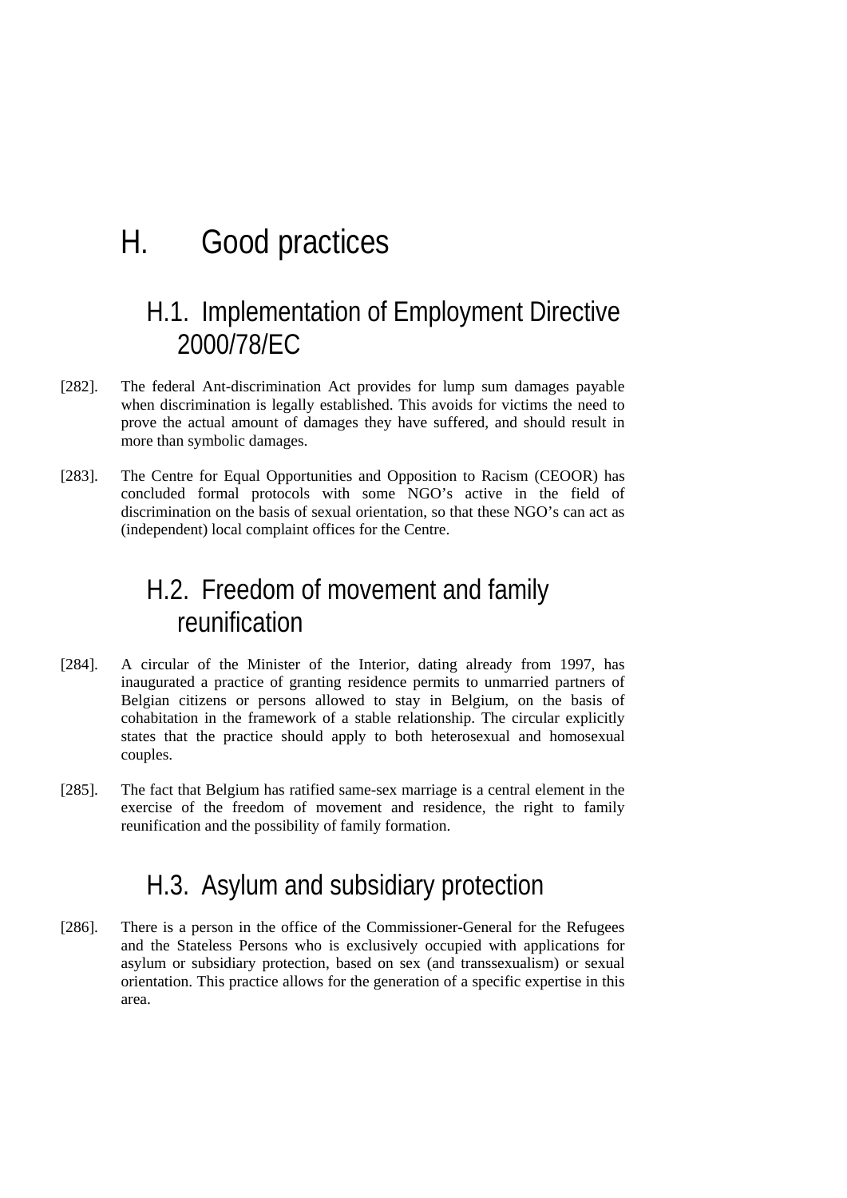# H. Good practices

## H.1. Implementation of Employment Directive 2000/78/EC

[282]. The federal Ant-discrimination Act provides for lump sum damages payable when discrimination is legally established. This avoids for victims the need to prove the actual amount of damages they have suffered, and should result in more than symbolic damages.

[283]. The Centre for Equal Opportunities and Opposition to Racism (CEOOR) has concluded formal protocols with some NGO's active in the field of discrimination on the basis of sexual orientation, so that these NGO's can act as (independent) local complaint offices for the Centre.

## H.2. Freedom of movement and family reunification

[284]. A circular of the Minister of the Interior, dating already from 1997, has inaugurated a practice of granting residence permits to unmarried partners of Belgian citizens or persons allowed to stay in Belgium, on the basis of cohabitation in the framework of a stable relationship. The circular explicitly states that the practice should apply to both heterosexual and homosexual couples.

[285]. The fact that Belgium has ratified same-sex marriage is a central element in the exercise of the freedom of movement and residence, the right to family reunification and the possibility of family formation.

## H.3. Asylum and subsidiary protection

[286]. There is a person in the office of the Commissioner-General for the Refugees and the Stateless Persons who is exclusively occupied with applications for asylum or subsidiary protection, based on sex (and transsexualism) or sexual orientation. This practice allows for the generation of a specific expertise in this area.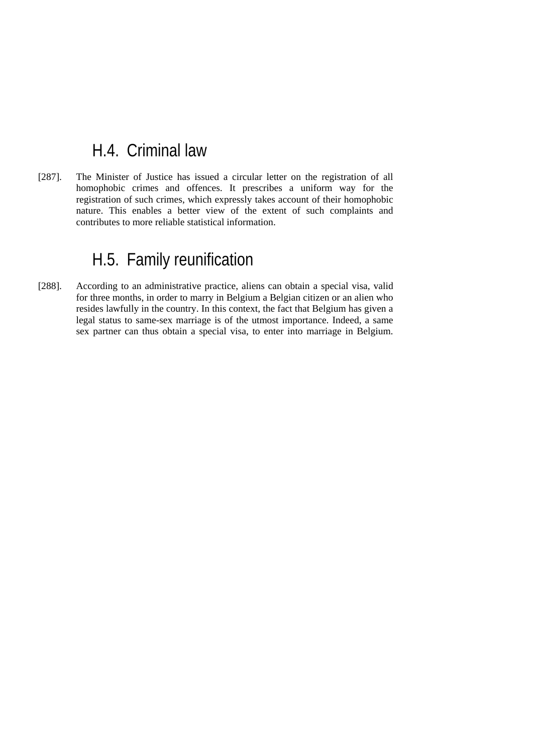## H.4. Criminal law

[287]. The Minister of Justice has issued a circular letter on the registration of all homophobic crimes and offences. It prescribes a uniform way for the registration of such crimes, which expressly takes account of their homophobic nature. This enables a better view of the extent of such complaints and contributes to more reliable statistical information.

## H.5. Family reunification

[288]. According to an administrative practice, aliens can obtain a special visa, valid for three months, in order to marry in Belgium a Belgian citizen or an alien who resides lawfully in the country. In this context, the fact that Belgium has given a legal status to same-sex marriage is of the utmost importance. Indeed, a same sex partner can thus obtain a special visa, to enter into marriage in Belgium.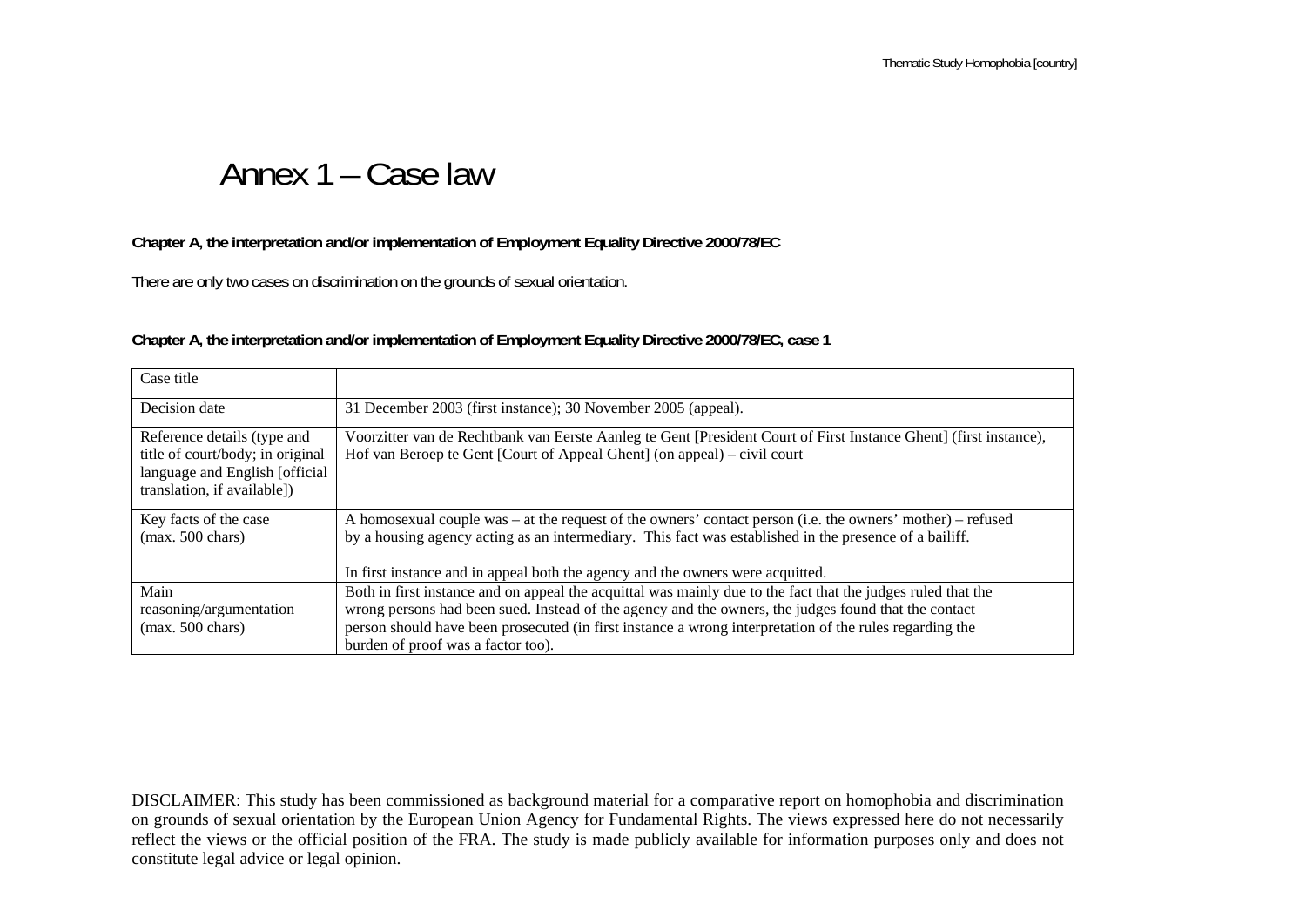# Annex 1 – Case law

**Chapter A, the interpretation and/or implementation of Employment Equality Directive 2000/78/EC**

There are only two cases on discrimination on the grounds of sexual orientation.

**Chapter A, the interpretation and/or implementation of Employment Equality Directive 2000/78/EC, case 1**

| Case title | |
|---|---|
| Decision date | 31 December 2003 (first instance); 30 November 2005 (appeal). |
| Reference details (type and title of court/body; in original language and English [official translation, if available]) | Voorzitter van de Rechtbank van Eerste Aanleg te Gent [President Court of First Instance Ghent] (first instance), Hof van Beroep te Gent [Court of Appeal Ghent] (on appeal) – civil court |
| Key facts of the case (max. 500 chars) | A homosexual couple was – at the request of the owners' contact person (i.e. the owners' mother) – refused by a housing agency acting as an intermediary. This fact was established in the presence of a bailiff.<br><br>In first instance and in appeal both the agency and the owners were acquitted. |
| Main reasoning/argumentation (max. 500 chars) | Both in first instance and on appeal the acquittal was mainly due to the fact that the judges ruled that the wrong persons had been sued. Instead of the agency and the owners, the judges found that the contact person should have been prosecuted (in first instance a wrong interpretation of the rules regarding the burden of proof was a factor too). |

DISCLAIMER: This study has been commissioned as background material for a comparative report on homophobia and discrimination on grounds of sexual orientation by the European Union Agency for Fundamental Rights. The views expressed here do not necessarily reflect the views or the official position of the FRA. The study is made publicly available for information purposes only and does not constitute legal advice or legal opinion.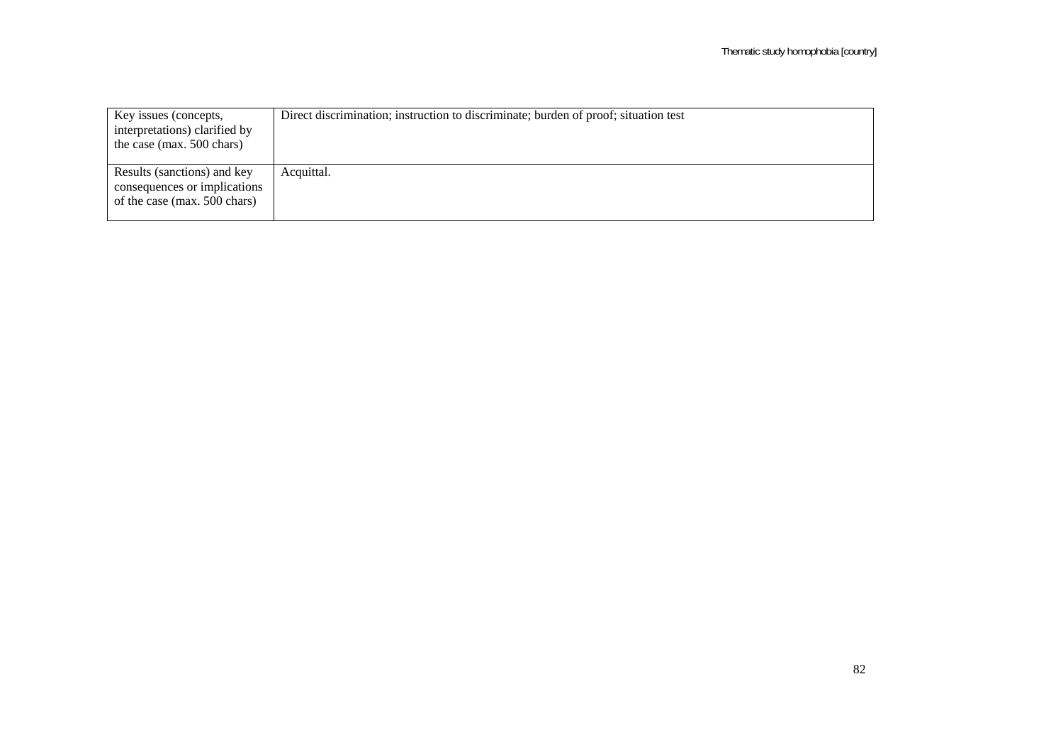| Key issues (concepts, interpretations) clarified by the case (max. 500 chars) | Direct discrimination; instruction to discriminate; burden of proof; situation test |
|---|---|
| Results (sanctions) and key consequences or implications of the case (max. 500 chars) | Acquittal. |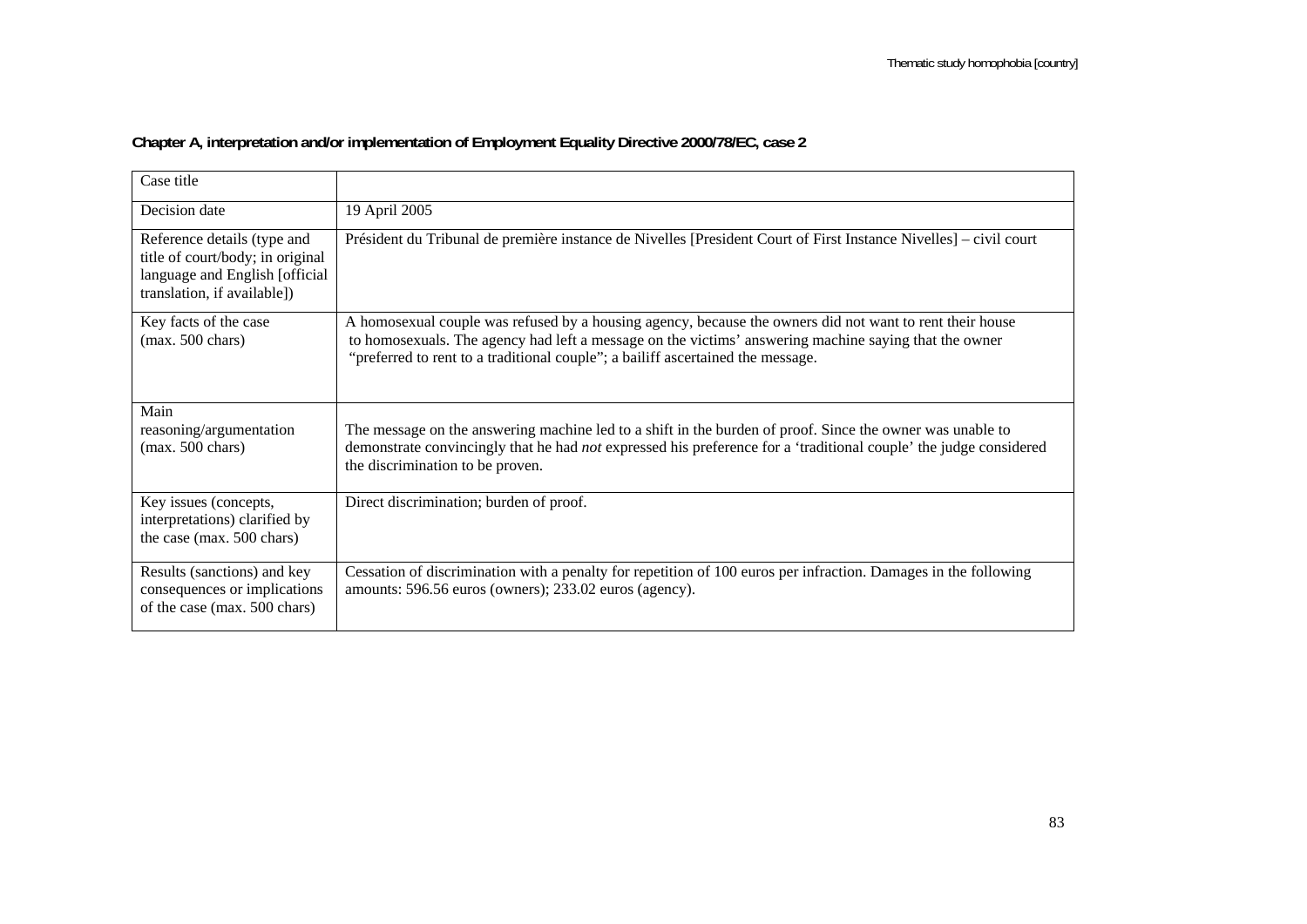**Chapter A, interpretation and/or implementation of Employment Equality Directive 2000/78/EC, case 2**

| Case title | |
|---|---|
| Decision date | 19 April 2005 |
| Reference details (type and title of court/body; in original language and English [official translation, if available]) | Président du Tribunal de première instance de Nivelles [President Court of First Instance Nivelles] – civil court |
| Key facts of the case (max. 500 chars) | A homosexual couple was refused by a housing agency, because the owners did not want to rent their house to homosexuals. The agency had left a message on the victims' answering machine saying that the owner "preferred to rent to a traditional couple"; a bailiff ascertained the message. |
| Main reasoning/argumentation (max. 500 chars) | The message on the answering machine led to a shift in the burden of proof. Since the owner was unable to demonstrate convincingly that he had *not* expressed his preference for a 'traditional couple' the judge considered the discrimination to be proven. |
| Key issues (concepts, interpretations) clarified by the case (max. 500 chars) | Direct discrimination; burden of proof. |
| Results (sanctions) and key consequences or implications of the case (max. 500 chars) | Cessation of discrimination with a penalty for repetition of 100 euros per infraction. Damages in the following amounts: 596.56 euros (owners); 233.02 euros (agency). |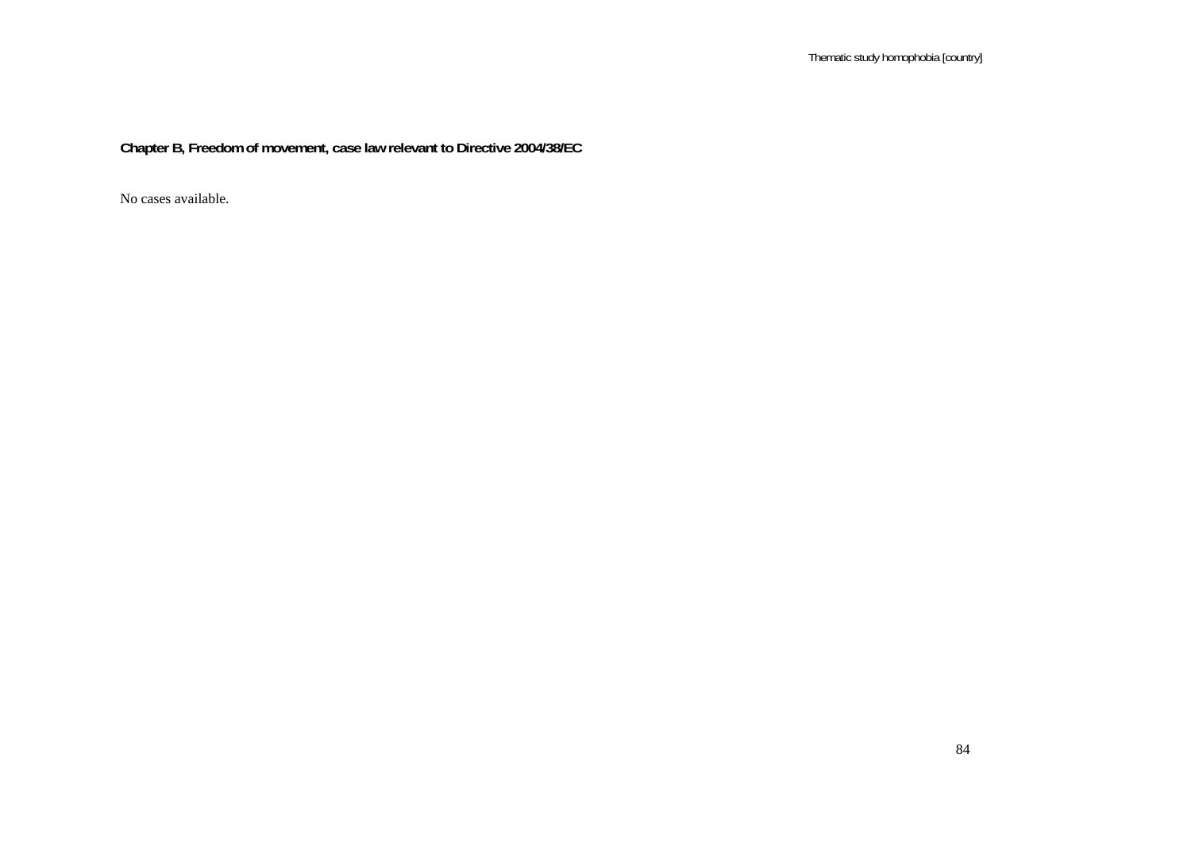**Chapter B, Freedom of movement, case law relevant to Directive 2004/38/EC**

No cases available.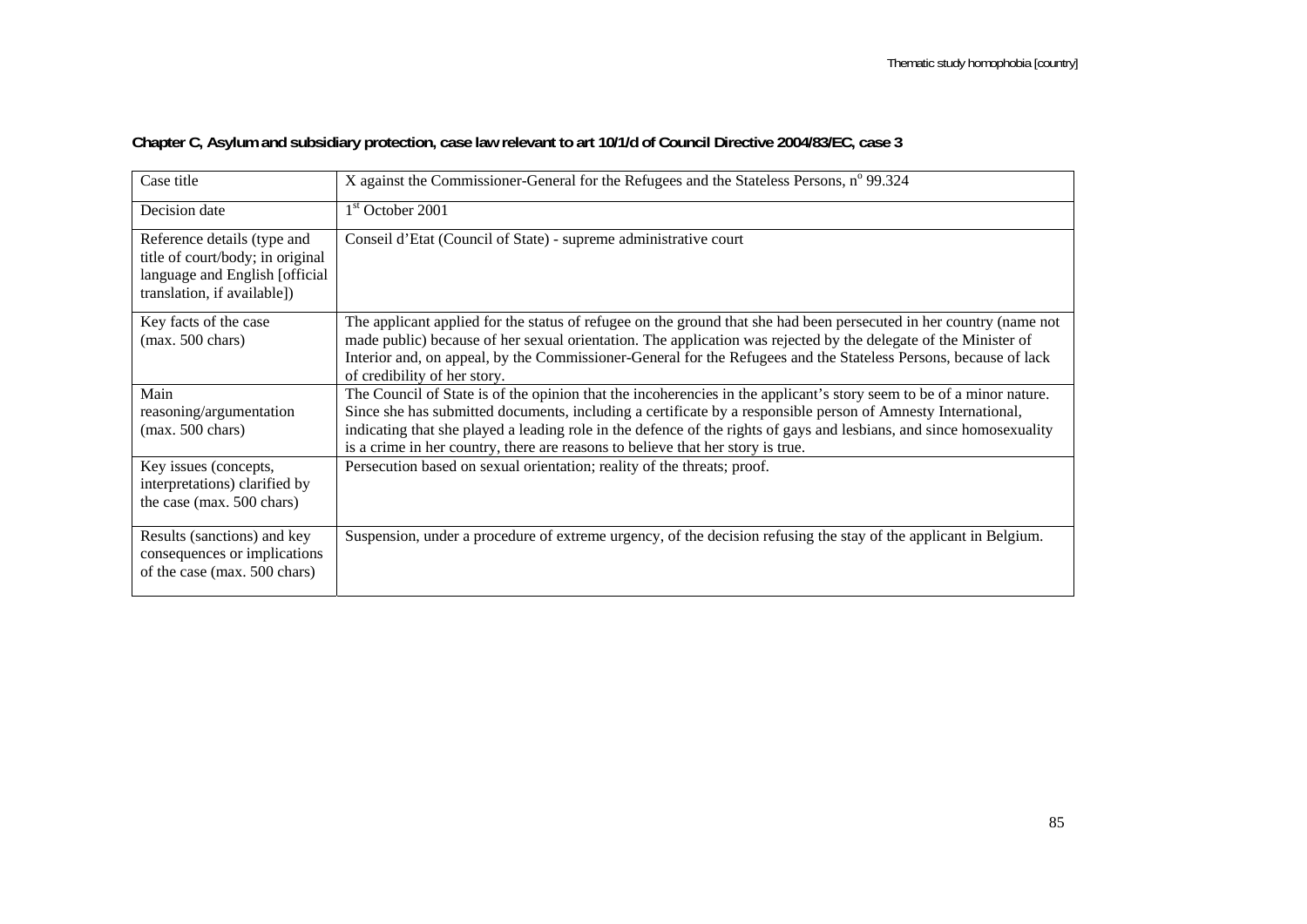**Chapter C, Asylum and subsidiary protection, case law relevant to art 10/1/d of Council Directive 2004/83/EC, case 3**

| Case title | X against the Commissioner-General for the Refugees and the Stateless Persons, n° 99.324 |
|---|---|
| Decision date | 1st October 2001 |
| Reference details (type and title of court/body; in original language and English [official translation, if available]) | Conseil d'Etat (Council of State) - supreme administrative court |
| Key facts of the case (max. 500 chars) | The applicant applied for the status of refugee on the ground that she had been persecuted in her country (name not made public) because of her sexual orientation. The application was rejected by the delegate of the Minister of Interior and, on appeal, by the Commissioner-General for the Refugees and the Stateless Persons, because of lack of credibility of her story. |
| Main reasoning/argumentation (max. 500 chars) | The Council of State is of the opinion that the incoherencies in the applicant's story seem to be of a minor nature. Since she has submitted documents, including a certificate by a responsible person of Amnesty International, indicating that she played a leading role in the defence of the rights of gays and lesbians, and since homosexuality is a crime in her country, there are reasons to believe that her story is true. |
| Key issues (concepts, interpretations) clarified by the case (max. 500 chars) | Persecution based on sexual orientation; reality of the threats; proof. |
| Results (sanctions) and key consequences or implications of the case (max. 500 chars) | Suspension, under a procedure of extreme urgency, of the decision refusing the stay of the applicant in Belgium. |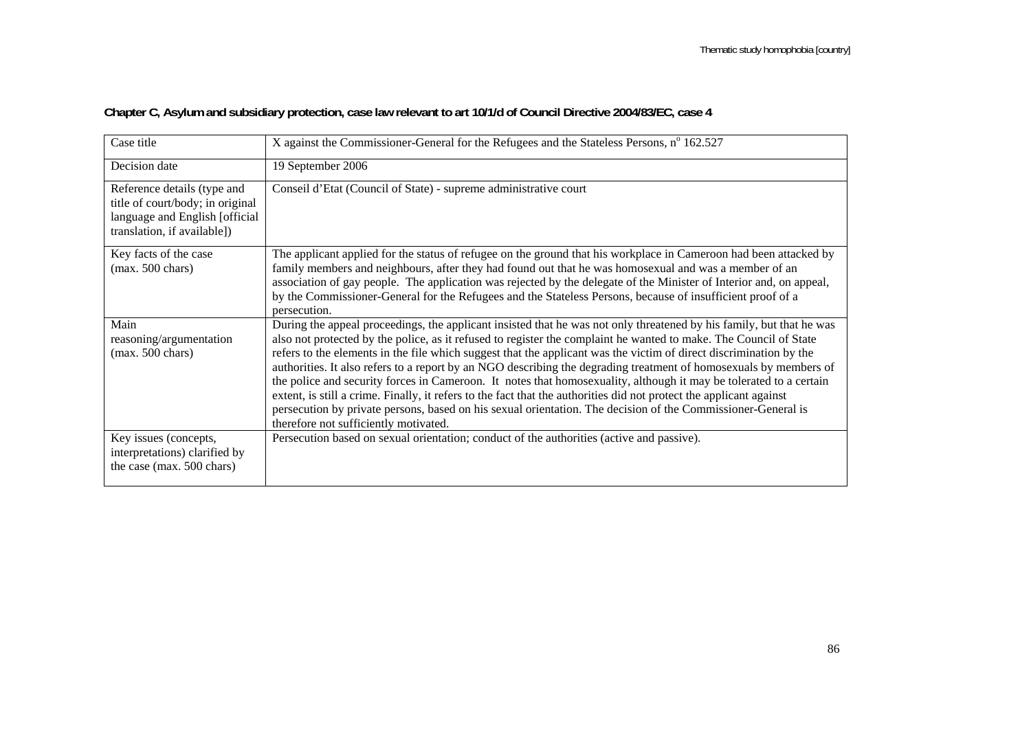**Chapter C, Asylum and subsidiary protection, case law relevant to art 10/1/d of Council Directive 2004/83/EC, case 4**

| Case title | X against the Commissioner-General for the Refugees and the Stateless Persons, n° 162.527 |
|---|---|
| Decision date | 19 September 2006 |
| Reference details (type and title of court/body; in original language and English [official translation, if available]) | Conseil d'Etat (Council of State) - supreme administrative court |
| Key facts of the case (max. 500 chars) | The applicant applied for the status of refugee on the ground that his workplace in Cameroon had been attacked by family members and neighbours, after they had found out that he was homosexual and was a member of an association of gay people. The application was rejected by the delegate of the Minister of Interior and, on appeal, by the Commissioner-General for the Refugees and the Stateless Persons, because of insufficient proof of a persecution. |
| Main reasoning/argumentation (max. 500 chars) | During the appeal proceedings, the applicant insisted that he was not only threatened by his family, but that he was also not protected by the police, as it refused to register the complaint he wanted to make. The Council of State refers to the elements in the file which suggest that the applicant was the victim of direct discrimination by the authorities. It also refers to a report by an NGO describing the degrading treatment of homosexuals by members of the police and security forces in Cameroon. It notes that homosexuality, although it may be tolerated to a certain extent, is still a crime. Finally, it refers to the fact that the authorities did not protect the applicant against persecution by private persons, based on his sexual orientation. The decision of the Commissioner-General is therefore not sufficiently motivated. |
| Key issues (concepts, interpretations) clarified by the case (max. 500 chars) | Persecution based on sexual orientation; conduct of the authorities (active and passive). |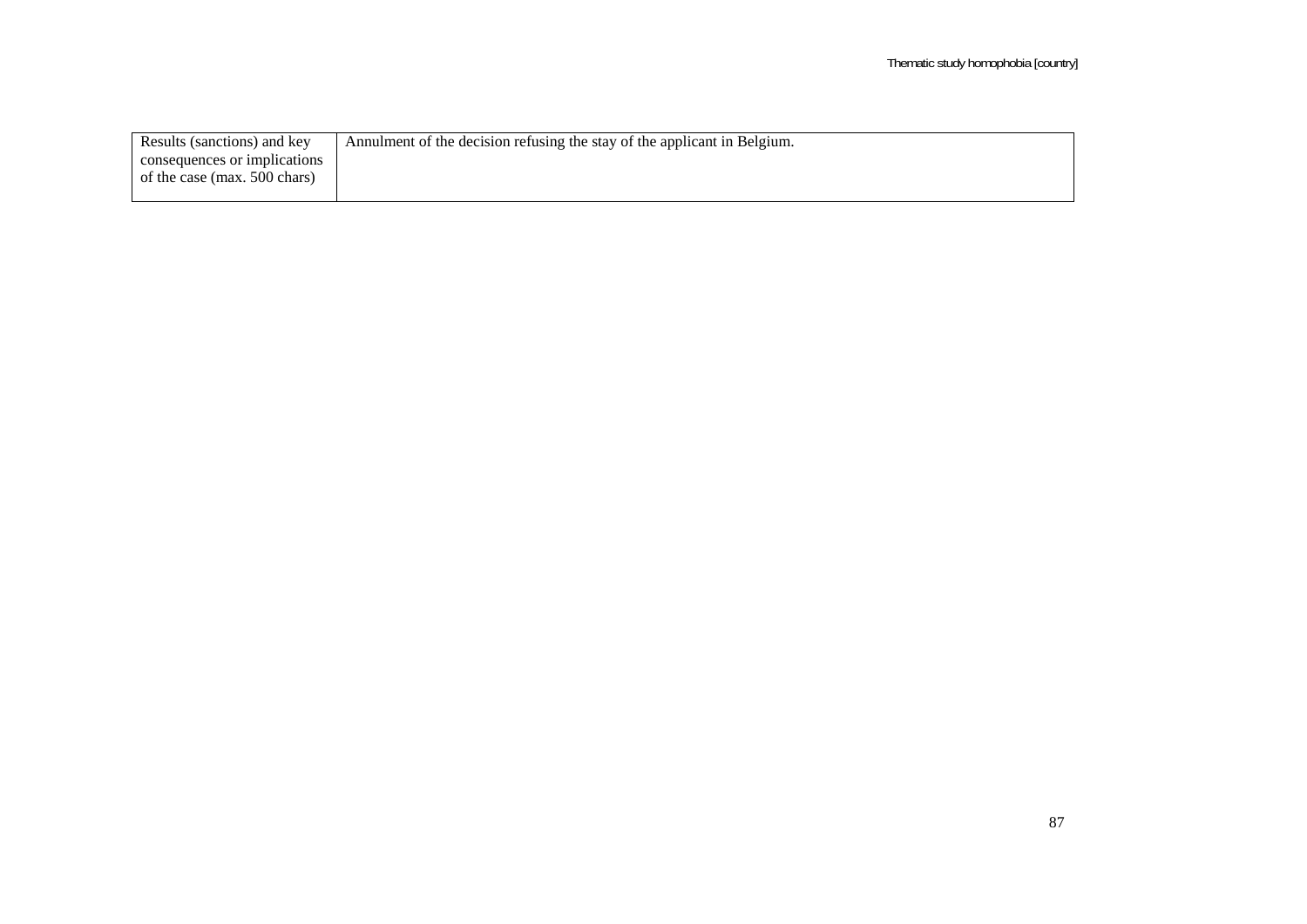| Results (sanctions) and key consequences or implications of the case (max. 500 chars) | Annulment of the decision refusing the stay of the applicant in Belgium. |
|---|---|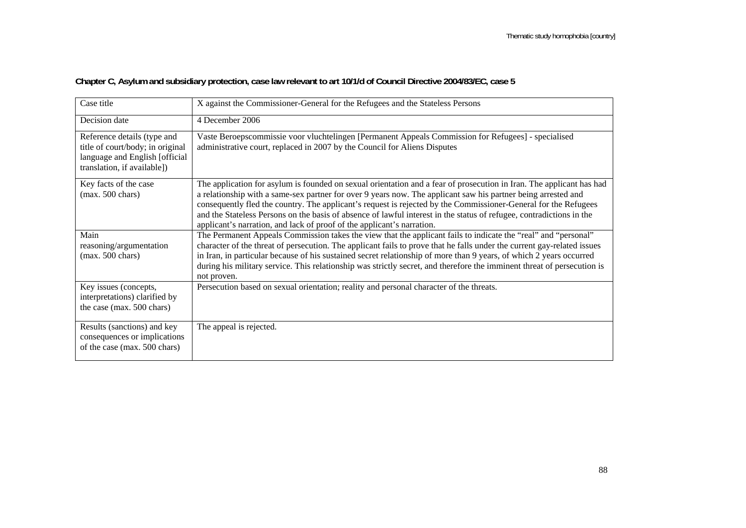**Chapter C, Asylum and subsidiary protection, case law relevant to art 10/1/d of Council Directive 2004/83/EC, case 5**

| Case title | X against the Commissioner-General for the Refugees and the Stateless Persons |
|---|---|
| Decision date | 4 December 2006 |
| Reference details (type and title of court/body; in original language and English [official translation, if available]) | Vaste Beroepscommissie voor vluchtelingen [Permanent Appeals Commission for Refugees] - specialised administrative court, replaced in 2007 by the Council for Aliens Disputes |
| Key facts of the case (max. 500 chars) | The application for asylum is founded on sexual orientation and a fear of prosecution in Iran. The applicant has had a relationship with a same-sex partner for over 9 years now. The applicant saw his partner being arrested and consequently fled the country. The applicant's request is rejected by the Commissioner-General for the Refugees and the Stateless Persons on the basis of absence of lawful interest in the status of refugee, contradictions in the applicant's narration, and lack of proof of the applicant's narration. |
| Main reasoning/argumentation (max. 500 chars) | The Permanent Appeals Commission takes the view that the applicant fails to indicate the "real" and "personal" character of the threat of persecution. The applicant fails to prove that he falls under the current gay-related issues in Iran, in particular because of his sustained secret relationship of more than 9 years, of which 2 years occurred during his military service. This relationship was strictly secret, and therefore the imminent threat of persecution is not proven. |
| Key issues (concepts, interpretations) clarified by the case (max. 500 chars) | Persecution based on sexual orientation; reality and personal character of the threats. |
| Results (sanctions) and key consequences or implications of the case (max. 500 chars) | The appeal is rejected. |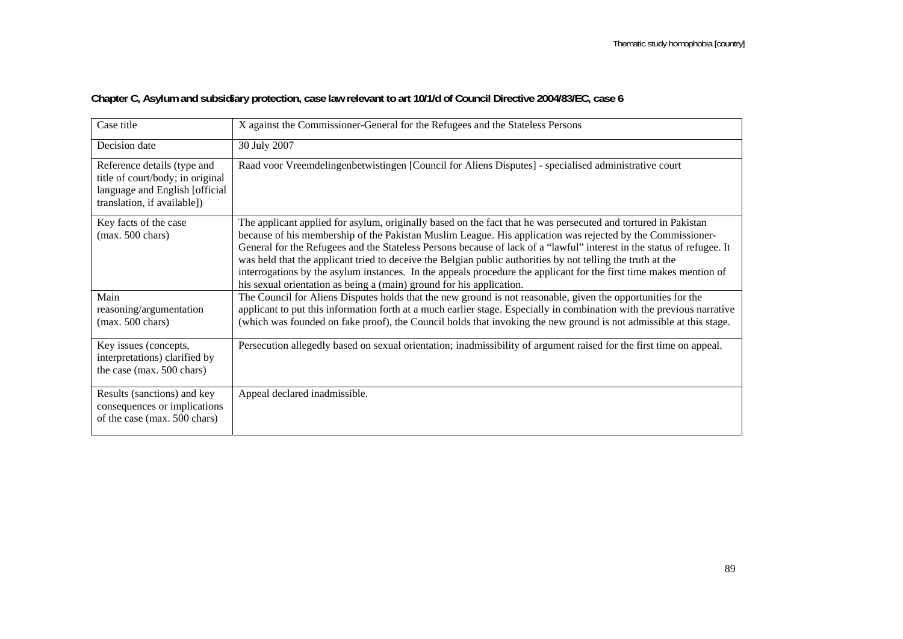**Chapter C, Asylum and subsidiary protection, case law relevant to art 10/1/d of Council Directive 2004/83/EC, case 6**

| Case title | X against the Commissioner-General for the Refugees and the Stateless Persons |
|---|---|
| Decision date | 30 July 2007 |
| Reference details (type and title of court/body; in original language and English [official translation, if available]) | Raad voor Vreemdelingenbetwistingen [Council for Aliens Disputes] - specialised administrative court |
| Key facts of the case (max. 500 chars) | The applicant applied for asylum, originally based on the fact that he was persecuted and tortured in Pakistan because of his membership of the Pakistan Muslim League. His application was rejected by the Commissioner-General for the Refugees and the Stateless Persons because of lack of a "lawful" interest in the status of refugee. It was held that the applicant tried to deceive the Belgian public authorities by not telling the truth at the interrogations by the asylum instances. In the appeals procedure the applicant for the first time makes mention of his sexual orientation as being a (main) ground for his application. |
| Main reasoning/argumentation (max. 500 chars) | The Council for Aliens Disputes holds that the new ground is not reasonable, given the opportunities for the applicant to put this information forth at a much earlier stage. Especially in combination with the previous narrative (which was founded on fake proof), the Council holds that invoking the new ground is not admissible at this stage. |
| Key issues (concepts, interpretations) clarified by the case (max. 500 chars) | Persecution allegedly based on sexual orientation; inadmissibility of argument raised for the first time on appeal. |
| Results (sanctions) and key consequences or implications of the case (max. 500 chars) | Appeal declared inadmissible. |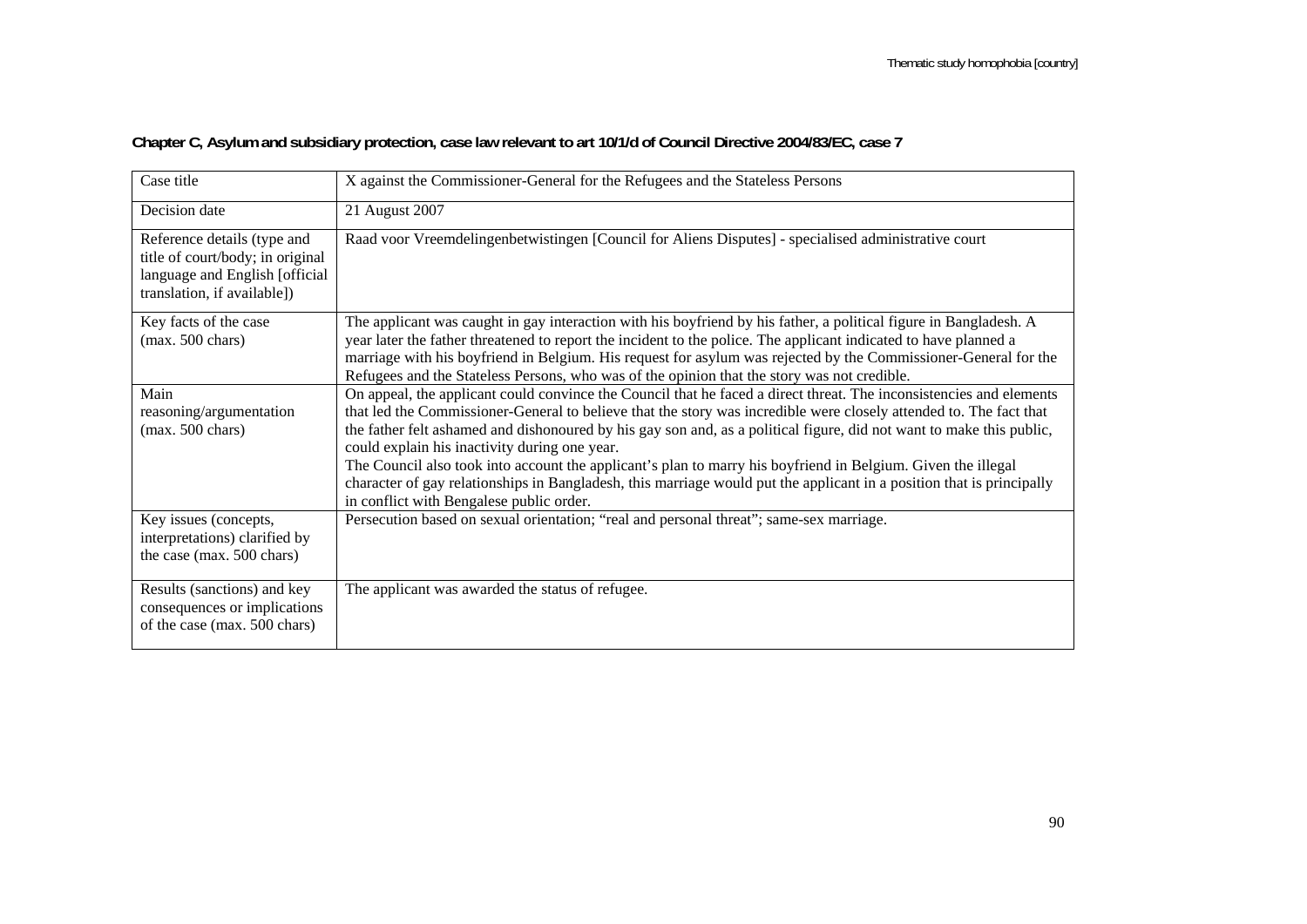**Chapter C, Asylum and subsidiary protection, case law relevant to art 10/1/d of Council Directive 2004/83/EC, case 7**

| Case title | X against the Commissioner-General for the Refugees and the Stateless Persons |
|---|---|
| Decision date | 21 August 2007 |
| Reference details (type and title of court/body; in original language and English [official translation, if available]) | Raad voor Vreemdelingenbetwistingen [Council for Aliens Disputes] - specialised administrative court |
| Key facts of the case (max. 500 chars) | The applicant was caught in gay interaction with his boyfriend by his father, a political figure in Bangladesh. A year later the father threatened to report the incident to the police. The applicant indicated to have planned a marriage with his boyfriend in Belgium. His request for asylum was rejected by the Commissioner-General for the Refugees and the Stateless Persons, who was of the opinion that the story was not credible. |
| Main reasoning/argumentation (max. 500 chars) | On appeal, the applicant could convince the Council that he faced a direct threat. The inconsistencies and elements that led the Commissioner-General to believe that the story was incredible were closely attended to. The fact that the father felt ashamed and dishonoured by his gay son and, as a political figure, did not want to make this public, could explain his inactivity during one year.<br>The Council also took into account the applicant's plan to marry his boyfriend in Belgium. Given the illegal character of gay relationships in Bangladesh, this marriage would put the applicant in a position that is principally in conflict with Bengalese public order. |
| Key issues (concepts, interpretations) clarified by the case (max. 500 chars) | Persecution based on sexual orientation; "real and personal threat"; same-sex marriage. |
| Results (sanctions) and key consequences or implications of the case (max. 500 chars) | The applicant was awarded the status of refugee. |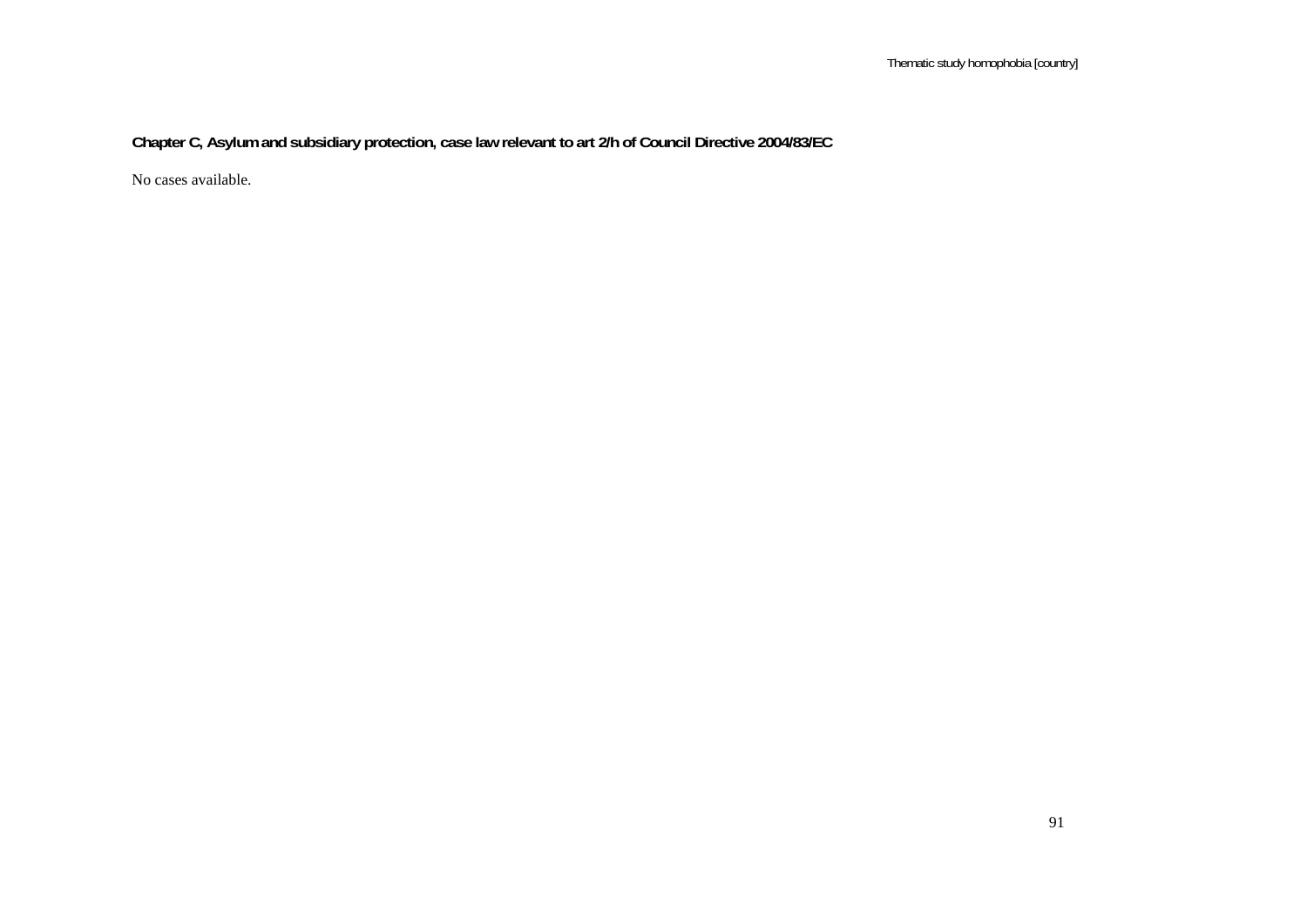**Chapter C, Asylum and subsidiary protection, case law relevant to art 2/h of Council Directive 2004/83/EC**

No cases available.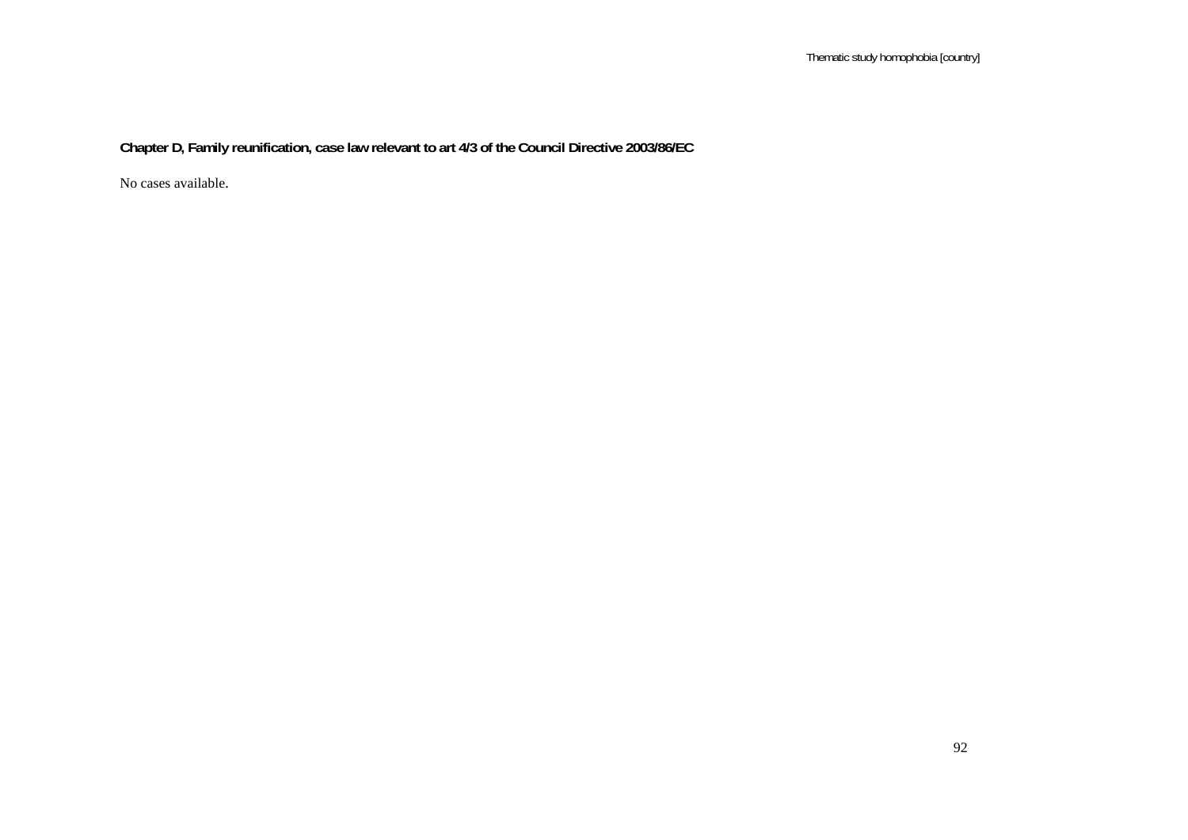**Chapter D, Family reunification, case law relevant to art 4/3 of the Council Directive 2003/86/EC**

No cases available.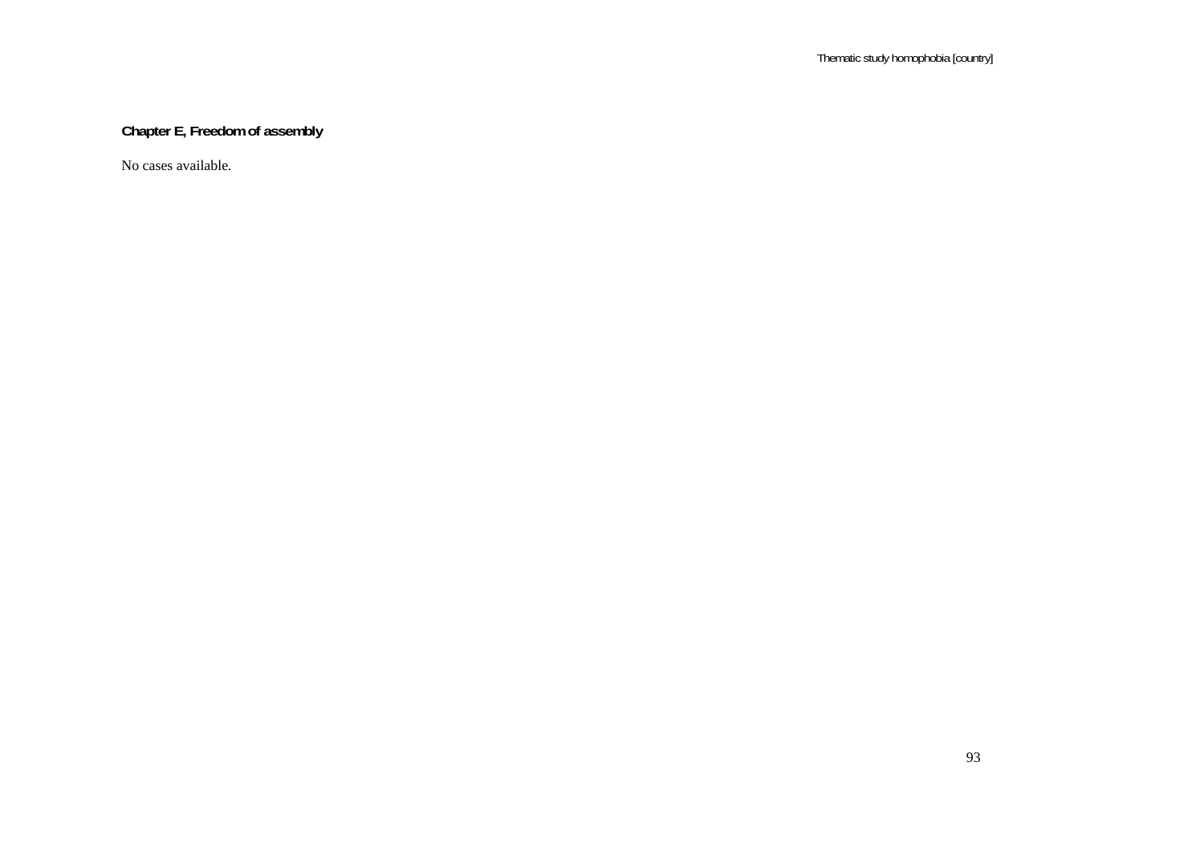## Chapter E, Freedom of assembly

No cases available.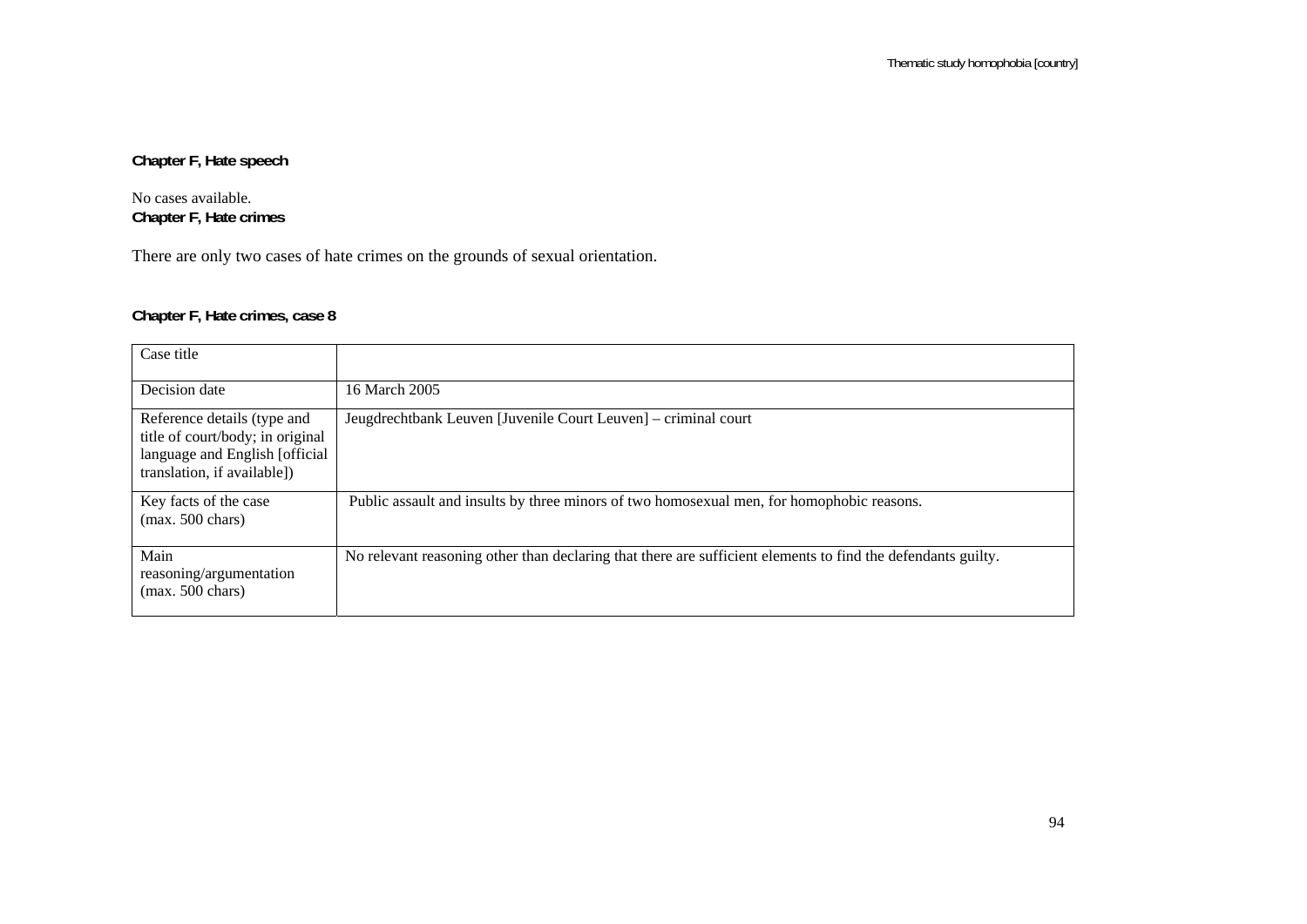**Chapter F, Hate speech**

No cases available.

**Chapter F, Hate crimes**

There are only two cases of hate crimes on the grounds of sexual orientation.

**Chapter F, Hate crimes, case 8**

| Case title | |
|---|---|
| Decision date | 16 March 2005 |
| Reference details (type and title of court/body; in original language and English [official translation, if available]) | Jeugdrechtbank Leuven [Juvenile Court Leuven] – criminal court |
| Key facts of the case (max. 500 chars) | Public assault and insults by three minors of two homosexual men, for homophobic reasons. |
| Main reasoning/argumentation (max. 500 chars) | No relevant reasoning other than declaring that there are sufficient elements to find the defendants guilty. |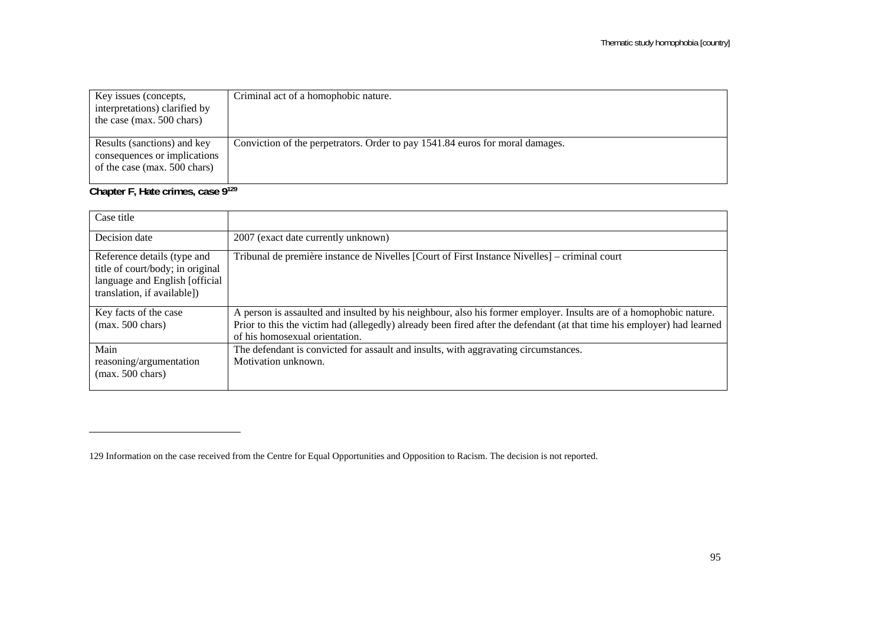| Key issues (concepts, interpretations) clarified by the case (max. 500 chars) | Criminal act of a homophobic nature. |
| --- | --- |
| Results (sanctions) and key consequences or implications of the case (max. 500 chars) | Conviction of the perpetrators. Order to pay 1541.84 euros for moral damages. |

**Chapter F, Hate crimes, case 9**[129]

| Case title | |
| --- | --- |
| Decision date | 2007 (exact date currently unknown) |
| Reference details (type and title of court/body; in original language and English [official translation, if available]) | Tribunal de première instance de Nivelles [Court of First Instance Nivelles] – criminal court |
| Key facts of the case (max. 500 chars) | A person is assaulted and insulted by his neighbour, also his former employer. Insults are of a homophobic nature. Prior to this the victim had (allegedly) already been fired after the defendant (at that time his employer) had learned of his homosexual orientation. |
| Main reasoning/argumentation (max. 500 chars) | The defendant is convicted for assault and insults, with aggravating circumstances. Motivation unknown. |

129 Information on the case received from the Centre for Equal Opportunities and Opposition to Racism. The decision is not reported.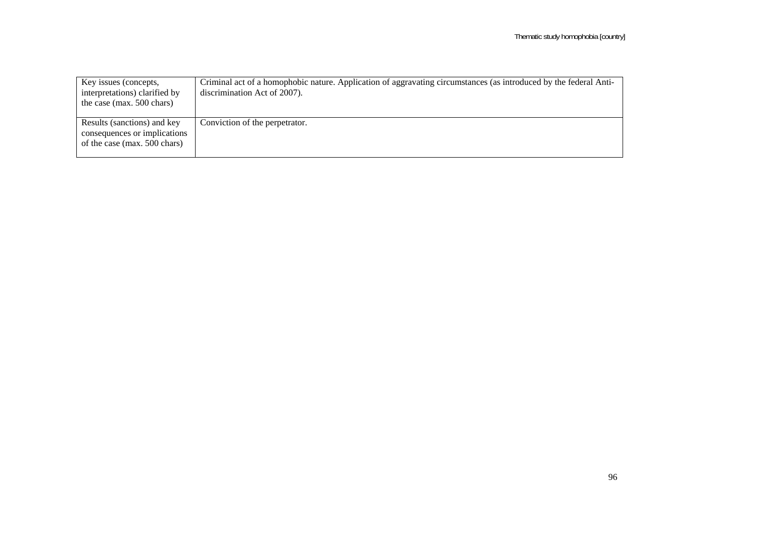| | |
|---|---|
| Key issues (concepts, interpretations) clarified by the case (max. 500 chars) | Criminal act of a homophobic nature. Application of aggravating circumstances (as introduced by the federal Anti-discrimination Act of 2007). |
| Results (sanctions) and key consequences or implications of the case (max. 500 chars) | Conviction of the perpetrator. |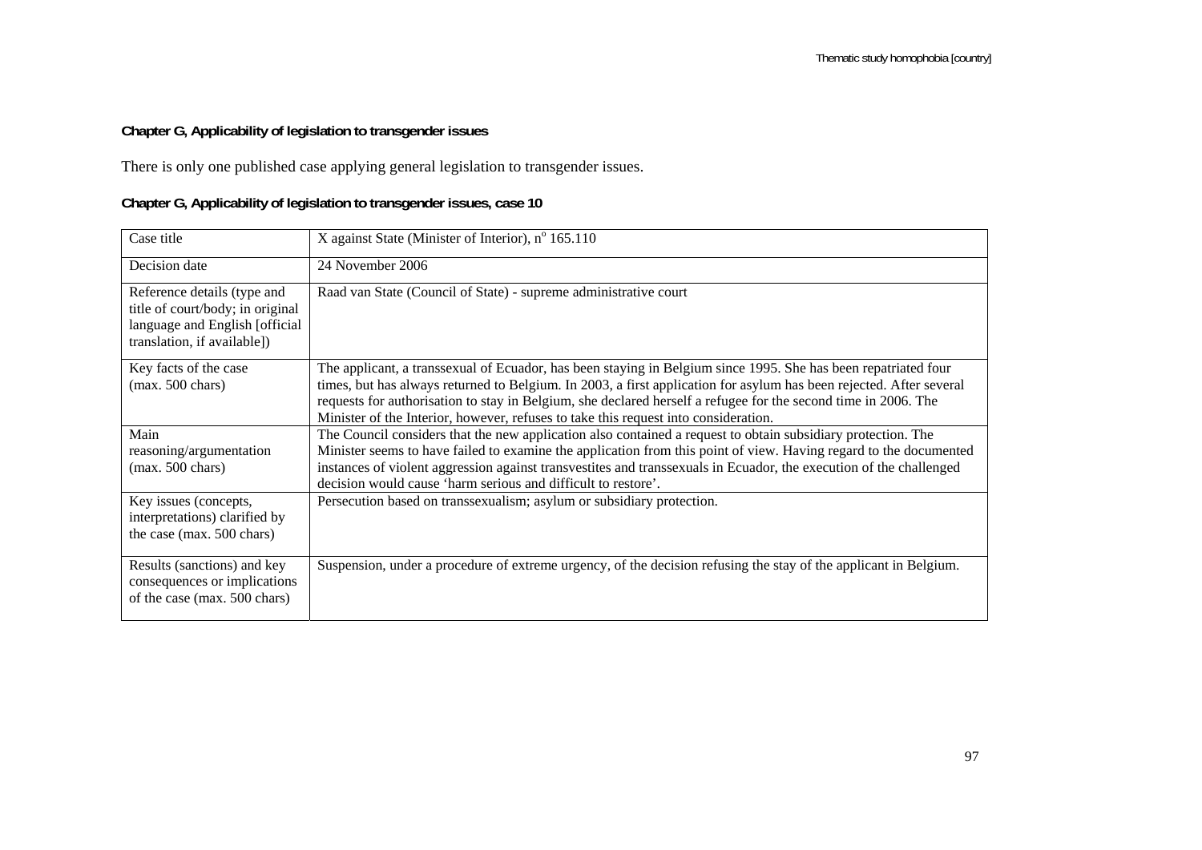**Chapter G, Applicability of legislation to transgender issues**

There is only one published case applying general legislation to transgender issues.

**Chapter G, Applicability of legislation to transgender issues, case 10**

| Case title | X against State (Minister of Interior), n° 165.110 |
|---|---|
| Decision date | 24 November 2006 |
| Reference details (type and title of court/body; in original language and English [official translation, if available]) | Raad van State (Council of State) - supreme administrative court |
| Key facts of the case (max. 500 chars) | The applicant, a transsexual of Ecuador, has been staying in Belgium since 1995. She has been repatriated four times, but has always returned to Belgium. In 2003, a first application for asylum has been rejected. After several requests for authorisation to stay in Belgium, she declared herself a refugee for the second time in 2006. The Minister of the Interior, however, refuses to take this request into consideration. |
| Main reasoning/argumentation (max. 500 chars) | The Council considers that the new application also contained a request to obtain subsidiary protection. The Minister seems to have failed to examine the application from this point of view. Having regard to the documented instances of violent aggression against transvestites and transsexuals in Ecuador, the execution of the challenged decision would cause 'harm serious and difficult to restore'. |
| Key issues (concepts, interpretations) clarified by the case (max. 500 chars) | Persecution based on transsexualism; asylum or subsidiary protection. |
| Results (sanctions) and key consequences or implications of the case (max. 500 chars) | Suspension, under a procedure of extreme urgency, of the decision refusing the stay of the applicant in Belgium. |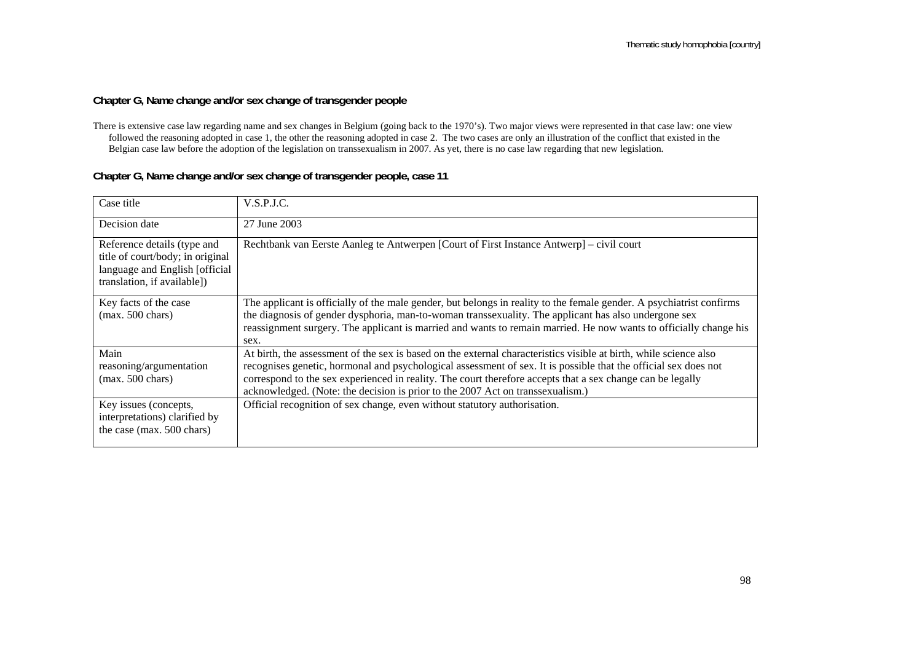**Chapter G, Name change and/or sex change of transgender people**

There is extensive case law regarding name and sex changes in Belgium (going back to the 1970's). Two major views were represented in that case law: one view followed the reasoning adopted in case 1, the other the reasoning adopted in case 2. The two cases are only an illustration of the conflict that existed in the Belgian case law before the adoption of the legislation on transsexualism in 2007. As yet, there is no case law regarding that new legislation.

**Chapter G, Name change and/or sex change of transgender people, case 11**

| Case title | V.S.P.J.C. |
|---|---|
| Decision date | 27 June 2003 |
| Reference details (type and title of court/body; in original language and English [official translation, if available]) | Rechtbank van Eerste Aanleg te Antwerpen [Court of First Instance Antwerp] – civil court |
| Key facts of the case (max. 500 chars) | The applicant is officially of the male gender, but belongs in reality to the female gender. A psychiatrist confirms the diagnosis of gender dysphoria, man-to-woman transsexuality. The applicant has also undergone sex reassignment surgery. The applicant is married and wants to remain married. He now wants to officially change his sex. |
| Main reasoning/argumentation (max. 500 chars) | At birth, the assessment of the sex is based on the external characteristics visible at birth, while science also recognises genetic, hormonal and psychological assessment of sex. It is possible that the official sex does not correspond to the sex experienced in reality. The court therefore accepts that a sex change can be legally acknowledged. (Note: the decision is prior to the 2007 Act on transsexualism.) |
| Key issues (concepts, interpretations) clarified by the case (max. 500 chars) | Official recognition of sex change, even without statutory authorisation. |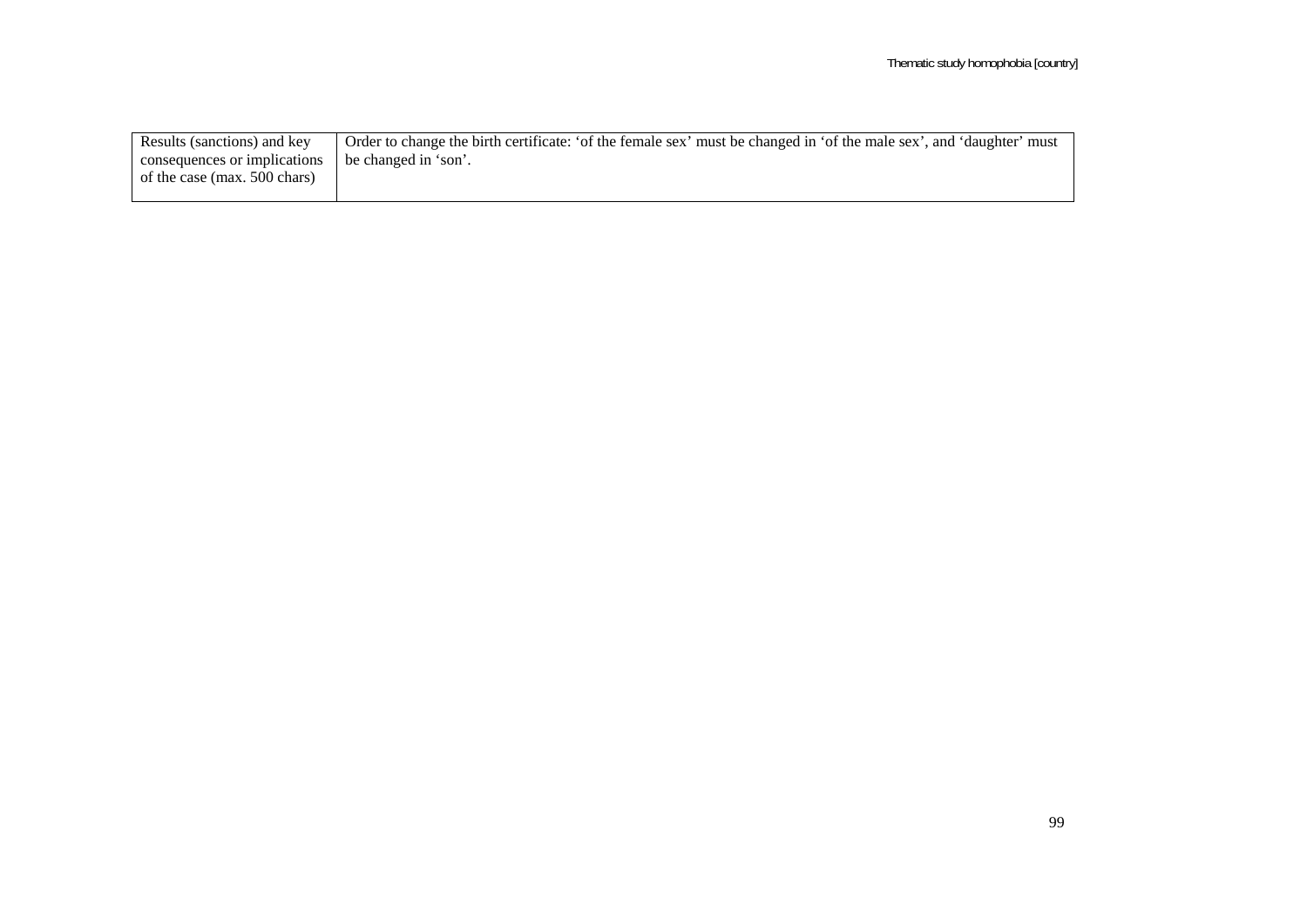| Results (sanctions) and key consequences or implications of the case (max. 500 chars) | Order to change the birth certificate: 'of the female sex' must be changed in 'of the male sex', and 'daughter' must be changed in 'son'. |
|---|---|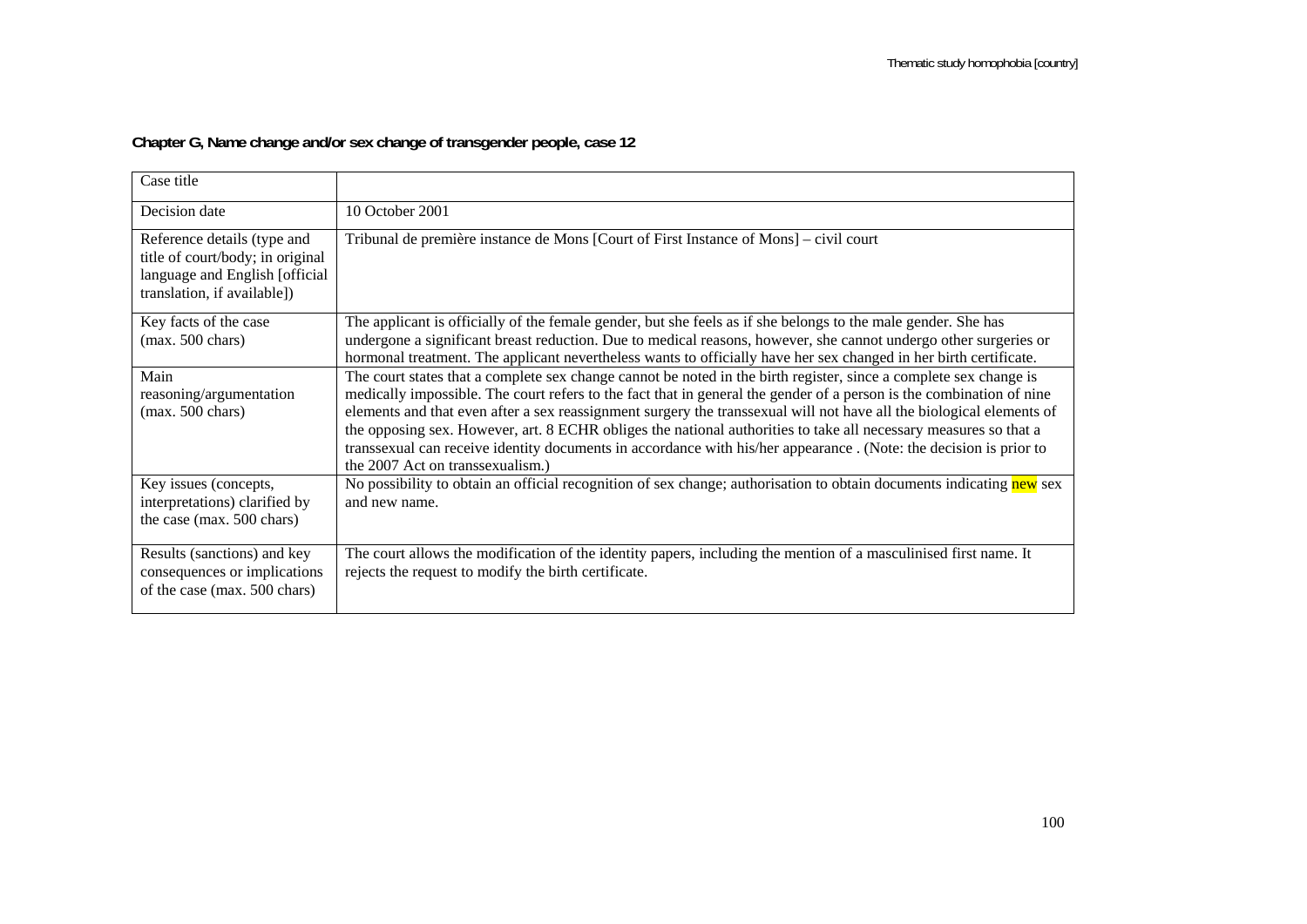**Chapter G, Name change and/or sex change of transgender people, case 12**

| Case title | |
|---|---|
| Decision date | 10 October 2001 |
| Reference details (type and title of court/body; in original language and English [official translation, if available]) | Tribunal de première instance de Mons [Court of First Instance of Mons] – civil court |
| Key facts of the case (max. 500 chars) | The applicant is officially of the female gender, but she feels as if she belongs to the male gender. She has undergone a significant breast reduction. Due to medical reasons, however, she cannot undergo other surgeries or hormonal treatment. The applicant nevertheless wants to officially have her sex changed in her birth certificate. |
| Main reasoning/argumentation (max. 500 chars) | The court states that a complete sex change cannot be noted in the birth register, since a complete sex change is medically impossible. The court refers to the fact that in general the gender of a person is the combination of nine elements and that even after a sex reassignment surgery the transsexual will not have all the biological elements of the opposing sex. However, art. 8 ECHR obliges the national authorities to take all necessary measures so that a transsexual can receive identity documents in accordance with his/her appearance . (Note: the decision is prior to the 2007 Act on transsexualism.) |
| Key issues (concepts, interpretations) clarified by the case (max. 500 chars) | No possibility to obtain an official recognition of sex change; authorisation to obtain documents indicating new sex and new name. |
| Results (sanctions) and key consequences or implications of the case (max. 500 chars) | The court allows the modification of the identity papers, including the mention of a masculinised first name. It rejects the request to modify the birth certificate. |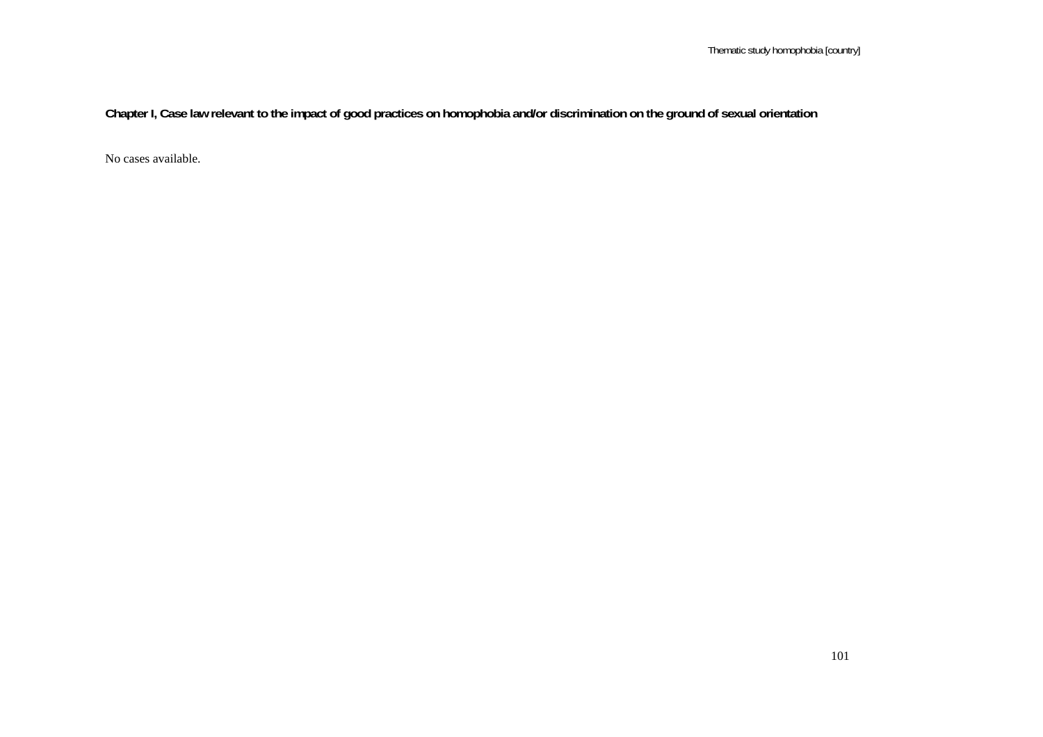## Chapter I, Case law relevant to the impact of good practices on homophobia and/or discrimination on the ground of sexual orientation

No cases available.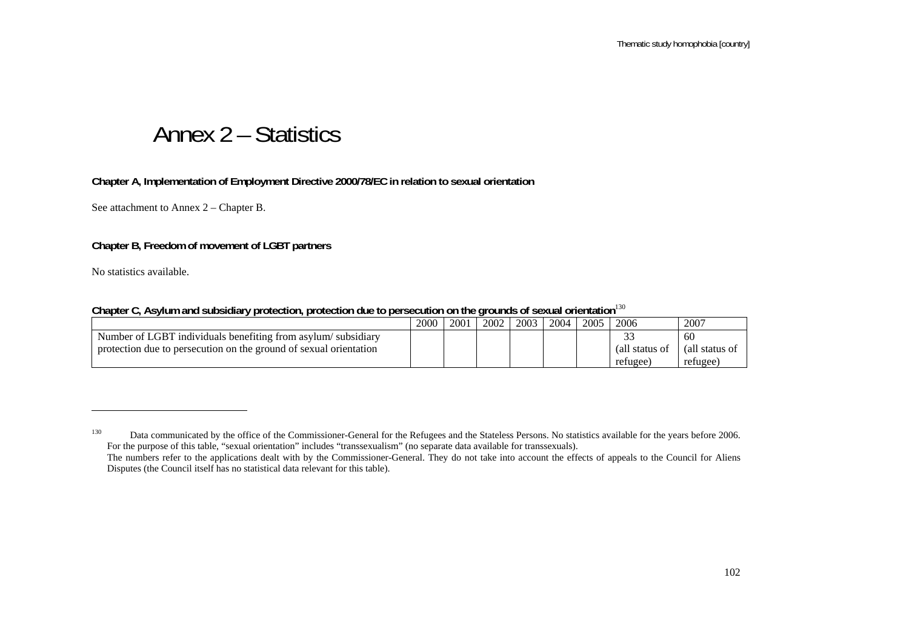# Annex 2 – Statistics

**Chapter A, Implementation of Employment Directive 2000/78/EC in relation to sexual orientation**

See attachment to Annex 2 – Chapter B.

**Chapter B, Freedom of movement of LGBT partners**

No statistics available.

**Chapter C, Asylum and subsidiary protection, protection due to persecution on the grounds of sexual orientation**[130]

| | 2000 | 2001 | 2002 | 2003 | 2004 | 2005 | 2006 | 2007 |
|---|---|---|---|---|---|---|---|---|
| Number of LGBT individuals benefiting from asylum/ subsidiary protection due to persecution on the ground of sexual orientation | | | | | | | 33 (all status of refugee) | 60 (all status of refugee) |

---

[130] Data communicated by the office of the Commissioner-General for the Refugees and the Stateless Persons. No statistics available for the years before 2006. For the purpose of this table, "sexual orientation" includes "transsexualism" (no separate data available for transsexuals).
The numbers refer to the applications dealt with by the Commissioner-General. They do not take into account the effects of appeals to the Council for Aliens Disputes (the Council itself has no statistical data relevant for this table).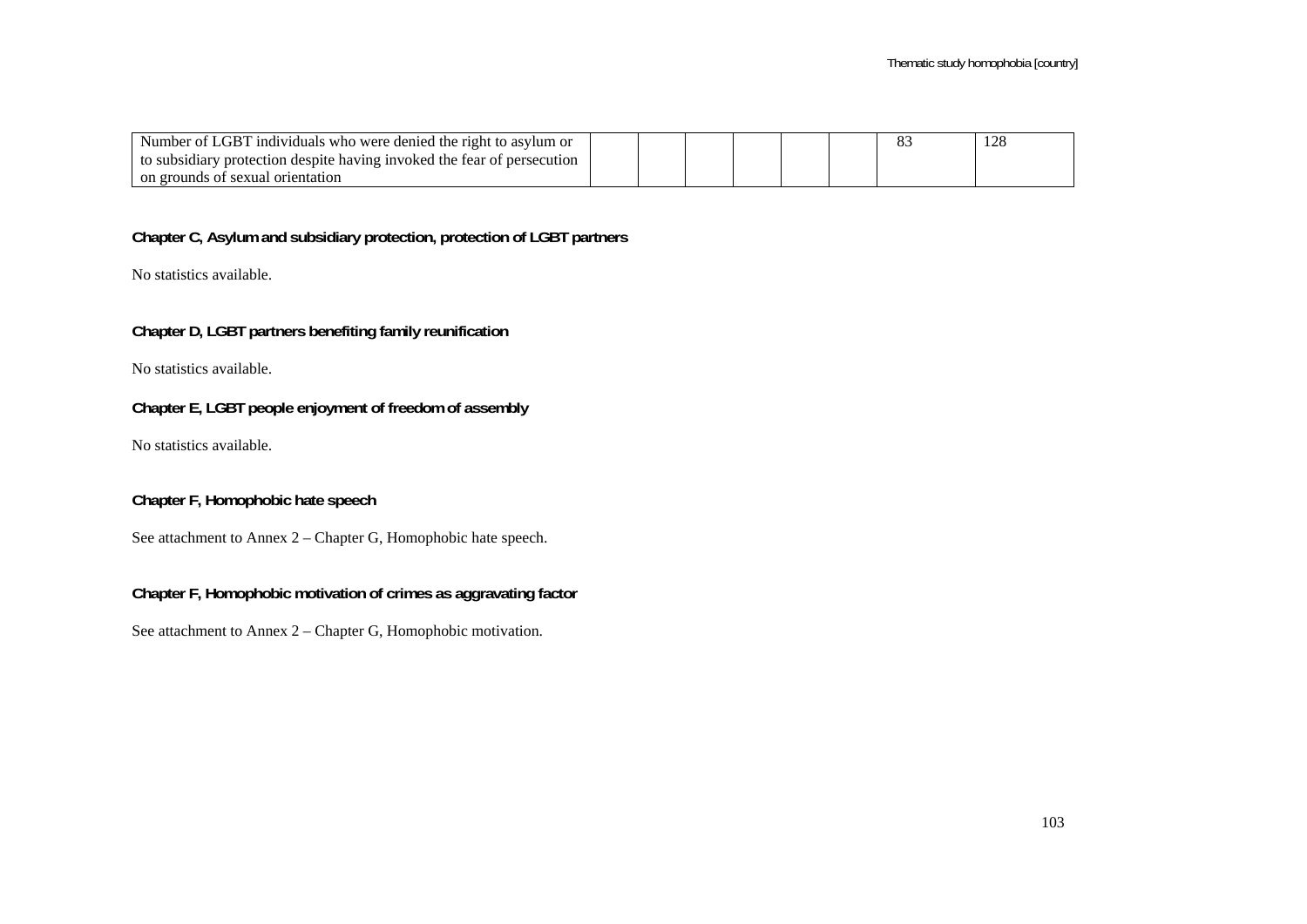| Number of LGBT individuals who were denied the right to asylum or to subsidiary protection despite having invoked the fear of persecution on grounds of sexual orientation | | | | | | | 83 | 128 |
|---|---|---|---|---|---|---|---|---|

**Chapter C, Asylum and subsidiary protection, protection of LGBT partners**

No statistics available.

**Chapter D, LGBT partners benefiting family reunification**

No statistics available.

**Chapter E, LGBT people enjoyment of freedom of assembly**

No statistics available.

**Chapter F, Homophobic hate speech**

See attachment to Annex 2 – Chapter G, Homophobic hate speech.

**Chapter F, Homophobic motivation of crimes as aggravating factor**

See attachment to Annex 2 – Chapter G, Homophobic motivation.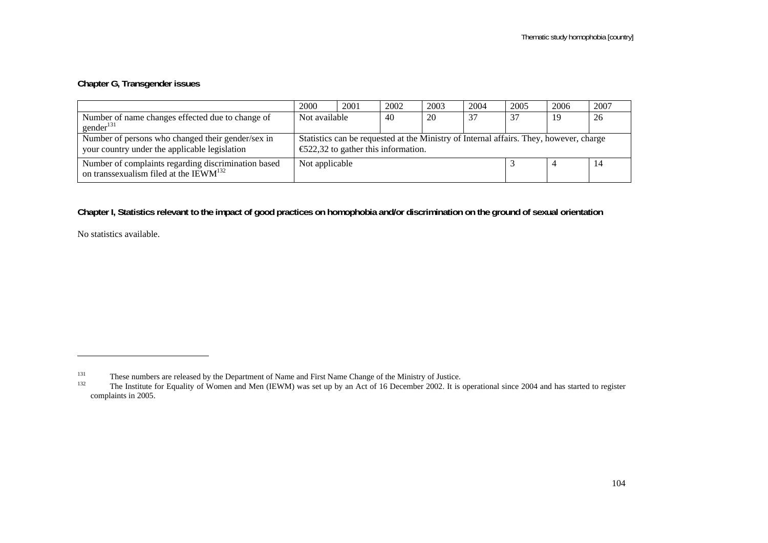**Chapter G, Transgender issues**

| | 2000 | 2001 | 2002 | 2003 | 2004 | 2005 | 2006 | 2007 |
|---|---|---|---|---|---|---|---|---|
| Number of name changes effected due to change of gender[131] | Not available | | 40 | 20 | 37 | 37 | 19 | 26 |
| Number of persons who changed their gender/sex in your country under the applicable legislation | Statistics can be requested at the Ministry of Internal affairs. They, however, charge €522,32 to gather this information. | | | | | | | |
| Number of complaints regarding discrimination based on transsexualism filed at the IEWM[132] | Not applicable | | | | | 3 | 4 | 14 |

**Chapter I, Statistics relevant to the impact of good practices on homophobia and/or discrimination on the ground of sexual orientation**

No statistics available.

---

[131] These numbers are released by the Department of Name and First Name Change of the Ministry of Justice.

[132] The Institute for Equality of Women and Men (IEWM) was set up by an Act of 16 December 2002. It is operational since 2004 and has started to register complaints in 2005.